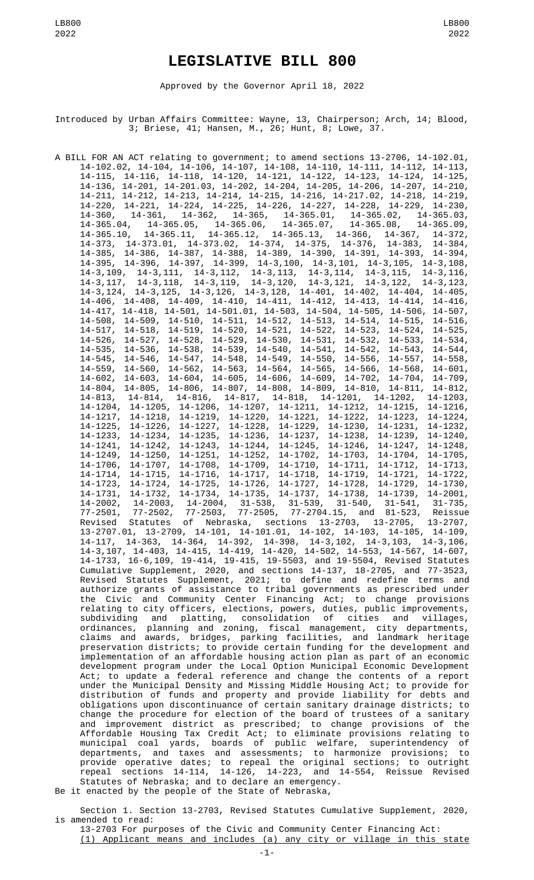# LEGISLATIVE BILL 800

Approved by the Governor April 18, 2022

Introduced by Urban Affairs Committee: Wayne, 13, Chairperson; Arch, 14; Blood, 3; Briese, 41; Hansen, M., 26; Hunt, 8; Lowe, 37.

A BILL FOR AN ACT relating to government; to amend sections 13-2706, 14-102.01, 14-102.02, 14-104, 14-106, 14-107, 14-108, 14-110, 14-111, 14-112, 14-113, 14-115, 14-116, 14-118, 14-120, 14-121, 14-122, 14-123, 14-124, 14-125, 14-136, 14-201, 14-201.03, 14-202, 14-204, 14-205, 14-206, 14-207, 14-210, 14-211, 14-212, 14-213, 14-214, 14-215, 14-216, 14-217.02, 14-218, 14-219, 14-220, 14-221, 14-224, 14-225, 14-226, 14-227, 14-228, 14-229, 14-230, 14-360, 14-361, 14-362, 14-365, 14-365.01, 14-365.02, 14-365.03, 14-365.04, 14-365.05, 14-365.06, 14-365.07, 14-365.08, 14-365.09, 14-365.10, 14-365.11, 14-365.12, 14-365.13, 14-366, 14-367, 14-372, 14-373, 14-373.01, 14-373.02, 14-374, 14-375, 14-376, 14-383, 14-384, 14-385, 14-386, 14-387, 14-388, 14-389, 14-390, 14-391, 14-393, 14-394, 14-395, 14-396, 14-397, 14-399, 14-3,100, 14-3,101, 14-3,105, 14-3,108, 14-3,109, 14-3,111, 14-3,112, 14-3,113, 14-3,114, 14-3,115, 14-3,116, 14-3,117, 14-3,118, 14-3,119, 14-3,120, 14-3,121, 14-3,122, 14-3,123, 14-3,124, 14-3,125, 14-3,126, 14-3,128, 14-401, 14-402, 14-404, 14-405, 14-406, 14-408, 14-409, 14-410, 14-411, 14-412, 14-413, 14-414, 14-416, 14-417, 14-418, 14-501, 14-501.01, 14-503, 14-504, 14-505, 14-506, 14-507, 14-508, 14-509, 14-510, 14-511, 14-512, 14-513, 14-514, 14-515, 14-516, 14-517, 14-518, 14-519, 14-520, 14-521, 14-522, 14-523, 14-524, 14-525, 14-526, 14-527, 14-528, 14-529, 14-530, 14-531, 14-532, 14-533, 14-534, 14-535, 14-536, 14-538, 14-539, 14-540, 14-541, 14-542, 14-543, 14-544, 14-545, 14-546, 14-547, 14-548, 14-549, 14-550, 14-556, 14-557, 14-558, 14-559, 14-560, 14-562, 14-563, 14-564, 14-565, 14-566, 14-568, 14-601, 14-602, 14-603, 14-604, 14-605, 14-606, 14-609, 14-702, 14-704, 14-709, 14-804, 14-805, 14-806, 14-807, 14-808, 14-809, 14-810, 14-811, 14-812, 14-813, 14-814, 14-816, 14-817, 14-818, 14-1201, 14-1202, 14-1203, 14-1204, 14-1205, 14-1206, 14-1207, 14-1211, 14-1212, 14-1215, 14-1216, 14-1217, 14-1218, 14-1219, 14-1220, 14-1221, 14-1222, 14-1223, 14-1224, 14-1225, 14-1226, 14-1227, 14-1228, 14-1229, 14-1230, 14-1231, 14-1232, 14-1233, 14-1234, 14-1235, 14-1236, 14-1237, 14-1238, 14-1239, 14-1240, 14-1241, 14-1242, 14-1243, 14-1244, 14-1245, 14-1246, 14-1247, 14-1248, 14-1249, 14-1250, 14-1251, 14-1252, 14-1702, 14-1703, 14-1704, 14-1705, 14-1706, 14-1707, 14-1708, 14-1709, 14-1710, 14-1711, 14-1712, 14-1713, 14-1714, 14-1715, 14-1716, 14-1717, 14-1718, 14-1719, 14-1721, 14-1722, 14-1723, 14-1724, 14-1725, 14-1726, 14-1727, 14-1728, 14-1729, 14-1730, 14-1731, 14-1732, 14-1734, 14-1735, 14-1737, 14-1738, 14-1739, 14-2001, 14-2002, 14-2003, 14-2004, 31-538, 31-539, 31-540, 31-541, 31-735, 77-2501, 77-2502, 77-2503, 77-2505, 77-2704.15, and 81-523, Reissue Revised Statutes of Nebraska, sections 13-2703, 13-2705, 13-2707, 13-2707.01, 13-2709, 14-101, 14-101.01, 14-102, 14-103, 14-105, 14-109, 14-117, 14-363, 14-364, 14-392, 14-398, 14-3,102, 14-3,103, 14-3,106, 14-3,107, 14-403, 14-415, 14-419, 14-420, 14-502, 14-553, 14-567, 14-607, 14-1733, 16-6,109, 19-414, 19-415, 19-5503, and 19-5504, Revised Statutes Cumulative Supplement, 2020, and sections 14-137, 18-2705, and 77-3523, Revised Statutes Supplement, 2021; to define and redefine terms and authorize grants of assistance to tribal governments as prescribed under the Civic and Community Center Financing Act; to change provisions relating to city officers, elections, powers, duties, public improvements, subdividing and platting, consolidation of cities and villages, ordinances, planning and zoning, fiscal management, city departments, claims and awards, bridges, parking facilities, and landmark heritage preservation districts; to provide certain funding for the development and implementation of an affordable housing action plan as part of an economic development program under the Local Option Municipal Economic Development Act; to update a federal reference and change the contents of a report under the Municipal Density and Missing Middle Housing Act; to provide for distribution of funds and property and provide liability for debts and obligations upon discontinuance of certain sanitary drainage districts; to change the procedure for election of the board of trustees of a sanitary and improvement district as prescribed; to change provisions of the Affordable Housing Tax Credit Act; to eliminate provisions relating to municipal coal yards, boards of public welfare, superintendency of departments, and taxes and assessments; to harmonize provisions; to provide operative dates; to repeal the original sections; to outright repeal sections 14-114, 14-126, 14-223, and 14-554, Reissue Revised Statutes of Nebraska; and to declare an emergency.

Be it enacted by the people of the State of Nebraska,

Section 1. Section 13-2703, Revised Statutes Cumulative Supplement, 2020, is amended to read:

13-2703 For purposes of the Civic and Community Center Financing Act:

(1) Applicant means and includes (a) any city or village in this state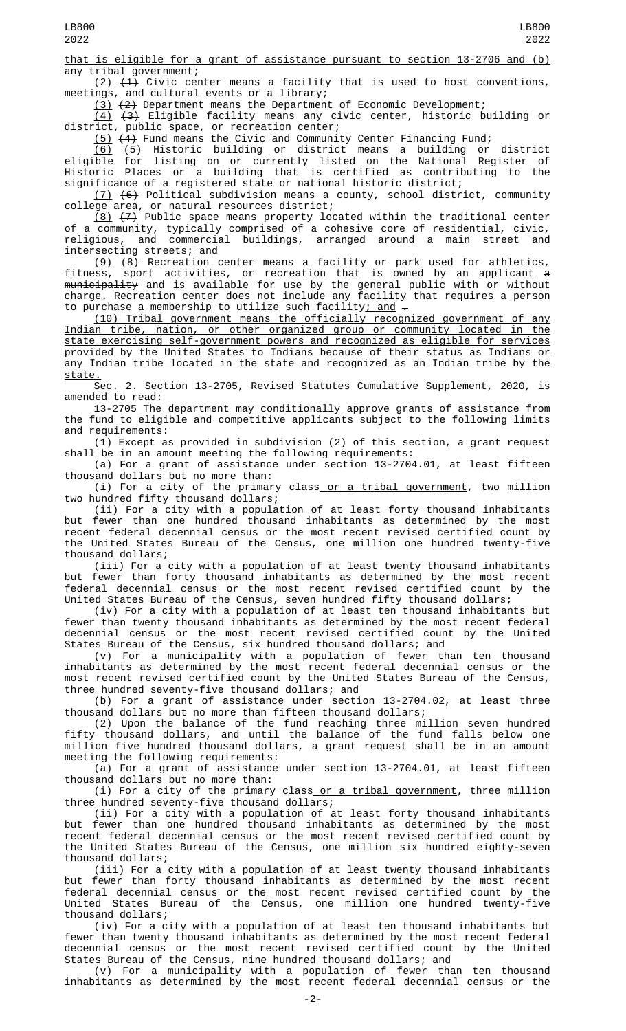that is eligible for a grant of assistance pursuant to section 13-2706 and (b) any tribal government;

(2) (1) Civic center means a facility that is used to host conventions, meetings, and cultural events or a library;

(3) (2) Department means the Department of Economic Development;

(4) (3) Eligible facility means any civic center, historic building or district, public space, or recreation center;

(5) (4) Fund means the Civic and Community Center Financing Fund;

(6) (5) Historic building or district means a building or district eligible for listing on or currently listed on the National Register of Historic Places or a building that is certified as contributing to the significance of a registered state or national historic district;

(7) (6) Political subdivision means a county, school district, community college area, or natural resources district;

(8) (7) Public space means property located within the traditional center of a community, typically comprised of a cohesive core of residential, civic, religious, and commercial buildings, arranged around a main street and intersecting streets; and

(9) (8) Recreation center means a facility or park used for athletics, fitness, sport activities, or recreation that is owned by an applicant a municipality and is available for use by the general public with or without charge. Recreation center does not include any facility that requires a person to purchase a membership to utilize such facility; and .

(10) Tribal government means the officially recognized government of any Indian tribe, nation, or other organized group or community located in the state exercising self-government powers and recognized as eligible for services provided by the United States to Indians because of their status as Indians or any Indian tribe located in the state and recognized as an Indian tribe by the state.

Sec. 2. Section 13-2705, Revised Statutes Cumulative Supplement, 2020, is amended to read:

13-2705 The department may conditionally approve grants of assistance from the fund to eligible and competitive applicants subject to the following limits and requirements:

(1) Except as provided in subdivision (2) of this section, a grant request shall be in an amount meeting the following requirements:

(a) For a grant of assistance under section 13-2704.01, at least fifteen thousand dollars but no more than:

(i) For a city of the primary class or a tribal government, two million two hundred fifty thousand dollars;

(ii) For a city with a population of at least forty thousand inhabitants but fewer than one hundred thousand inhabitants as determined by the most recent federal decennial census or the most recent revised certified count by the United States Bureau of the Census, one million one hundred twenty-five thousand dollars;

(iii) For a city with a population of at least twenty thousand inhabitants but fewer than forty thousand inhabitants as determined by the most recent federal decennial census or the most recent revised certified count by the United States Bureau of the Census, seven hundred fifty thousand dollars;

(iv) For a city with a population of at least ten thousand inhabitants but fewer than twenty thousand inhabitants as determined by the most recent federal decennial census or the most recent revised certified count by the United States Bureau of the Census, six hundred thousand dollars; and

(v) For a municipality with a population of fewer than ten thousand inhabitants as determined by the most recent federal decennial census or the most recent revised certified count by the United States Bureau of the Census, three hundred seventy-five thousand dollars; and

(b) For a grant of assistance under section 13-2704.02, at least three thousand dollars but no more than fifteen thousand dollars;

(2) Upon the balance of the fund reaching three million seven hundred fifty thousand dollars, and until the balance of the fund falls below one million five hundred thousand dollars, a grant request shall be in an amount meeting the following requirements:

(a) For a grant of assistance under section 13-2704.01, at least fifteen thousand dollars but no more than:

(i) For a city of the primary class or a tribal government, three million three hundred seventy-five thousand dollars;

(ii) For a city with a population of at least forty thousand inhabitants but fewer than one hundred thousand inhabitants as determined by the most recent federal decennial census or the most recent revised certified count by the United States Bureau of the Census, one million six hundred eighty-seven thousand dollars;

(iii) For a city with a population of at least twenty thousand inhabitants but fewer than forty thousand inhabitants as determined by the most recent federal decennial census or the most recent revised certified count by the United States Bureau of the Census, one million one hundred twenty-five thousand dollars;

(iv) For a city with a population of at least ten thousand inhabitants but fewer than twenty thousand inhabitants as determined by the most recent federal decennial census or the most recent revised certified count by the United States Bureau of the Census, nine hundred thousand dollars; and

(v) For a municipality with a population of fewer than ten thousand inhabitants as determined by the most recent federal decennial census or the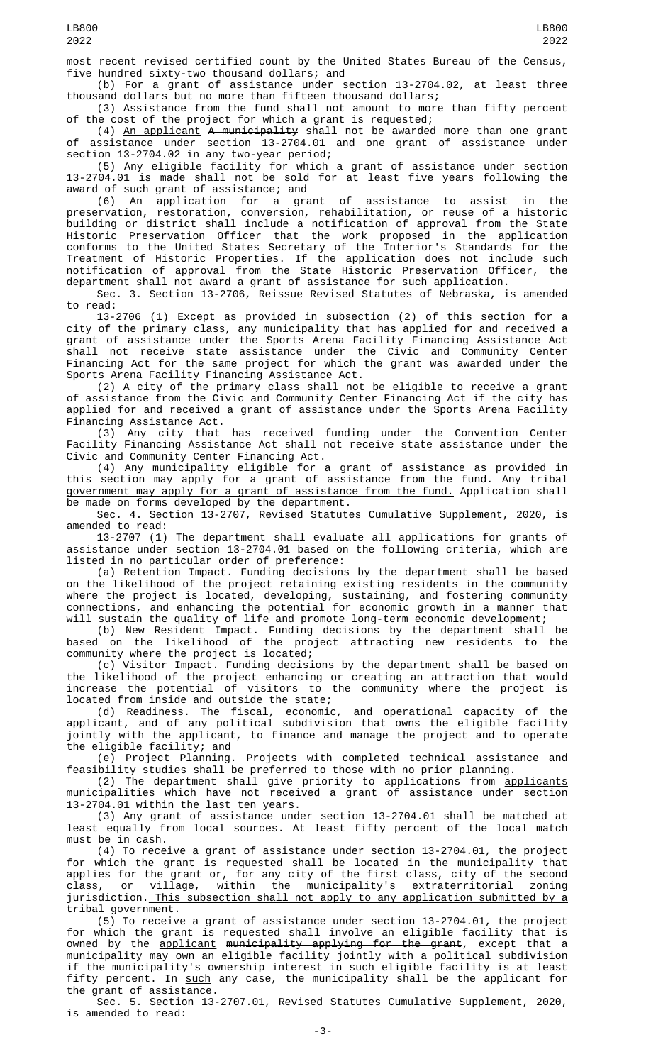most recent revised certified count by the United States Bureau of the Census, five hundred sixty-two thousand dollars; and

(b) For a grant of assistance under section 13-2704.02, at least three thousand dollars but no more than fifteen thousand dollars;

(3) Assistance from the fund shall not amount to more than fifty percent of the cost of the project for which a grant is requested;

(4) An applicant ~~A municipality~~ shall not be awarded more than one grant of assistance under section 13-2704.01 and one grant of assistance under section 13-2704.02 in any two-year period;

(5) Any eligible facility for which a grant of assistance under section 13-2704.01 is made shall not be sold for at least five years following the award of such grant of assistance; and

(6) An application for a grant of assistance to assist in the preservation, restoration, conversion, rehabilitation, or reuse of a historic building or district shall include a notification of approval from the State Historic Preservation Officer that the work proposed in the application conforms to the United States Secretary of the Interior's Standards for the Treatment of Historic Properties. If the application does not include such notification of approval from the State Historic Preservation Officer, the department shall not award a grant of assistance for such application.

Sec. 3. Section 13-2706, Reissue Revised Statutes of Nebraska, is amended to read:

13-2706 (1) Except as provided in subsection (2) of this section for a city of the primary class, any municipality that has applied for and received a grant of assistance under the Sports Arena Facility Financing Assistance Act shall not receive state assistance under the Civic and Community Center Financing Act for the same project for which the grant was awarded under the Sports Arena Facility Financing Assistance Act.

(2) A city of the primary class shall not be eligible to receive a grant of assistance from the Civic and Community Center Financing Act if the city has applied for and received a grant of assistance under the Sports Arena Facility Financing Assistance Act.

(3) Any city that has received funding under the Convention Center Facility Financing Assistance Act shall not receive state assistance under the Civic and Community Center Financing Act.

(4) Any municipality eligible for a grant of assistance as provided in this section may apply for a grant of assistance from the fund. Any tribal government may apply for a grant of assistance from the fund. Application shall be made on forms developed by the department.

Sec. 4. Section 13-2707, Revised Statutes Cumulative Supplement, 2020, is amended to read:

13-2707 (1) The department shall evaluate all applications for grants of assistance under section 13-2704.01 based on the following criteria, which are listed in no particular order of preference:

(a) Retention Impact. Funding decisions by the department shall be based on the likelihood of the project retaining existing residents in the community where the project is located, developing, sustaining, and fostering community connections, and enhancing the potential for economic growth in a manner that will sustain the quality of life and promote long-term economic development;

(b) New Resident Impact. Funding decisions by the department shall be based on the likelihood of the project attracting new residents to the community where the project is located;

(c) Visitor Impact. Funding decisions by the department shall be based on the likelihood of the project enhancing or creating an attraction that would increase the potential of visitors to the community where the project is located from inside and outside the state;

(d) Readiness. The fiscal, economic, and operational capacity of the applicant, and of any political subdivision that owns the eligible facility jointly with the applicant, to finance and manage the project and to operate the eligible facility; and

(e) Project Planning. Projects with completed technical assistance and feasibility studies shall be preferred to those with no prior planning.

(2) The department shall give priority to applications from applicants ~~municipalities~~ which have not received a grant of assistance under section 13-2704.01 within the last ten years.

(3) Any grant of assistance under section 13-2704.01 shall be matched at least equally from local sources. At least fifty percent of the local match must be in cash.

(4) To receive a grant of assistance under section 13-2704.01, the project for which the grant is requested shall be located in the municipality that applies for the grant or, for any city of the first class, city of the second class, or village, within the municipality's extraterritorial zoning jurisdiction. This subsection shall not apply to any application submitted by a tribal government.

(5) To receive a grant of assistance under section 13-2704.01, the project for which the grant is requested shall involve an eligible facility that is owned by the applicant ~~municipality applying for the grant~~, except that a municipality may own an eligible facility jointly with a political subdivision if the municipality's ownership interest in such eligible facility is at least fifty percent. In such ~~any~~ case, the municipality shall be the applicant for the grant of assistance.

Sec. 5. Section 13-2707.01, Revised Statutes Cumulative Supplement, 2020, is amended to read: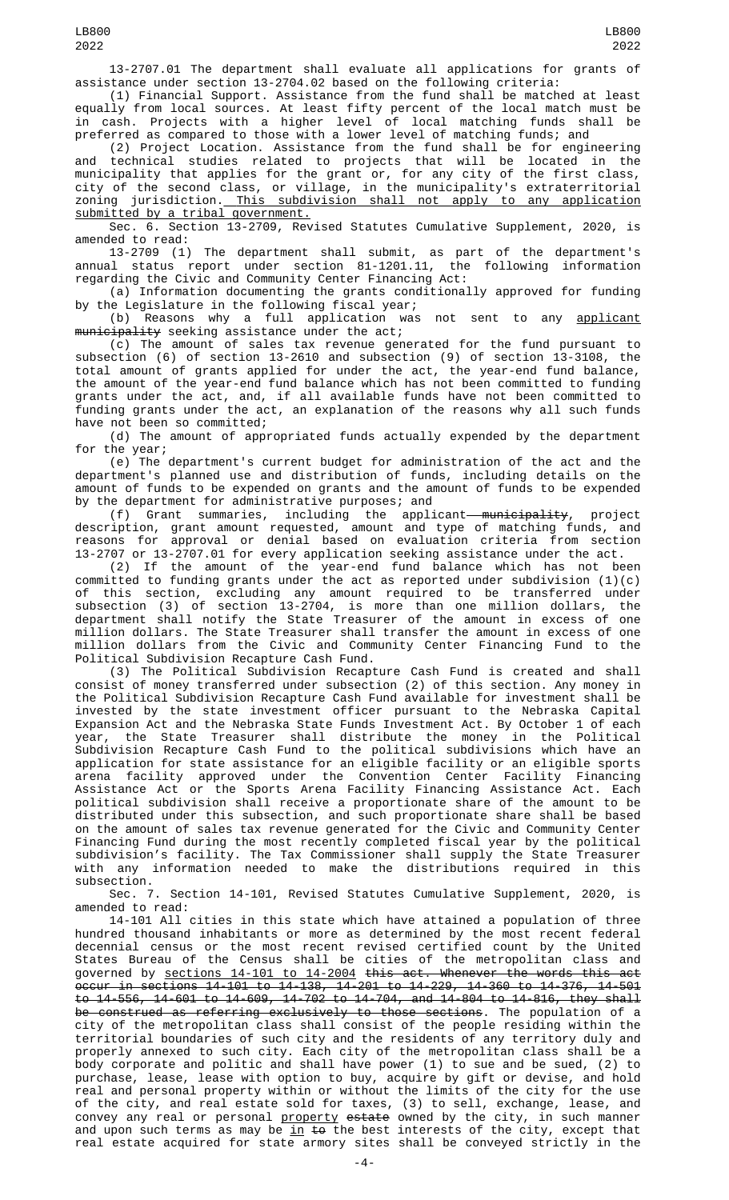13-2707.01 The department shall evaluate all applications for grants of assistance under section 13-2704.02 based on the following criteria:

(1) Financial Support. Assistance from the fund shall be matched at least equally from local sources. At least fifty percent of the local match must be in cash. Projects with a higher level of local matching funds shall be preferred as compared to those with a lower level of matching funds; and

(2) Project Location. Assistance from the fund shall be for engineering and technical studies related to projects that will be located in the municipality that applies for the grant or, for any city of the first class, city of the second class, or village, in the municipality's extraterritorial zoning jurisdiction. This subdivision shall not apply to any application submitted by a tribal government.

Sec. 6. Section 13-2709, Revised Statutes Cumulative Supplement, 2020, is amended to read:

13-2709 (1) The department shall submit, as part of the department's annual status report under section 81-1201.11, the following information regarding the Civic and Community Center Financing Act:

(a) Information documenting the grants conditionally approved for funding by the Legislature in the following fiscal year;

(b) Reasons why a full application was not sent to any applicant ~~municipality~~ seeking assistance under the act;

(c) The amount of sales tax revenue generated for the fund pursuant to subsection (6) of section 13-2610 and subsection (9) of section 13-3108, the total amount of grants applied for under the act, the year-end fund balance, the amount of the year-end fund balance which has not been committed to funding grants under the act, and, if all available funds have not been committed to funding grants under the act, an explanation of the reasons why all such funds have not been so committed;

(d) The amount of appropriated funds actually expended by the department for the year;

(e) The department's current budget for administration of the act and the department's planned use and distribution of funds, including details on the amount of funds to be expended on grants and the amount of funds to be expended by the department for administrative purposes; and

(f) Grant summaries, including the applicant ~~municipality~~, project description, grant amount requested, amount and type of matching funds, and reasons for approval or denial based on evaluation criteria from section 13-2707 or 13-2707.01 for every application seeking assistance under the act.

(2) If the amount of the year-end fund balance which has not been committed to funding grants under the act as reported under subdivision (1)(c) of this section, excluding any amount required to be transferred under subsection (3) of section 13-2704, is more than one million dollars, the department shall notify the State Treasurer of the amount in excess of one million dollars. The State Treasurer shall transfer the amount in excess of one million dollars from the Civic and Community Center Financing Fund to the Political Subdivision Recapture Cash Fund.

(3) The Political Subdivision Recapture Cash Fund is created and shall consist of money transferred under subsection (2) of this section. Any money in the Political Subdivision Recapture Cash Fund available for investment shall be invested by the state investment officer pursuant to the Nebraska Capital Expansion Act and the Nebraska State Funds Investment Act. By October 1 of each year, the State Treasurer shall distribute the money in the Political Subdivision Recapture Cash Fund to the political subdivisions which have an application for state assistance for an eligible facility or an eligible sports arena facility approved under the Convention Center Facility Financing Assistance Act or the Sports Arena Facility Financing Assistance Act. Each political subdivision shall receive a proportionate share of the amount to be distributed under this subsection, and such proportionate share shall be based on the amount of sales tax revenue generated for the Civic and Community Center Financing Fund during the most recently completed fiscal year by the political subdivision's facility. The Tax Commissioner shall supply the State Treasurer with any information needed to make the distributions required in this subsection.

Sec. 7. Section 14-101, Revised Statutes Cumulative Supplement, 2020, is amended to read:

14-101 All cities in this state which have attained a population of three hundred thousand inhabitants or more as determined by the most recent federal decennial census or the most recent revised certified count by the United States Bureau of the Census shall be cities of the metropolitan class and governed by sections 14-101 to 14-2004 ~~this act. Whenever the words this act occur in sections 14-101 to 14-138, 14-201 to 14-229, 14-360 to 14-376, 14-501 to 14-556, 14-601 to 14-609, 14-702 to 14-704, and 14-804 to 14-816, they shall be construed as referring exclusively to those sections~~. The population of a city of the metropolitan class shall consist of the people residing within the territorial boundaries of such city and the residents of any territory duly and properly annexed to such city. Each city of the metropolitan class shall be a body corporate and politic and shall have power (1) to sue and be sued, (2) to purchase, lease, lease with option to buy, acquire by gift or devise, and hold real and personal property within or without the limits of the city for the use of the city, and real estate sold for taxes, (3) to sell, exchange, lease, and convey any real or personal property ~~estate~~ owned by the city, in such manner and upon such terms as may be in ~~to~~ the best interests of the city, except that real estate acquired for state armory sites shall be conveyed strictly in the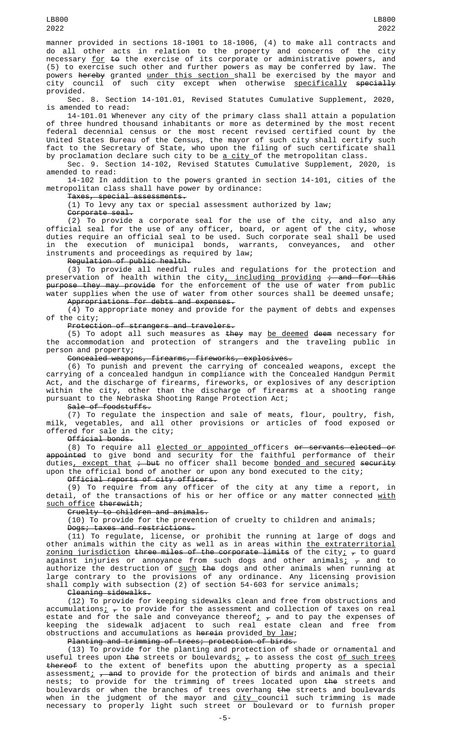manner provided in sections 18-1001 to 18-1006, (4) to make all contracts and do all other acts in relation to the property and concerns of the city necessary for ~~to~~ the exercise of its corporate or administrative powers, and (5) to exercise such other and further powers as may be conferred by law. The powers ~~hereby~~ granted under this section shall be exercised by the mayor and city council of such city except when otherwise specifically ~~specially~~ provided.

Sec. 8. Section 14-101.01, Revised Statutes Cumulative Supplement, 2020, is amended to read:

14-101.01 Whenever any city of the primary class shall attain a population of three hundred thousand inhabitants or more as determined by the most recent federal decennial census or the most recent revised certified count by the United States Bureau of the Census, the mayor of such city shall certify such fact to the Secretary of State, who upon the filing of such certificate shall by proclamation declare such city to be a city of the metropolitan class.

Sec. 9. Section 14-102, Revised Statutes Cumulative Supplement, 2020, is amended to read:

14-102 In addition to the powers granted in section 14-101, cities of the metropolitan class shall have power by ordinance:

~~Taxes, special assessments.~~

(1) To levy any tax or special assessment authorized by law;

~~Corporate seal.~~

(2) To provide a corporate seal for the use of the city, and also any official seal for the use of any officer, board, or agent of the city, whose duties require an official seal to be used. Such corporate seal shall be used in the execution of municipal bonds, warrants, conveyances, and other instruments and proceedings as required by law;

~~Regulation of public health.~~

(3) To provide all needful rules and regulations for the protection and preservation of health within the city, including providing ~~; and for this purpose they may provide~~ for the enforcement of the use of water from public water supplies when the use of water from other sources shall be deemed unsafe;

~~Appropriations for debts and expenses.~~

(4) To appropriate money and provide for the payment of debts and expenses of the city;

~~Protection of strangers and travelers.~~

(5) To adopt all such measures as ~~they~~ may be deemed ~~deem~~ necessary for the accommodation and protection of strangers and the traveling public in person and property;

~~Concealed weapons, firearms, fireworks, explosives.~~

(6) To punish and prevent the carrying of concealed weapons, except the carrying of a concealed handgun in compliance with the Concealed Handgun Permit Act, and the discharge of firearms, fireworks, or explosives of any description within the city, other than the discharge of firearms at a shooting range pursuant to the Nebraska Shooting Range Protection Act;

~~Sale of foodstuffs.~~

(7) To regulate the inspection and sale of meats, flour, poultry, fish, milk, vegetables, and all other provisions or articles of food exposed or offered for sale in the city;

~~Official bonds.~~

(8) To require all elected or appointed officers ~~or servants elected or appointed~~ to give bond and security for the faithful performance of their duties, except that ~~; but~~ no officer shall become bonded and secured ~~security~~ upon the official bond of another or upon any bond executed to the city;

~~Official reports of city officers.~~

(9) To require from any officer of the city at any time a report, in detail, of the transactions of his or her office or any matter connected with such office ~~therewith~~;

~~Cruelty to children and animals.~~

(10) To provide for the prevention of cruelty to children and animals;

~~Dogs; taxes and restrictions.~~

(11) To regulate, license, or prohibit the running at large of dogs and other animals within the city as well as in areas within the extraterritorial zoning jurisdiction ~~three miles of the corporate limits~~ of the city; ~~,~~ to guard against injuries or annoyance from such dogs and other animals; ~~,~~ and to authorize the destruction of such ~~the~~ dogs and other animals when running at large contrary to the provisions of any ordinance. Any licensing provision shall comply with subsection (2) of section 54-603 for service animals;

~~Cleaning sidewalks.~~

(12) To provide for keeping sidewalks clean and free from obstructions and accumulations; ~~,~~ to provide for the assessment and collection of taxes on real estate and for the sale and conveyance thereof; ~~,~~ and to pay the expenses of keeping the sidewalk adjacent to such real estate clean and free from obstructions and accumulations as ~~herein~~ provided by law;

~~Planting and trimming of trees; protection of birds.~~

(13) To provide for the planting and protection of shade or ornamental and useful trees upon ~~the~~ streets or boulevards; ~~,~~ to assess the cost of such trees ~~thereof~~ to the extent of benefits upon the abutting property as a special assessment; ~~, and~~ to provide for the protection of birds and animals and their nests; to provide for the trimming of trees located upon ~~the~~ streets and boulevards or when the branches of trees overhang ~~the~~ streets and boulevards when in the judgment of the mayor and city council such trimming is made necessary to properly light such street or boulevard or to furnish proper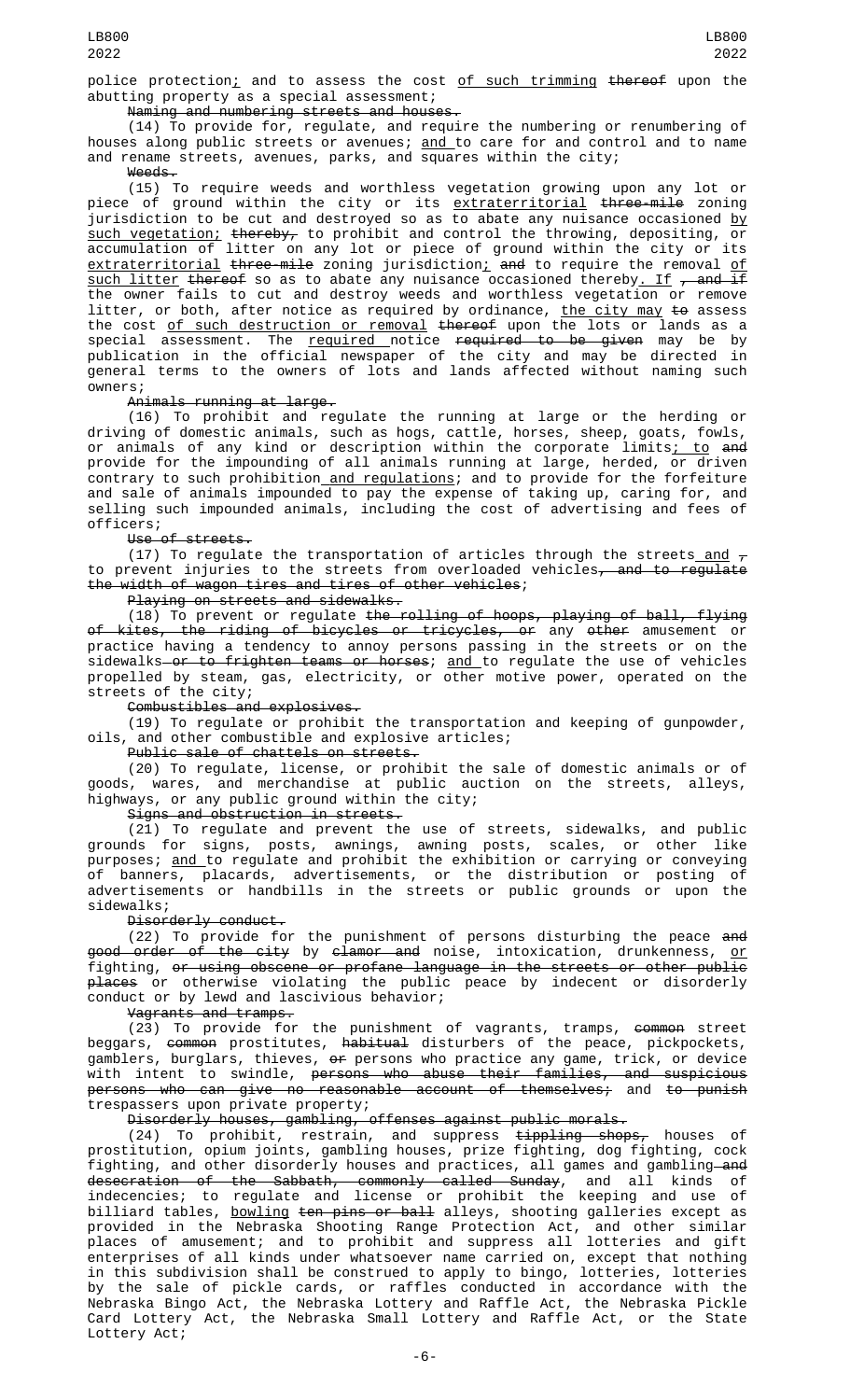police protection<u>;</u> and to assess the cost <u>of such trimming</u> ~~thereof~~ upon the abutting property as a special assessment;

~~Naming and numbering streets and houses.~~

(14) To provide for, regulate, and require the numbering or renumbering of houses along public streets or avenues; <u>and</u> to care for and control and to name and rename streets, avenues, parks, and squares within the city;

~~Weeds.~~

(15) To require weeds and worthless vegetation growing upon any lot or piece of ground within the city or its <u>extraterritorial</u> ~~three-mile~~ zoning jurisdiction to be cut and destroyed so as to abate any nuisance occasioned <u>by such vegetation;</u> ~~thereby,~~ to prohibit and control the throwing, depositing, or accumulation of litter on any lot or piece of ground within the city or its <u>extraterritorial</u> ~~three-mile~~ zoning jurisdiction<u>;</u> ~~and~~ to require the removal <u>of such litter</u> ~~thereof~~ so as to abate any nuisance occasioned thereby<u>. If</u> ~~, and if~~ the owner fails to cut and destroy weeds and worthless vegetation or remove litter, or both, after notice as required by ordinance, <u>the city may</u> ~~to~~ assess the cost <u>of such destruction or removal</u> ~~thereof~~ upon the lots or lands as a special assessment. The <u>required</u> notice ~~required to be given~~ may be by publication in the official newspaper of the city and may be directed in general terms to the owners of lots and lands affected without naming such owners;

~~Animals running at large.~~

(16) To prohibit and regulate the running at large or the herding or driving of domestic animals, such as hogs, cattle, horses, sheep, goats, fowls, or animals of any kind or description within the corporate limits<u>; to</u> ~~and~~ provide for the impounding of all animals running at large, herded, or driven contrary to such prohibition<u> and regulations</u>; and to provide for the forfeiture and sale of animals impounded to pay the expense of taking up, caring for, and selling such impounded animals, including the cost of advertising and fees of officers;

~~Use of streets.~~

(17) To regulate the transportation of articles through the streets<u> and</u> ~~,~~ to prevent injuries to the streets from overloaded vehicles~~, and to regulate the width of wagon tires and tires of other vehicles~~;

~~Playing on streets and sidewalks.~~

(18) To prevent or regulate ~~the rolling of hoops, playing of ball, flying of kites, the riding of bicycles or tricycles, or~~ any ~~other~~ amusement or practice having a tendency to annoy persons passing in the streets or on the sidewalks~~ or to frighten teams or horses~~; <u>and</u> to regulate the use of vehicles propelled by steam, gas, electricity, or other motive power, operated on the streets of the city;

~~Combustibles and explosives.~~

(19) To regulate or prohibit the transportation and keeping of gunpowder, oils, and other combustible and explosive articles;

~~Public sale of chattels on streets.~~

(20) To regulate, license, or prohibit the sale of domestic animals or of goods, wares, and merchandise at public auction on the streets, alleys, highways, or any public ground within the city;

~~Signs and obstruction in streets.~~

(21) To regulate and prevent the use of streets, sidewalks, and public grounds for signs, posts, awnings, awning posts, scales, or other like purposes; <u>and</u> to regulate and prohibit the exhibition or carrying or conveying of banners, placards, advertisements, or the distribution or posting of advertisements or handbills in the streets or public grounds or upon the sidewalks;

~~Disorderly conduct.~~

(22) To provide for the punishment of persons disturbing the peace ~~and good order of the city~~ by ~~clamor and~~ noise, intoxication, drunkenness, <u>or</u> fighting, ~~or using obscene or profane language in the streets or other public places~~ or otherwise violating the public peace by indecent or disorderly conduct or by lewd and lascivious behavior;

~~Vagrants and tramps.~~

(23) To provide for the punishment of vagrants, tramps, ~~common~~ street beggars, ~~common~~ prostitutes, ~~habitual~~ disturbers of the peace, pickpockets, gamblers, burglars, thieves, ~~or~~ persons who practice any game, trick, or device with intent to swindle, ~~persons who abuse their families, and suspicious persons who can give no reasonable account of themselves;~~ and ~~to punish~~ trespassers upon private property;

~~Disorderly houses, gambling, offenses against public morals.~~

(24) To prohibit, restrain, and suppress ~~tippling shops,~~ houses of prostitution, opium joints, gambling houses, prize fighting, dog fighting, cock fighting, and other disorderly houses and practices, all games and gambling~~ and desecration of the Sabbath, commonly called Sunday~~, and all kinds of indecencies; to regulate and license or prohibit the keeping and use of billiard tables, <u>bowling</u> ~~ten pins or ball~~ alleys, shooting galleries except as provided in the Nebraska Shooting Range Protection Act, and other similar places of amusement; and to prohibit and suppress all lotteries and gift enterprises of all kinds under whatsoever name carried on, except that nothing in this subdivision shall be construed to apply to bingo, lotteries, lotteries by the sale of pickle cards, or raffles conducted in accordance with the Nebraska Bingo Act, the Nebraska Lottery and Raffle Act, the Nebraska Pickle Card Lottery Act, the Nebraska Small Lottery and Raffle Act, or the State Lottery Act;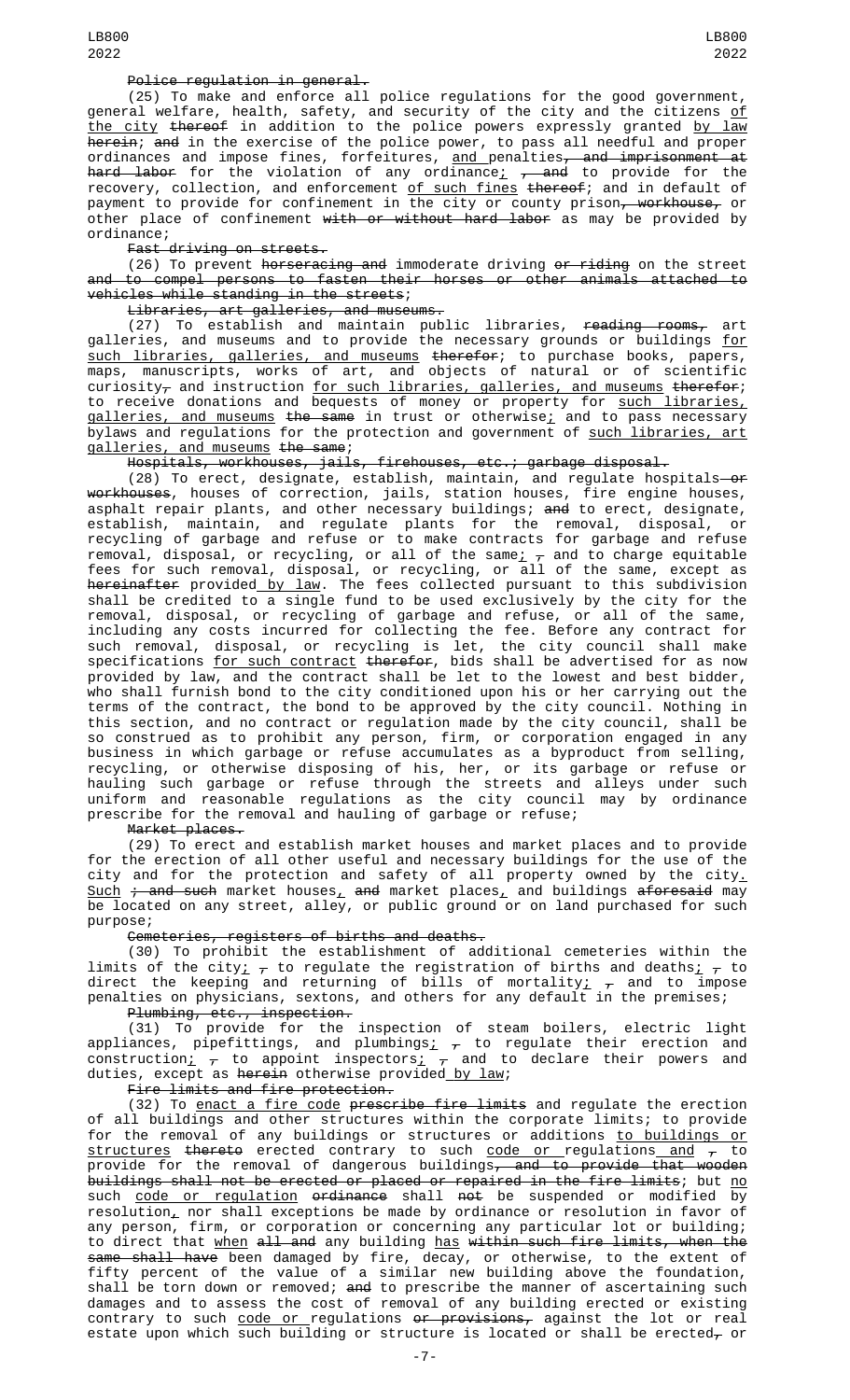Police regulation in general.

(25) To make and enforce all police regulations for the good government, general welfare, health, safety, and security of the city and the citizens of the city thereof in addition to the police powers expressly granted by law herein; and in the exercise of the police power, to pass all needful and proper ordinances and impose fines, forfeitures, and penalties, and imprisonment at hard labor for the violation of any ordinance; , and to provide for the recovery, collection, and enforcement of such fines thereof; and in default of payment to provide for confinement in the city or county prison, workhouse, or other place of confinement with or without hard labor as may be provided by ordinance;

Fast driving on streets.

(26) To prevent horseracing and immoderate driving or riding on the street and to compel persons to fasten their horses or other animals attached to vehicles while standing in the streets;

Libraries, art galleries, and museums.

(27) To establish and maintain public libraries, reading rooms, art galleries, and museums and to provide the necessary grounds or buildings for such libraries, galleries, and museums therefor; to purchase books, papers, maps, manuscripts, works of art, and objects of natural or of scientific curiosity, and instruction for such libraries, galleries, and museums therefor; to receive donations and bequests of money or property for such libraries, galleries, and museums the same in trust or otherwise; and to pass necessary bylaws and regulations for the protection and government of such libraries, art galleries, and museums the same;

Hospitals, workhouses, jails, firehouses, etc.; garbage disposal.

(28) To erect, designate, establish, maintain, and regulate hospitals or workhouses, houses of correction, jails, station houses, fire engine houses, asphalt repair plants, and other necessary buildings; and to erect, designate, establish, maintain, and regulate plants for the removal, disposal, or recycling of garbage and refuse or to make contracts for garbage and refuse removal, disposal, or recycling, or all of the same; , and to charge equitable fees for such removal, disposal, or recycling, or all of the same, except as hereinafter provided by law. The fees collected pursuant to this subdivision shall be credited to a single fund to be used exclusively by the city for the removal, disposal, or recycling of garbage and refuse, or all of the same, including any costs incurred for collecting the fee. Before any contract for such removal, disposal, or recycling is let, the city council shall make specifications for such contract therefor, bids shall be advertised for as now provided by law, and the contract shall be let to the lowest and best bidder, who shall furnish bond to the city conditioned upon his or her carrying out the terms of the contract, the bond to be approved by the city council. Nothing in this section, and no contract or regulation made by the city council, shall be so construed as to prohibit any person, firm, or corporation engaged in any business in which garbage or refuse accumulates as a byproduct from selling, recycling, or otherwise disposing of his, her, or its garbage or refuse or hauling such garbage or refuse through the streets and alleys under such uniform and reasonable regulations as the city council may by ordinance prescribe for the removal and hauling of garbage or refuse;

Market places.

(29) To erect and establish market houses and market places and to provide for the erection of all other useful and necessary buildings for the use of the city and for the protection and safety of all property owned by the city. Such ; and such market houses, and market places, and buildings aforesaid may be located on any street, alley, or public ground or on land purchased for such purpose;

Cemeteries, registers of births and deaths.

(30) To prohibit the establishment of additional cemeteries within the limits of the city; , to regulate the registration of births and deaths; , to direct the keeping and returning of bills of mortality; , and to impose penalties on physicians, sextons, and others for any default in the premises;

Plumbing, etc., inspection.

(31) To provide for the inspection of steam boilers, electric light appliances, pipefittings, and plumbings; , to regulate their erection and construction; , to appoint inspectors; , and to declare their powers and duties, except as herein otherwise provided by law;

Fire limits and fire protection.

(32) To enact a fire code prescribe fire limits and regulate the erection of all buildings and other structures within the corporate limits; to provide for the removal of any buildings or structures or additions to buildings or structures thereto erected contrary to such code or regulations and , to provide for the removal of dangerous buildings, and to provide that wooden buildings shall not be erected or placed or repaired in the fire limits; but no such code or regulation ordinance shall not be suspended or modified by resolution, nor shall exceptions be made by ordinance or resolution in favor of any person, firm, or corporation or concerning any particular lot or building; to direct that when all and any building has within such fire limits, when the same shall have been damaged by fire, decay, or otherwise, to the extent of fifty percent of the value of a similar new building above the foundation, shall be torn down or removed; and to prescribe the manner of ascertaining such damages and to assess the cost of removal of any building erected or existing contrary to such code or regulations or provisions, against the lot or real estate upon which such building or structure is located or shall be erected, or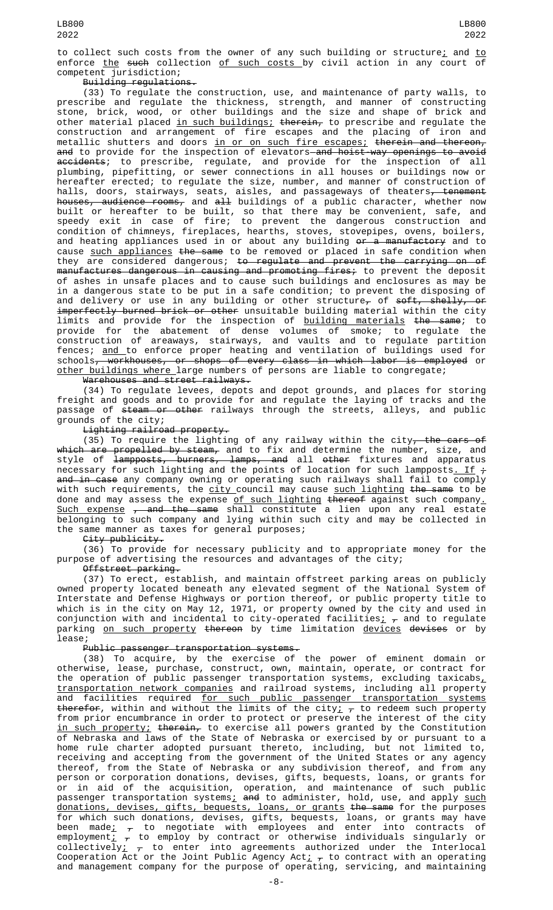to collect such costs from the owner of any such building or structure; and to enforce the such collection of such costs by civil action in any court of competent jurisdiction;

Building regulations.

(33) To regulate the construction, use, and maintenance of party walls, to prescribe and regulate the thickness, strength, and manner of constructing stone, brick, wood, or other buildings and the size and shape of brick and other material placed in such buildings; therein, to prescribe and regulate the construction and arrangement of fire escapes and the placing of iron and metallic shutters and doors in or on such fire escapes; therein and thereon, and to provide for the inspection of elevators and hoist-way openings to avoid accidents; to prescribe, regulate, and provide for the inspection of all plumbing, pipefitting, or sewer connections in all houses or buildings now or hereafter erected; to regulate the size, number, and manner of construction of halls, doors, stairways, seats, aisles, and passageways of theaters, tenement houses, audience rooms, and all buildings of a public character, whether now built or hereafter to be built, so that there may be convenient, safe, and speedy exit in case of fire; to prevent the dangerous construction and condition of chimneys, fireplaces, hearths, stoves, stovepipes, ovens, boilers, and heating appliances used in or about any building or a manufactory and to cause such appliances the same to be removed or placed in safe condition when they are considered dangerous; to regulate and prevent the carrying on of manufactures dangerous in causing and promoting fires; to prevent the deposit of ashes in unsafe places and to cause such buildings and enclosures as may be in a dangerous state to be put in a safe condition; to prevent the disposing of and delivery or use in any building or other structure, of soft, shelly, or imperfectly burned brick or other unsuitable building material within the city limits and provide for the inspection of building materials the same; to provide for the abatement of dense volumes of smoke; to regulate the construction of areaways, stairways, and vaults and to regulate partition fences; and to enforce proper heating and ventilation of buildings used for schools, workhouses, or shops of every class in which labor is employed or other buildings where large numbers of persons are liable to congregate;

Warehouses and street railways.

(34) To regulate levees, depots and depot grounds, and places for storing freight and goods and to provide for and regulate the laying of tracks and the passage of steam or other railways through the streets, alleys, and public grounds of the city;

Lighting railroad property.

(35) To require the lighting of any railway within the city, the cars of which are propelled by steam, and to fix and determine the number, size, and style of lampposts, burners, lamps, and all other fixtures and apparatus necessary for such lighting and the points of location for such lampposts. If ; and in case any company owning or operating such railways shall fail to comply with such requirements, the city council may cause such lighting the same to be done and may assess the expense of such lighting thereof against such company. Such expense , and the same shall constitute a lien upon any real estate belonging to such company and lying within such city and may be collected in the same manner as taxes for general purposes;

City publicity.

(36) To provide for necessary publicity and to appropriate money for the purpose of advertising the resources and advantages of the city;

Offstreet parking.

(37) To erect, establish, and maintain offstreet parking areas on publicly owned property located beneath any elevated segment of the National System of Interstate and Defense Highways or portion thereof, or public property title to which is in the city on May 12, 1971, or property owned by the city and used in conjunction with and incidental to city-operated facilities; , and to regulate parking on such property thereon by time limitation devices devises or by lease;

Public passenger transportation systems.

(38) To acquire, by the exercise of the power of eminent domain or otherwise, lease, purchase, construct, own, maintain, operate, or contract for the operation of public passenger transportation systems, excluding taxicabs, transportation network companies and railroad systems, including all property and facilities required for such public passenger transportation systems therefor, within and without the limits of the city; , to redeem such property from prior encumbrance in order to protect or preserve the interest of the city in such property; therein, to exercise all powers granted by the Constitution of Nebraska and laws of the State of Nebraska or exercised by or pursuant to a home rule charter adopted pursuant thereto, including, but not limited to, receiving and accepting from the government of the United States or any agency thereof, from the State of Nebraska or any subdivision thereof, and from any person or corporation donations, devises, gifts, bequests, loans, or grants for or in aid of the acquisition, operation, and maintenance of such public passenger transportation systems; and to administer, hold, use, and apply such donations, devises, gifts, bequests, loans, or grants the same for the purposes for which such donations, devises, gifts, bequests, loans, or grants may have been made; , to negotiate with employees and enter into contracts of employment; , to employ by contract or otherwise individuals singularly or collectively; , to enter into agreements authorized under the Interlocal Cooperation Act or the Joint Public Agency Act; , to contract with an operating and management company for the purpose of operating, servicing, and maintaining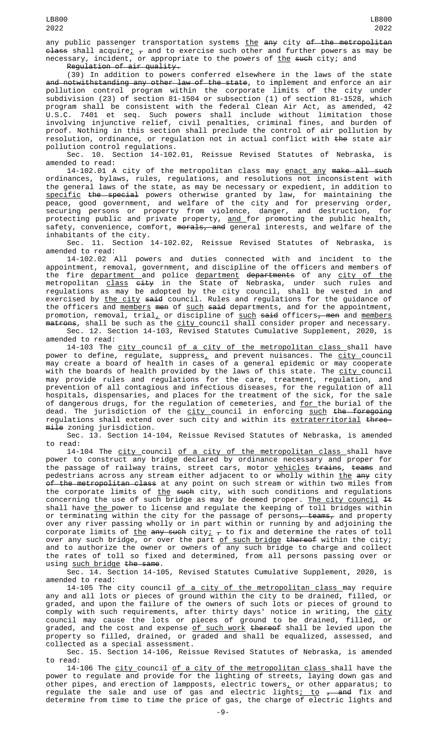any public passenger transportation systems the any city of the metropolitan class shall acquire; , and to exercise such other and further powers as may be necessary, incident, or appropriate to the powers of the such city; and

Regulation of air quality.

(39) In addition to powers conferred elsewhere in the laws of the state and notwithstanding any other law of the state, to implement and enforce an air pollution control program within the corporate limits of the city under subdivision (23) of section 81-1504 or subsection (1) of section 81-1528, which program shall be consistent with the federal Clean Air Act, as amended, 42 U.S.C. 7401 et seq. Such powers shall include without limitation those involving injunctive relief, civil penalties, criminal fines, and burden of proof. Nothing in this section shall preclude the control of air pollution by resolution, ordinance, or regulation not in actual conflict with the state air pollution control regulations.

Sec. 10. Section 14-102.01, Reissue Revised Statutes of Nebraska, is amended to read:

14-102.01 A city of the metropolitan class may enact any make all such ordinances, bylaws, rules, regulations, and resolutions not inconsistent with the general laws of the state, as may be necessary or expedient, in addition to specific the special powers otherwise granted by law, for maintaining the peace, good government, and welfare of the city and for preserving order, securing persons or property from violence, danger, and destruction, for protecting public and private property, and for promoting the public health, safety, convenience, comfort, morals, and general interests, and welfare of the inhabitants of the city.

Sec. 11. Section 14-102.02, Reissue Revised Statutes of Nebraska, is amended to read:

14-102.02 All powers and duties connected with and incident to the appointment, removal, government, and discipline of the officers and members of the fire department and police department departments of any city of the metropolitan class city in the State of Nebraska, under such rules and regulations as may be adopted by the city council, shall be vested in and exercised by the city said council. Rules and regulations for the guidance of the officers and members men of such said departments, and for the appointment, promotion, removal, trial, or discipline of such said officers, men and members matrons, shall be such as the city council shall consider proper and necessary.

Sec. 12. Section 14-103, Revised Statutes Cumulative Supplement, 2020, is amended to read:

14-103 The city council of a city of the metropolitan class shall have power to define, regulate, suppress, and prevent nuisances. The city council may create a board of health in cases of a general epidemic or may cooperate with the boards of health provided by the laws of this state. The city council may provide rules and regulations for the care, treatment, regulation, and prevention of all contagious and infectious diseases, for the regulation of all hospitals, dispensaries, and places for the treatment of the sick, for the sale of dangerous drugs, for the regulation of cemeteries, and for the burial of the dead. The jurisdiction of the city council in enforcing such the foregoing regulations shall extend over such city and within its extraterritorial three-mile zoning jurisdiction.

Sec. 13. Section 14-104, Reissue Revised Statutes of Nebraska, is amended to read:

14-104 The city council of a city of the metropolitan class shall have power to construct any bridge declared by ordinance necessary and proper for the passage of railway trains, street cars, motor vehicles trains, teams and pedestrians across any stream either adjacent to or wholly within the any city of the metropolitan class at any point on such stream or within two miles from the corporate limits of the such city, with such conditions and regulations concerning the use of such bridge as may be deemed proper. The city council It shall have the power to license and regulate the keeping of toll bridges within or terminating within the city for the passage of persons, teams, and property over any river passing wholly or in part within or running by and adjoining the corporate limits of the any such city; , to fix and determine the rates of toll over any such bridge, or over the part of such bridge thereof within the city; and to authorize the owner or owners of any such bridge to charge and collect the rates of toll so fixed and determined, from all persons passing over or using such bridge the same.

Sec. 14. Section 14-105, Revised Statutes Cumulative Supplement, 2020, is amended to read:

14-105 The city council of a city of the metropolitan class may require any and all lots or pieces of ground within the city to be drained, filled, or graded, and upon the failure of the owners of such lots or pieces of ground to comply with such requirements, after thirty days' notice in writing, the city council may cause the lots or pieces of ground to be drained, filled, or graded, and the cost and expense of such work thereof shall be levied upon the property so filled, drained, or graded and shall be equalized, assessed, and collected as a special assessment.

Sec. 15. Section 14-106, Reissue Revised Statutes of Nebraska, is amended to read:

14-106 The city council of a city of the metropolitan class shall have the power to regulate and provide for the lighting of streets, laying down gas and other pipes, and erection of lampposts, electric towers, or other apparatus; to regulate the sale and use of gas and electric lights; to , and fix and determine from time to time the price of gas, the charge of electric lights and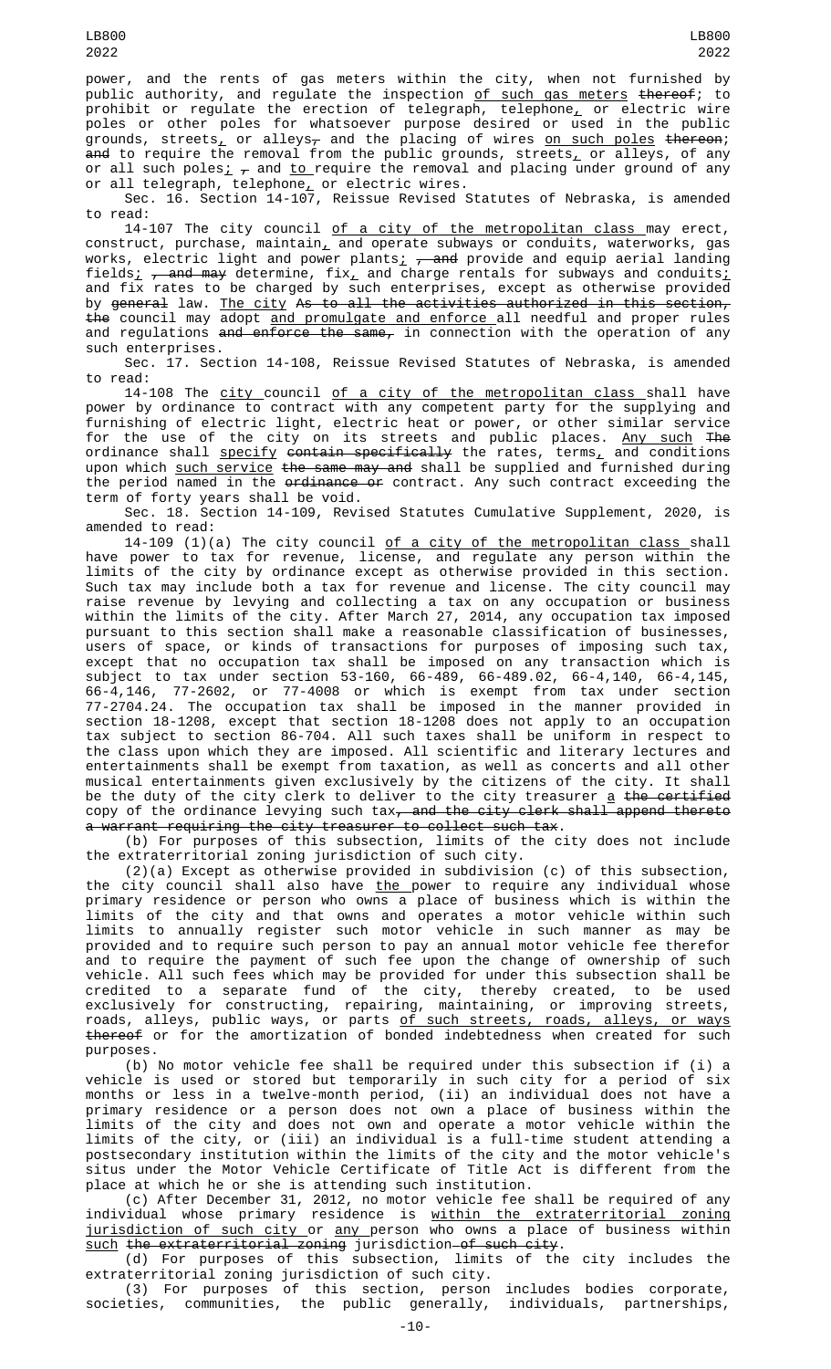power, and the rents of gas meters within the city, when not furnished by public authority, and regulate the inspection of such gas meters thereof; to prohibit or regulate the erection of telegraph, telephone, or electric wire poles or other poles for whatsoever purpose desired or used in the public grounds, streets, or alleys, and the placing of wires on such poles thereon; and to require the removal from the public grounds, streets, or alleys, of any or all such poles; , and to require the removal and placing under ground of any or all telegraph, telephone, or electric wires.

Sec. 16. Section 14-107, Reissue Revised Statutes of Nebraska, is amended to read:

14-107 The city council of a city of the metropolitan class may erect, construct, purchase, maintain, and operate subways or conduits, waterworks, gas works, electric light and power plants; , and provide and equip aerial landing fields; , and may determine, fix, and charge rentals for subways and conduits; and fix rates to be charged by such enterprises, except as otherwise provided by general law. The city As to all the activities authorized in this section, the council may adopt and promulgate and enforce all needful and proper rules and regulations and enforce the same, in connection with the operation of any such enterprises.

Sec. 17. Section 14-108, Reissue Revised Statutes of Nebraska, is amended to read:

14-108 The city council of a city of the metropolitan class shall have power by ordinance to contract with any competent party for the supplying and furnishing of electric light, electric heat or power, or other similar service for the use of the city on its streets and public places. Any such The ordinance shall specify contain specifically the rates, terms, and conditions upon which such service the same may and shall be supplied and furnished during the period named in the ordinance or contract. Any such contract exceeding the term of forty years shall be void.

Sec. 18. Section 14-109, Revised Statutes Cumulative Supplement, 2020, is amended to read:

14-109 (1)(a) The city council of a city of the metropolitan class shall have power to tax for revenue, license, and regulate any person within the limits of the city by ordinance except as otherwise provided in this section. Such tax may include both a tax for revenue and license. The city council may raise revenue by levying and collecting a tax on any occupation or business within the limits of the city. After March 27, 2014, any occupation tax imposed pursuant to this section shall make a reasonable classification of businesses, users of space, or kinds of transactions for purposes of imposing such tax, except that no occupation tax shall be imposed on any transaction which is subject to tax under section 53-160, 66-489, 66-489.02, 66-4,140, 66-4,145, 66-4,146, 77-2602, or 77-4008 or which is exempt from tax under section 77-2704.24. The occupation tax shall be imposed in the manner provided in section 18-1208, except that section 18-1208 does not apply to an occupation tax subject to section 86-704. All such taxes shall be uniform in respect to the class upon which they are imposed. All scientific and literary lectures and entertainments shall be exempt from taxation, as well as concerts and all other musical entertainments given exclusively by the citizens of the city. It shall be the duty of the city clerk to deliver to the city treasurer a the certified copy of the ordinance levying such tax, and the city clerk shall append thereto a warrant requiring the city treasurer to collect such tax.

(b) For purposes of this subsection, limits of the city does not include the extraterritorial zoning jurisdiction of such city.

(2)(a) Except as otherwise provided in subdivision (c) of this subsection, the city council shall also have the power to require any individual whose primary residence or person who owns a place of business which is within the limits of the city and that owns and operates a motor vehicle within such limits to annually register such motor vehicle in such manner as may be provided and to require such person to pay an annual motor vehicle fee therefor and to require the payment of such fee upon the change of ownership of such vehicle. All such fees which may be provided for under this subsection shall be credited to a separate fund of the city, thereby created, to be used exclusively for constructing, repairing, maintaining, or improving streets, roads, alleys, public ways, or parts of such streets, roads, alleys, or ways thereof or for the amortization of bonded indebtedness when created for such purposes.

(b) No motor vehicle fee shall be required under this subsection if (i) a vehicle is used or stored but temporarily in such city for a period of six months or less in a twelve-month period, (ii) an individual does not have a primary residence or a person does not own a place of business within the limits of the city and does not own and operate a motor vehicle within the limits of the city, or (iii) an individual is a full-time student attending a postsecondary institution within the limits of the city and the motor vehicle's situs under the Motor Vehicle Certificate of Title Act is different from the place at which he or she is attending such institution.

(c) After December 31, 2012, no motor vehicle fee shall be required of any individual whose primary residence is within the extraterritorial zoning jurisdiction of such city or any person who owns a place of business within such the extraterritorial zoning jurisdiction of such city.

(d) For purposes of this subsection, limits of the city includes the extraterritorial zoning jurisdiction of such city.

(3) For purposes of this section, person includes bodies corporate, societies, communities, the public generally, individuals, partnerships,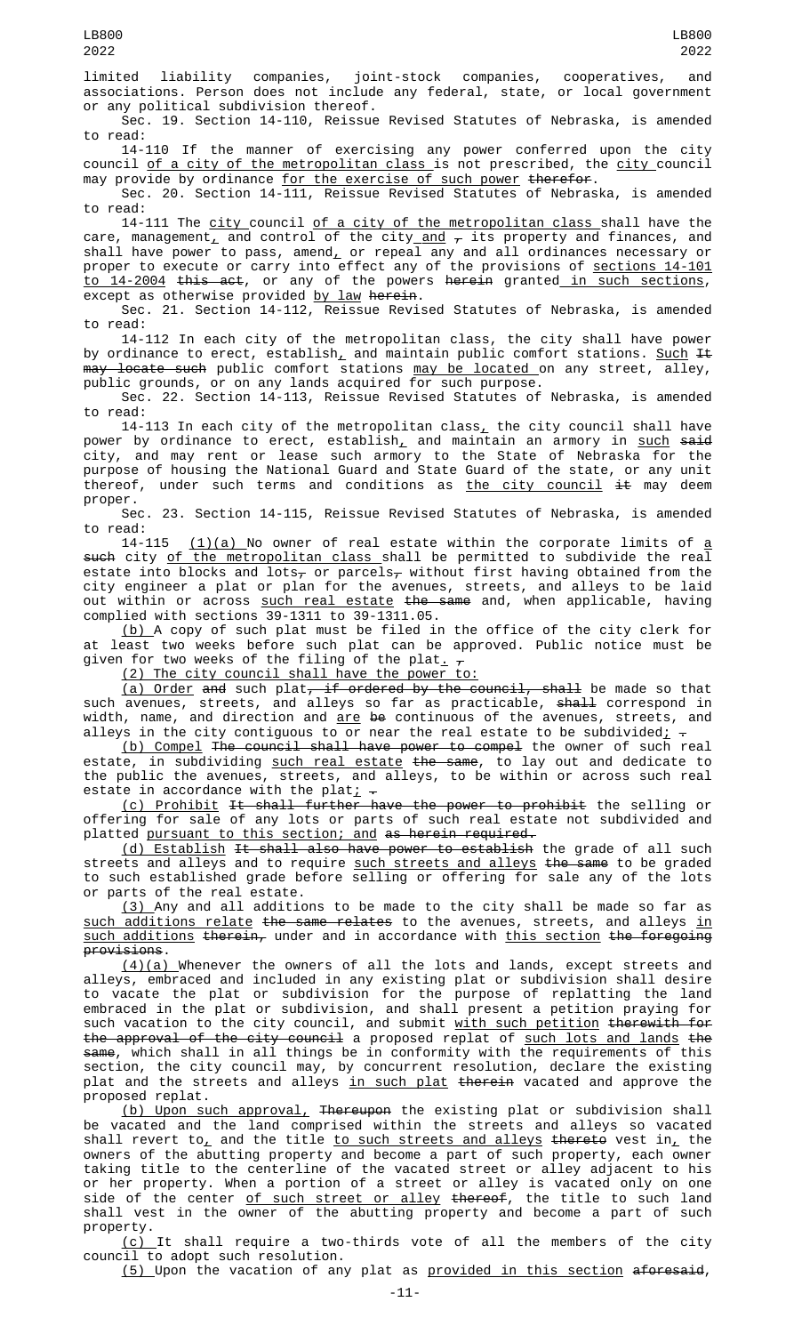limited liability companies, joint-stock companies, cooperatives, and associations. Person does not include any federal, state, or local government or any political subdivision thereof.

Sec. 19. Section 14-110, Reissue Revised Statutes of Nebraska, is amended to read:

14-110 If the manner of exercising any power conferred upon the city council of a city of the metropolitan class is not prescribed, the city council may provide by ordinance for the exercise of such power therefor.

Sec. 20. Section 14-111, Reissue Revised Statutes of Nebraska, is amended to read:

14-111 The city council of a city of the metropolitan class shall have the care, management, and control of the city and , its property and finances, and shall have power to pass, amend, or repeal any and all ordinances necessary or proper to execute or carry into effect any of the provisions of sections 14-101 to 14-2004 this act, or any of the powers herein granted in such sections, except as otherwise provided by law herein.

Sec. 21. Section 14-112, Reissue Revised Statutes of Nebraska, is amended to read:

14-112 In each city of the metropolitan class, the city shall have power by ordinance to erect, establish, and maintain public comfort stations. Such It may locate such public comfort stations may be located on any street, alley, public grounds, or on any lands acquired for such purpose.

Sec. 22. Section 14-113, Reissue Revised Statutes of Nebraska, is amended to read:

14-113 In each city of the metropolitan class, the city council shall have power by ordinance to erect, establish, and maintain an armory in such said city, and may rent or lease such armory to the State of Nebraska for the purpose of housing the National Guard and State Guard of the state, or any unit thereof, under such terms and conditions as the city council it may deem proper.

Sec. 23. Section 14-115, Reissue Revised Statutes of Nebraska, is amended to read:

14-115 (1)(a) No owner of real estate within the corporate limits of a such city of the metropolitan class shall be permitted to subdivide the real estate into blocks and lots, or parcels, without first having obtained from the city engineer a plat or plan for the avenues, streets, and alleys to be laid out within or across such real estate the same and, when applicable, having complied with sections 39-1311 to 39-1311.05.

(b) A copy of such plat must be filed in the office of the city clerk for at least two weeks before such plat can be approved. Public notice must be given for two weeks of the filing of the plat. ;

(2) The city council shall have the power to:

(a) Order and such plat, if ordered by the council, shall be made so that such avenues, streets, and alleys so far as practicable, shall correspond in width, name, and direction and are be continuous of the avenues, streets, and alleys in the city contiguous to or near the real estate to be subdivided; .

(b) Compel The council shall have power to compel the owner of such real estate, in subdividing such real estate the same, to lay out and dedicate to the public the avenues, streets, and alleys, to be within or across such real estate in accordance with the plat; .

(c) Prohibit It shall further have the power to prohibit the selling or offering for sale of any lots or parts of such real estate not subdivided and platted pursuant to this section; and as herein required.

(d) Establish It shall also have power to establish the grade of all such streets and alleys and to require such streets and alleys the same to be graded to such established grade before selling or offering for sale any of the lots or parts of the real estate.

(3) Any and all additions to be made to the city shall be made so far as such additions relate the same relates to the avenues, streets, and alleys in such additions therein, under and in accordance with this section the foregoing provisions.

(4)(a) Whenever the owners of all the lots and lands, except streets and alleys, embraced and included in any existing plat or subdivision shall desire to vacate the plat or subdivision for the purpose of replatting the land embraced in the plat or subdivision, and shall present a petition praying for such vacation to the city council, and submit with such petition therewith for the approval of the city council a proposed replat of such lots and lands the same, which shall in all things be in conformity with the requirements of this section, the city council may, by concurrent resolution, declare the existing plat and the streets and alleys in such plat therein vacated and approve the proposed replat.

(b) Upon such approval, Thereupon the existing plat or subdivision shall be vacated and the land comprised within the streets and alleys so vacated shall revert to, and the title to such streets and alleys thereto vest in, the owners of the abutting property and become a part of such property, each owner taking title to the centerline of the vacated street or alley adjacent to his or her property. When a portion of a street or alley is vacated only on one side of the center of such street or alley thereof, the title to such land shall vest in the owner of the abutting property and become a part of such property.

(c) It shall require a two-thirds vote of all the members of the city council to adopt such resolution.

(5) Upon the vacation of any plat as provided in this section aforesaid,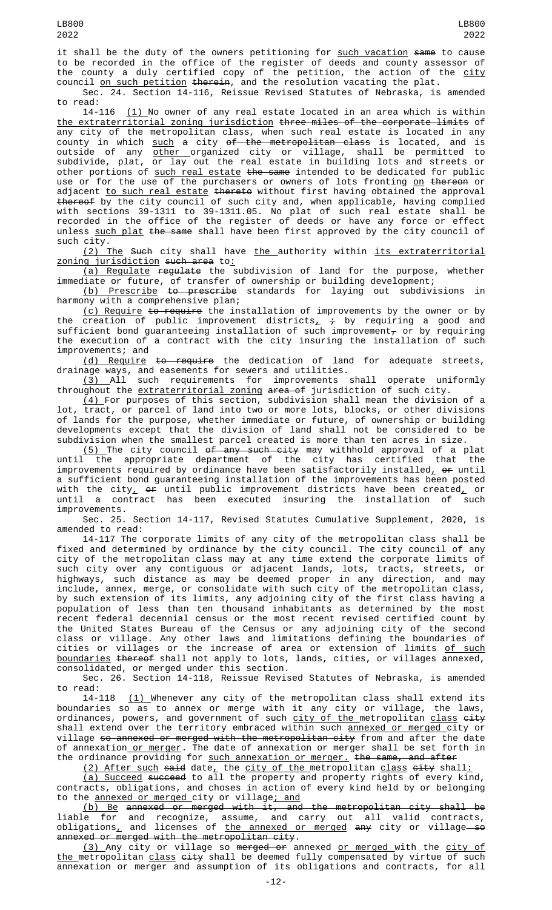it shall be the duty of the owners petitioning for such vacation same to cause to be recorded in the office of the register of deeds and county assessor of the county a duly certified copy of the petition, the action of the city council on such petition therein, and the resolution vacating the plat.

Sec. 24. Section 14-116, Reissue Revised Statutes of Nebraska, is amended to read:

14-116 (1) No owner of any real estate located in an area which is within the extraterritorial zoning jurisdiction three miles of the corporate limits of any city of the metropolitan class, when such real estate is located in any county in which such a city of the metropolitan class is located, and is outside of any other organized city or village, shall be permitted to subdivide, plat, or lay out the real estate in building lots and streets or other portions of such real estate the same intended to be dedicated for public use or for the use of the purchasers or owners of lots fronting on thereon or adjacent to such real estate thereto without first having obtained the approval thereof by the city council of such city and, when applicable, having complied with sections 39-1311 to 39-1311.05. No plat of such real estate shall be recorded in the office of the register of deeds or have any force or effect unless such plat the same shall have been first approved by the city council of such city.

(2) The Such city shall have the authority within its extraterritorial zoning jurisdiction such area to:

(a) Regulate regulate the subdivision of land for the purpose, whether immediate or future, of transfer of ownership or building development;

(b) Prescribe to prescribe standards for laying out subdivisions in harmony with a comprehensive plan;

(c) Require to require the installation of improvements by the owner or by the creation of public improvement districts, ; by requiring a good and sufficient bond guaranteeing installation of such improvement, or by requiring the execution of a contract with the city insuring the installation of such improvements; and

(d) Require to require the dedication of land for adequate streets, drainage ways, and easements for sewers and utilities.

(3) All such requirements for improvements shall operate uniformly throughout the extraterritorial zoning area of jurisdiction of such city.

(4) For purposes of this section, subdivision shall mean the division of a lot, tract, or parcel of land into two or more lots, blocks, or other divisions of lands for the purpose, whether immediate or future, of ownership or building developments except that the division of land shall not be considered to be subdivision when the smallest parcel created is more than ten acres in size.

(5) The city council of any such city may withhold approval of a plat until the appropriate department of the city has certified that the improvements required by ordinance have been satisfactorily installed, or until a sufficient bond guaranteeing installation of the improvements has been posted with the city, or until public improvement districts have been created, or until a contract has been executed insuring the installation of such improvements.

Sec. 25. Section 14-117, Revised Statutes Cumulative Supplement, 2020, is amended to read:

14-117 The corporate limits of any city of the metropolitan class shall be fixed and determined by ordinance by the city council. The city council of any city of the metropolitan class may at any time extend the corporate limits of such city over any contiguous or adjacent lands, lots, tracts, streets, or highways, such distance as may be deemed proper in any direction, and may include, annex, merge, or consolidate with such city of the metropolitan class, by such extension of its limits, any adjoining city of the first class having a population of less than ten thousand inhabitants as determined by the most recent federal decennial census or the most recent revised certified count by the United States Bureau of the Census or any adjoining city of the second class or village. Any other laws and limitations defining the boundaries of cities or villages or the increase of area or extension of limits of such boundaries thereof shall not apply to lots, lands, cities, or villages annexed, consolidated, or merged under this section.

Sec. 26. Section 14-118, Reissue Revised Statutes of Nebraska, is amended to read:

14-118 (1) Whenever any city of the metropolitan class shall extend its boundaries so as to annex or merge with it any city or village, the laws, ordinances, powers, and government of such city of the metropolitan class city shall extend over the territory embraced within such annexed or merged city or village so annexed or merged with the metropolitan city from and after the date of annexation or merger. The date of annexation or merger shall be set forth in the ordinance providing for such annexation or merger. the same, and after

(2) After such said date, the city of the metropolitan class city shall:

(a) Succeed succeed to all the property and property rights of every kind, contracts, obligations, and choses in action of every kind held by or belonging to the annexed or merged city or village; and

(b) Be annexed or merged with it, and the metropolitan city shall be liable for and recognize, assume, and carry out all valid contracts, obligations, and licenses of the annexed or merged any city or village so annexed or merged with the metropolitan city.

(3) Any city or village so merged or annexed or merged with the city of the metropolitan class city shall be deemed fully compensated by virtue of such annexation or merger and assumption of its obligations and contracts, for all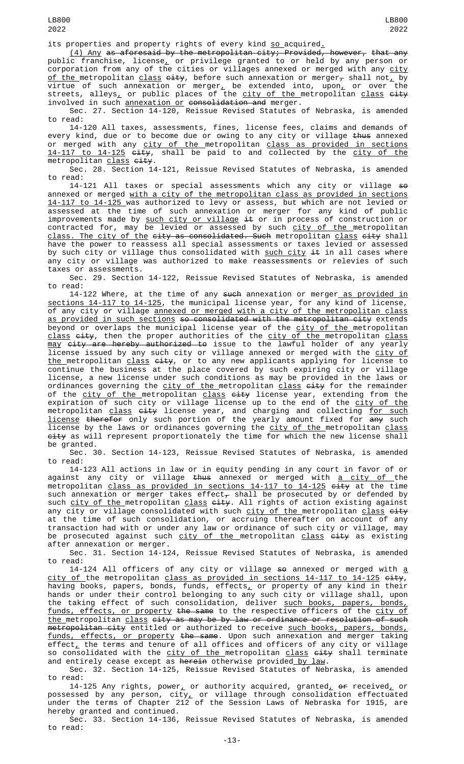its properties and property rights of every kind so acquired.

(4) Any as aforesaid by the metropolitan city; Provided, however, that any public franchise, license, or privilege granted to or held by any person or corporation from any of the cities or villages annexed or merged with any city of the metropolitan class city, before such annexation or merger, shall not, by virtue of such annexation or merger, be extended into, upon, or over the streets, alleys, or public places of the city of the metropolitan class city involved in such annexation or consolidation and merger.

Sec. 27. Section 14-120, Reissue Revised Statutes of Nebraska, is amended to read:

14-120 All taxes, assessments, fines, license fees, claims and demands of every kind, due or to become due or owing to any city or village thus annexed or merged with any city of the metropolitan class as provided in sections 14-117 to 14-125 city, shall be paid to and collected by the city of the metropolitan class city.

Sec. 28. Section 14-121, Reissue Revised Statutes of Nebraska, is amended to read:

14-121 All taxes or special assessments which any city or village so annexed or merged with a city of the metropolitan class as provided in sections 14-117 to 14-125 was authorized to levy or assess, but which are not levied or assessed at the time of such annexation or merger for any kind of public improvements made by such city or village it or in process of construction or contracted for, may be levied or assessed by such city of the metropolitan class. The city of the city as consolidated. Such metropolitan class city shall have the power to reassess all special assessments or taxes levied or assessed by such city or village thus consolidated with such city it in all cases where any city or village was authorized to make reassessments or relevies of such taxes or assessments.

Sec. 29. Section 14-122, Reissue Revised Statutes of Nebraska, is amended to read:

14-122 Where, at the time of any such annexation or merger as provided in sections 14-117 to 14-125, the municipal license year, for any kind of license, of any city or village annexed or merged with a city of the metropolitan class as provided in such sections so consolidated with the metropolitan city extends beyond or overlaps the municipal license year of the city of the metropolitan class city, then the proper authorities of the city of the metropolitan class may city are hereby authorized to issue to the lawful holder of any yearly license issued by any such city or village annexed or merged with the city of the metropolitan class city, or to any new applicants applying for license to continue the business at the place covered by such expiring city or village license, a new license under such conditions as may be provided in the laws or ordinances governing the city of the metropolitan class city for the remainder of the city of the metropolitan class city license year, extending from the expiration of such city or village license up to the end of the city of the metropolitan class city license year, and charging and collecting for such license therefor only such portion of the yearly amount fixed for any such license by the laws or ordinances governing the city of the metropolitan class city as will represent proportionately the time for which the new license shall be granted.

Sec. 30. Section 14-123, Reissue Revised Statutes of Nebraska, is amended to read:

14-123 All actions in law or in equity pending in any court in favor of or against any city or village thus annexed or merged with a city of the metropolitan class as provided in sections 14-117 to 14-125 city at the time such annexation or merger takes effect, shall be prosecuted by or defended by such city of the metropolitan class city. All rights of action existing against any city or village consolidated with such city of the metropolitan class city at the time of such consolidation, or accruing thereafter on account of any transaction had with or under any law or ordinance of such city or village, may be prosecuted against such city of the metropolitan class city as existing after annexation or merger.

Sec. 31. Section 14-124, Reissue Revised Statutes of Nebraska, is amended to read:

14-124 All officers of any city or village so annexed or merged with a city of the metropolitan class as provided in sections 14-117 to 14-125 city, having books, papers, bonds, funds, effects, or property of any kind in their hands or under their control belonging to any such city or village shall, upon the taking effect of such consolidation, deliver such books, papers, bonds, funds, effects, or property the same to the respective officers of the city of the metropolitan class city as may be by law or ordinance or resolution of such metropolitan city entitled or authorized to receive such books, papers, bonds, funds, effects, or property the same. Upon such annexation and merger taking effect, the terms and tenure of all offices and officers of any city or village so consolidated with the city of the metropolitan class city shall terminate and entirely cease except as herein otherwise provided by law.

Sec. 32. Section 14-125, Reissue Revised Statutes of Nebraska, is amended to read:

14-125 Any rights, power, or authority acquired, granted, or received, or possessed by any person, city, or village through consolidation effectuated under the terms of Chapter 212 of the Session Laws of Nebraska for 1915, are hereby granted and continued.

Sec. 33. Section 14-136, Reissue Revised Statutes of Nebraska, is amended to read: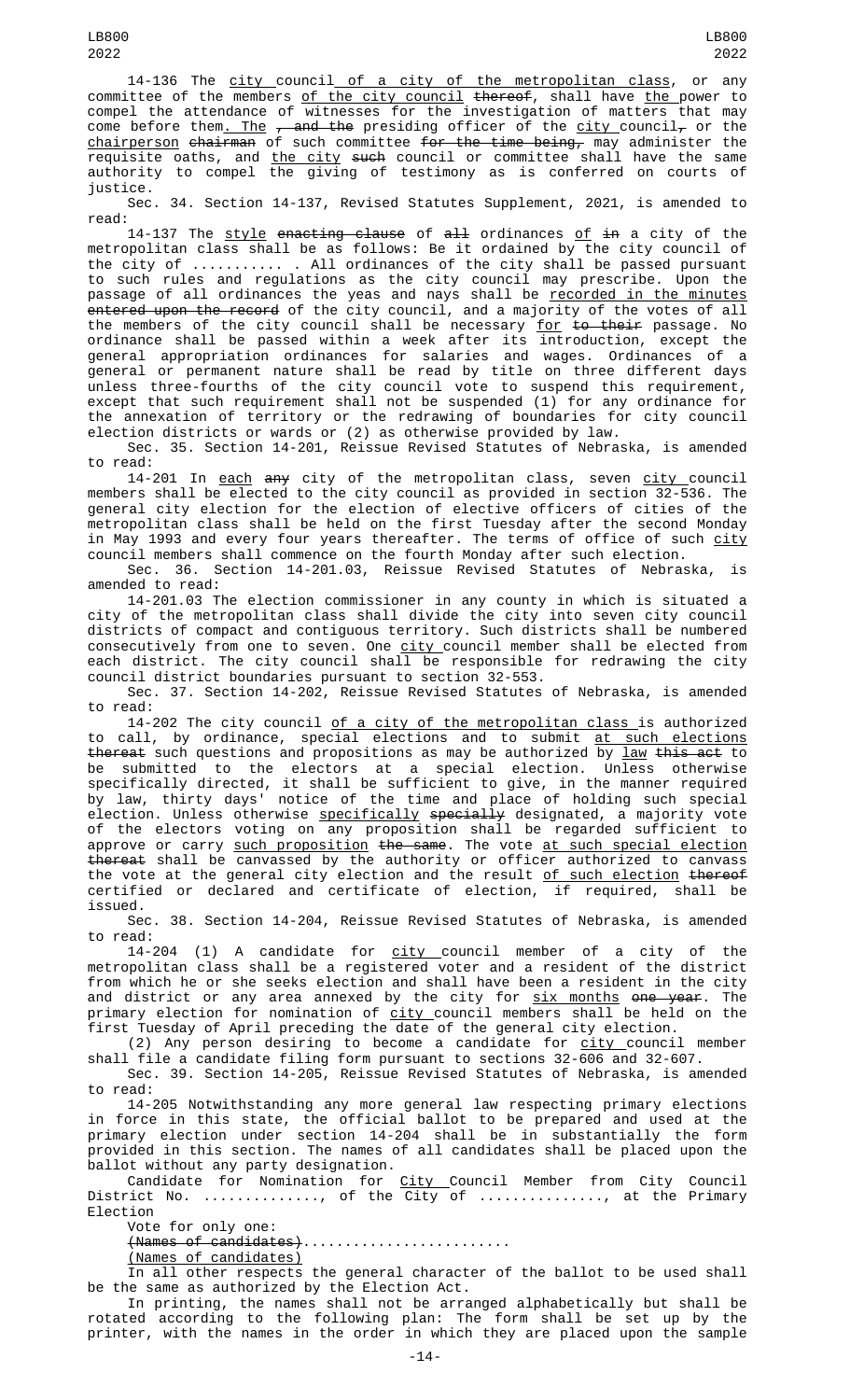14-136 The city council of a city of the metropolitan class, or any committee of the members of the city council thereof, shall have the power to compel the attendance of witnesses for the investigation of matters that may come before them. The , and the presiding officer of the city council, or the chairperson chairman of such committee for the time being, may administer the requisite oaths, and the city such council or committee shall have the same authority to compel the giving of testimony as is conferred on courts of justice.

Sec. 34. Section 14-137, Revised Statutes Supplement, 2021, is amended to read:

14-137 The style enacting clause of all ordinances of in a city of the metropolitan class shall be as follows: Be it ordained by the city council of the city of ........... . All ordinances of the city shall be passed pursuant to such rules and regulations as the city council may prescribe. Upon the passage of all ordinances the yeas and nays shall be recorded in the minutes entered upon the record of the city council, and a majority of the votes of all the members of the city council shall be necessary for to their passage. No ordinance shall be passed within a week after its introduction, except the general appropriation ordinances for salaries and wages. Ordinances of a general or permanent nature shall be read by title on three different days unless three-fourths of the city council vote to suspend this requirement, except that such requirement shall not be suspended (1) for any ordinance for the annexation of territory or the redrawing of boundaries for city council election districts or wards or (2) as otherwise provided by law.

Sec. 35. Section 14-201, Reissue Revised Statutes of Nebraska, is amended to read:

14-201 In each any city of the metropolitan class, seven city council members shall be elected to the city council as provided in section 32-536. The general city election for the election of elective officers of cities of the metropolitan class shall be held on the first Tuesday after the second Monday in May 1993 and every four years thereafter. The terms of office of such city council members shall commence on the fourth Monday after such election.

Sec. 36. Section 14-201.03, Reissue Revised Statutes of Nebraska, is amended to read:

14-201.03 The election commissioner in any county in which is situated a city of the metropolitan class shall divide the city into seven city council districts of compact and contiguous territory. Such districts shall be numbered consecutively from one to seven. One city council member shall be elected from each district. The city council shall be responsible for redrawing the city council district boundaries pursuant to section 32-553.

Sec. 37. Section 14-202, Reissue Revised Statutes of Nebraska, is amended to read:

14-202 The city council of a city of the metropolitan class is authorized to call, by ordinance, special elections and to submit at such elections thereat such questions and propositions as may be authorized by law this act to be submitted to the electors at a special election. Unless otherwise specifically directed, it shall be sufficient to give, in the manner required by law, thirty days' notice of the time and place of holding such special election. Unless otherwise specifically specially designated, a majority vote of the electors voting on any proposition shall be regarded sufficient to approve or carry such proposition the same. The vote at such special election thereat shall be canvassed by the authority or officer authorized to canvass the vote at the general city election and the result of such election thereof certified or declared and certificate of election, if required, shall be issued.

Sec. 38. Section 14-204, Reissue Revised Statutes of Nebraska, is amended to read:

14-204 (1) A candidate for city council member of a city of the metropolitan class shall be a registered voter and a resident of the district from which he or she seeks election and shall have been a resident in the city and district or any area annexed by the city for six months one year. The primary election for nomination of city council members shall be held on the first Tuesday of April preceding the date of the general city election.

(2) Any person desiring to become a candidate for city council member shall file a candidate filing form pursuant to sections 32-606 and 32-607.

Sec. 39. Section 14-205, Reissue Revised Statutes of Nebraska, is amended to read:

14-205 Notwithstanding any more general law respecting primary elections in force in this state, the official ballot to be prepared and used at the primary election under section 14-204 shall be in substantially the form provided in this section. The names of all candidates shall be placed upon the ballot without any party designation.

Candidate for Nomination for City Council Member from City Council District No. .............., of the City of ..............., at the Primary Election

Vote for only one:

(Names of candidates).........................

(Names of candidates)

In all other respects the general character of the ballot to be used shall be the same as authorized by the Election Act.

In printing, the names shall not be arranged alphabetically but shall be rotated according to the following plan: The form shall be set up by the printer, with the names in the order in which they are placed upon the sample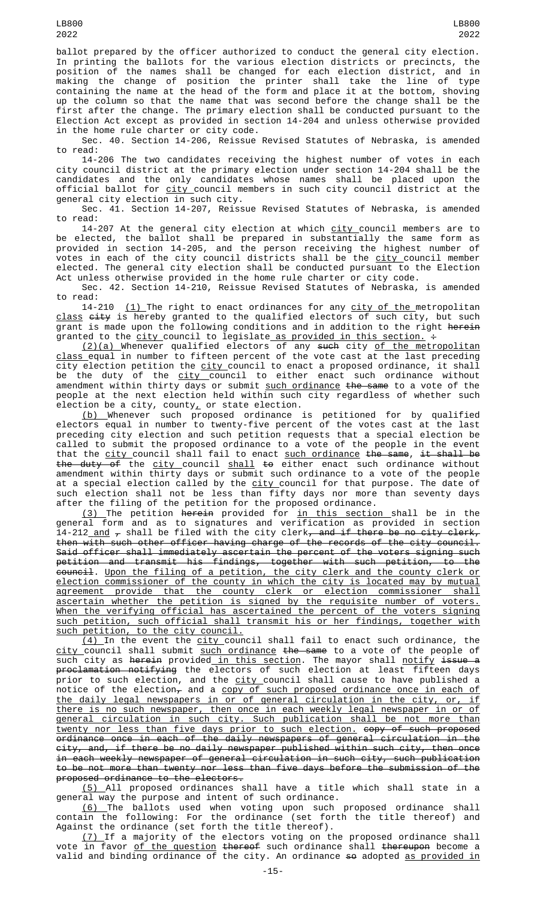ballot prepared by the officer authorized to conduct the general city election. In printing the ballots for the various election districts or precincts, the position of the names shall be changed for each election district, and in making the change of position the printer shall take the line of type containing the name at the head of the form and place it at the bottom, shoving up the column so that the name that was second before the change shall be the first after the change. The primary election shall be conducted pursuant to the Election Act except as provided in section 14-204 and unless otherwise provided in the home rule charter or city code.

Sec. 40. Section 14-206, Reissue Revised Statutes of Nebraska, is amended to read:

14-206 The two candidates receiving the highest number of votes in each city council district at the primary election under section 14-204 shall be the candidates and the only candidates whose names shall be placed upon the official ballot for city council members in such city council district at the general city election in such city.

Sec. 41. Section 14-207, Reissue Revised Statutes of Nebraska, is amended to read:

14-207 At the general city election at which city council members are to be elected, the ballot shall be prepared in substantially the same form as provided in section 14-205, and the person receiving the highest number of votes in each of the city council districts shall be the city council member elected. The general city election shall be conducted pursuant to the Election Act unless otherwise provided in the home rule charter or city code.

Sec. 42. Section 14-210, Reissue Revised Statutes of Nebraska, is amended to read:

14-210 (1) The right to enact ordinances for any city of the metropolitan class city is hereby granted to the qualified electors of such city, but such grant is made upon the following conditions and in addition to the right herein granted to the city council to legislate as provided in this section. :

(2)(a) Whenever qualified electors of any such city of the metropolitan class equal in number to fifteen percent of the vote cast at the last preceding city election petition the city council to enact a proposed ordinance, it shall be the duty of the city council to either enact such ordinance without amendment within thirty days or submit such ordinance the same to a vote of the people at the next election held within such city regardless of whether such election be a city, county, or state election.

(b) Whenever such proposed ordinance is petitioned for by qualified electors equal in number to twenty-five percent of the votes cast at the last preceding city election and such petition requests that a special election be called to submit the proposed ordinance to a vote of the people in the event that the city council shall fail to enact such ordinance the same, it shall be the duty of the city council shall to either enact such ordinance without amendment within thirty days or submit such ordinance to a vote of the people at a special election called by the city council for that purpose. The date of such election shall not be less than fifty days nor more than seventy days after the filing of the petition for the proposed ordinance.

(3) The petition herein provided for in this section shall be in the general form and as to signatures and verification as provided in section 14-212 and , shall be filed with the city clerk, and if there be no city clerk, then with such other officer having charge of the records of the city council. Said officer shall immediately ascertain the percent of the voters signing such petition and transmit his findings, together with such petition, to the council. Upon the filing of a petition, the city clerk and the county clerk or election commissioner of the county in which the city is located may by mutual agreement provide that the county clerk or election commissioner shall ascertain whether the petition is signed by the requisite number of voters. When the verifying official has ascertained the percent of the voters signing such petition, such official shall transmit his or her findings, together with such petition, to the city council.

(4) In the event the city council shall fail to enact such ordinance, the city council shall submit such ordinance the same to a vote of the people of such city as herein provided in this section. The mayor shall notify issue a proclamation notifying the electors of such election at least fifteen days prior to such election, and the city council shall cause to have published a notice of the election, and a copy of such proposed ordinance once in each of the daily legal newspapers in or of general circulation in the city, or, if there is no such newspaper, then once in each weekly legal newspaper in or of general circulation in such city. Such publication shall be not more than twenty nor less than five days prior to such election. copy of such proposed ordinance once in each of the daily newspapers of general circulation in the city, and, if there be no daily newspaper published within such city, then once in each weekly newspaper of general circulation in such city, such publication to be not more than twenty nor less than five days before the submission of the proposed ordinance to the electors.

(5) All proposed ordinances shall have a title which shall state in a general way the purpose and intent of such ordinance.

(6) The ballots used when voting upon such proposed ordinance shall contain the following: For the ordinance (set forth the title thereof) and Against the ordinance (set forth the title thereof).

(7) If a majority of the electors voting on the proposed ordinance shall vote in favor of the question thereof such ordinance shall thereupon become a valid and binding ordinance of the city. An ordinance so adopted as provided in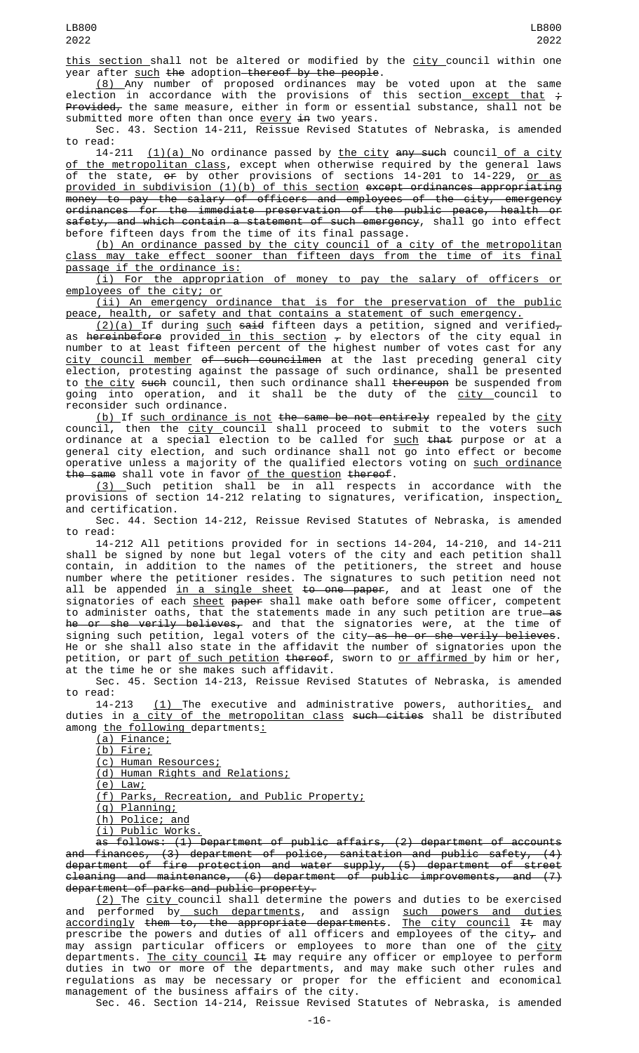this section shall not be altered or modified by the city council within one year after such the adoption thereof by the people.

(8) Any number of proposed ordinances may be voted upon at the same election in accordance with the provisions of this section except that ; Provided, the same measure, either in form or essential substance, shall not be submitted more often than once every in two years.

Sec. 43. Section 14-211, Reissue Revised Statutes of Nebraska, is amended to read:

14-211 (1)(a) No ordinance passed by the city any such council of a city of the metropolitan class, except when otherwise required by the general laws of the state, or by other provisions of sections 14-201 to 14-229, or as provided in subdivision (1)(b) of this section except ordinances appropriating money to pay the salary of officers and employees of the city, emergency ordinances for the immediate preservation of the public peace, health or safety, and which contain a statement of such emergency, shall go into effect before fifteen days from the time of its final passage.

(b) An ordinance passed by the city council of a city of the metropolitan class may take effect sooner than fifteen days from the time of its final passage if the ordinance is:

(i) For the appropriation of money to pay the salary of officers or employees of the city; or

(ii) An emergency ordinance that is for the preservation of the public peace, health, or safety and that contains a statement of such emergency.

(2)(a) If during such said fifteen days a petition, signed and verified, as hereinbefore provided in this section , by electors of the city equal in number to at least fifteen percent of the highest number of votes cast for any city council member of such councilmen at the last preceding general city election, protesting against the passage of such ordinance, shall be presented to the city such council, then such ordinance shall thereupon be suspended from going into operation, and it shall be the duty of the city council to reconsider such ordinance.

(b) If such ordinance is not the same be not entirely repealed by the city council, then the city council shall proceed to submit to the voters such ordinance at a special election to be called for such that purpose or at a general city election, and such ordinance shall not go into effect or become operative unless a majority of the qualified electors voting on such ordinance the same shall vote in favor of the question thereof.

(3) Such petition shall be in all respects in accordance with the provisions of section 14-212 relating to signatures, verification, inspection, and certification.

Sec. 44. Section 14-212, Reissue Revised Statutes of Nebraska, is amended to read:

14-212 All petitions provided for in sections 14-204, 14-210, and 14-211 shall be signed by none but legal voters of the city and each petition shall contain, in addition to the names of the petitioners, the street and house number where the petitioner resides. The signatures to such petition need not all be appended in a single sheet to one paper, and at least one of the signatories of each sheet paper shall make oath before some officer, competent to administer oaths, that the statements made in any such petition are true as he or she verily believes, and that the signatories were, at the time of signing such petition, legal voters of the city as he or she verily believes. He or she shall also state in the affidavit the number of signatories upon the petition, or part of such petition thereof, sworn to or affirmed by him or her, at the time he or she makes such affidavit.

Sec. 45. Section 14-213, Reissue Revised Statutes of Nebraska, is amended to read:

14-213 (1) The executive and administrative powers, authorities, and duties in a city of the metropolitan class such cities shall be distributed among the following departments:

(a) Finance;

(b) Fire;

(c) Human Resources;

(d) Human Rights and Relations;

(e) Law;

(f) Parks, Recreation, and Public Property;

(g) Planning;

(h) Police; and

(i) Public Works.

as follows: (1) Department of public affairs, (2) department of accounts and finances, (3) department of police, sanitation and public safety, (4) department of fire protection and water supply, (5) department of street cleaning and maintenance, (6) department of public improvements, and (7) department of parks and public property.

(2) The city council shall determine the powers and duties to be exercised and performed by such departments, and assign such powers and duties accordingly them to, the appropriate departments. The city council It may prescribe the powers and duties of all officers and employees of the city, and may assign particular officers or employees to more than one of the city departments. The city council It may require any officer or employee to perform duties in two or more of the departments, and may make such other rules and regulations as may be necessary or proper for the efficient and economical management of the business affairs of the city.

Sec. 46. Section 14-214, Reissue Revised Statutes of Nebraska, is amended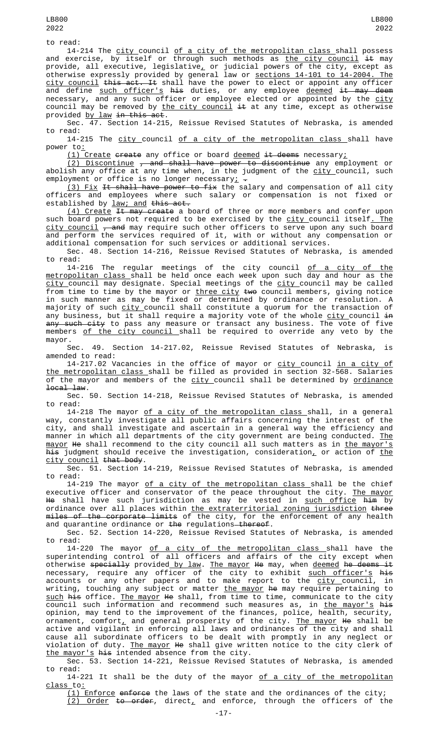to read:

14-214 The city council of a city of the metropolitan class shall possess and exercise, by itself or through such methods as the city council it may provide, all executive, legislative, or judicial powers of the city, except as otherwise expressly provided by general law or sections 14-101 to 14-2004. The city council this act. It shall have the power to elect or appoint any officer and define such officer's his duties, or any employee deemed it may deem necessary, and any such officer or employee elected or appointed by the city council may be removed by the city council it at any time, except as otherwise provided by law in this act.

Sec. 47. Section 14-215, Reissue Revised Statutes of Nebraska, is amended to read:

14-215 The city council of a city of the metropolitan class shall have power to:

(1) Create create any office or board deemed it deems necessary;

(2) Discontinue , and shall have power to discontinue any employment or abolish any office at any time when, in the judgment of the city council, such employment or office is no longer necessary; .

(3) Fix It shall have power to fix the salary and compensation of all city officers and employees where such salary or compensation is not fixed or established by law; and this act.

(4) Create It may create a board of three or more members and confer upon such board powers not required to be exercised by the city council itself. The city council , and may require such other officers to serve upon any such board and perform the services required of it, with or without any compensation or additional compensation for such services or additional services.

Sec. 48. Section 14-216, Reissue Revised Statutes of Nebraska, is amended to read:

14-216 The regular meetings of the city council of a city of the metropolitan class shall be held once each week upon such day and hour as the city council may designate. Special meetings of the city council may be called from time to time by the mayor or three city two council members, giving notice in such manner as may be fixed or determined by ordinance or resolution. A majority of such city council shall constitute a quorum for the transaction of any business, but it shall require a majority vote of the whole city council in any such city to pass any measure or transact any business. The vote of five members of the city council shall be required to override any veto by the mayor.

Sec. 49. Section 14-217.02, Reissue Revised Statutes of Nebraska, is amended to read:

14-217.02 Vacancies in the office of mayor or city council in a city of the metropolitan class shall be filled as provided in section 32-568. Salaries of the mayor and members of the city council shall be determined by ordinance local law.

Sec. 50. Section 14-218, Reissue Revised Statutes of Nebraska, is amended to read:

14-218 The mayor of a city of the metropolitan class shall, in a general way, constantly investigate all public affairs concerning the interest of the city, and shall investigate and ascertain in a general way the efficiency and manner in which all departments of the city government are being conducted. The mayor He shall recommend to the city council all such matters as in the mayor's his judgment should receive the investigation, consideration, or action of the city council that body.

Sec. 51. Section 14-219, Reissue Revised Statutes of Nebraska, is amended to read:

14-219 The mayor of a city of the metropolitan class shall be the chief executive officer and conservator of the peace throughout the city. The mayor He shall have such jurisdiction as may be vested in such office him by ordinance over all places within the extraterritorial zoning jurisdiction three miles of the corporate limits of the city, for the enforcement of any health and quarantine ordinance or the regulations thereof.

Sec. 52. Section 14-220, Reissue Revised Statutes of Nebraska, is amended to read:

14-220 The mayor of a city of the metropolitan class shall have the superintending control of all officers and affairs of the city except when otherwise specially provided by law. The mayor He may, when deemed he deems it necessary, require any officer of the city to exhibit such officer's his accounts or any other papers and to make report to the city council, in writing, touching any subject or matter the mayor he may require pertaining to such his office. The mayor He shall, from time to time, communicate to the city council such information and recommend such measures as, in the mayor's his opinion, may tend to the improvement of the finances, police, health, security, ornament, comfort, and general prosperity of the city. The mayor He shall be active and vigilant in enforcing all laws and ordinances of the city and shall cause all subordinate officers to be dealt with promptly in any neglect or violation of duty. The mayor He shall give written notice to the city clerk of the mayor's his intended absence from the city.

Sec. 53. Section 14-221, Reissue Revised Statutes of Nebraska, is amended to read:

14-221 It shall be the duty of the mayor of a city of the metropolitan class to:

(1) Enforce enforce the laws of the state and the ordinances of the city;

(2) Order to order, direct, and enforce, through the officers of the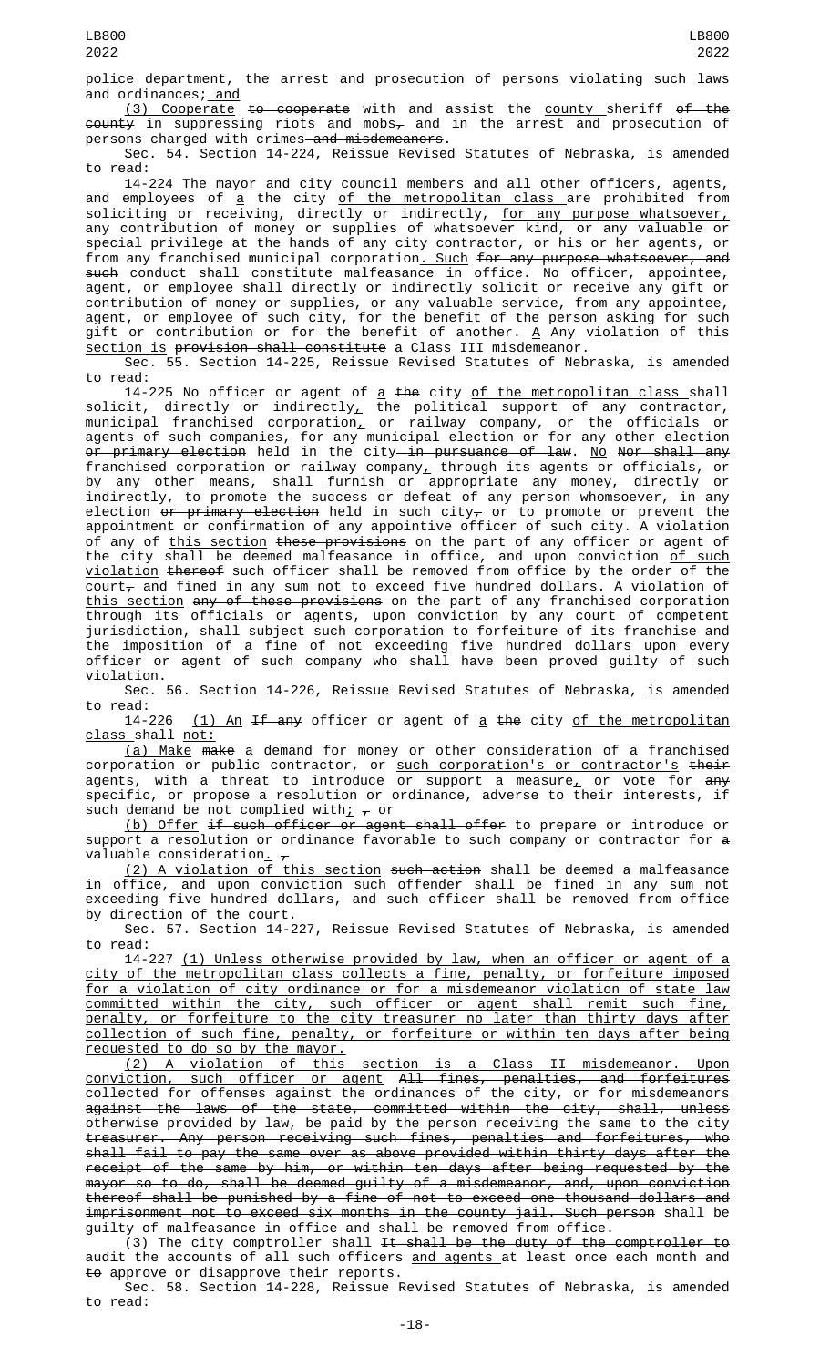police department, the arrest and prosecution of persons violating such laws and ordinances; and

(3) Cooperate to cooperate with and assist the county sheriff of the county in suppressing riots and mobs, and in the arrest and prosecution of persons charged with crimes and misdemeanors.

Sec. 54. Section 14-224, Reissue Revised Statutes of Nebraska, is amended to read:

14-224 The mayor and city council members and all other officers, agents, and employees of a the city of the metropolitan class are prohibited from soliciting or receiving, directly or indirectly, for any purpose whatsoever, any contribution of money or supplies of whatsoever kind, or any valuable or special privilege at the hands of any city contractor, or his or her agents, or from any franchised municipal corporation. Such for any purpose whatsoever, and such conduct shall constitute malfeasance in office. No officer, appointee, agent, or employee shall directly or indirectly solicit or receive any gift or contribution of money or supplies, or any valuable service, from any appointee, agent, or employee of such city, for the benefit of the person asking for such gift or contribution or for the benefit of another. A Any violation of this section is provision shall constitute a Class III misdemeanor.

Sec. 55. Section 14-225, Reissue Revised Statutes of Nebraska, is amended to read:

14-225 No officer or agent of a the city of the metropolitan class shall solicit, directly or indirectly, the political support of any contractor, municipal franchised corporation, or railway company, or the officials or agents of such companies, for any municipal election or for any other election or primary election held in the city in pursuance of law. No Nor shall any franchised corporation or railway company, through its agents or officials, or by any other means, shall furnish or appropriate any money, directly or indirectly, to promote the success or defeat of any person whomsoever, in any election or primary election held in such city, or to promote or prevent the appointment or confirmation of any appointive officer of such city. A violation of any of this section these provisions on the part of any officer or agent of the city shall be deemed malfeasance in office, and upon conviction of such violation thereof such officer shall be removed from office by the order of the court, and fined in any sum not to exceed five hundred dollars. A violation of this section any of these provisions on the part of any franchised corporation through its officials or agents, upon conviction by any court of competent jurisdiction, shall subject such corporation to forfeiture of its franchise and the imposition of a fine of not exceeding five hundred dollars upon every officer or agent of such company who shall have been proved guilty of such violation.

Sec. 56. Section 14-226, Reissue Revised Statutes of Nebraska, is amended to read:

14-226 (1) An If any officer or agent of a the city of the metropolitan class shall not:

(a) Make make a demand for money or other consideration of a franchised corporation or public contractor, or such corporation's or contractor's their agents, with a threat to introduce or support a measure, or vote for any specific, or propose a resolution or ordinance, adverse to their interests, if such demand be not complied with; , or

(b) Offer if such officer or agent shall offer to prepare or introduce or support a resolution or ordinance favorable to such company or contractor for a valuable consideration. ,

(2) A violation of this section such action shall be deemed a malfeasance in office, and upon conviction such offender shall be fined in any sum not exceeding five hundred dollars, and such officer shall be removed from office by direction of the court.

Sec. 57. Section 14-227, Reissue Revised Statutes of Nebraska, is amended to read:

14-227 (1) Unless otherwise provided by law, when an officer or agent of a city of the metropolitan class collects a fine, penalty, or forfeiture imposed for a violation of city ordinance or for a misdemeanor violation of state law committed within the city, such officer or agent shall remit such fine, penalty, or forfeiture to the city treasurer no later than thirty days after collection of such fine, penalty, or forfeiture or within ten days after being requested to do so by the mayor.

(2) A violation of this section is a Class II misdemeanor. Upon conviction, such officer or agent All fines, penalties, and forfeitures collected for offenses against the ordinances of the city, or for misdemeanors against the laws of the state, committed within the city, shall, unless otherwise provided by law, be paid by the person receiving the same to the city treasurer. Any person receiving such fines, penalties and forfeitures, who shall fail to pay the same over as above provided within thirty days after the receipt of the same by him, or within ten days after being requested by the mayor so to do, shall be deemed guilty of a misdemeanor, and, upon conviction thereof shall be punished by a fine of not to exceed one thousand dollars and imprisonment not to exceed six months in the county jail. Such person shall be guilty of malfeasance in office and shall be removed from office.

(3) The city comptroller shall It shall be the duty of the comptroller to audit the accounts of all such officers and agents at least once each month and to approve or disapprove their reports.

Sec. 58. Section 14-228, Reissue Revised Statutes of Nebraska, is amended to read: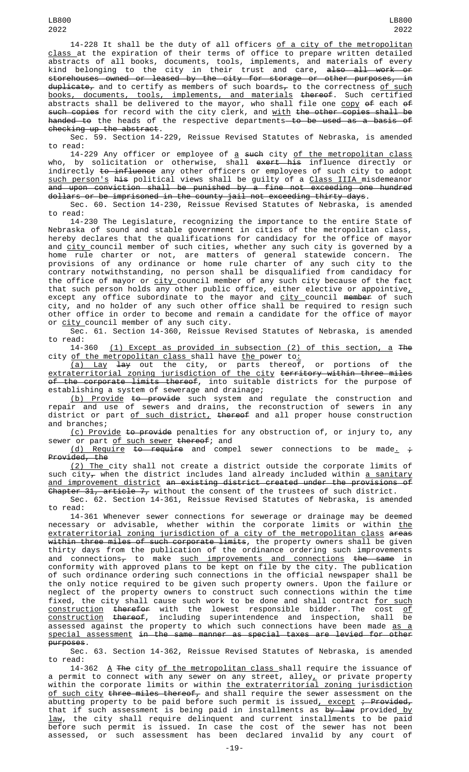14-228 It shall be the duty of all officers of a city of the metropolitan class at the expiration of their terms of office to prepare written detailed abstracts of all books, documents, tools, implements, and materials of every kind belonging to the city in their trust and care, ~~also all work or storehouses owned or leased by the city for storage or other purposes, in duplicate,~~ and to certify as members of such boards~~,~~ to the correctness of such books, documents, tools, implements, and materials ~~thereof~~. Such certified abstracts shall be delivered to the mayor, who shall file one copy ~~of~~ each ~~of such copies~~ for record with the city clerk, and with ~~the other copies shall be handed to~~ the heads of the respective departments~~—to be used as a basis of checking up the abstract~~.

Sec. 59. Section 14-229, Reissue Revised Statutes of Nebraska, is amended to read:

14-229 Any officer or employee of a ~~such~~ city of the metropolitan class who, by solicitation or otherwise, shall ~~exert his~~ influence directly or indirectly ~~to influence~~ any other officers or employees of such city to adopt such person's ~~his~~ political views shall be guilty of a Class IIIA misdemeanor ~~and upon conviction shall be punished by a fine not exceeding one hundred dollars or be imprisoned in the county jail not exceeding thirty days~~.

Sec. 60. Section 14-230, Reissue Revised Statutes of Nebraska, is amended to read:

14-230 The Legislature, recognizing the importance to the entire State of Nebraska of sound and stable government in cities of the metropolitan class, hereby declares that the qualifications for candidacy for the office of mayor and city council member of such cities, whether any such city is governed by a home rule charter or not, are matters of general statewide concern. The provisions of any ordinance or home rule charter of any such city to the contrary notwithstanding, no person shall be disqualified from candidacy for the office of mayor or city council member of any such city because of the fact that such person holds any other public office, either elective or appointive, except any office subordinate to the mayor and city council ~~member~~ of such city, and no holder of any such other office shall be required to resign such other office in order to become and remain a candidate for the office of mayor or city council member of any such city.

Sec. 61. Section 14-360, Reissue Revised Statutes of Nebraska, is amended to read:

14-360 (1) Except as provided in subsection (2) of this section, a ~~The~~ city of the metropolitan class shall have the power to:

(a) Lay ~~lay~~ out the city, or parts thereof, or portions of the extraterritorial zoning jurisdiction of the city ~~territory within three miles of the corporate limits thereof~~, into suitable districts for the purpose of establishing a system of sewerage and drainage;

(b) Provide ~~to provide~~ such system and regulate the construction and repair and use of sewers and drains, the reconstruction of sewers in any district or part of such district, ~~thereof~~ and all proper house construction and branches;

(c) Provide ~~to provide~~ penalties for any obstruction of, or injury to, any sewer or part of such sewer ~~thereof~~; and

(d) Require ~~to require~~ and compel sewer connections to be made. ~~; Provided, the~~

(2) The city shall not create a district outside the corporate limits of such city~~,~~ when the district includes land already included within a sanitary and improvement district ~~an existing district created under the provisions of Chapter 31, article 7,~~ without the consent of the trustees of such district.

Sec. 62. Section 14-361, Reissue Revised Statutes of Nebraska, is amended to read:

14-361 Whenever sewer connections for sewerage or drainage may be deemed necessary or advisable, whether within the corporate limits or within the extraterritorial zoning jurisdiction of a city of the metropolitan class ~~areas within three miles of such corporate limits~~, the property owners shall be given thirty days from the publication of the ordinance ordering such improvements and connections~~,~~ to make such improvements and connections ~~the same~~ in conformity with approved plans to be kept on file by the city. The publication of such ordinance ordering such connections in the official newspaper shall be the only notice required to be given such property owners. Upon the failure or neglect of the property owners to construct such connections within the time fixed, the city shall cause such work to be done and shall contract for such construction ~~therefor~~ with the lowest responsible bidder. The cost of construction ~~thereof~~, including superintendence and inspection, shall be assessed against the property to which such connections have been made as a special assessment ~~in the same manner as special taxes are levied for other purposes~~.

Sec. 63. Section 14-362, Reissue Revised Statutes of Nebraska, is amended to read:

14-362 A ~~The~~ city of the metropolitan class shall require the issuance of a permit to connect with any sewer on any street, alley, or private property within the corporate limits or within the extraterritorial zoning jurisdiction of such city ~~three miles thereof,~~ and shall require the sewer assessment on the abutting property to be paid before such permit is issued, except ~~; Provided,~~ that if such assessment is being paid in installments as ~~by law~~ provided by law, the city shall require delinquent and current installments to be paid before such permit is issued. In case the cost of the sewer has not been assessed, or such assessment has been declared invalid by any court of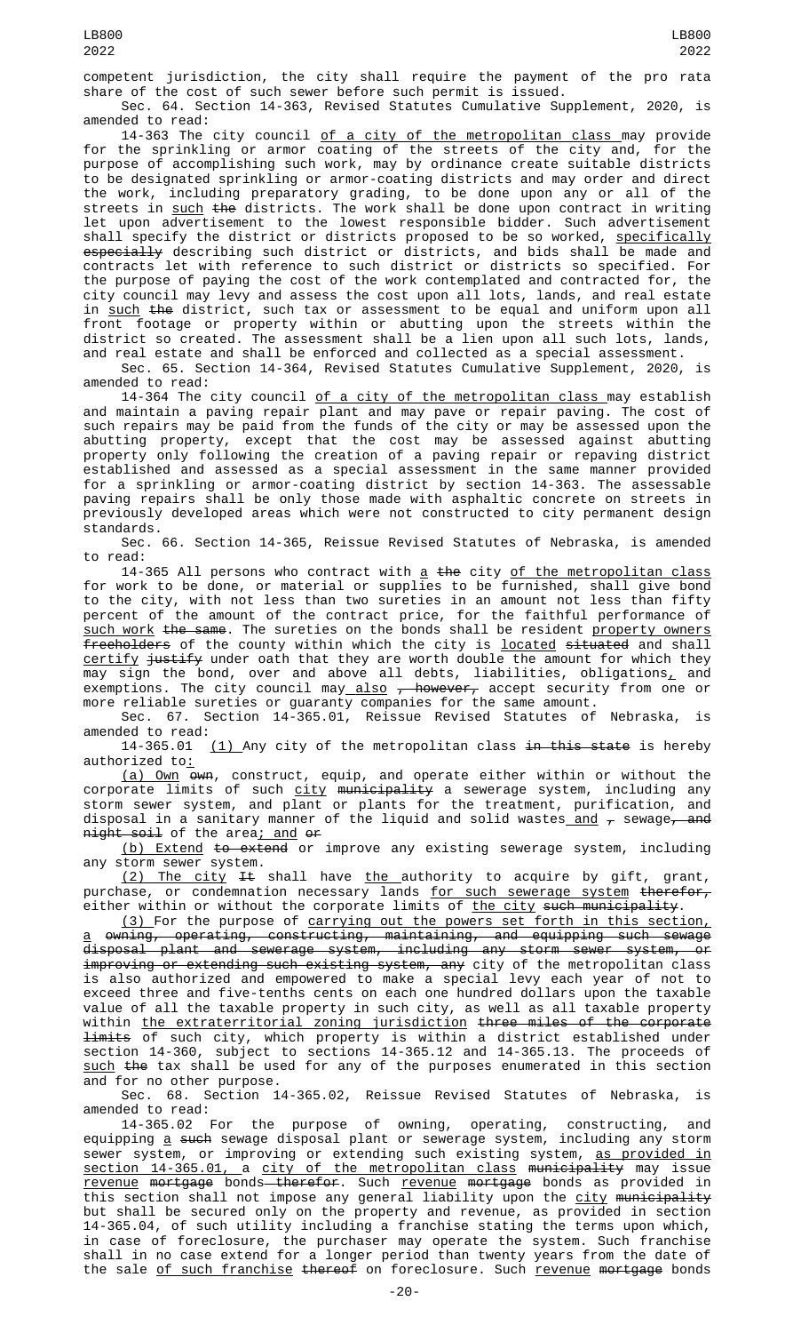competent jurisdiction, the city shall require the payment of the pro rata share of the cost of such sewer before such permit is issued.

Sec. 64. Section 14-363, Revised Statutes Cumulative Supplement, 2020, is amended to read:

14-363 The city council of a city of the metropolitan class may provide for the sprinkling or armor coating of the streets of the city and, for the purpose of accomplishing such work, may by ordinance create suitable districts to be designated sprinkling or armor-coating districts and may order and direct the work, including preparatory grading, to be done upon any or all of the streets in such the districts. The work shall be done upon contract in writing let upon advertisement to the lowest responsible bidder. Such advertisement shall specify the district or districts proposed to be so worked, specifically especially describing such district or districts, and bids shall be made and contracts let with reference to such district or districts so specified. For the purpose of paying the cost of the work contemplated and contracted for, the city council may levy and assess the cost upon all lots, lands, and real estate in such the district, such tax or assessment to be equal and uniform upon all front footage or property within or abutting upon the streets within the district so created. The assessment shall be a lien upon all such lots, lands, and real estate and shall be enforced and collected as a special assessment.

Sec. 65. Section 14-364, Revised Statutes Cumulative Supplement, 2020, is amended to read:

14-364 The city council of a city of the metropolitan class may establish and maintain a paving repair plant and may pave or repair paving. The cost of such repairs may be paid from the funds of the city or may be assessed upon the abutting property, except that the cost may be assessed against abutting property only following the creation of a paving repair or repaving district established and assessed as a special assessment in the same manner provided for a sprinkling or armor-coating district by section 14-363. The assessable paving repairs shall be only those made with asphaltic concrete on streets in previously developed areas which were not constructed to city permanent design standards.

Sec. 66. Section 14-365, Reissue Revised Statutes of Nebraska, is amended to read:

14-365 All persons who contract with a the city of the metropolitan class for work to be done, or material or supplies to be furnished, shall give bond to the city, with not less than two sureties in an amount not less than fifty percent of the amount of the contract price, for the faithful performance of such work the same. The sureties on the bonds shall be resident property owners freeholders of the county within which the city is located situated and shall certify justify under oath that they are worth double the amount for which they may sign the bond, over and above all debts, liabilities, obligations, and exemptions. The city council may also , however, accept security from one or more reliable sureties or guaranty companies for the same amount.

Sec. 67. Section 14-365.01, Reissue Revised Statutes of Nebraska, is amended to read:

14-365.01 (1) Any city of the metropolitan class in this state is hereby authorized to:

(a) Own own, construct, equip, and operate either within or without the corporate limits of such city municipality a sewerage system, including any storm sewer system, and plant or plants for the treatment, purification, and disposal in a sanitary manner of the liquid and solid wastes and , sewage, and night soil of the area; and or

(b) Extend to extend or improve any existing sewerage system, including any storm sewer system.

(2) The city It shall have the authority to acquire by gift, grant, purchase, or condemnation necessary lands for such sewerage system therefor, either within or without the corporate limits of the city such municipality.

(3) For the purpose of carrying out the powers set forth in this section, a owning, operating, constructing, maintaining, and equipping such sewage disposal plant and sewerage system, including any storm sewer system, or improving or extending such existing system, any city of the metropolitan class is also authorized and empowered to make a special levy each year of not to exceed three and five-tenths cents on each one hundred dollars upon the taxable value of all the taxable property in such city, as well as all taxable property within the extraterritorial zoning jurisdiction three miles of the corporate limits of such city, which property is within a district established under section 14-360, subject to sections 14-365.12 and 14-365.13. The proceeds of such the tax shall be used for any of the purposes enumerated in this section and for no other purpose.

Sec. 68. Section 14-365.02, Reissue Revised Statutes of Nebraska, is amended to read:

14-365.02 For the purpose of owning, operating, constructing, and equipping a such sewage disposal plant or sewerage system, including any storm sewer system, or improving or extending such existing system, as provided in section 14-365.01, a city of the metropolitan class municipality may issue revenue mortgage bonds therefor. Such revenue mortgage bonds as provided in this section shall not impose any general liability upon the city municipality but shall be secured only on the property and revenue, as provided in section 14-365.04, of such utility including a franchise stating the terms upon which, in case of foreclosure, the purchaser may operate the system. Such franchise shall in no case extend for a longer period than twenty years from the date of the sale of such franchise thereof on foreclosure. Such revenue mortgage bonds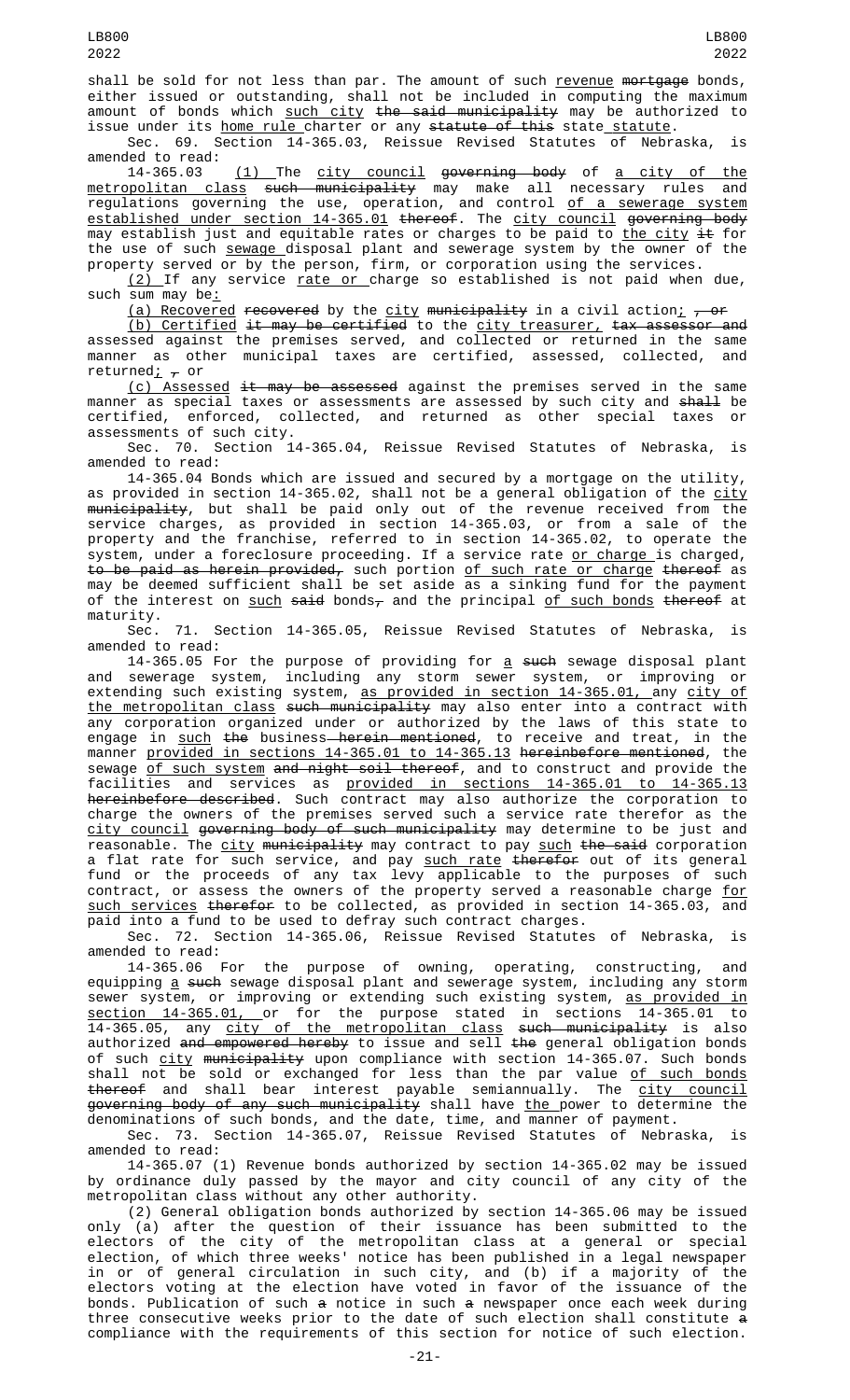shall be sold for not less than par. The amount of such <u>revenue</u> ~~mortgage~~ bonds, either issued or outstanding, shall not be included in computing the maximum amount of bonds which <u>such city</u> ~~the said municipality~~ may be authorized to issue under its <u>home rule</u> charter or any ~~statute of this~~ state <u>statute</u>.

Sec. 69. Section 14-365.03, Reissue Revised Statutes of Nebraska, is amended to read:

14-365.03 <u>(1)</u> The <u>city council</u> ~~governing body~~ of <u>a city of the metropolitan class</u> ~~such municipality~~ may make all necessary rules and regulations governing the use, operation, and control <u>of a sewerage system established under section 14-365.01</u> ~~thereof~~. The <u>city council</u> ~~governing body~~ may establish just and equitable rates or charges to be paid to <u>the city</u> ~~it~~ for the use of such <u>sewage</u> disposal plant and sewerage system by the owner of the property served or by the person, firm, or corporation using the services.

<u>(2)</u> If any service <u>rate or</u> charge so established is not paid when due, such sum may be<u>:</u>

<u>(a) Recovered</u> ~~recovered~~ by the <u>city</u> ~~municipality~~ in a civil action<u>;</u> ~~, or~~

<u>(b) Certified</u> ~~it may be certified~~ to the <u>city treasurer,</u> ~~tax assessor and~~ assessed against the premises served, and collected or returned in the same manner as other municipal taxes are certified, assessed, collected, and returned<u>;</u> ~~,~~ or

<u>(c) Assessed</u> ~~it may be assessed~~ against the premises served in the same manner as special taxes or assessments are assessed by such city and ~~shall~~ be certified, enforced, collected, and returned as other special taxes or assessments of such city.

Sec. 70. Section 14-365.04, Reissue Revised Statutes of Nebraska, is amended to read:

14-365.04 Bonds which are issued and secured by a mortgage on the utility, as provided in section 14-365.02, shall not be a general obligation of the <u>city</u> ~~municipality~~, but shall be paid only out of the revenue received from the service charges, as provided in section 14-365.03, or from a sale of the property and the franchise, referred to in section 14-365.02, to operate the system, under a foreclosure proceeding. If a service rate <u>or charge</u> is charged, ~~to be paid as herein provided,~~ such portion <u>of such rate or charge</u> ~~thereof~~ as may be deemed sufficient shall be set aside as a sinking fund for the payment of the interest on <u>such</u> ~~said~~ bonds~~,~~ and the principal <u>of such bonds</u> ~~thereof~~ at maturity.

Sec. 71. Section 14-365.05, Reissue Revised Statutes of Nebraska, is amended to read:

14-365.05 For the purpose of providing for <u>a</u> ~~such~~ sewage disposal plant and sewerage system, including any storm sewer system, or improving or extending such existing system, <u>as provided in section 14-365.01,</u> any <u>city of the metropolitan class</u> ~~such municipality~~ may also enter into a contract with any corporation organized under or authorized by the laws of this state to engage in <u>such</u> ~~the~~ business ~~herein mentioned~~, to receive and treat, in the manner <u>provided in sections 14-365.01 to 14-365.13</u> ~~hereinbefore mentioned~~, the sewage <u>of such system</u> ~~and night soil thereof~~, and to construct and provide the facilities and services as <u>provided in sections 14-365.01 to 14-365.13</u> ~~hereinbefore described~~. Such contract may also authorize the corporation to charge the owners of the premises served such a service rate therefor as the <u>city council</u> ~~governing body of such municipality~~ may determine to be just and reasonable. The <u>city</u> ~~municipality~~ may contract to pay <u>such</u> ~~the said~~ corporation a flat rate for such service, and pay <u>such rate</u> ~~therefor~~ out of its general fund or the proceeds of any tax levy applicable to the purposes of such contract, or assess the owners of the property served a reasonable charge <u>for such services</u> ~~therefor~~ to be collected, as provided in section 14-365.03, and paid into a fund to be used to defray such contract charges.

Sec. 72. Section 14-365.06, Reissue Revised Statutes of Nebraska, is amended to read:

14-365.06 For the purpose of owning, operating, constructing, and equipping <u>a</u> ~~such~~ sewage disposal plant and sewerage system, including any storm sewer system, or improving or extending such existing system, <u>as provided in section 14-365.01,</u> or for the purpose stated in sections 14-365.01 to 14-365.05, any <u>city of the metropolitan class</u> ~~such municipality~~ is also authorized ~~and empowered hereby~~ to issue and sell ~~the~~ general obligation bonds of such <u>city</u> ~~municipality~~ upon compliance with section 14-365.07. Such bonds shall not be sold or exchanged for less than the par value <u>of such bonds</u> ~~thereof~~ and shall bear interest payable semiannually. The <u>city council</u> ~~governing body of any such municipality~~ shall have <u>the</u> power to determine the denominations of such bonds, and the date, time, and manner of payment.

Sec. 73. Section 14-365.07, Reissue Revised Statutes of Nebraska, is amended to read:

14-365.07 (1) Revenue bonds authorized by section 14-365.02 may be issued by ordinance duly passed by the mayor and city council of any city of the metropolitan class without any other authority.

(2) General obligation bonds authorized by section 14-365.06 may be issued only (a) after the question of their issuance has been submitted to the electors of the city of the metropolitan class at a general or special election, of which three weeks' notice has been published in a legal newspaper in or of general circulation in such city, and (b) if a majority of the electors voting at the election have voted in favor of the issuance of the bonds. Publication of such ~~a~~ notice in such ~~a~~ newspaper once each week during three consecutive weeks prior to the date of such election shall constitute ~~a~~ compliance with the requirements of this section for notice of such election.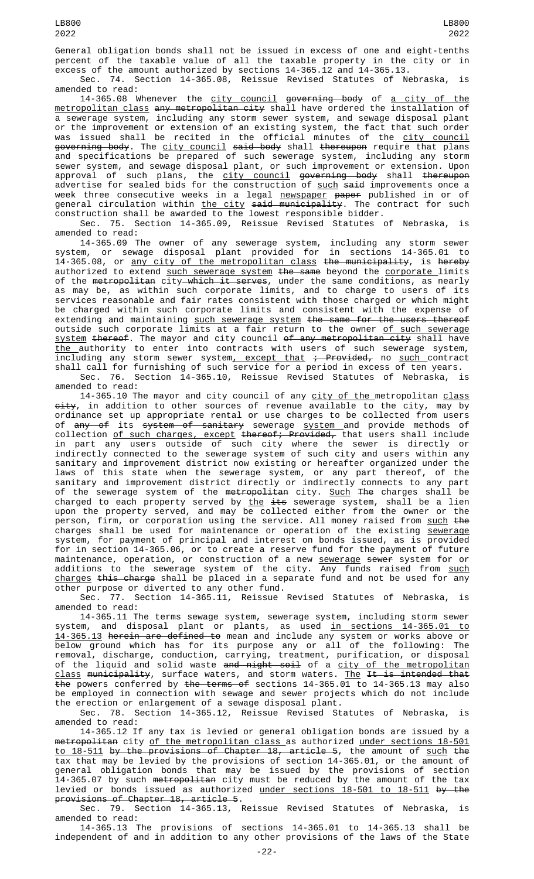General obligation bonds shall not be issued in excess of one and eight-tenths percent of the taxable value of all the taxable property in the city or in excess of the amount authorized by sections 14-365.12 and 14-365.13.

Sec. 74. Section 14-365.08, Reissue Revised Statutes of Nebraska, is amended to read:

14-365.08 Whenever the city council governing body of a city of the metropolitan class any metropolitan city shall have ordered the installation of a sewerage system, including any storm sewer system, and sewage disposal plant or the improvement or extension of an existing system, the fact that such order was issued shall be recited in the official minutes of the city council governing body. The city council said body shall thereupon require that plans and specifications be prepared of such sewerage system, including any storm sewer system, and sewage disposal plant, or such improvement or extension. Upon approval of such plans, the city council governing body shall thereupon advertise for sealed bids for the construction of such said improvements once a week three consecutive weeks in a legal newspaper paper published in or of general circulation within the city said municipality. The contract for such construction shall be awarded to the lowest responsible bidder.

Sec. 75. Section 14-365.09, Reissue Revised Statutes of Nebraska, is amended to read:

14-365.09 The owner of any sewerage system, including any storm sewer system, or sewage disposal plant provided for in sections 14-365.01 to 14-365.08, or any city of the metropolitan class the municipality, is hereby authorized to extend such sewerage system the same beyond the corporate limits of the metropolitan city which it serves, under the same conditions, as nearly as may be, as within such corporate limits, and to charge to users of its services reasonable and fair rates consistent with those charged or which might be charged within such corporate limits and consistent with the expense of extending and maintaining such sewerage system the same for the users thereof outside such corporate limits at a fair return to the owner of such sewerage system thereof. The mayor and city council of any metropolitan city shall have the authority to enter into contracts with users of such sewerage system, including any storm sewer system, except that ; Provided, no such contract shall call for furnishing of such service for a period in excess of ten years.

Sec. 76. Section 14-365.10, Reissue Revised Statutes of Nebraska, is amended to read:

14-365.10 The mayor and city council of any city of the metropolitan class city, in addition to other sources of revenue available to the city, may by ordinance set up appropriate rental or use charges to be collected from users of any of its system of sanitary sewerage system and provide methods of collection of such charges, except thereof; Provided, that users shall include in part any users outside of such city where the sewer is directly or indirectly connected to the sewerage system of such city and users within any sanitary and improvement district now existing or hereafter organized under the laws of this state when the sewerage system, or any part thereof, of the sanitary and improvement district directly or indirectly connects to any part of the sewerage system of the metropolitan city. Such The charges shall be charged to each property served by the its sewerage system, shall be a lien upon the property served, and may be collected either from the owner or the person, firm, or corporation using the service. All money raised from such the charges shall be used for maintenance or operation of the existing sewerage system, for payment of principal and interest on bonds issued, as is provided for in section 14-365.06, or to create a reserve fund for the payment of future maintenance, operation, or construction of a new sewerage sewer system for or additions to the sewerage system of the city. Any funds raised from such charges this charge shall be placed in a separate fund and not be used for any other purpose or diverted to any other fund.

Sec. 77. Section 14-365.11, Reissue Revised Statutes of Nebraska, is amended to read:

14-365.11 The terms sewage system, sewerage system, including storm sewer system, and disposal plant or plants, as used in sections 14-365.01 to 14-365.13 herein are defined to mean and include any system or works above or below ground which has for its purpose any or all of the following: The removal, discharge, conduction, carrying, treatment, purification, or disposal of the liquid and solid waste and night soil of a city of the metropolitan class municipality, surface waters, and storm waters. The It is intended that the powers conferred by the terms of sections 14-365.01 to 14-365.13 may also be employed in connection with sewage and sewer projects which do not include the erection or enlargement of a sewage disposal plant.

Sec. 78. Section 14-365.12, Reissue Revised Statutes of Nebraska, is amended to read:

14-365.12 If any tax is levied or general obligation bonds are issued by a metropolitan city of the metropolitan class as authorized under sections 18-501 to 18-511 by the provisions of Chapter 18, article 5, the amount of such the tax that may be levied by the provisions of section 14-365.01, or the amount of general obligation bonds that may be issued by the provisions of section 14-365.07 by such metropolitan city must be reduced by the amount of the tax levied or bonds issued as authorized under sections 18-501 to 18-511 by the provisions of Chapter 18, article 5.

Sec. 79. Section 14-365.13, Reissue Revised Statutes of Nebraska, is amended to read:

14-365.13 The provisions of sections 14-365.01 to 14-365.13 shall be independent of and in addition to any other provisions of the laws of the State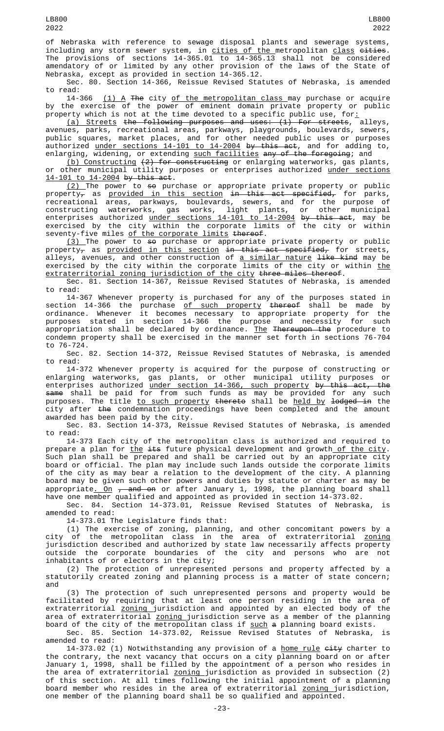of Nebraska with reference to sewage disposal plants and sewerage systems, including any storm sewer system, in cities of the metropolitan class cities. The provisions of sections 14-365.01 to 14-365.13 shall not be considered amendatory of or limited by any other provision of the laws of the State of Nebraska, except as provided in section 14-365.12.

Sec. 80. Section 14-366, Reissue Revised Statutes of Nebraska, is amended to read:

14-366 (1) A The city of the metropolitan class may purchase or acquire by the exercise of the power of eminent domain private property or public property which is not at the time devoted to a specific public use, for:

(a) Streets the following purposes and uses: (1) For streets, alleys, avenues, parks, recreational areas, parkways, playgrounds, boulevards, sewers, public squares, market places, and for other needed public uses or purposes authorized under sections 14-101 to 14-2004 by this act, and for adding to, enlarging, widening, or extending such facilities any of the foregoing; and

(b) Constructing (2) for constructing or enlarging waterworks, gas plants, or other municipal utility purposes or enterprises authorized under sections 14-101 to 14-2004 by this act.

(2) The power to so purchase or appropriate private property or public property, as provided in this section in this act specified, for parks, recreational areas, parkways, boulevards, sewers, and for the purpose of constructing waterworks, gas works, light plants, or other municipal enterprises authorized under sections 14-101 to 14-2004 by this act, may be exercised by the city within the corporate limits of the city or within seventy-five miles of the corporate limits thereof.

(3) The power to so purchase or appropriate private property or public property, as provided in this section in this act specified, for streets, alleys, avenues, and other construction of a similar nature like kind may be exercised by the city within the corporate limits of the city or within the extraterritorial zoning jurisdiction of the city three miles thereof.

Sec. 81. Section 14-367, Reissue Revised Statutes of Nebraska, is amended to read:

14-367 Whenever property is purchased for any of the purposes stated in section 14-366 the purchase of such property thereof shall be made by ordinance. Whenever it becomes necessary to appropriate property for the purposes stated in section 14-366 the purpose and necessity for such appropriation shall be declared by ordinance. The Thereupon the procedure to condemn property shall be exercised in the manner set forth in sections 76-704 to 76-724.

Sec. 82. Section 14-372, Reissue Revised Statutes of Nebraska, is amended to read:

14-372 Whenever property is acquired for the purpose of constructing or enlarging waterworks, gas plants, or other municipal utility purposes or enterprises authorized under section 14-366, such property by this act, the same shall be paid for from such funds as may be provided for any such purposes. The title to such property thereto shall be held by lodged in the city after the condemnation proceedings have been completed and the amount awarded has been paid by the city.

Sec. 83. Section 14-373, Reissue Revised Statutes of Nebraska, is amended to read:

14-373 Each city of the metropolitan class is authorized and required to prepare a plan for the its future physical development and growth of the city. Such plan shall be prepared and shall be carried out by an appropriate city board or official. The plan may include such lands outside the corporate limits of the city as may bear a relation to the development of the city. A planning board may be given such other powers and duties by statute or charter as may be appropriate. On , and on or after January 1, 1998, the planning board shall have one member qualified and appointed as provided in section 14-373.02.

Sec. 84. Section 14-373.01, Reissue Revised Statutes of Nebraska, is amended to read:

14-373.01 The Legislature finds that:

(1) The exercise of zoning, planning, and other concomitant powers by a city of the metropolitan class in the area of extraterritorial zoning jurisdiction described and authorized by state law necessarily affects property outside the corporate boundaries of the city and persons who are not inhabitants of or electors in the city;

(2) The protection of unrepresented persons and property affected by a statutorily created zoning and planning process is a matter of state concern; and

(3) The protection of such unrepresented persons and property would be facilitated by requiring that at least one person residing in the area of extraterritorial zoning jurisdiction and appointed by an elected body of the area of extraterritorial zoning jurisdiction serve as a member of the planning board of the city of the metropolitan class if such a planning board exists.

Sec. 85. Section 14-373.02, Reissue Revised Statutes of Nebraska, is amended to read:

14-373.02 (1) Notwithstanding any provision of a home rule city charter to the contrary, the next vacancy that occurs on a city planning board on or after January 1, 1998, shall be filled by the appointment of a person who resides in the area of extraterritorial zoning jurisdiction as provided in subsection (2) of this section. At all times following the initial appointment of a planning board member who resides in the area of extraterritorial zoning jurisdiction, one member of the planning board shall be so qualified and appointed.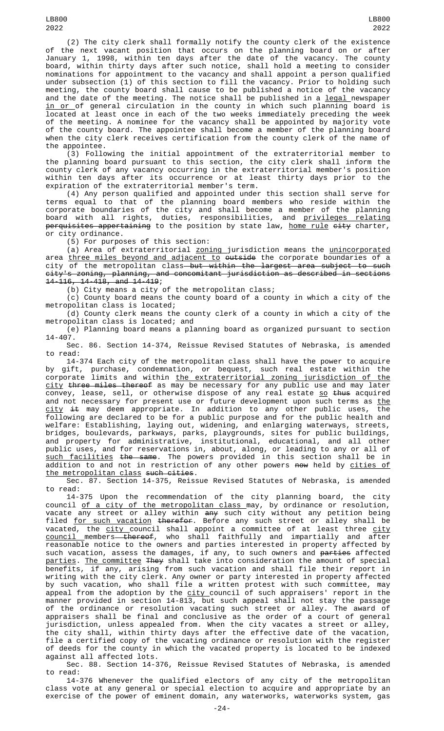(2) The city clerk shall formally notify the county clerk of the existence of the next vacant position that occurs on the planning board on or after January 1, 1998, within ten days after the date of the vacancy. The county board, within thirty days after such notice, shall hold a meeting to consider nominations for appointment to the vacancy and shall appoint a person qualified under subsection (1) of this section to fill the vacancy. Prior to holding such meeting, the county board shall cause to be published a notice of the vacancy and the date of the meeting. The notice shall be published in a legal newspaper in or of general circulation in the county in which such planning board is located at least once in each of the two weeks immediately preceding the week of the meeting. A nominee for the vacancy shall be appointed by majority vote of the county board. The appointee shall become a member of the planning board when the city clerk receives certification from the county clerk of the name of the appointee.

(3) Following the initial appointment of the extraterritorial member to the planning board pursuant to this section, the city clerk shall inform the county clerk of any vacancy occurring in the extraterritorial member's position within ten days after its occurrence or at least thirty days prior to the expiration of the extraterritorial member's term.

(4) Any person qualified and appointed under this section shall serve for terms equal to that of the planning board members who reside within the corporate boundaries of the city and shall become a member of the planning board with all rights, duties, responsibilities, and privileges relating perquisites appertaining to the position by state law, home rule city charter, or city ordinance.

(5) For purposes of this section:

(a) Area of extraterritorial zoning jurisdiction means the unincorporated area three miles beyond and adjacent to outside the corporate boundaries of a city of the metropolitan class but within the largest area subject to such city's zoning, planning, and concomitant jurisdiction as described in sections 14-116, 14-418, and 14-419;

(b) City means a city of the metropolitan class;

(c) County board means the county board of a county in which a city of the metropolitan class is located;

(d) County clerk means the county clerk of a county in which a city of the metropolitan class is located; and

(e) Planning board means a planning board as organized pursuant to section 14-407.

Sec. 86. Section 14-374, Reissue Revised Statutes of Nebraska, is amended to read:

14-374 Each city of the metropolitan class shall have the power to acquire by gift, purchase, condemnation, or bequest, such real estate within the corporate limits and within the extraterritorial zoning jurisdiction of the city three miles thereof as may be necessary for any public use and may later convey, lease, sell, or otherwise dispose of any real estate so thus acquired and not necessary for present use or future development upon such terms as the city it may deem appropriate. In addition to any other public uses, the following are declared to be for a public purpose and for the public health and welfare: Establishing, laying out, widening, and enlarging waterways, streets, bridges, boulevards, parkways, parks, playgrounds, sites for public buildings, and property for administrative, institutional, educational, and all other public uses, and for reservations in, about, along, or leading to any or all of such facilities the same. The powers provided in this section shall be in addition to and not in restriction of any other powers now held by cities of the metropolitan class such cities.

Sec. 87. Section 14-375, Reissue Revised Statutes of Nebraska, is amended to read:

14-375 Upon the recommendation of the city planning board, the city council of a city of the metropolitan class may, by ordinance or resolution, vacate any street or alley within any such city without any petition being filed for such vacation therefor. Before any such street or alley shall be vacated, the city council shall appoint a committee of at least three city council members thereof, who shall faithfully and impartially and after reasonable notice to the owners and parties interested in property affected by such vacation, assess the damages, if any, to such owners and parties affected parties. The committee They shall take into consideration the amount of special benefits, if any, arising from such vacation and shall file their report in writing with the city clerk. Any owner or party interested in property affected by such vacation, who shall file a written protest with such committee, may appeal from the adoption by the city council of such appraisers' report in the manner provided in section 14-813, but such appeal shall not stay the passage of the ordinance or resolution vacating such street or alley. The award of appraisers shall be final and conclusive as the order of a court of general jurisdiction, unless appealed from. When the city vacates a street or alley, the city shall, within thirty days after the effective date of the vacation, file a certified copy of the vacating ordinance or resolution with the register of deeds for the county in which the vacated property is located to be indexed against all affected lots.

Sec. 88. Section 14-376, Reissue Revised Statutes of Nebraska, is amended to read:

14-376 Whenever the qualified electors of any city of the metropolitan class vote at any general or special election to acquire and appropriate by an exercise of the power of eminent domain, any waterworks, waterworks system, gas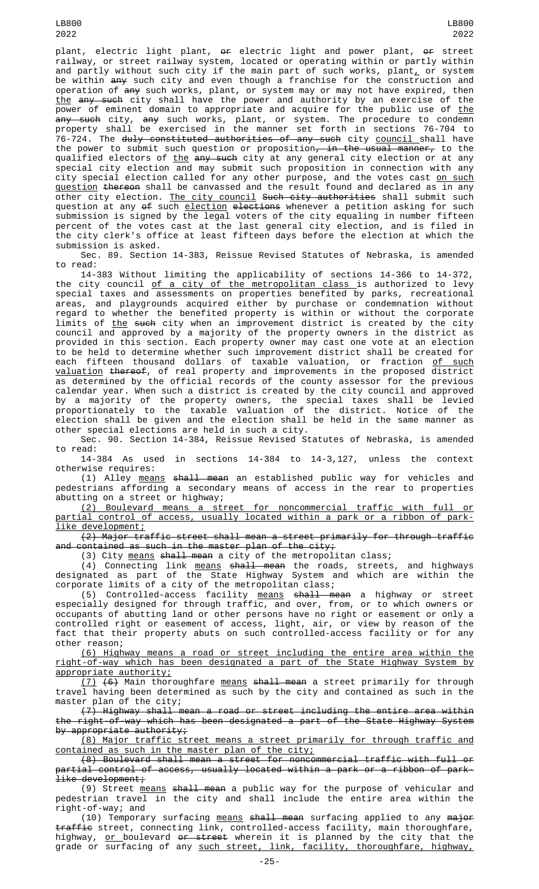plant, electric light plant, or electric light and power plant, or street railway, or street railway system, located or operating within or partly within and partly without such city if the main part of such works, plant, or system be within any such city and even though a franchise for the construction and operation of any such works, plant, or system may or may not have expired, then the any such city shall have the power and authority by an exercise of the power of eminent domain to appropriate and acquire for the public use of the any such city, any such works, plant, or system. The procedure to condemn property shall be exercised in the manner set forth in sections 76-704 to 76-724. The duly constituted authorities of any such city council shall have the power to submit such question or proposition, in the usual manner, to the qualified electors of the any such city at any general city election or at any special city election and may submit such proposition in connection with any city special election called for any other purpose, and the votes cast on such question thereon shall be canvassed and the result found and declared as in any other city election. The city council Such city authorities shall submit such question at any of such election elections whenever a petition asking for such submission is signed by the legal voters of the city equaling in number fifteen percent of the votes cast at the last general city election, and is filed in the city clerk's office at least fifteen days before the election at which the submission is asked.

Sec. 89. Section 14-383, Reissue Revised Statutes of Nebraska, is amended to read:

14-383 Without limiting the applicability of sections 14-366 to 14-372, the city council of a city of the metropolitan class is authorized to levy special taxes and assessments on properties benefited by parks, recreational areas, and playgrounds acquired either by purchase or condemnation without regard to whether the benefited property is within or without the corporate limits of the such city when an improvement district is created by the city council and approved by a majority of the property owners in the district as provided in this section. Each property owner may cast one vote at an election to be held to determine whether such improvement district shall be created for each fifteen thousand dollars of taxable valuation, or fraction of such valuation thereof, of real property and improvements in the proposed district as determined by the official records of the county assessor for the previous calendar year. When such a district is created by the city council and approved by a majority of the property owners, the special taxes shall be levied proportionately to the taxable valuation of the district. Notice of the election shall be given and the election shall be held in the same manner as other special elections are held in such a city.

Sec. 90. Section 14-384, Reissue Revised Statutes of Nebraska, is amended to read:

14-384 As used in sections 14-384 to 14-3,127, unless the context otherwise requires:

(1) Alley means shall mean an established public way for vehicles and pedestrians affording a secondary means of access in the rear to properties abutting on a street or highway;

(2) Boulevard means a street for noncommercial traffic with full or partial control of access, usually located within a park or a ribbon of park-like development;

(2) Major traffic street shall mean a street primarily for through traffic and contained as such in the master plan of the city;

(3) City means shall mean a city of the metropolitan class;

(4) Connecting link means shall mean the roads, streets, and highways designated as part of the State Highway System and which are within the corporate limits of a city of the metropolitan class;

(5) Controlled-access facility means shall mean a highway or street especially designed for through traffic, and over, from, or to which owners or occupants of abutting land or other persons have no right or easement or only a controlled right or easement of access, light, air, or view by reason of the fact that their property abuts on such controlled-access facility or for any other reason;

(6) Highway means a road or street including the entire area within the right-of-way which has been designated a part of the State Highway System by appropriate authority;

(7) (6) Main thoroughfare means shall mean a street primarily for through travel having been determined as such by the city and contained as such in the master plan of the city;

(7) Highway shall mean a road or street including the entire area within the right-of-way which has been designated a part of the State Highway System by appropriate authority;

(8) Major traffic street means a street primarily for through traffic and contained as such in the master plan of the city;

(8) Boulevard shall mean a street for noncommercial traffic with full or partial control of access, usually located within a park or a ribbon of park-like development;

(9) Street means shall mean a public way for the purpose of vehicular and pedestrian travel in the city and shall include the entire area within the right-of-way; and

(10) Temporary surfacing means shall mean surfacing applied to any major traffic street, connecting link, controlled-access facility, main thoroughfare, highway, or boulevard or street wherein it is planned by the city that the grade or surfacing of any such street, link, facility, thoroughfare, highway,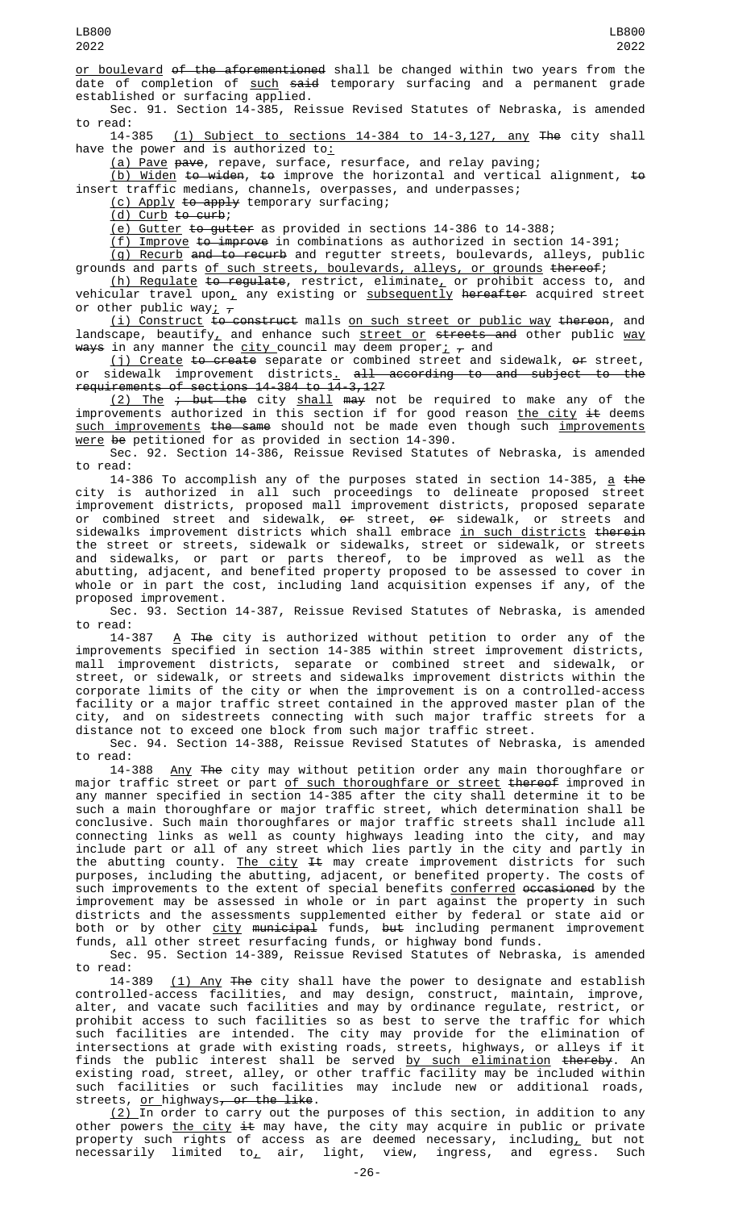or boulevard of the aforementioned shall be changed within two years from the date of completion of such said temporary surfacing and a permanent grade established or surfacing applied.

Sec. 91. Section 14-385, Reissue Revised Statutes of Nebraska, is amended to read:

14-385 (1) Subject to sections 14-384 to 14-3,127, any The city shall have the power and is authorized to:

(a) Pave pave, repave, surface, resurface, and relay paving;

(b) Widen to widen, to improve the horizontal and vertical alignment, to insert traffic medians, channels, overpasses, and underpasses;

(c) Apply to apply temporary surfacing;

(d) Curb to curb;

(e) Gutter to gutter as provided in sections 14-386 to 14-388;

(f) Improve to improve in combinations as authorized in section 14-391;

(g) Recurb and to recurb and regutter streets, boulevards, alleys, public grounds and parts of such streets, boulevards, alleys, or grounds thereof;

(h) Regulate to regulate, restrict, eliminate, or prohibit access to, and vehicular travel upon, any existing or subsequently hereafter acquired street or other public way; ,

(i) Construct to construct malls on such street or public way thereon, and landscape, beautify, and enhance such street or streets and other public way ways in any manner the city council may deem proper; , and

(j) Create to create separate or combined street and sidewalk, or street, or sidewalk improvement districts. all according to and subject to the requirements of sections 14-384 to 14-3,127

(2) The ; but the city shall may not be required to make any of the improvements authorized in this section if for good reason the city it deems such improvements the same should not be made even though such improvements were be petitioned for as provided in section 14-390.

Sec. 92. Section 14-386, Reissue Revised Statutes of Nebraska, is amended to read:

14-386 To accomplish any of the purposes stated in section 14-385, a the city is authorized in all such proceedings to delineate proposed street improvement districts, proposed mall improvement districts, proposed separate or combined street and sidewalk, or street, or sidewalk, or streets and sidewalks improvement districts which shall embrace in such districts therein the street or streets, sidewalk or sidewalks, street or sidewalk, or streets and sidewalks, or part or parts thereof, to be improved as well as the abutting, adjacent, and benefited property proposed to be assessed to cover in whole or in part the cost, including land acquisition expenses if any, of the proposed improvement.

Sec. 93. Section 14-387, Reissue Revised Statutes of Nebraska, is amended to read:

14-387 A The city is authorized without petition to order any of the improvements specified in section 14-385 within street improvement districts, mall improvement districts, separate or combined street and sidewalk, or street, or sidewalk, or streets and sidewalks improvement districts within the corporate limits of the city or when the improvement is on a controlled-access facility or a major traffic street contained in the approved master plan of the city, and on sidestreets connecting with such major traffic streets for a distance not to exceed one block from such major traffic street.

Sec. 94. Section 14-388, Reissue Revised Statutes of Nebraska, is amended to read:

14-388 Any The city may without petition order any main thoroughfare or major traffic street or part of such thoroughfare or street thereof improved in any manner specified in section 14-385 after the city shall determine it to be such a main thoroughfare or major traffic street, which determination shall be conclusive. Such main thoroughfares or major traffic streets shall include all connecting links as well as county highways leading into the city, and may include part or all of any street which lies partly in the city and partly in the abutting county. The city It may create improvement districts for such purposes, including the abutting, adjacent, or benefited property. The costs of such improvements to the extent of special benefits conferred occasioned by the improvement may be assessed in whole or in part against the property in such districts and the assessments supplemented either by federal or state aid or both or by other city municipal funds, but including permanent improvement funds, all other street resurfacing funds, or highway bond funds.

Sec. 95. Section 14-389, Reissue Revised Statutes of Nebraska, is amended to read:

14-389 (1) Any The city shall have the power to designate and establish controlled-access facilities, and may design, construct, maintain, improve, alter, and vacate such facilities and may by ordinance regulate, restrict, or prohibit access to such facilities so as best to serve the traffic for which such facilities are intended. The city may provide for the elimination of intersections at grade with existing roads, streets, highways, or alleys if it finds the public interest shall be served by such elimination thereby. An existing road, street, alley, or other traffic facility may be included within such facilities or such facilities may include new or additional roads, streets, or highways, or the like.

(2) In order to carry out the purposes of this section, in addition to any other powers the city it may have, the city may acquire in public or private property such rights of access as are deemed necessary, including, but not necessarily limited to, air, light, view, ingress, and egress. Such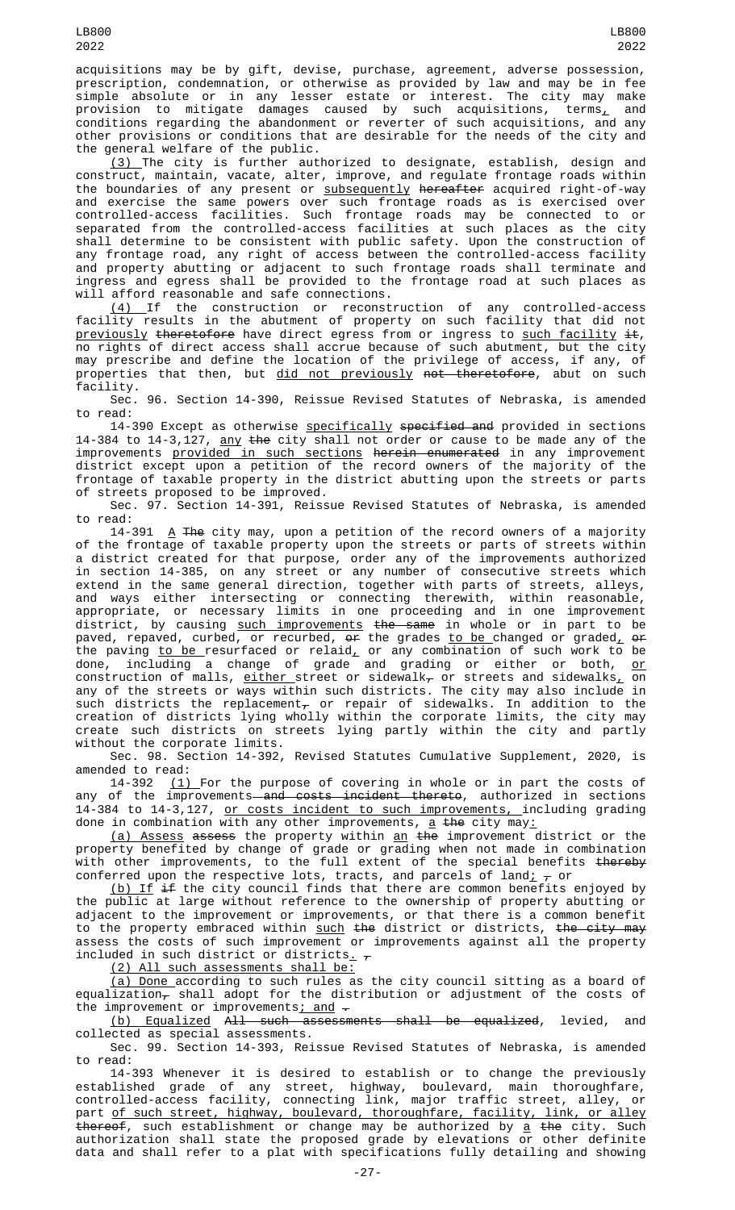acquisitions may be by gift, devise, purchase, agreement, adverse possession, prescription, condemnation, or otherwise as provided by law and may be in fee simple absolute or in any lesser estate or interest. The city may make provision to mitigate damages caused by such acquisitions, terms, and conditions regarding the abandonment or reverter of such acquisitions, and any other provisions or conditions that are desirable for the needs of the city and the general welfare of the public.

(3) The city is further authorized to designate, establish, design and construct, maintain, vacate, alter, improve, and regulate frontage roads within the boundaries of any present or subsequently ~~hereafter~~ acquired right-of-way and exercise the same powers over such frontage roads as is exercised over controlled-access facilities. Such frontage roads may be connected to or separated from the controlled-access facilities at such places as the city shall determine to be consistent with public safety. Upon the construction of any frontage road, any right of access between the controlled-access facility and property abutting or adjacent to such frontage roads shall terminate and ingress and egress shall be provided to the frontage road at such places as will afford reasonable and safe connections.

(4) If the construction or reconstruction of any controlled-access facility results in the abutment of property on such facility that did not previously ~~theretofore~~ have direct egress from or ingress to such facility ~~it~~, no rights of direct access shall accrue because of such abutment, but the city may prescribe and define the location of the privilege of access, if any, of properties that then, but did not previously ~~not theretofore~~, abut on such facility.

Sec. 96. Section 14-390, Reissue Revised Statutes of Nebraska, is amended to read:

14-390 Except as otherwise specifically ~~specified and~~ provided in sections 14-384 to 14-3,127, any ~~the~~ city shall not order or cause to be made any of the improvements provided in such sections ~~herein enumerated~~ in any improvement district except upon a petition of the record owners of the majority of the frontage of taxable property in the district abutting upon the streets or parts of streets proposed to be improved.

Sec. 97. Section 14-391, Reissue Revised Statutes of Nebraska, is amended to read:

14-391 A ~~The~~ city may, upon a petition of the record owners of a majority of the frontage of taxable property upon the streets or parts of streets within a district created for that purpose, order any of the improvements authorized in section 14-385, on any street or any number of consecutive streets which extend in the same general direction, together with parts of streets, alleys, and ways either intersecting or connecting therewith, within reasonable, appropriate, or necessary limits in one proceeding and in one improvement district, by causing such improvements ~~the same~~ in whole or in part to be paved, repaved, curbed, or recurbed, ~~or~~ the grades to be changed or graded, ~~or~~ the paving to be resurfaced or relaid, or any combination of such work to be done, including a change of grade and grading or either or both, or construction of malls, either street or sidewalk~~,~~ or streets and sidewalks, on any of the streets or ways within such districts. The city may also include in such districts the replacement~~,~~ or repair of sidewalks. In addition to the creation of districts lying wholly within the corporate limits, the city may create such districts on streets lying partly within the city and partly without the corporate limits.

Sec. 98. Section 14-392, Revised Statutes Cumulative Supplement, 2020, is amended to read:

14-392 (1) For the purpose of covering in whole or in part the costs of any of the improvements ~~and costs incident thereto~~, authorized in sections 14-384 to 14-3,127, or costs incident to such improvements, including grading done in combination with any other improvements, a ~~the~~ city may:

(a) Assess ~~assess~~ the property within an ~~the~~ improvement district or the property benefited by change of grade or grading when not made in combination with other improvements, to the full extent of the special benefits ~~thereby~~ conferred upon the respective lots, tracts, and parcels of land; ~~,~~ or

(b) If ~~if~~ the city council finds that there are common benefits enjoyed by the public at large without reference to the ownership of property abutting or adjacent to the improvement or improvements, or that there is a common benefit to the property embraced within such ~~the~~ district or districts, ~~the city may~~ assess the costs of such improvement or improvements against all the property included in such district or districts. ~~,~~

(2) All such assessments shall be:

(a) Done according to such rules as the city council sitting as a board of equalization~~,~~ shall adopt for the distribution or adjustment of the costs of the improvement or improvements; and ~~.~~

(b) Equalized ~~All such assessments shall be equalized~~, levied, and collected as special assessments.

Sec. 99. Section 14-393, Reissue Revised Statutes of Nebraska, is amended to read:

14-393 Whenever it is desired to establish or to change the previously established grade of any street, highway, boulevard, main thoroughfare, controlled-access facility, connecting link, major traffic street, alley, or part of such street, highway, boulevard, thoroughfare, facility, link, or alley ~~thereof~~, such establishment or change may be authorized by a ~~the~~ city. Such authorization shall state the proposed grade by elevations or other definite data and shall refer to a plat with specifications fully detailing and showing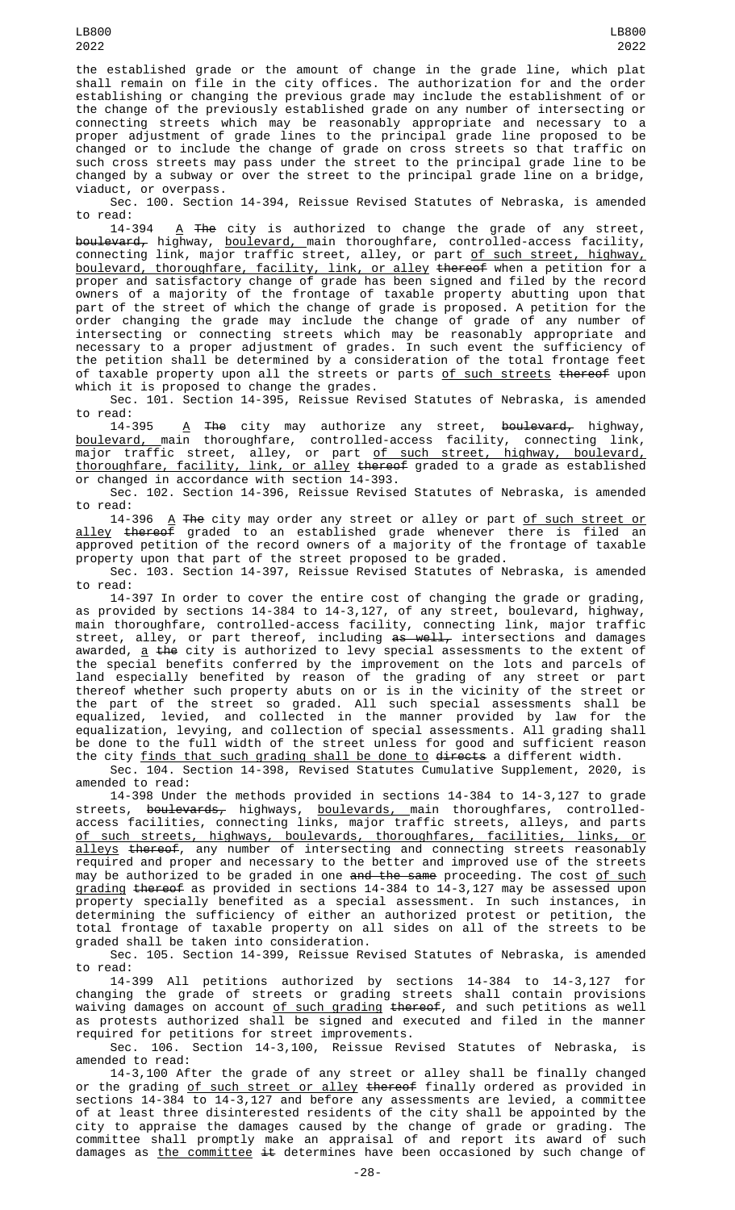the established grade or the amount of change in the grade line, which plat shall remain on file in the city offices. The authorization for and the order establishing or changing the previous grade may include the establishment of or the change of the previously established grade on any number of intersecting or connecting streets which may be reasonably appropriate and necessary to a proper adjustment of grade lines to the principal grade line proposed to be changed or to include the change of grade on cross streets so that traffic on such cross streets may pass under the street to the principal grade line to be changed by a subway or over the street to the principal grade line on a bridge, viaduct, or overpass.

Sec. 100. Section 14-394, Reissue Revised Statutes of Nebraska, is amended to read:

14-394 A ~~The~~ city is authorized to change the grade of any street, ~~boulevard,~~ highway, boulevard, main thoroughfare, controlled-access facility, connecting link, major traffic street, alley, or part of such street, highway, boulevard, thoroughfare, facility, link, or alley ~~thereof~~ when a petition for a proper and satisfactory change of grade has been signed and filed by the record owners of a majority of the frontage of taxable property abutting upon that part of the street of which the change of grade is proposed. A petition for the order changing the grade may include the change of grade of any number of intersecting or connecting streets which may be reasonably appropriate and necessary to a proper adjustment of grades. In such event the sufficiency of the petition shall be determined by a consideration of the total frontage feet of taxable property upon all the streets or parts of such streets ~~thereof~~ upon which it is proposed to change the grades.

Sec. 101. Section 14-395, Reissue Revised Statutes of Nebraska, is amended to read:

14-395 A ~~The~~ city may authorize any street, ~~boulevard,~~ highway, boulevard, main thoroughfare, controlled-access facility, connecting link, major traffic street, alley, or part of such street, highway, boulevard, thoroughfare, facility, link, or alley ~~thereof~~ graded to a grade as established or changed in accordance with section 14-393.

Sec. 102. Section 14-396, Reissue Revised Statutes of Nebraska, is amended to read:

14-396 A ~~The~~ city may order any street or alley or part of such street or alley ~~thereof~~ graded to an established grade whenever there is filed an approved petition of the record owners of a majority of the frontage of taxable property upon that part of the street proposed to be graded.

Sec. 103. Section 14-397, Reissue Revised Statutes of Nebraska, is amended to read:

14-397 In order to cover the entire cost of changing the grade or grading, as provided by sections 14-384 to 14-3,127, of any street, boulevard, highway, main thoroughfare, controlled-access facility, connecting link, major traffic street, alley, or part thereof, including ~~as well,~~ intersections and damages awarded, a ~~the~~ city is authorized to levy special assessments to the extent of the special benefits conferred by the improvement on the lots and parcels of land especially benefited by reason of the grading of any street or part thereof whether such property abuts on or is in the vicinity of the street or the part of the street so graded. All such special assessments shall be equalized, levied, and collected in the manner provided by law for the equalization, levying, and collection of special assessments. All grading shall be done to the full width of the street unless for good and sufficient reason the city finds that such grading shall be done to ~~directs~~ a different width.

Sec. 104. Section 14-398, Revised Statutes Cumulative Supplement, 2020, is amended to read:

14-398 Under the methods provided in sections 14-384 to 14-3,127 to grade streets, ~~boulevards,~~ highways, boulevards, main thoroughfares, controlled-access facilities, connecting links, major traffic streets, alleys, and parts of such streets, highways, boulevards, thoroughfares, facilities, links, or alleys ~~thereof~~, any number of intersecting and connecting streets reasonably required and proper and necessary to the better and improved use of the streets may be authorized to be graded in one ~~and the same~~ proceeding. The cost of such grading ~~thereof~~ as provided in sections 14-384 to 14-3,127 may be assessed upon property specially benefited as a special assessment. In such instances, in determining the sufficiency of either an authorized protest or petition, the total frontage of taxable property on all sides on all of the streets to be graded shall be taken into consideration.

Sec. 105. Section 14-399, Reissue Revised Statutes of Nebraska, is amended to read:

14-399 All petitions authorized by sections 14-384 to 14-3,127 for changing the grade of streets or grading streets shall contain provisions waiving damages on account of such grading ~~thereof~~, and such petitions as well as protests authorized shall be signed and executed and filed in the manner required for petitions for street improvements.

Sec. 106. Section 14-3,100, Reissue Revised Statutes of Nebraska, is amended to read:

14-3,100 After the grade of any street or alley shall be finally changed or the grading of such street or alley ~~thereof~~ finally ordered as provided in sections 14-384 to 14-3,127 and before any assessments are levied, a committee of at least three disinterested residents of the city shall be appointed by the city to appraise the damages caused by the change of grade or grading. The committee shall promptly make an appraisal of and report its award of such damages as the committee ~~it~~ determines have been occasioned by such change of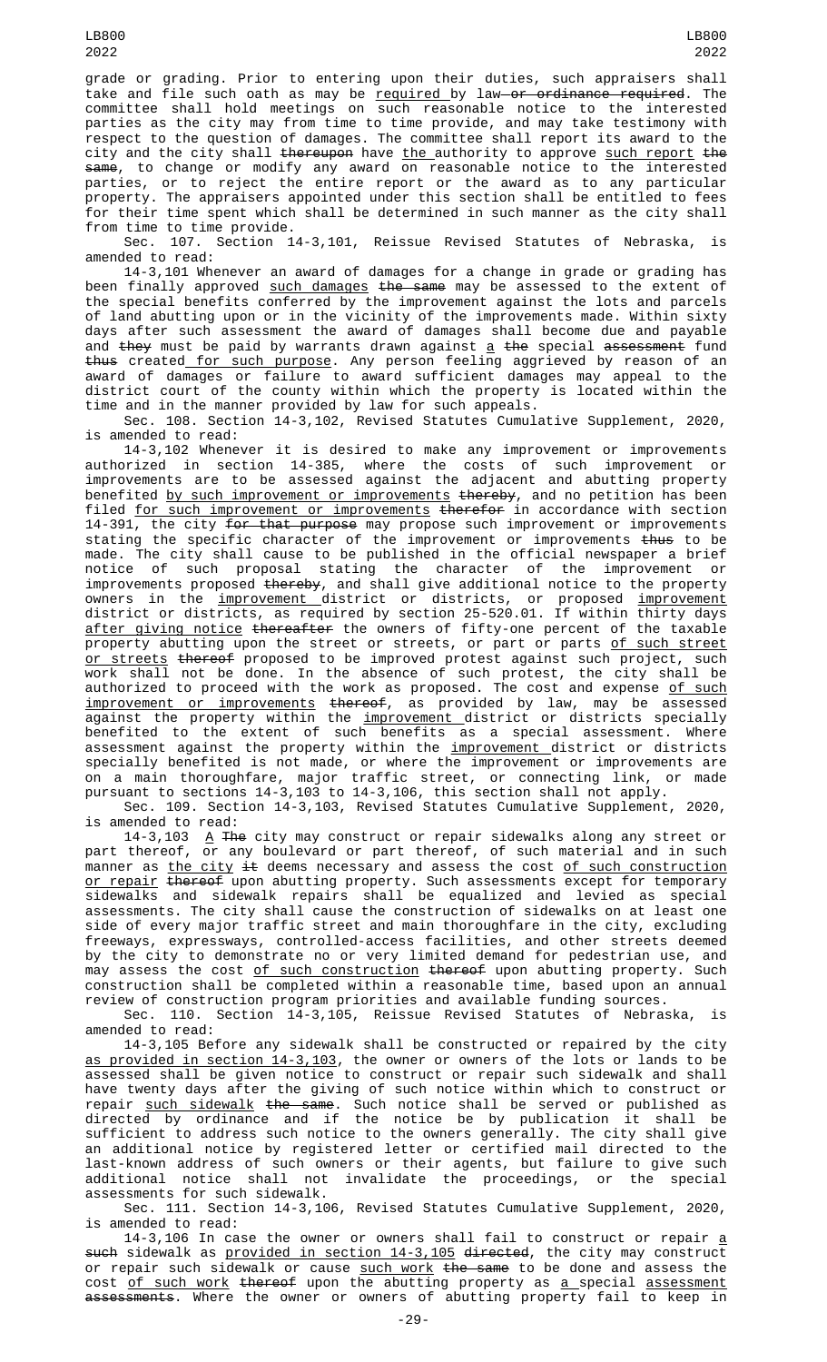grade or grading. Prior to entering upon their duties, such appraisers shall take and file such oath as may be required by law or ordinance required. The committee shall hold meetings on such reasonable notice to the interested parties as the city may from time to time provide, and may take testimony with respect to the question of damages. The committee shall report its award to the city and the city shall thereupon have the authority to approve such report the same, to change or modify any award on reasonable notice to the interested parties, or to reject the entire report or the award as to any particular property. The appraisers appointed under this section shall be entitled to fees for their time spent which shall be determined in such manner as the city shall from time to time provide.

Sec. 107. Section 14-3,101, Reissue Revised Statutes of Nebraska, is amended to read:

14-3,101 Whenever an award of damages for a change in grade or grading has been finally approved such damages the same may be assessed to the extent of the special benefits conferred by the improvement against the lots and parcels of land abutting upon or in the vicinity of the improvements made. Within sixty days after such assessment the award of damages shall become due and payable and they must be paid by warrants drawn against a the special assessment fund thus created for such purpose. Any person feeling aggrieved by reason of an award of damages or failure to award sufficient damages may appeal to the district court of the county within which the property is located within the time and in the manner provided by law for such appeals.

Sec. 108. Section 14-3,102, Revised Statutes Cumulative Supplement, 2020, is amended to read:

14-3,102 Whenever it is desired to make any improvement or improvements authorized in section 14-385, where the costs of such improvement or improvements are to be assessed against the adjacent and abutting property benefited by such improvement or improvements thereby, and no petition has been filed for such improvement or improvements therefor in accordance with section 14-391, the city for that purpose may propose such improvement or improvements stating the specific character of the improvement or improvements thus to be made. The city shall cause to be published in the official newspaper a brief notice of such proposal stating the character of the improvement or improvements proposed thereby, and shall give additional notice to the property owners in the improvement district or districts, or proposed improvement district or districts, as required by section 25-520.01. If within thirty days after giving notice thereafter the owners of fifty-one percent of the taxable property abutting upon the street or streets, or part or parts of such street or streets thereof proposed to be improved protest against such project, such work shall not be done. In the absence of such protest, the city shall be authorized to proceed with the work as proposed. The cost and expense of such improvement or improvements thereof, as provided by law, may be assessed against the property within the improvement district or districts specially benefited to the extent of such benefits as a special assessment. Where assessment against the property within the improvement district or districts specially benefited is not made, or where the improvement or improvements are on a main thoroughfare, major traffic street, or connecting link, or made pursuant to sections 14-3,103 to 14-3,106, this section shall not apply.

Sec. 109. Section 14-3,103, Revised Statutes Cumulative Supplement, 2020, is amended to read:

14-3,103 A The city may construct or repair sidewalks along any street or part thereof, or any boulevard or part thereof, of such material and in such manner as the city it deems necessary and assess the cost of such construction or repair thereof upon abutting property. Such assessments except for temporary sidewalks and sidewalk repairs shall be equalized and levied as special assessments. The city shall cause the construction of sidewalks on at least one side of every major traffic street and main thoroughfare in the city, excluding freeways, expressways, controlled-access facilities, and other streets deemed by the city to demonstrate no or very limited demand for pedestrian use, and may assess the cost of such construction thereof upon abutting property. Such construction shall be completed within a reasonable time, based upon an annual review of construction program priorities and available funding sources.

Sec. 110. Section 14-3,105, Reissue Revised Statutes of Nebraska, is amended to read:

14-3,105 Before any sidewalk shall be constructed or repaired by the city as provided in section 14-3,103, the owner or owners of the lots or lands to be assessed shall be given notice to construct or repair such sidewalk and shall have twenty days after the giving of such notice within which to construct or repair such sidewalk the same. Such notice shall be served or published as directed by ordinance and if the notice be by publication it shall be sufficient to address such notice to the owners generally. The city shall give an additional notice by registered letter or certified mail directed to the last-known address of such owners or their agents, but failure to give such additional notice shall not invalidate the proceedings, or the special assessments for such sidewalk.

Sec. 111. Section 14-3,106, Revised Statutes Cumulative Supplement, 2020, is amended to read:

14-3,106 In case the owner or owners shall fail to construct or repair a such sidewalk as provided in section 14-3,105 directed, the city may construct or repair such sidewalk or cause such work the same to be done and assess the cost of such work thereof upon the abutting property as a special assessment assessments. Where the owner or owners of abutting property fail to keep in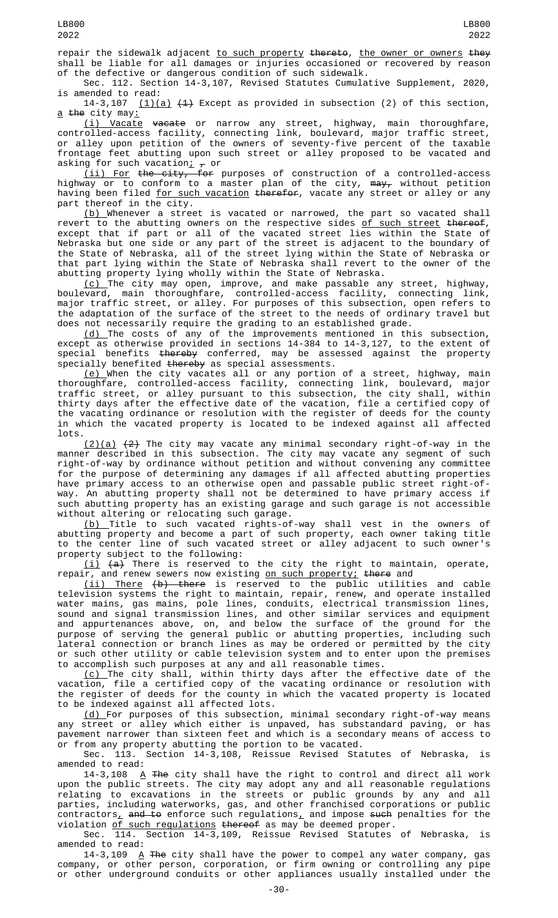repair the sidewalk adjacent to such property thereto, the owner or owners they shall be liable for all damages or injuries occasioned or recovered by reason of the defective or dangerous condition of such sidewalk.

Sec. 112. Section 14-3,107, Revised Statutes Cumulative Supplement, 2020, is amended to read:

14-3,107 (1)(a) (1) Except as provided in subsection (2) of this section, a the city may:

(i) Vacate vacate or narrow any street, highway, main thoroughfare, controlled-access facility, connecting link, boulevard, major traffic street, or alley upon petition of the owners of seventy-five percent of the taxable frontage feet abutting upon such street or alley proposed to be vacated and asking for such vacation; , or

(ii) For the city, for purposes of construction of a controlled-access highway or to conform to a master plan of the city, may, without petition having been filed for such vacation therefor, vacate any street or alley or any part thereof in the city.

(b) Whenever a street is vacated or narrowed, the part so vacated shall revert to the abutting owners on the respective sides of such street thereof, except that if part or all of the vacated street lies within the State of Nebraska but one side or any part of the street is adjacent to the boundary of the State of Nebraska, all of the street lying within the State of Nebraska or that part lying within the State of Nebraska shall revert to the owner of the abutting property lying wholly within the State of Nebraska.

(c) The city may open, improve, and make passable any street, highway, boulevard, main thoroughfare, controlled-access facility, connecting link, major traffic street, or alley. For purposes of this subsection, open refers to the adaptation of the surface of the street to the needs of ordinary travel but does not necessarily require the grading to an established grade.

(d) The costs of any of the improvements mentioned in this subsection, except as otherwise provided in sections 14-384 to 14-3,127, to the extent of special benefits thereby conferred, may be assessed against the property specially benefited thereby as special assessments.

(e) When the city vacates all or any portion of a street, highway, main thoroughfare, controlled-access facility, connecting link, boulevard, major traffic street, or alley pursuant to this subsection, the city shall, within thirty days after the effective date of the vacation, file a certified copy of the vacating ordinance or resolution with the register of deeds for the county in which the vacated property is located to be indexed against all affected lots.

(2)(a) (2) The city may vacate any minimal secondary right-of-way in the manner described in this subsection. The city may vacate any segment of such right-of-way by ordinance without petition and without convening any committee for the purpose of determining any damages if all affected abutting properties have primary access to an otherwise open and passable public street right-of-way. An abutting property shall not be determined to have primary access if such abutting property has an existing garage and such garage is not accessible without altering or relocating such garage.

(b) Title to such vacated rights-of-way shall vest in the owners of abutting property and become a part of such property, each owner taking title to the center line of such vacated street or alley adjacent to such owner's property subject to the following:

(i) (a) There is reserved to the city the right to maintain, operate, repair, and renew sewers now existing on such property; there and

(ii) There (b) there is reserved to the public utilities and cable television systems the right to maintain, repair, renew, and operate installed water mains, gas mains, pole lines, conduits, electrical transmission lines, sound and signal transmission lines, and other similar services and equipment and appurtenances above, on, and below the surface of the ground for the purpose of serving the general public or abutting properties, including such lateral connection or branch lines as may be ordered or permitted by the city or such other utility or cable television system and to enter upon the premises to accomplish such purposes at any and all reasonable times.

(c) The city shall, within thirty days after the effective date of the vacation, file a certified copy of the vacating ordinance or resolution with the register of deeds for the county in which the vacated property is located to be indexed against all affected lots.

(d) For purposes of this subsection, minimal secondary right-of-way means any street or alley which either is unpaved, has substandard paving, or has pavement narrower than sixteen feet and which is a secondary means of access to or from any property abutting the portion to be vacated.

Sec. 113. Section 14-3,108, Reissue Revised Statutes of Nebraska, is amended to read:

14-3,108 A The city shall have the right to control and direct all work upon the public streets. The city may adopt any and all reasonable regulations relating to excavations in the streets or public grounds by any and all parties, including waterworks, gas, and other franchised corporations or public contractors, and to enforce such regulations, and impose such penalties for the violation of such regulations thereof as may be deemed proper.

Sec. 114. Section 14-3,109, Reissue Revised Statutes of Nebraska, is amended to read:

14-3,109 A The city shall have the power to compel any water company, gas company, or other person, corporation, or firm owning or controlling any pipe or other underground conduits or other appliances usually installed under the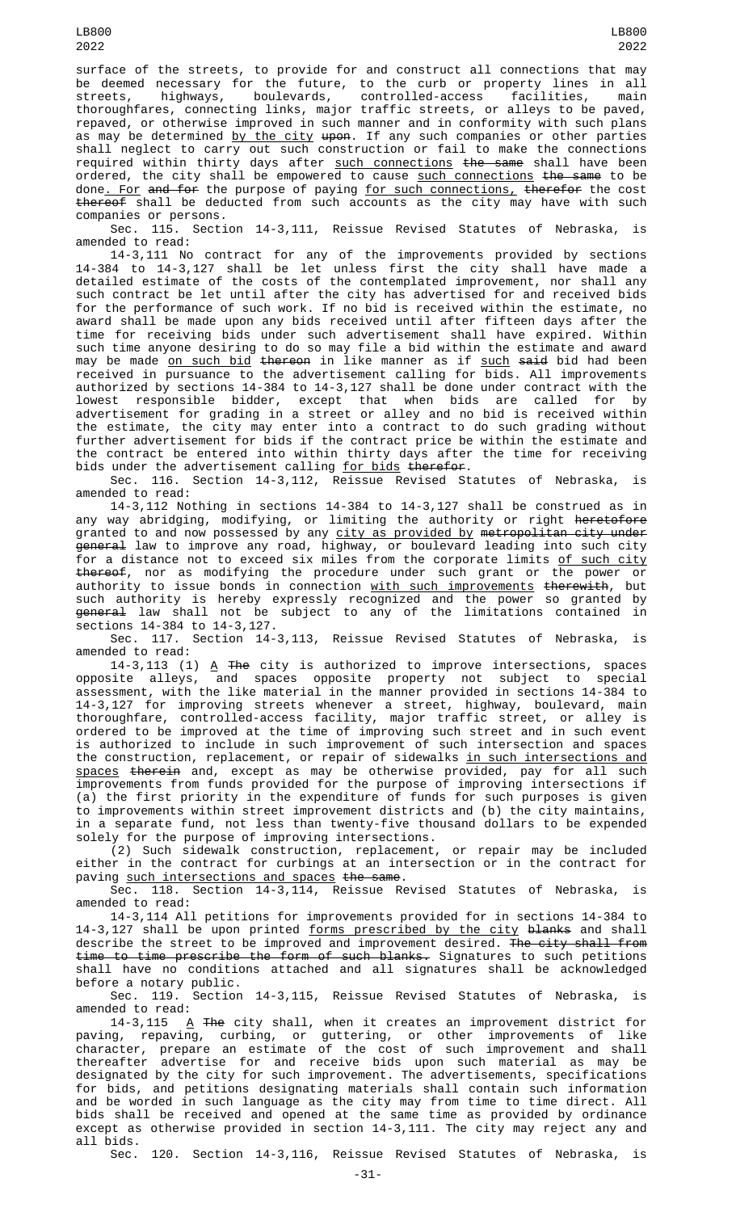surface of the streets, to provide for and construct all connections that may be deemed necessary for the future, to the curb or property lines in all streets, highways, boulevards, controlled-access facilities, main thoroughfares, connecting links, major traffic streets, or alleys to be paved, repaved, or otherwise improved in such manner and in conformity with such plans as may be determined by the city ~~upon~~. If any such companies or other parties shall neglect to carry out such construction or fail to make the connections required within thirty days after such connections ~~the same~~ shall have been ordered, the city shall be empowered to cause such connections ~~the same~~ to be done. For ~~and for~~ the purpose of paying for such connections, ~~therefor~~ the cost ~~thereof~~ shall be deducted from such accounts as the city may have with such companies or persons.

Sec. 115. Section 14-3,111, Reissue Revised Statutes of Nebraska, is amended to read:

14-3,111 No contract for any of the improvements provided by sections 14-384 to 14-3,127 shall be let unless first the city shall have made a detailed estimate of the costs of the contemplated improvement, nor shall any such contract be let until after the city has advertised for and received bids for the performance of such work. If no bid is received within the estimate, no award shall be made upon any bids received until after fifteen days after the time for receiving bids under such advertisement shall have expired. Within such time anyone desiring to do so may file a bid within the estimate and award may be made on such bid ~~thereon~~ in like manner as if such ~~said~~ bid had been received in pursuance to the advertisement calling for bids. All improvements authorized by sections 14-384 to 14-3,127 shall be done under contract with the lowest responsible bidder, except that when bids are called for by advertisement for grading in a street or alley and no bid is received within the estimate, the city may enter into a contract to do such grading without further advertisement for bids if the contract price be within the estimate and the contract be entered into within thirty days after the time for receiving bids under the advertisement calling for bids ~~therefor~~.

Sec. 116. Section 14-3,112, Reissue Revised Statutes of Nebraska, is amended to read:

14-3,112 Nothing in sections 14-384 to 14-3,127 shall be construed as in any way abridging, modifying, or limiting the authority or right ~~heretofore~~ granted to and now possessed by any city as provided by ~~metropolitan city under general~~ law to improve any road, highway, or boulevard leading into such city for a distance not to exceed six miles from the corporate limits of such city ~~thereof~~, nor as modifying the procedure under such grant or the power or authority to issue bonds in connection with such improvements ~~therewith~~, but such authority is hereby expressly recognized and the power so granted by ~~general~~ law shall not be subject to any of the limitations contained in sections 14-384 to 14-3,127.

Sec. 117. Section 14-3,113, Reissue Revised Statutes of Nebraska, is amended to read:

14-3,113 (1) A ~~The~~ city is authorized to improve intersections, spaces opposite alleys, and spaces opposite property not subject to special assessment, with the like material in the manner provided in sections 14-384 to 14-3,127 for improving streets whenever a street, highway, boulevard, main thoroughfare, controlled-access facility, major traffic street, or alley is ordered to be improved at the time of improving such street and in such event is authorized to include in such improvement of such intersection and spaces the construction, replacement, or repair of sidewalks in such intersections and spaces ~~therein~~ and, except as may be otherwise provided, pay for all such improvements from funds provided for the purpose of improving intersections if (a) the first priority in the expenditure of funds for such purposes is given to improvements within street improvement districts and (b) the city maintains, in a separate fund, not less than twenty-five thousand dollars to be expended solely for the purpose of improving intersections.

(2) Such sidewalk construction, replacement, or repair may be included either in the contract for curbings at an intersection or in the contract for paving such intersections and spaces ~~the same~~.

Sec. 118. Section 14-3,114, Reissue Revised Statutes of Nebraska, is amended to read:

14-3,114 All petitions for improvements provided for in sections 14-384 to 14-3,127 shall be upon printed forms prescribed by the city ~~blanks~~ and shall describe the street to be improved and improvement desired. ~~The city shall from time to time prescribe the form of such blanks.~~ Signatures to such petitions shall have no conditions attached and all signatures shall be acknowledged before a notary public.

Sec. 119. Section 14-3,115, Reissue Revised Statutes of Nebraska, is amended to read:

14-3,115 A ~~The~~ city shall, when it creates an improvement district for paving, repaving, curbing, or guttering, or other improvements of like character, prepare an estimate of the cost of such improvement and shall thereafter advertise for and receive bids upon such material as may be designated by the city for such improvement. The advertisements, specifications for bids, and petitions designating materials shall contain such information and be worded in such language as the city may from time to time direct. All bids shall be received and opened at the same time as provided by ordinance except as otherwise provided in section 14-3,111. The city may reject any and all bids.

Sec. 120. Section 14-3,116, Reissue Revised Statutes of Nebraska, is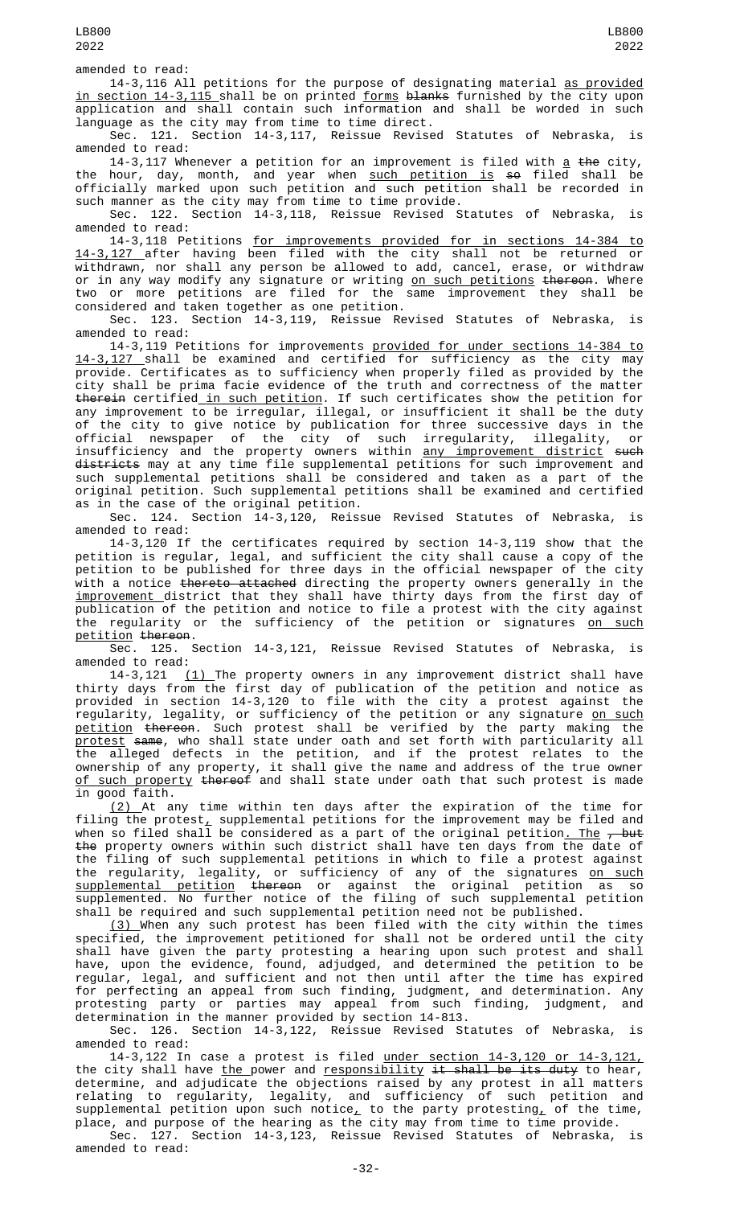amended to read:

14-3,116 All petitions for the purpose of designating material <u>as provided in section 14-3,115</u> shall be on printed <u>forms</u> ~~blanks~~ furnished by the city upon application and shall contain such information and shall be worded in such language as the city may from time to time direct.

Sec. 121. Section 14-3,117, Reissue Revised Statutes of Nebraska, is amended to read:

14-3,117 Whenever a petition for an improvement is filed with <u>a</u> ~~the~~ city, the hour, day, month, and year when <u>such petition is</u> ~~so~~ filed shall be officially marked upon such petition and such petition shall be recorded in such manner as the city may from time to time provide.

Sec. 122. Section 14-3,118, Reissue Revised Statutes of Nebraska, is amended to read:

14-3,118 Petitions <u>for improvements provided for in sections 14-384 to 14-3,127</u> after having been filed with the city shall not be returned or withdrawn, nor shall any person be allowed to add, cancel, erase, or withdraw or in any way modify any signature or writing <u>on such petitions</u> ~~thereon~~. Where two or more petitions are filed for the same improvement they shall be considered and taken together as one petition.

Sec. 123. Section 14-3,119, Reissue Revised Statutes of Nebraska, is amended to read:

14-3,119 Petitions for improvements <u>provided for under sections 14-384 to 14-3,127</u> shall be examined and certified for sufficiency as the city may provide. Certificates as to sufficiency when properly filed as provided by the city shall be prima facie evidence of the truth and correctness of the matter ~~therein~~ certified<u> in such petition</u>. If such certificates show the petition for any improvement to be irregular, illegal, or insufficient it shall be the duty of the city to give notice by publication for three successive days in the official newspaper of the city of such irregularity, illegality, or insufficiency and the property owners within <u>any improvement district</u> ~~such districts~~ may at any time file supplemental petitions for such improvement and such supplemental petitions shall be considered and taken as a part of the original petition. Such supplemental petitions shall be examined and certified as in the case of the original petition.

Sec. 124. Section 14-3,120, Reissue Revised Statutes of Nebraska, is amended to read:

14-3,120 If the certificates required by section 14-3,119 show that the petition is regular, legal, and sufficient the city shall cause a copy of the petition to be published for three days in the official newspaper of the city with a notice ~~thereto attached~~ directing the property owners generally in the <u>improvement</u> district that they shall have thirty days from the first day of publication of the petition and notice to file a protest with the city against the regularity or the sufficiency of the petition or signatures <u>on such petition</u> ~~thereon~~.

Sec. 125. Section 14-3,121, Reissue Revised Statutes of Nebraska, is amended to read:

14-3,121 <u>(1)</u> The property owners in any improvement district shall have thirty days from the first day of publication of the petition and notice as provided in section 14-3,120 to file with the city a protest against the regularity, legality, or sufficiency of the petition or any signature <u>on such petition</u> ~~thereon~~. Such protest shall be verified by the party making the <u>protest</u> ~~same~~, who shall state under oath and set forth with particularity all the alleged defects in the petition, and if the protest relates to the ownership of any property, it shall give the name and address of the true owner <u>of such property</u> ~~thereof~~ and shall state under oath that such protest is made in good faith.

<u>(2)</u> At any time within ten days after the expiration of the time for filing the protest<u>,</u> supplemental petitions for the improvement may be filed and when so filed shall be considered as a part of the original petition<u>. The</u> ~~, but the~~ property owners within such district shall have ten days from the date of the filing of such supplemental petitions in which to file a protest against the regularity, legality, or sufficiency of any of the signatures <u>on such supplemental petition</u> ~~thereon~~ or against the original petition as so supplemented. No further notice of the filing of such supplemental petition shall be required and such supplemental petition need not be published.

<u>(3)</u> When any such protest has been filed with the city within the times specified, the improvement petitioned for shall not be ordered until the city shall have given the party protesting a hearing upon such protest and shall have, upon the evidence, found, adjudged, and determined the petition to be regular, legal, and sufficient and not then until after the time has expired for perfecting an appeal from such finding, judgment, and determination. Any protesting party or parties may appeal from such finding, judgment, and determination in the manner provided by section 14-813.

Sec. 126. Section 14-3,122, Reissue Revised Statutes of Nebraska, is amended to read:

14-3,122 In case a protest is filed <u>under section 14-3,120 or 14-3,121,</u> the city shall have <u>the</u> power and <u>responsibility</u> ~~it shall be its duty~~ to hear, determine, and adjudicate the objections raised by any protest in all matters relating to regularity, legality, and sufficiency of such petition and supplemental petition upon such notice<u>,</u> to the party protesting<u>,</u> of the time, place, and purpose of the hearing as the city may from time to time provide.

Sec. 127. Section 14-3,123, Reissue Revised Statutes of Nebraska, is amended to read: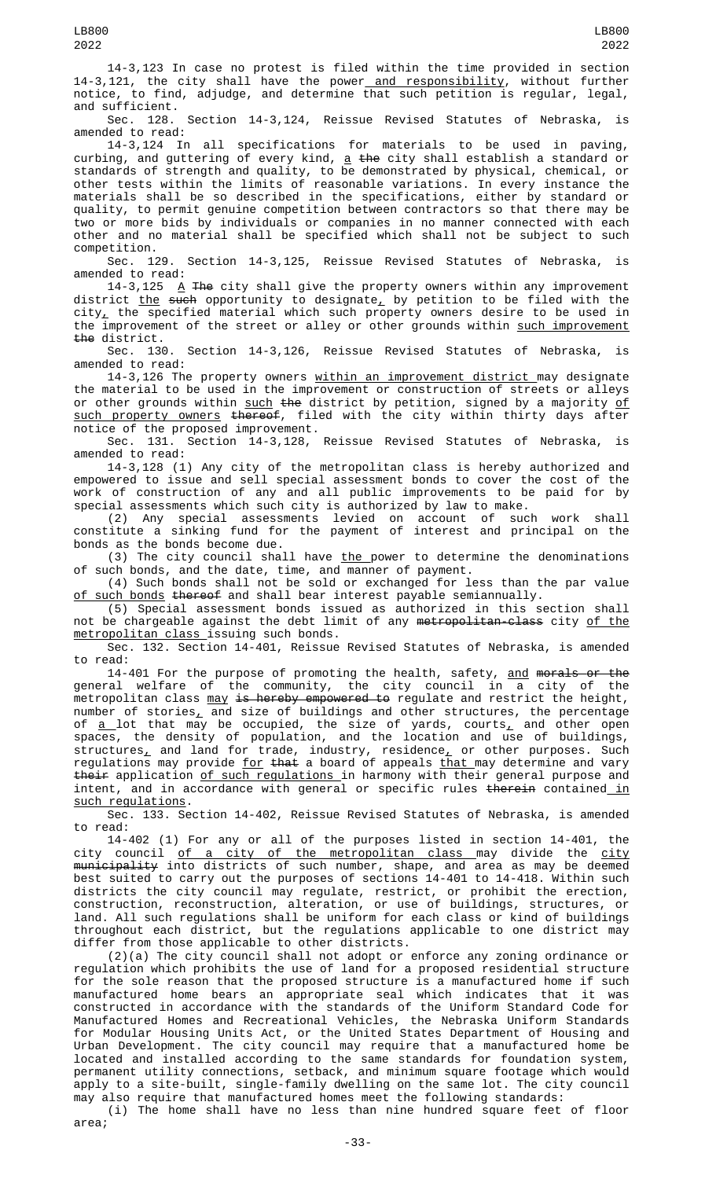14-3,123 In case no protest is filed within the time provided in section 14-3,121, the city shall have the power and responsibility, without further notice, to find, adjudge, and determine that such petition is regular, legal, and sufficient.

Sec. 128. Section 14-3,124, Reissue Revised Statutes of Nebraska, is amended to read:

14-3,124 In all specifications for materials to be used in paving, curbing, and guttering of every kind, a ~~the~~ city shall establish a standard or standards of strength and quality, to be demonstrated by physical, chemical, or other tests within the limits of reasonable variations. In every instance the materials shall be so described in the specifications, either by standard or quality, to permit genuine competition between contractors so that there may be two or more bids by individuals or companies in no manner connected with each other and no material shall be specified which shall not be subject to such competition.

Sec. 129. Section 14-3,125, Reissue Revised Statutes of Nebraska, is amended to read:

14-3,125 A ~~The~~ city shall give the property owners within any improvement district the ~~such~~ opportunity to designate, by petition to be filed with the city, the specified material which such property owners desire to be used in the improvement of the street or alley or other grounds within such improvement ~~the~~ district.

Sec. 130. Section 14-3,126, Reissue Revised Statutes of Nebraska, is amended to read:

14-3,126 The property owners within an improvement district may designate the material to be used in the improvement or construction of streets or alleys or other grounds within such ~~the~~ district by petition, signed by a majority of such property owners ~~thereof~~, filed with the city within thirty days after notice of the proposed improvement.

Sec. 131. Section 14-3,128, Reissue Revised Statutes of Nebraska, is amended to read:

14-3,128 (1) Any city of the metropolitan class is hereby authorized and empowered to issue and sell special assessment bonds to cover the cost of the work of construction of any and all public improvements to be paid for by special assessments which such city is authorized by law to make.

(2) Any special assessments levied on account of such work shall constitute a sinking fund for the payment of interest and principal on the bonds as the bonds become due.

(3) The city council shall have the power to determine the denominations of such bonds, and the date, time, and manner of payment.

(4) Such bonds shall not be sold or exchanged for less than the par value of such bonds ~~thereof~~ and shall bear interest payable semiannually.

(5) Special assessment bonds issued as authorized in this section shall not be chargeable against the debt limit of any ~~metropolitan-class~~ city of the metropolitan class issuing such bonds.

Sec. 132. Section 14-401, Reissue Revised Statutes of Nebraska, is amended to read:

14-401 For the purpose of promoting the health, safety, and ~~morals or the~~ general welfare of the community, the city council in a city of the metropolitan class may ~~is hereby empowered to~~ regulate and restrict the height, number of stories, and size of buildings and other structures, the percentage of a lot that may be occupied, the size of yards, courts, and other open spaces, the density of population, and the location and use of buildings, structures, and land for trade, industry, residence, or other purposes. Such regulations may provide for ~~that~~ a board of appeals that may determine and vary ~~their~~ application of such regulations in harmony with their general purpose and intent, and in accordance with general or specific rules ~~therein~~ contained in such regulations.

Sec. 133. Section 14-402, Reissue Revised Statutes of Nebraska, is amended to read:

14-402 (1) For any or all of the purposes listed in section 14-401, the city council of a city of the metropolitan class may divide the city ~~municipality~~ into districts of such number, shape, and area as may be deemed best suited to carry out the purposes of sections 14-401 to 14-418. Within such districts the city council may regulate, restrict, or prohibit the erection, construction, reconstruction, alteration, or use of buildings, structures, or land. All such regulations shall be uniform for each class or kind of buildings throughout each district, but the regulations applicable to one district may differ from those applicable to other districts.

(2)(a) The city council shall not adopt or enforce any zoning ordinance or regulation which prohibits the use of land for a proposed residential structure for the sole reason that the proposed structure is a manufactured home if such manufactured home bears an appropriate seal which indicates that it was constructed in accordance with the standards of the Uniform Standard Code for Manufactured Homes and Recreational Vehicles, the Nebraska Uniform Standards for Modular Housing Units Act, or the United States Department of Housing and Urban Development. The city council may require that a manufactured home be located and installed according to the same standards for foundation system, permanent utility connections, setback, and minimum square footage which would apply to a site-built, single-family dwelling on the same lot. The city council may also require that manufactured homes meet the following standards:

(i) The home shall have no less than nine hundred square feet of floor area;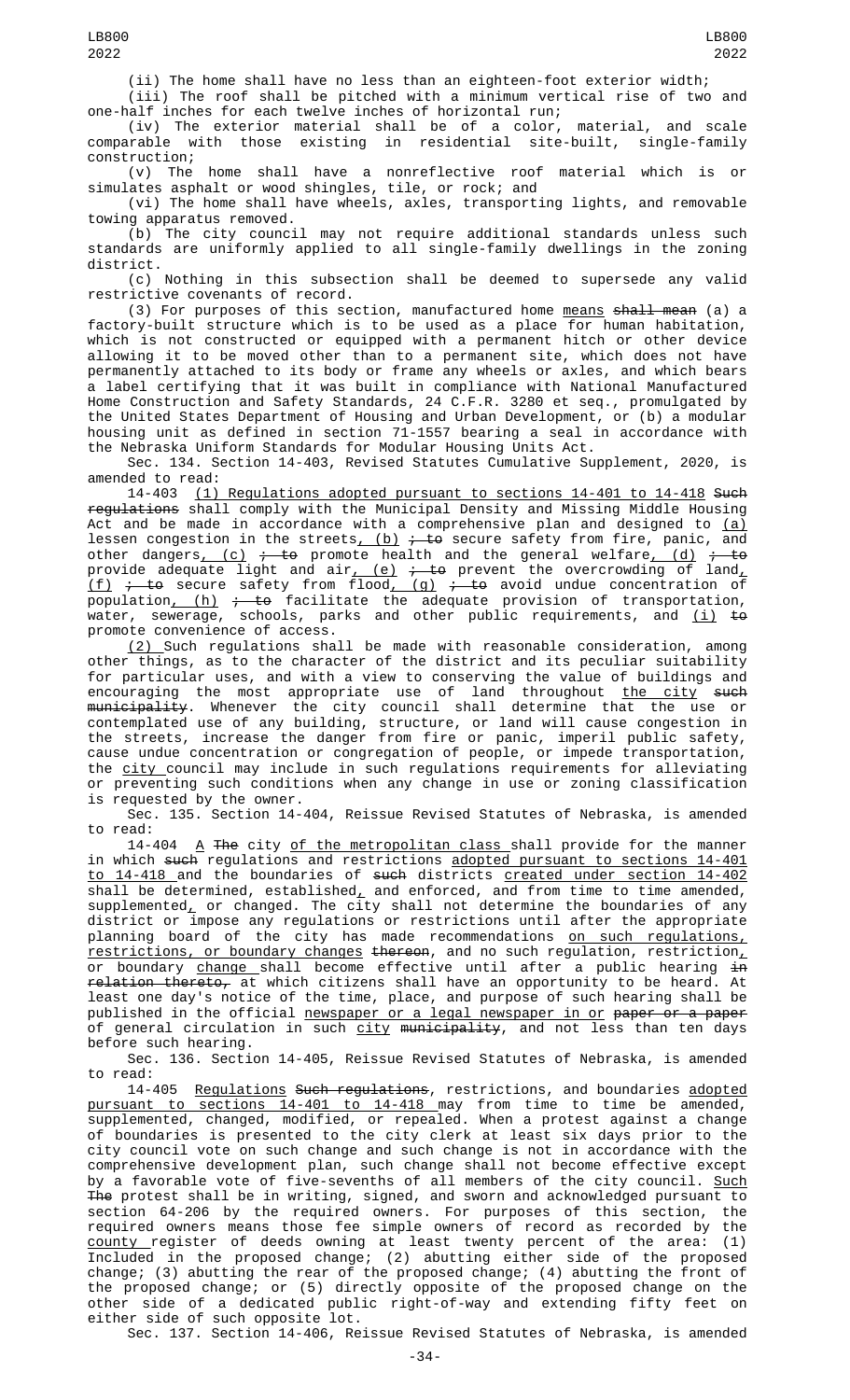(ii) The home shall have no less than an eighteen-foot exterior width;

(iii) The roof shall be pitched with a minimum vertical rise of two and one-half inches for each twelve inches of horizontal run;

(iv) The exterior material shall be of a color, material, and scale comparable with those existing in residential site-built, single-family construction;

(v) The home shall have a nonreflective roof material which is or simulates asphalt or wood shingles, tile, or rock; and

(vi) The home shall have wheels, axles, transporting lights, and removable towing apparatus removed.

(b) The city council may not require additional standards unless such standards are uniformly applied to all single-family dwellings in the zoning district.

(c) Nothing in this subsection shall be deemed to supersede any valid restrictive covenants of record.

(3) For purposes of this section, manufactured home means ~~shall mean~~ (a) a factory-built structure which is to be used as a place for human habitation, which is not constructed or equipped with a permanent hitch or other device allowing it to be moved other than to a permanent site, which does not have permanently attached to its body or frame any wheels or axles, and which bears a label certifying that it was built in compliance with National Manufactured Home Construction and Safety Standards, 24 C.F.R. 3280 et seq., promulgated by the United States Department of Housing and Urban Development, or (b) a modular housing unit as defined in section 71-1557 bearing a seal in accordance with the Nebraska Uniform Standards for Modular Housing Units Act.

Sec. 134. Section 14-403, Revised Statutes Cumulative Supplement, 2020, is amended to read:

14-403 (1) Regulations adopted pursuant to sections 14-401 to 14-418 ~~Such regulations~~ shall comply with the Municipal Density and Missing Middle Housing Act and be made in accordance with a comprehensive plan and designed to (a) lessen congestion in the streets, (b) ~~; to~~ secure safety from fire, panic, and other dangers, (c) ~~; to~~ promote health and the general welfare, (d) ~~; to~~ provide adequate light and air, (e) ~~; to~~ prevent the overcrowding of land, (f) ~~; to~~ secure safety from flood, (g) ~~; to~~ avoid undue concentration of population, (h) ~~; to~~ facilitate the adequate provision of transportation, water, sewerage, schools, parks and other public requirements, and (i) ~~to~~ promote convenience of access.

(2) Such regulations shall be made with reasonable consideration, among other things, as to the character of the district and its peculiar suitability for particular uses, and with a view to conserving the value of buildings and encouraging the most appropriate use of land throughout the city ~~such municipality~~. Whenever the city council shall determine that the use or contemplated use of any building, structure, or land will cause congestion in the streets, increase the danger from fire or panic, imperil public safety, cause undue concentration or congregation of people, or impede transportation, the city council may include in such regulations requirements for alleviating or preventing such conditions when any change in use or zoning classification is requested by the owner.

Sec. 135. Section 14-404, Reissue Revised Statutes of Nebraska, is amended to read:

14-404 A ~~The~~ city of the metropolitan class shall provide for the manner in which ~~such~~ regulations and restrictions adopted pursuant to sections 14-401 to 14-418 and the boundaries of ~~such~~ districts created under section 14-402 shall be determined, established, and enforced, and from time to time amended, supplemented, or changed. The city shall not determine the boundaries of any district or impose any regulations or restrictions until after the appropriate planning board of the city has made recommendations on such regulations, restrictions, or boundary changes ~~thereon~~, and no such regulation, restriction, or boundary change shall become effective until after a public hearing ~~in relation thereto,~~ at which citizens shall have an opportunity to be heard. At least one day's notice of the time, place, and purpose of such hearing shall be published in the official newspaper or a legal newspaper in or ~~paper or a paper~~ of general circulation in such city ~~municipality~~, and not less than ten days before such hearing.

Sec. 136. Section 14-405, Reissue Revised Statutes of Nebraska, is amended to read:

14-405 Regulations ~~Such regulations~~, restrictions, and boundaries adopted pursuant to sections 14-401 to 14-418 may from time to time be amended, supplemented, changed, modified, or repealed. When a protest against a change of boundaries is presented to the city clerk at least six days prior to the city council vote on such change and such change is not in accordance with the comprehensive development plan, such change shall not become effective except by a favorable vote of five-sevenths of all members of the city council. Such ~~The~~ protest shall be in writing, signed, and sworn and acknowledged pursuant to section 64-206 by the required owners. For purposes of this section, the required owners means those fee simple owners of record as recorded by the county register of deeds owning at least twenty percent of the area: (1) Included in the proposed change; (2) abutting either side of the proposed change; (3) abutting the rear of the proposed change; (4) abutting the front of the proposed change; or (5) directly opposite of the proposed change on the other side of a dedicated public right-of-way and extending fifty feet on either side of such opposite lot.

Sec. 137. Section 14-406, Reissue Revised Statutes of Nebraska, is amended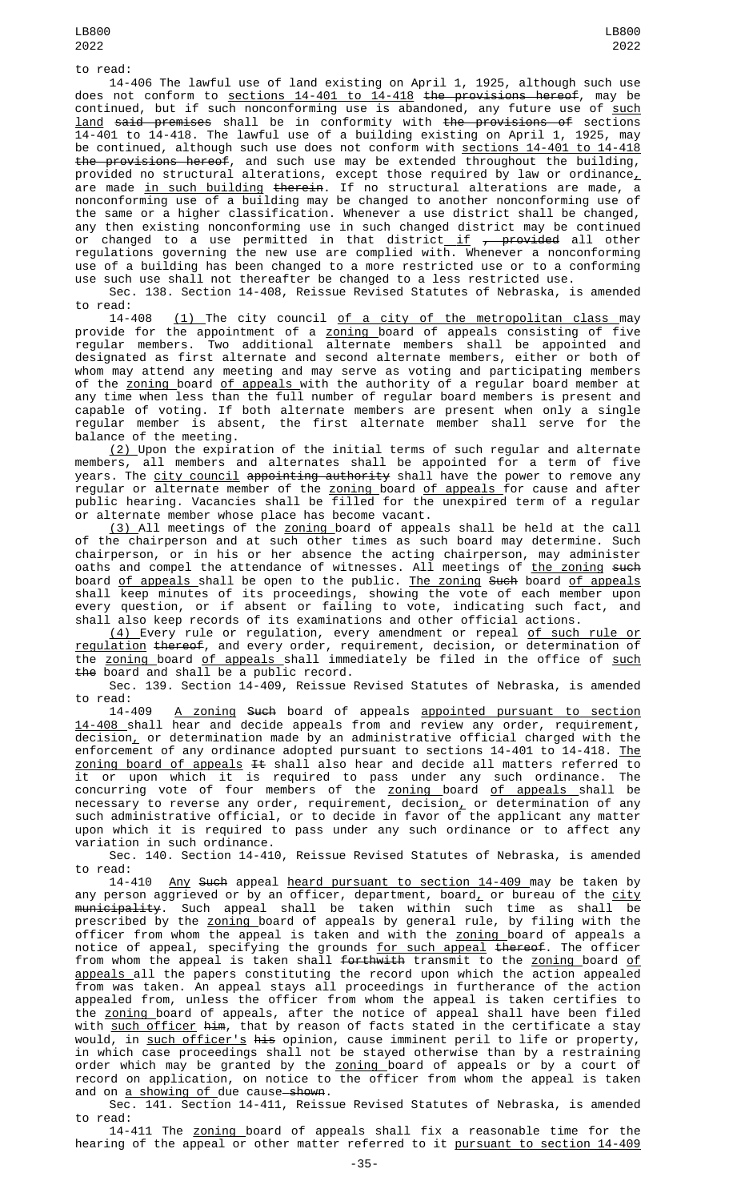to read:

14-406 The lawful use of land existing on April 1, 1925, although such use does not conform to sections 14-401 to 14-418 the provisions hereof, may be continued, but if such nonconforming use is abandoned, any future use of such land said premises shall be in conformity with the provisions of sections 14-401 to 14-418. The lawful use of a building existing on April 1, 1925, may be continued, although such use does not conform with sections 14-401 to 14-418 the provisions hereof, and such use may be extended throughout the building, provided no structural alterations, except those required by law or ordinance, are made in such building therein. If no structural alterations are made, a nonconforming use of a building may be changed to another nonconforming use of the same or a higher classification. Whenever a use district shall be changed, any then existing nonconforming use in such changed district may be continued or changed to a use permitted in that district if , provided all other regulations governing the new use are complied with. Whenever a nonconforming use of a building has been changed to a more restricted use or to a conforming use such use shall not thereafter be changed to a less restricted use.

Sec. 138. Section 14-408, Reissue Revised Statutes of Nebraska, is amended to read:

14-408 (1) The city council of a city of the metropolitan class may provide for the appointment of a zoning board of appeals consisting of five regular members. Two additional alternate members shall be appointed and designated as first alternate and second alternate members, either or both of whom may attend any meeting and may serve as voting and participating members of the zoning board of appeals with the authority of a regular board member at any time when less than the full number of regular board members is present and capable of voting. If both alternate members are present when only a single regular member is absent, the first alternate member shall serve for the balance of the meeting.

(2) Upon the expiration of the initial terms of such regular and alternate members, all members and alternates shall be appointed for a term of five years. The city council appointing authority shall have the power to remove any regular or alternate member of the zoning board of appeals for cause and after public hearing. Vacancies shall be filled for the unexpired term of a regular or alternate member whose place has become vacant.

(3) All meetings of the zoning board of appeals shall be held at the call of the chairperson and at such other times as such board may determine. Such chairperson, or in his or her absence the acting chairperson, may administer oaths and compel the attendance of witnesses. All meetings of the zoning such board of appeals shall be open to the public. The zoning Such board of appeals shall keep minutes of its proceedings, showing the vote of each member upon every question, or if absent or failing to vote, indicating such fact, and shall also keep records of its examinations and other official actions.

(4) Every rule or regulation, every amendment or repeal of such rule or regulation thereof, and every order, requirement, decision, or determination of the zoning board of appeals shall immediately be filed in the office of such the board and shall be a public record.

Sec. 139. Section 14-409, Reissue Revised Statutes of Nebraska, is amended to read:

14-409 A zoning Such board of appeals appointed pursuant to section 14-408 shall hear and decide appeals from and review any order, requirement, decision, or determination made by an administrative official charged with the enforcement of any ordinance adopted pursuant to sections 14-401 to 14-418. The zoning board of appeals It shall also hear and decide all matters referred to it or upon which it is required to pass under any such ordinance. The concurring vote of four members of the zoning board of appeals shall be necessary to reverse any order, requirement, decision, or determination of any such administrative official, or to decide in favor of the applicant any matter upon which it is required to pass under any such ordinance or to affect any variation in such ordinance.

Sec. 140. Section 14-410, Reissue Revised Statutes of Nebraska, is amended to read:

14-410 Any Such appeal heard pursuant to section 14-409 may be taken by any person aggrieved or by an officer, department, board, or bureau of the city municipality. Such appeal shall be taken within such time as shall be prescribed by the zoning board of appeals by general rule, by filing with the officer from whom the appeal is taken and with the zoning board of appeals a notice of appeal, specifying the grounds for such appeal thereof. The officer from whom the appeal is taken shall forthwith transmit to the zoning board of appeals all the papers constituting the record upon which the action appealed from was taken. An appeal stays all proceedings in furtherance of the action appealed from, unless the officer from whom the appeal is taken certifies to the zoning board of appeals, after the notice of appeal shall have been filed with such officer him, that by reason of facts stated in the certificate a stay would, in such officer's his opinion, cause imminent peril to life or property, in which case proceedings shall not be stayed otherwise than by a restraining order which may be granted by the zoning board of appeals or by a court of record on application, on notice to the officer from whom the appeal is taken and on a showing of due cause shown.

Sec. 141. Section 14-411, Reissue Revised Statutes of Nebraska, is amended to read:

14-411 The zoning board of appeals shall fix a reasonable time for the hearing of the appeal or other matter referred to it pursuant to section 14-409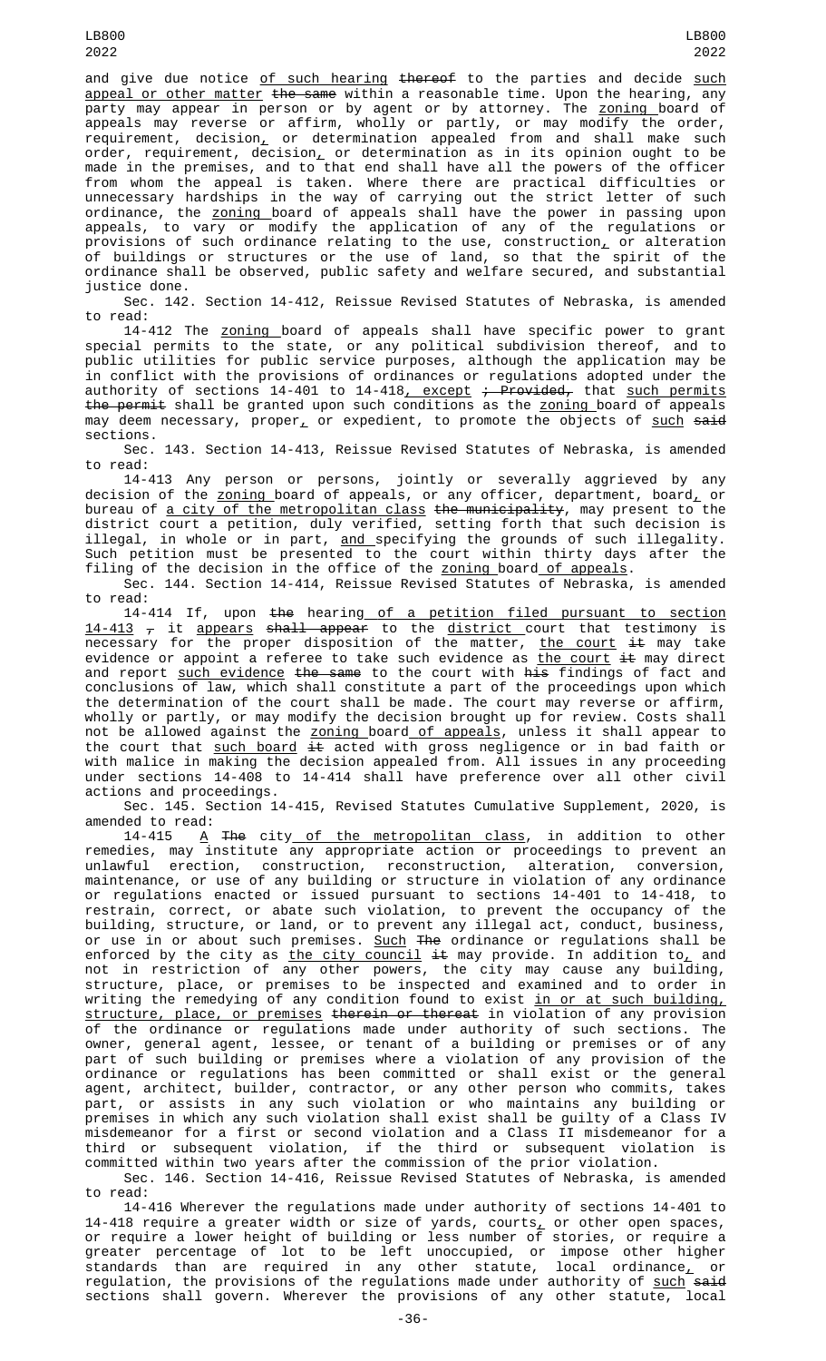and give due notice of such hearing thereof to the parties and decide such appeal or other matter the same within a reasonable time. Upon the hearing, any party may appear in person or by agent or by attorney. The zoning board of appeals may reverse or affirm, wholly or partly, or may modify the order, requirement, decision, or determination appealed from and shall make such order, requirement, decision, or determination as in its opinion ought to be made in the premises, and to that end shall have all the powers of the officer from whom the appeal is taken. Where there are practical difficulties or unnecessary hardships in the way of carrying out the strict letter of such ordinance, the zoning board of appeals shall have the power in passing upon appeals, to vary or modify the application of any of the regulations or provisions of such ordinance relating to the use, construction, or alteration of buildings or structures or the use of land, so that the spirit of the ordinance shall be observed, public safety and welfare secured, and substantial justice done.

Sec. 142. Section 14-412, Reissue Revised Statutes of Nebraska, is amended to read:

14-412 The zoning board of appeals shall have specific power to grant special permits to the state, or any political subdivision thereof, and to public utilities for public service purposes, although the application may be in conflict with the provisions of ordinances or regulations adopted under the authority of sections 14-401 to 14-418, except ; Provided, that such permits the permit shall be granted upon such conditions as the zoning board of appeals may deem necessary, proper, or expedient, to promote the objects of such said sections.

Sec. 143. Section 14-413, Reissue Revised Statutes of Nebraska, is amended to read:

14-413 Any person or persons, jointly or severally aggrieved by any decision of the zoning board of appeals, or any officer, department, board, or bureau of a city of the metropolitan class the municipality, may present to the district court a petition, duly verified, setting forth that such decision is illegal, in whole or in part, and specifying the grounds of such illegality. Such petition must be presented to the court within thirty days after the filing of the decision in the office of the zoning board of appeals.

Sec. 144. Section 14-414, Reissue Revised Statutes of Nebraska, is amended to read:

14-414 If, upon the hearing of a petition filed pursuant to section 14-413 , it appears shall appear to the district court that testimony is necessary for the proper disposition of the matter, the court it may take evidence or appoint a referee to take such evidence as the court it may direct and report such evidence the same to the court with his findings of fact and conclusions of law, which shall constitute a part of the proceedings upon which the determination of the court shall be made. The court may reverse or affirm, wholly or partly, or may modify the decision brought up for review. Costs shall not be allowed against the zoning board of appeals, unless it shall appear to the court that such board it acted with gross negligence or in bad faith or with malice in making the decision appealed from. All issues in any proceeding under sections 14-408 to 14-414 shall have preference over all other civil actions and proceedings.

Sec. 145. Section 14-415, Revised Statutes Cumulative Supplement, 2020, is amended to read:

14-415 A The city of the metropolitan class, in addition to other remedies, may institute any appropriate action or proceedings to prevent an unlawful erection, construction, reconstruction, alteration, conversion, maintenance, or use of any building or structure in violation of any ordinance or regulations enacted or issued pursuant to sections 14-401 to 14-418, to restrain, correct, or abate such violation, to prevent the occupancy of the building, structure, or land, or to prevent any illegal act, conduct, business, or use in or about such premises. Such The ordinance or regulations shall be enforced by the city as the city council it may provide. In addition to, and not in restriction of any other powers, the city may cause any building, structure, place, or premises to be inspected and examined and to order in writing the remedying of any condition found to exist in or at such building, structure, place, or premises therein or thereat in violation of any provision of the ordinance or regulations made under authority of such sections. The owner, general agent, lessee, or tenant of a building or premises or of any part of such building or premises where a violation of any provision of the ordinance or regulations has been committed or shall exist or the general agent, architect, builder, contractor, or any other person who commits, takes part, or assists in any such violation or who maintains any building or premises in which any such violation shall exist shall be guilty of a Class IV misdemeanor for a first or second violation and a Class II misdemeanor for a third or subsequent violation, if the third or subsequent violation is committed within two years after the commission of the prior violation.

Sec. 146. Section 14-416, Reissue Revised Statutes of Nebraska, is amended to read:

14-416 Wherever the regulations made under authority of sections 14-401 to 14-418 require a greater width or size of yards, courts, or other open spaces, or require a lower height of building or less number of stories, or require a greater percentage of lot to be left unoccupied, or impose other higher standards than are required in any other statute, local ordinance, or regulation, the provisions of the regulations made under authority of such said sections shall govern. Wherever the provisions of any other statute, local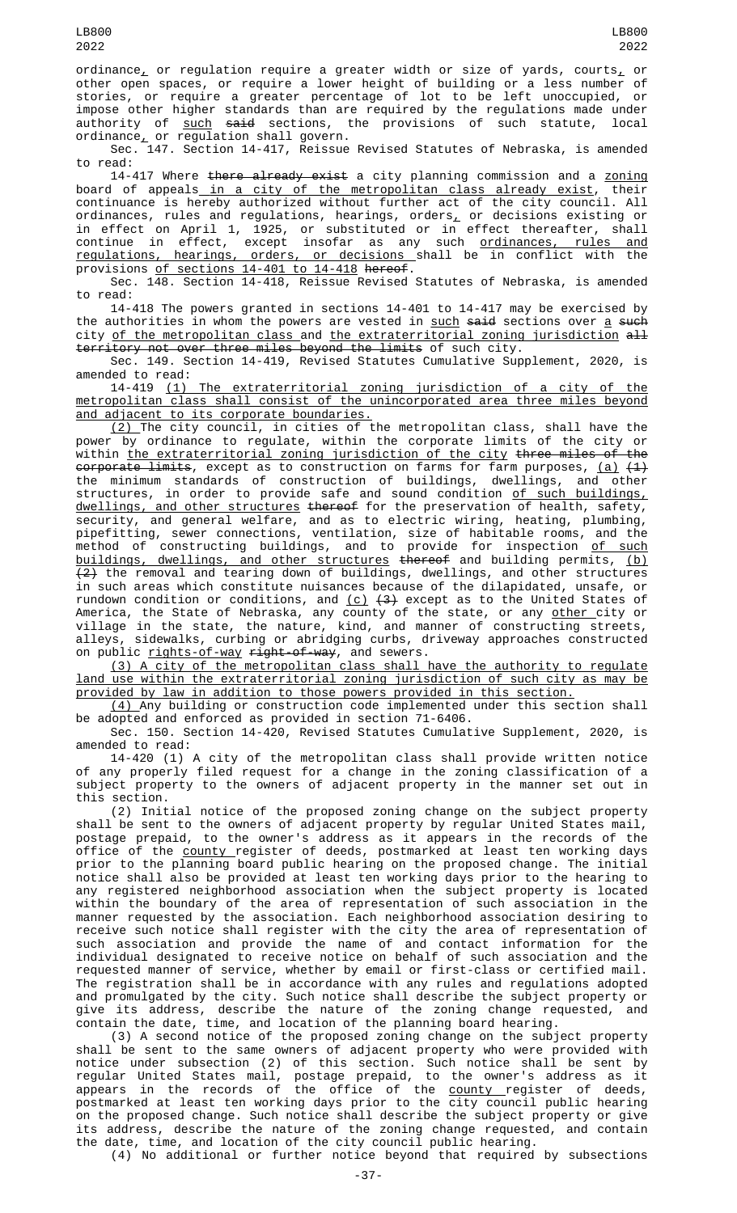ordinance, or regulation require a greater width or size of yards, courts, or other open spaces, or require a lower height of building or a less number of stories, or require a greater percentage of lot to be left unoccupied, or impose other higher standards than are required by the regulations made under authority of such said sections, the provisions of such statute, local ordinance, or regulation shall govern.

Sec. 147. Section 14-417, Reissue Revised Statutes of Nebraska, is amended to read:

14-417 Where there already exist a city planning commission and a zoning board of appeals in a city of the metropolitan class already exist, their continuance is hereby authorized without further act of the city council. All ordinances, rules and regulations, hearings, orders, or decisions existing or in effect on April 1, 1925, or substituted or in effect thereafter, shall continue in effect, except insofar as any such ordinances, rules and regulations, hearings, orders, or decisions shall be in conflict with the provisions of sections 14-401 to 14-418 hereof.

Sec. 148. Section 14-418, Reissue Revised Statutes of Nebraska, is amended to read:

14-418 The powers granted in sections 14-401 to 14-417 may be exercised by the authorities in whom the powers are vested in such said sections over a such city of the metropolitan class and the extraterritorial zoning jurisdiction all territory not over three miles beyond the limits of such city.

Sec. 149. Section 14-419, Revised Statutes Cumulative Supplement, 2020, is amended to read:

14-419 (1) The extraterritorial zoning jurisdiction of a city of the metropolitan class shall consist of the unincorporated area three miles beyond and adjacent to its corporate boundaries.

(2) The city council, in cities of the metropolitan class, shall have the power by ordinance to regulate, within the corporate limits of the city or within the extraterritorial zoning jurisdiction of the city three miles of the corporate limits, except as to construction on farms for farm purposes, (a) (1) the minimum standards of construction of buildings, dwellings, and other structures, in order to provide safe and sound condition of such buildings, dwellings, and other structures thereof for the preservation of health, safety, security, and general welfare, and as to electric wiring, heating, plumbing, pipefitting, sewer connections, ventilation, size of habitable rooms, and the method of constructing buildings, and to provide for inspection of such buildings, dwellings, and other structures thereof and building permits, (b) (2) the removal and tearing down of buildings, dwellings, and other structures in such areas which constitute nuisances because of the dilapidated, unsafe, or rundown condition or conditions, and (c) (3) except as to the United States of America, the State of Nebraska, any county of the state, or any other city or village in the state, the nature, kind, and manner of constructing streets, alleys, sidewalks, curbing or abridging curbs, driveway approaches constructed on public rights-of-way right-of-way, and sewers.

(3) A city of the metropolitan class shall have the authority to regulate land use within the extraterritorial zoning jurisdiction of such city as may be provided by law in addition to those powers provided in this section.

(4) Any building or construction code implemented under this section shall be adopted and enforced as provided in section 71-6406.

Sec. 150. Section 14-420, Revised Statutes Cumulative Supplement, 2020, is amended to read:

14-420 (1) A city of the metropolitan class shall provide written notice of any properly filed request for a change in the zoning classification of a subject property to the owners of adjacent property in the manner set out in this section.

(2) Initial notice of the proposed zoning change on the subject property shall be sent to the owners of adjacent property by regular United States mail, postage prepaid, to the owner's address as it appears in the records of the office of the county register of deeds, postmarked at least ten working days prior to the planning board public hearing on the proposed change. The initial notice shall also be provided at least ten working days prior to the hearing to any registered neighborhood association when the subject property is located within the boundary of the area of representation of such association in the manner requested by the association. Each neighborhood association desiring to receive such notice shall register with the city the area of representation of such association and provide the name of and contact information for the individual designated to receive notice on behalf of such association and the requested manner of service, whether by email or first-class or certified mail. The registration shall be in accordance with any rules and regulations adopted and promulgated by the city. Such notice shall describe the subject property or give its address, describe the nature of the zoning change requested, and contain the date, time, and location of the planning board hearing.

(3) A second notice of the proposed zoning change on the subject property shall be sent to the same owners of adjacent property who were provided with notice under subsection (2) of this section. Such notice shall be sent by regular United States mail, postage prepaid, to the owner's address as it appears in the records of the office of the county register of deeds, postmarked at least ten working days prior to the city council public hearing on the proposed change. Such notice shall describe the subject property or give its address, describe the nature of the zoning change requested, and contain the date, time, and location of the city council public hearing.

(4) No additional or further notice beyond that required by subsections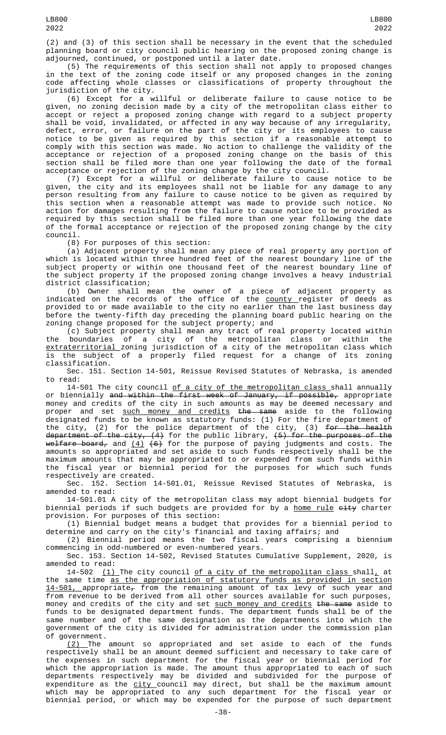(2) and (3) of this section shall be necessary in the event that the scheduled planning board or city council public hearing on the proposed zoning change is adjourned, continued, or postponed until a later date.

(5) The requirements of this section shall not apply to proposed changes in the text of the zoning code itself or any proposed changes in the zoning code affecting whole classes or classifications of property throughout the jurisdiction of the city.

(6) Except for a willful or deliberate failure to cause notice to be given, no zoning decision made by a city of the metropolitan class either to accept or reject a proposed zoning change with regard to a subject property shall be void, invalidated, or affected in any way because of any irregularity, defect, error, or failure on the part of the city or its employees to cause notice to be given as required by this section if a reasonable attempt to comply with this section was made. No action to challenge the validity of the acceptance or rejection of a proposed zoning change on the basis of this section shall be filed more than one year following the date of the formal acceptance or rejection of the zoning change by the city council.

(7) Except for a willful or deliberate failure to cause notice to be given, the city and its employees shall not be liable for any damage to any person resulting from any failure to cause notice to be given as required by this section when a reasonable attempt was made to provide such notice. No action for damages resulting from the failure to cause notice to be provided as required by this section shall be filed more than one year following the date of the formal acceptance or rejection of the proposed zoning change by the city council.

(8) For purposes of this section:

(a) Adjacent property shall mean any piece of real property any portion of which is located within three hundred feet of the nearest boundary line of the subject property or within one thousand feet of the nearest boundary line of the subject property if the proposed zoning change involves a heavy industrial district classification;

(b) Owner shall mean the owner of a piece of adjacent property as indicated on the records of the office of the county register of deeds as provided to or made available to the city no earlier than the last business day before the twenty-fifth day preceding the planning board public hearing on the zoning change proposed for the subject property; and

(c) Subject property shall mean any tract of real property located within the boundaries of a city of the metropolitan class or within the extraterritorial zoning jurisdiction of a city of the metropolitan class which is the subject of a properly filed request for a change of its zoning classification.

Sec. 151. Section 14-501, Reissue Revised Statutes of Nebraska, is amended to read:

14-501 The city council of a city of the metropolitan class shall annually or biennially ~~and within the first week of January, if possible,~~ appropriate money and credits of the city in such amounts as may be deemed necessary and proper and set such money and credits ~~the same~~ aside to the following designated funds to be known as statutory funds: (1) For the fire department of the city, (2) for the police department of the city, (3) ~~for the health department of the city, (4)~~ for the public library, ~~(5) for the purposes of the welfare board,~~ and (4) ~~(6)~~ for the purpose of paying judgments and costs. The amounts so appropriated and set aside to such funds respectively shall be the maximum amounts that may be appropriated to or expended from such funds within the fiscal year or biennial period for the purposes for which such funds respectively are created.

Sec. 152. Section 14-501.01, Reissue Revised Statutes of Nebraska, is amended to read:

14-501.01 A city of the metropolitan class may adopt biennial budgets for biennial periods if such budgets are provided for by a home rule ~~city~~ charter provision. For purposes of this section:

(1) Biennial budget means a budget that provides for a biennial period to determine and carry on the city's financial and taxing affairs; and

(2) Biennial period means the two fiscal years comprising a biennium commencing in odd-numbered or even-numbered years.

Sec. 153. Section 14-502, Revised Statutes Cumulative Supplement, 2020, is amended to read:

14-502 (1) The city council of a city of the metropolitan class shall, at the same time as the appropriation of statutory funds as provided in section 14-501, appropriate~~,~~ from the remaining amount of tax levy of such year and from revenue to be derived from all other sources available for such purposes, money and credits of the city and set such money and credits ~~the same~~ aside to funds to be designated department funds. The department funds shall be of the same number and of the same designation as the departments into which the government of the city is divided for administration under the commission plan of government.

(2) The amount so appropriated and set aside to each of the funds respectively shall be an amount deemed sufficient and necessary to take care of the expenses in such department for the fiscal year or biennial period for which the appropriation is made. The amount thus appropriated to each of such departments respectively may be divided and subdivided for the purpose of expenditure as the city council may direct, but shall be the maximum amount which may be appropriated to any such department for the fiscal year or biennial period, or which may be expended for the purpose of such department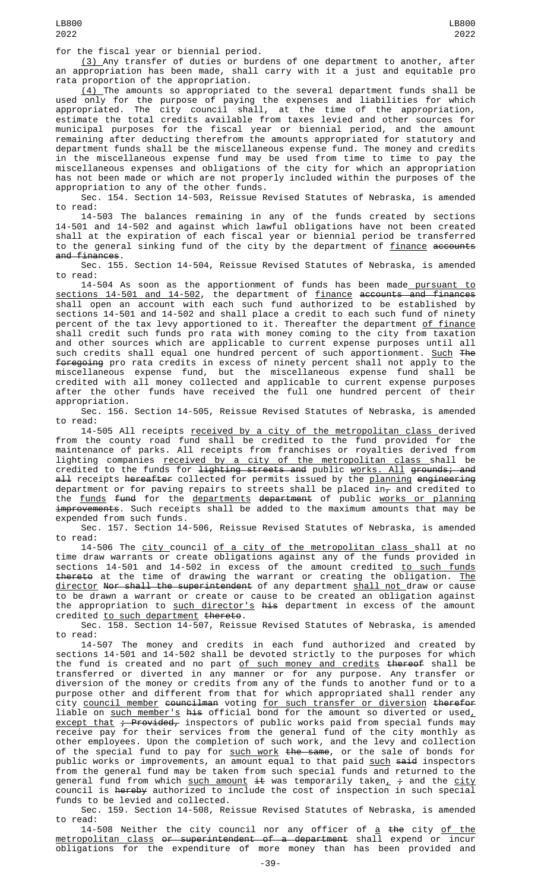for the fiscal year or biennial period.

(3) Any transfer of duties or burdens of one department to another, after an appropriation has been made, shall carry with it a just and equitable pro rata proportion of the appropriation.

(4) The amounts so appropriated to the several department funds shall be used only for the purpose of paying the expenses and liabilities for which appropriated. The city council shall, at the time of the appropriation, estimate the total credits available from taxes levied and other sources for municipal purposes for the fiscal year or biennial period, and the amount remaining after deducting therefrom the amounts appropriated for statutory and department funds shall be the miscellaneous expense fund. The money and credits in the miscellaneous expense fund may be used from time to time to pay the miscellaneous expenses and obligations of the city for which an appropriation has not been made or which are not properly included within the purposes of the appropriation to any of the other funds.

Sec. 154. Section 14-503, Reissue Revised Statutes of Nebraska, is amended to read:

14-503 The balances remaining in any of the funds created by sections 14-501 and 14-502 and against which lawful obligations have not been created shall at the expiration of each fiscal year or biennial period be transferred to the general sinking fund of the city by the department of finance accounts and finances.

Sec. 155. Section 14-504, Reissue Revised Statutes of Nebraska, is amended to read:

14-504 As soon as the apportionment of funds has been made pursuant to sections 14-501 and 14-502, the department of finance accounts and finances shall open an account with each such fund authorized to be established by sections 14-501 and 14-502 and shall place a credit to each such fund of ninety percent of the tax levy apportioned to it. Thereafter the department of finance shall credit such funds pro rata with money coming to the city from taxation and other sources which are applicable to current expense purposes until all such credits shall equal one hundred percent of such apportionment. Such The foregoing pro rata credits in excess of ninety percent shall not apply to the miscellaneous expense fund, but the miscellaneous expense fund shall be credited with all money collected and applicable to current expense purposes after the other funds have received the full one hundred percent of their appropriation.

Sec. 156. Section 14-505, Reissue Revised Statutes of Nebraska, is amended to read:

14-505 All receipts received by a city of the metropolitan class derived from the county road fund shall be credited to the fund provided for the maintenance of parks. All receipts from franchises or royalties derived from lighting companies received by a city of the metropolitan class shall be credited to the funds for lighting streets and public works. All grounds; and all receipts hereafter collected for permits issued by the planning engineering department or for paving repairs to streets shall be placed in, and credited to the funds fund for the departments department of public works or planning improvements. Such receipts shall be added to the maximum amounts that may be expended from such funds.

Sec. 157. Section 14-506, Reissue Revised Statutes of Nebraska, is amended to read:

14-506 The city council of a city of the metropolitan class shall at no time draw warrants or create obligations against any of the funds provided in sections 14-501 and 14-502 in excess of the amount credited to such funds thereto at the time of drawing the warrant or creating the obligation. The director Nor shall the superintendent of any department shall not draw or cause to be drawn a warrant or create or cause to be created an obligation against the appropriation to such director's his department in excess of the amount credited to such department thereto.

Sec. 158. Section 14-507, Reissue Revised Statutes of Nebraska, is amended to read:

14-507 The money and credits in each fund authorized and created by sections 14-501 and 14-502 shall be devoted strictly to the purposes for which the fund is created and no part of such money and credits thereof shall be transferred or diverted in any manner or for any purpose. Any transfer or diversion of the money or credits from any of the funds to another fund or to a purpose other and different from that for which appropriated shall render any city council member councilman voting for such transfer or diversion therefor liable on such member's his official bond for the amount so diverted or used, except that ; Provided, inspectors of public works paid from special funds may receive pay for their services from the general fund of the city monthly as other employees. Upon the completion of such work, and the levy and collection of the special fund to pay for such work the same, or the sale of bonds for public works or improvements, an amount equal to that paid such said inspectors from the general fund may be taken from such special funds and returned to the general fund from which such amount it was temporarily taken, ; and the city council is hereby authorized to include the cost of inspection in such special funds to be levied and collected.

Sec. 159. Section 14-508, Reissue Revised Statutes of Nebraska, is amended to read:

14-508 Neither the city council nor any officer of a the city of the metropolitan class or superintendent of a department shall expend or incur obligations for the expenditure of more money than has been provided and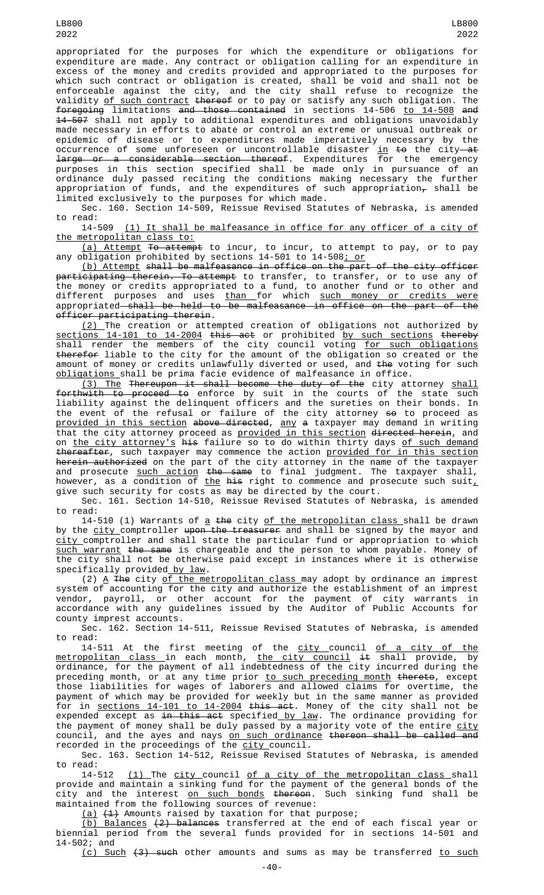appropriated for the purposes for which the expenditure or obligations for expenditure are made. Any contract or obligation calling for an expenditure in excess of the money and credits provided and appropriated to the purposes for which such contract or obligation is created, shall be void and shall not be enforceable against the city, and the city shall refuse to recognize the validity of such contract thereof or to pay or satisfy any such obligation. The foregoing limitations and those contained in sections 14-506 to 14-508 and 14-507 shall not apply to additional expenditures and obligations unavoidably made necessary in efforts to abate or control an extreme or unusual outbreak or epidemic of disease or to expenditures made imperatively necessary by the occurrence of some unforeseen or uncontrollable disaster in to the city at large or a considerable section thereof. Expenditures for the emergency purposes in this section specified shall be made only in pursuance of an ordinance duly passed reciting the conditions making necessary the further appropriation of funds, and the expenditures of such appropriation, shall be limited exclusively to the purposes for which made.

Sec. 160. Section 14-509, Reissue Revised Statutes of Nebraska, is amended to read:

14-509 (1) It shall be malfeasance in office for any officer of a city of the metropolitan class to:

(a) Attempt To attempt to incur, to incur, to attempt to pay, or to pay any obligation prohibited by sections 14-501 to 14-508; or

(b) Attempt shall be malfeasance in office on the part of the city officer participating therein. To attempt to transfer, to transfer, or to use any of the money or credits appropriated to a fund, to another fund or to other and different purposes and uses than for which such money or credits were appropriated shall be held to be malfeasance in office on the part of the officer participating therein.

(2) The creation or attempted creation of obligations not authorized by sections 14-101 to 14-2004 this act or prohibited by such sections thereby shall render the members of the city council voting for such obligations therefor liable to the city for the amount of the obligation so created or the amount of money or credits unlawfully diverted or used, and the voting for such obligations shall be prima facie evidence of malfeasance in office.

(3) The Thereupon it shall become the duty of the city attorney shall forthwith to proceed to enforce by suit in the courts of the state such liability against the delinquent officers and the sureties on their bonds. In the event of the refusal or failure of the city attorney so to proceed as provided in this section above directed, any a taxpayer may demand in writing that the city attorney proceed as provided in this section directed herein, and on the city attorney's his failure so to do within thirty days of such demand thereafter, such taxpayer may commence the action provided for in this section herein authorized on the part of the city attorney in the name of the taxpayer and prosecute such action the same to final judgment. The taxpayer shall, however, as a condition of the his right to commence and prosecute such suit, give such security for costs as may be directed by the court.

Sec. 161. Section 14-510, Reissue Revised Statutes of Nebraska, is amended to read:

14-510 (1) Warrants of a the city of the metropolitan class shall be drawn by the city comptroller upon the treasurer and shall be signed by the mayor and city comptroller and shall state the particular fund or appropriation to which such warrant the same is chargeable and the person to whom payable. Money of the city shall not be otherwise paid except in instances where it is otherwise specifically provided by law.

(2) A The city of the metropolitan class may adopt by ordinance an imprest system of accounting for the city and authorize the establishment of an imprest vendor, payroll, or other account for the payment of city warrants in accordance with any guidelines issued by the Auditor of Public Accounts for county imprest accounts.

Sec. 162. Section 14-511, Reissue Revised Statutes of Nebraska, is amended to read:

14-511 At the first meeting of the city council of a city of the metropolitan class in each month, the city council it shall provide, by ordinance, for the payment of all indebtedness of the city incurred during the preceding month, or at any time prior to such preceding month thereto, except those liabilities for wages of laborers and allowed claims for overtime, the payment of which may be provided for weekly but in the same manner as provided for in sections 14-101 to 14-2004 this act. Money of the city shall not be expended except as in this act specified by law. The ordinance providing for the payment of money shall be duly passed by a majority vote of the entire city council, and the ayes and nays on such ordinance thereon shall be called and recorded in the proceedings of the city council.

Sec. 163. Section 14-512, Reissue Revised Statutes of Nebraska, is amended to read:

14-512 (1) The city council of a city of the metropolitan class shall provide and maintain a sinking fund for the payment of the general bonds of the city and the interest on such bonds thereon. Such sinking fund shall be maintained from the following sources of revenue:

(a) (1) Amounts raised by taxation for that purpose;

(b) Balances (2) balances transferred at the end of each fiscal year or biennial period from the several funds provided for in sections 14-501 and 14-502; and

(c) Such (3) such other amounts and sums as may be transferred to such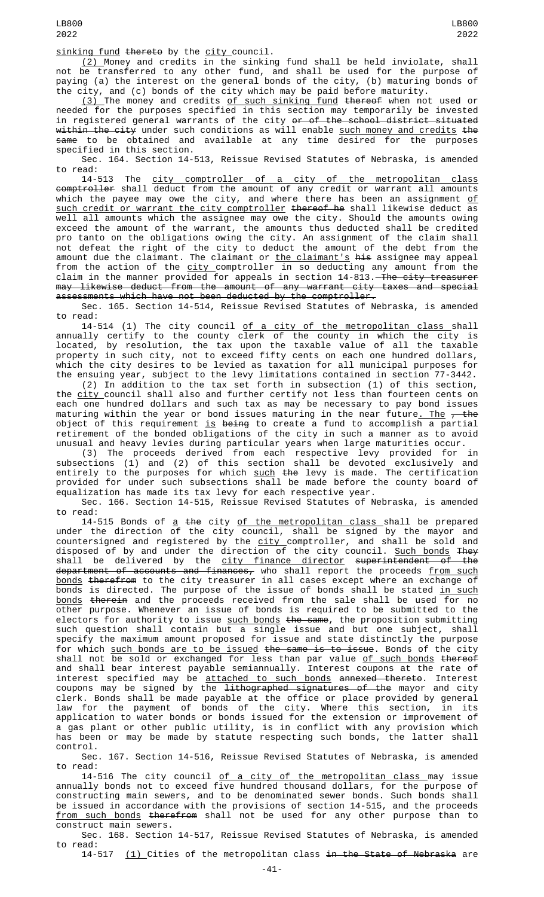sinking fund thereto by the city council.

(2) Money and credits in the sinking fund shall be held inviolate, shall not be transferred to any other fund, and shall be used for the purpose of paying (a) the interest on the general bonds of the city, (b) maturing bonds of the city, and (c) bonds of the city which may be paid before maturity.

(3) The money and credits of such sinking fund thereof when not used or needed for the purposes specified in this section may temporarily be invested in registered general warrants of the city or of the school district situated within the city under such conditions as will enable such money and credits the same to be obtained and available at any time desired for the purposes specified in this section.

Sec. 164. Section 14-513, Reissue Revised Statutes of Nebraska, is amended to read:

14-513 The city comptroller of a city of the metropolitan class comptroller shall deduct from the amount of any credit or warrant all amounts which the payee may owe the city, and where there has been an assignment of such credit or warrant the city comptroller thereof he shall likewise deduct as well all amounts which the assignee may owe the city. Should the amounts owing exceed the amount of the warrant, the amounts thus deducted shall be credited pro tanto on the obligations owing the city. An assignment of the claim shall not defeat the right of the city to deduct the amount of the debt from the amount due the claimant. The claimant or the claimant's his assignee may appeal from the action of the city comptroller in so deducting any amount from the claim in the manner provided for appeals in section 14-813. The city treasurer may likewise deduct from the amount of any warrant city taxes and special assessments which have not been deducted by the comptroller.

Sec. 165. Section 14-514, Reissue Revised Statutes of Nebraska, is amended to read:

14-514 (1) The city council of a city of the metropolitan class shall annually certify to the county clerk of the county in which the city is located, by resolution, the tax upon the taxable value of all the taxable property in such city, not to exceed fifty cents on each one hundred dollars, which the city desires to be levied as taxation for all municipal purposes for the ensuing year, subject to the levy limitations contained in section 77-3442.

(2) In addition to the tax set forth in subsection (1) of this section, the city council shall also and further certify not less than fourteen cents on each one hundred dollars and such tax as may be necessary to pay bond issues maturing within the year or bond issues maturing in the near future. The , the object of this requirement is being to create a fund to accomplish a partial retirement of the bonded obligations of the city in such a manner as to avoid unusual and heavy levies during particular years when large maturities occur.

(3) The proceeds derived from each respective levy provided for in subsections (1) and (2) of this section shall be devoted exclusively and entirely to the purposes for which such the levy is made. The certification provided for under such subsections shall be made before the county board of equalization has made its tax levy for each respective year.

Sec. 166. Section 14-515, Reissue Revised Statutes of Nebraska, is amended to read:

14-515 Bonds of a the city of the metropolitan class shall be prepared under the direction of the city council, shall be signed by the mayor and countersigned and registered by the city comptroller, and shall be sold and disposed of by and under the direction of the city council. Such bonds They shall be delivered by the city finance director superintendent of the department of accounts and finances, who shall report the proceeds from such bonds therefrom to the city treasurer in all cases except where an exchange of bonds is directed. The purpose of the issue of bonds shall be stated in such bonds therein and the proceeds received from the sale shall be used for no other purpose. Whenever an issue of bonds is required to be submitted to the electors for authority to issue such bonds the same, the proposition submitting such question shall contain but a single issue and but one subject, shall specify the maximum amount proposed for issue and state distinctly the purpose for which such bonds are to be issued the same is to issue. Bonds of the city shall not be sold or exchanged for less than par value of such bonds thereof and shall bear interest payable semiannually. Interest coupons at the rate of interest specified may be attached to such bonds annexed thereto. Interest coupons may be signed by the lithographed signatures of the mayor and city clerk. Bonds shall be made payable at the office or place provided by general law for the payment of bonds of the city. Where this section, in its application to water bonds or bonds issued for the extension or improvement of a gas plant or other public utility, is in conflict with any provision which has been or may be made by statute respecting such bonds, the latter shall control.

Sec. 167. Section 14-516, Reissue Revised Statutes of Nebraska, is amended to read:

14-516 The city council of a city of the metropolitan class may issue annually bonds not to exceed five hundred thousand dollars, for the purpose of constructing main sewers, and to be denominated sewer bonds. Such bonds shall be issued in accordance with the provisions of section 14-515, and the proceeds from such bonds therefrom shall not be used for any other purpose than to construct main sewers.

Sec. 168. Section 14-517, Reissue Revised Statutes of Nebraska, is amended to read:

14-517 (1) Cities of the metropolitan class in the State of Nebraska are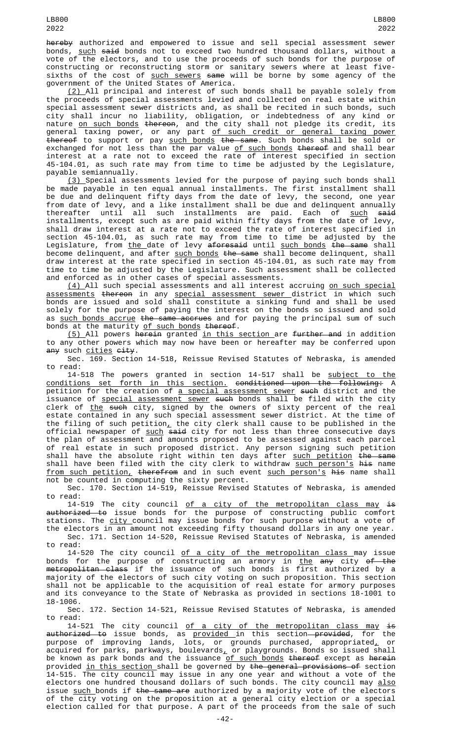hereby authorized and empowered to issue and sell special assessment sewer bonds, such said bonds not to exceed two hundred thousand dollars, without a vote of the electors, and to use the proceeds of such bonds for the purpose of constructing or reconstructing storm or sanitary sewers where at least five-sixths of the cost of such sewers same will be borne by some agency of the government of the United States of America.

(2) All principal and interest of such bonds shall be payable solely from the proceeds of special assessments levied and collected on real estate within special assessment sewer districts and, as shall be recited in such bonds, such city shall incur no liability, obligation, or indebtedness of any kind or nature on such bonds thereon, and the city shall not pledge its credit, its general taxing power, or any part of such credit or general taxing power thereof to support or pay such bonds the same. Such bonds shall be sold or exchanged for not less than the par value of such bonds thereof and shall bear interest at a rate not to exceed the rate of interest specified in section 45-104.01, as such rate may from time to time be adjusted by the Legislature, payable semiannually.

(3) Special assessments levied for the purpose of paying such bonds shall be made payable in ten equal annual installments. The first installment shall be due and delinquent fifty days from the date of levy, the second, one year from date of levy, and a like installment shall be due and delinquent annually thereafter until all such installments are paid. Each of such said installments, except such as are paid within fifty days from the date of levy, shall draw interest at a rate not to exceed the rate of interest specified in section 45-104.01, as such rate may from time to time be adjusted by the Legislature, from the date of levy aforesaid until such bonds the same shall become delinquent, and after such bonds the same shall become delinquent, shall draw interest at the rate specified in section 45-104.01, as such rate may from time to time be adjusted by the Legislature. Such assessment shall be collected and enforced as in other cases of special assessments.

(4) All such special assessments and all interest accruing on such special assessments thereon in any special assessment sewer district in which such bonds are issued and sold shall constitute a sinking fund and shall be used solely for the purpose of paying the interest on the bonds so issued and sold as such bonds accrue the same accrues and for paying the principal sum of such bonds at the maturity of such bonds thereof.

(5) All powers herein granted in this section are further and in addition to any other powers which may now have been or hereafter may be conferred upon any such cities city.

Sec. 169. Section 14-518, Reissue Revised Statutes of Nebraska, is amended to read:

14-518 The powers granted in section 14-517 shall be subject to the conditions set forth in this section. conditioned upon the following: A petition for the creation of a special assessment sewer such district and the issuance of special assessment sewer such bonds shall be filed with the city clerk of the such city, signed by the owners of sixty percent of the real estate contained in any such special assessment sewer district. At the time of the filing of such petition, the city clerk shall cause to be published in the official newspaper of such said city for not less than three consecutive days the plan of assessment and amounts proposed to be assessed against each parcel of real estate in such proposed district. Any person signing such petition shall have the absolute right within ten days after such petition the same shall have been filed with the city clerk to withdraw such person's his name from such petition, therefrom and in such event such person's his name shall not be counted in computing the sixty percent.

Sec. 170. Section 14-519, Reissue Revised Statutes of Nebraska, is amended to read:

14-519 The city council of a city of the metropolitan class may is authorized to issue bonds for the purpose of constructing public comfort stations. The city council may issue bonds for such purpose without a vote of the electors in an amount not exceeding fifty thousand dollars in any one year.

Sec. 171. Section 14-520, Reissue Revised Statutes of Nebraska, is amended to read:

14-520 The city council of a city of the metropolitan class may issue bonds for the purpose of constructing an armory in the any city of the metropolitan class if the issuance of such bonds is first authorized by a majority of the electors of such city voting on such proposition. This section shall not be applicable to the acquisition of real estate for armory purposes and its conveyance to the State of Nebraska as provided in sections 18-1001 to 18-1006.

Sec. 172. Section 14-521, Reissue Revised Statutes of Nebraska, is amended to read:

14-521 The city council of a city of the metropolitan class may is authorized to issue bonds, as provided in this section provided, for the purpose of improving lands, lots, or grounds purchased, appropriated, or acquired for parks, parkways, boulevards, or playgrounds. Bonds so issued shall be known as park bonds and the issuance of such bonds thereof except as herein provided in this section shall be governed by the general provisions of section 14-515. The city council may issue in any one year and without a vote of the electors one hundred thousand dollars of such bonds. The city council may also issue such bonds if the same are authorized by a majority vote of the electors of the city voting on the proposition at a general city election or a special election called for that purpose. A part of the proceeds from the sale of such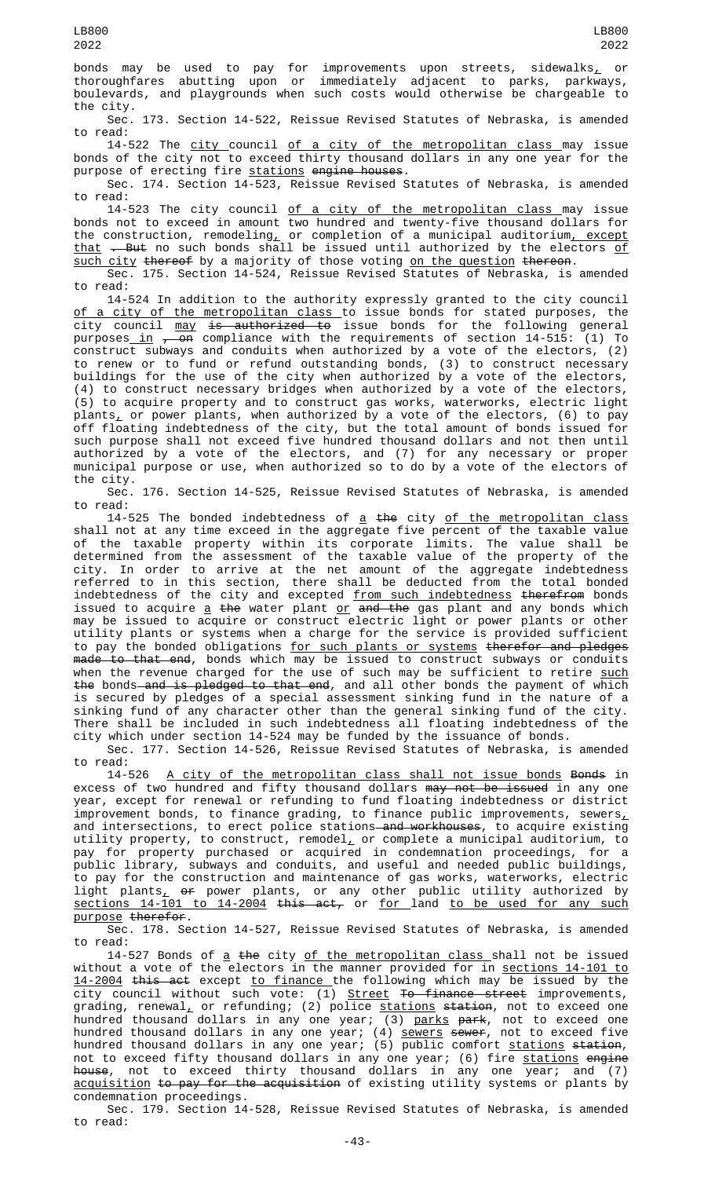bonds may be used to pay for improvements upon streets, sidewalks, or thoroughfares abutting upon or immediately adjacent to parks, parkways, boulevards, and playgrounds when such costs would otherwise be chargeable to the city.

Sec. 173. Section 14-522, Reissue Revised Statutes of Nebraska, is amended to read:

14-522 The city council of a city of the metropolitan class may issue bonds of the city not to exceed thirty thousand dollars in any one year for the purpose of erecting fire stations engine houses.

Sec. 174. Section 14-523, Reissue Revised Statutes of Nebraska, is amended to read:

14-523 The city council of a city of the metropolitan class may issue bonds not to exceed in amount two hundred and twenty-five thousand dollars for the construction, remodeling, or completion of a municipal auditorium, except that . But no such bonds shall be issued until authorized by the electors of such city thereof by a majority of those voting on the question thereon.

Sec. 175. Section 14-524, Reissue Revised Statutes of Nebraska, is amended to read:

14-524 In addition to the authority expressly granted to the city council of a city of the metropolitan class to issue bonds for stated purposes, the city council may is authorized to issue bonds for the following general purposes in , on compliance with the requirements of section 14-515: (1) To construct subways and conduits when authorized by a vote of the electors, (2) to renew or to fund or refund outstanding bonds, (3) to construct necessary buildings for the use of the city when authorized by a vote of the electors, (4) to construct necessary bridges when authorized by a vote of the electors, (5) to acquire property and to construct gas works, waterworks, electric light plants, or power plants, when authorized by a vote of the electors, (6) to pay off floating indebtedness of the city, but the total amount of bonds issued for such purpose shall not exceed five hundred thousand dollars and not then until authorized by a vote of the electors, and (7) for any necessary or proper municipal purpose or use, when authorized so to do by a vote of the electors of the city.

Sec. 176. Section 14-525, Reissue Revised Statutes of Nebraska, is amended to read:

14-525 The bonded indebtedness of a the city of the metropolitan class shall not at any time exceed in the aggregate five percent of the taxable value of the taxable property within its corporate limits. The value shall be determined from the assessment of the taxable value of the property of the city. In order to arrive at the net amount of the aggregate indebtedness referred to in this section, there shall be deducted from the total bonded indebtedness of the city and excepted from such indebtedness therefrom bonds issued to acquire a the water plant or and the gas plant and any bonds which may be issued to acquire or construct electric light or power plants or other utility plants or systems when a charge for the service is provided sufficient to pay the bonded obligations for such plants or systems therefor and pledges made to that end, bonds which may be issued to construct subways or conduits when the revenue charged for the use of such may be sufficient to retire such the bonds and is pledged to that end, and all other bonds the payment of which is secured by pledges of a special assessment sinking fund in the nature of a sinking fund of any character other than the general sinking fund of the city. There shall be included in such indebtedness all floating indebtedness of the city which under section 14-524 may be funded by the issuance of bonds.

Sec. 177. Section 14-526, Reissue Revised Statutes of Nebraska, is amended to read:

14-526 A city of the metropolitan class shall not issue bonds Bonds in excess of two hundred and fifty thousand dollars may not be issued in any one year, except for renewal or refunding to fund floating indebtedness or district improvement bonds, to finance grading, to finance public improvements, sewers, and intersections, to erect police stations and workhouses, to acquire existing utility property, to construct, remodel, or complete a municipal auditorium, to pay for property purchased or acquired in condemnation proceedings, for a public library, subways and conduits, and useful and needed public buildings, to pay for the construction and maintenance of gas works, waterworks, electric light plants, or power plants, or any other public utility authorized by sections 14-101 to 14-2004 this act, or for land to be used for any such purpose therefor.

Sec. 178. Section 14-527, Reissue Revised Statutes of Nebraska, is amended to read:

14-527 Bonds of a the city of the metropolitan class shall not be issued without a vote of the electors in the manner provided for in sections 14-101 to 14-2004 this act except to finance the following which may be issued by the city council without such vote: (1) Street To finance street improvements, grading, renewal, or refunding; (2) police stations station, not to exceed one hundred thousand dollars in any one year; (3) parks park, not to exceed one hundred thousand dollars in any one year; (4) sewers sewer, not to exceed five hundred thousand dollars in any one year; (5) public comfort stations station, not to exceed fifty thousand dollars in any one year; (6) fire stations engine house, not to exceed thirty thousand dollars in any one year; and (7) acquisition to pay for the acquisition of existing utility systems or plants by condemnation proceedings.

Sec. 179. Section 14-528, Reissue Revised Statutes of Nebraska, is amended to read: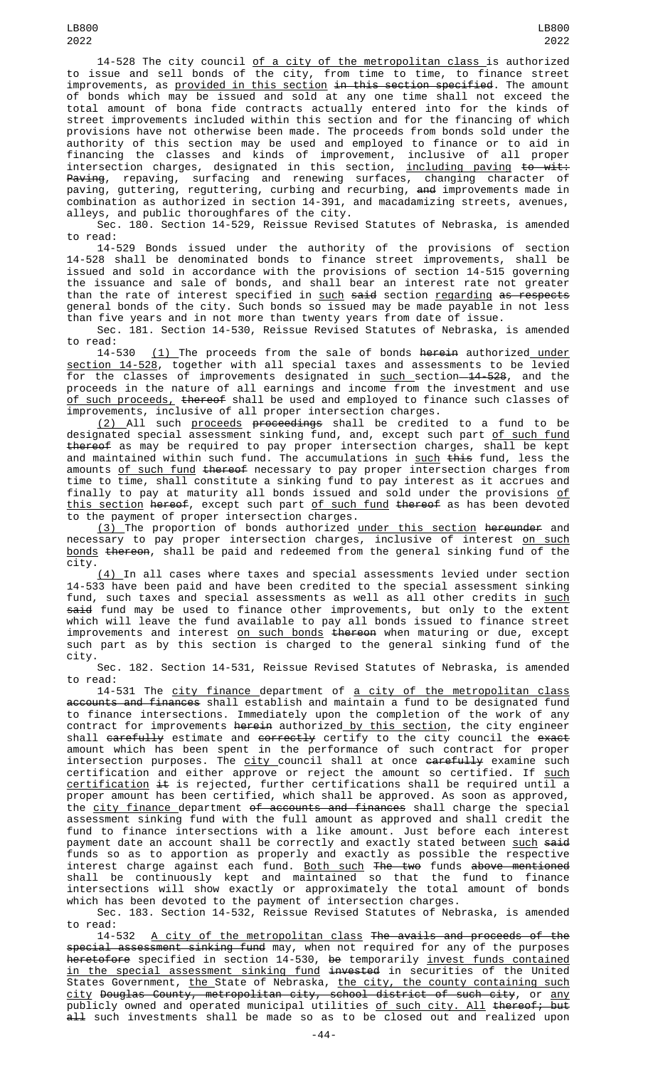14-528 The city council of a city of the metropolitan class is authorized to issue and sell bonds of the city, from time to time, to finance street improvements, as provided in this section in this section specified. The amount of bonds which may be issued and sold at any one time shall not exceed the total amount of bona fide contracts actually entered into for the kinds of street improvements included within this section and for the financing of which provisions have not otherwise been made. The proceeds from bonds sold under the authority of this section may be used and employed to finance or to aid in financing the classes and kinds of improvement, inclusive of all proper intersection charges, designated in this section, including paving to wit: Paving, repaving, surfacing and renewing surfaces, changing character of paving, guttering, reguttering, curbing and recurbing, and improvements made in combination as authorized in section 14-391, and macadamizing streets, avenues, alleys, and public thoroughfares of the city.

Sec. 180. Section 14-529, Reissue Revised Statutes of Nebraska, is amended to read:

14-529 Bonds issued under the authority of the provisions of section 14-528 shall be denominated bonds to finance street improvements, shall be issued and sold in accordance with the provisions of section 14-515 governing the issuance and sale of bonds, and shall bear an interest rate not greater than the rate of interest specified in such said section regarding as respects general bonds of the city. Such bonds so issued may be made payable in not less than five years and in not more than twenty years from date of issue.

Sec. 181. Section 14-530, Reissue Revised Statutes of Nebraska, is amended to read:

14-530 (1) The proceeds from the sale of bonds herein authorized under section 14-528, together with all special taxes and assessments to be levied for the classes of improvements designated in such section 14-528, and the proceeds in the nature of all earnings and income from the investment and use of such proceeds, thereof shall be used and employed to finance such classes of improvements, inclusive of all proper intersection charges.

(2) All such proceeds proceedings shall be credited to a fund to be designated special assessment sinking fund, and, except such part of such fund thereof as may be required to pay proper intersection charges, shall be kept and maintained within such fund. The accumulations in such this fund, less the amounts of such fund thereof necessary to pay proper intersection charges from time to time, shall constitute a sinking fund to pay interest as it accrues and finally to pay at maturity all bonds issued and sold under the provisions of this section hereof, except such part of such fund thereof as has been devoted to the payment of proper intersection charges.

(3) The proportion of bonds authorized under this section hereunder and necessary to pay proper intersection charges, inclusive of interest on such bonds thereon, shall be paid and redeemed from the general sinking fund of the city.

(4) In all cases where taxes and special assessments levied under section 14-533 have been paid and have been credited to the special assessment sinking fund, such taxes and special assessments as well as all other credits in such said fund may be used to finance other improvements, but only to the extent which will leave the fund available to pay all bonds issued to finance street improvements and interest on such bonds thereon when maturing or due, except such part as by this section is charged to the general sinking fund of the city.

Sec. 182. Section 14-531, Reissue Revised Statutes of Nebraska, is amended to read:

14-531 The city finance department of a city of the metropolitan class accounts and finances shall establish and maintain a fund to be designated fund to finance intersections. Immediately upon the completion of the work of any contract for improvements herein authorized by this section, the city engineer shall carefully estimate and correctly certify to the city council the exact amount which has been spent in the performance of such contract for proper intersection purposes. The city council shall at once carefully examine such certification and either approve or reject the amount so certified. If such certification it is rejected, further certifications shall be required until a proper amount has been certified, which shall be approved. As soon as approved, the city finance department of accounts and finances shall charge the special assessment sinking fund with the full amount as approved and shall credit the fund to finance intersections with a like amount. Just before each interest payment date an account shall be correctly and exactly stated between such said funds so as to apportion as properly and exactly as possible the respective interest charge against each fund. Both such The two funds above mentioned shall be continuously kept and maintained so that the fund to finance intersections will show exactly or approximately the total amount of bonds which has been devoted to the payment of intersection charges.

Sec. 183. Section 14-532, Reissue Revised Statutes of Nebraska, is amended to read:

14-532 A city of the metropolitan class The avails and proceeds of the special assessment sinking fund may, when not required for any of the purposes heretofore specified in section 14-530, be temporarily invest funds contained in the special assessment sinking fund invested in securities of the United States Government, the State of Nebraska, the city, the county containing such city Douglas County, metropolitan city, school district of such city, or any publicly owned and operated municipal utilities of such city. All thereof; but all such investments shall be made so as to be closed out and realized upon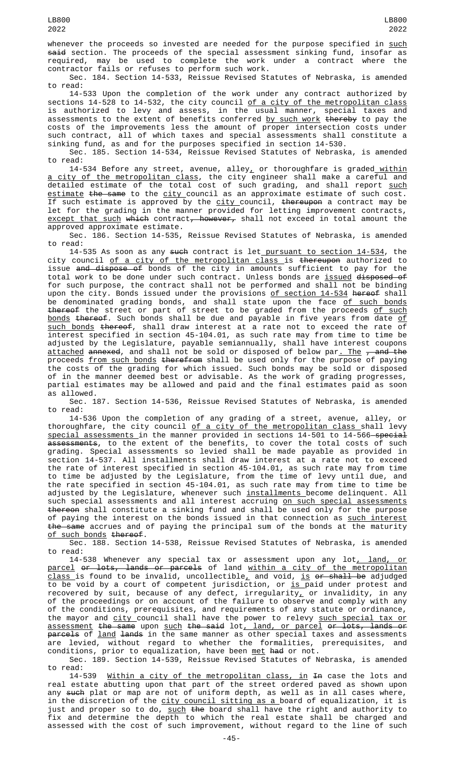whenever the proceeds so invested are needed for the purpose specified in such said section. The proceeds of the special assessment sinking fund, insofar as required, may be used to complete the work under a contract where the contractor fails or refuses to perform such work.

Sec. 184. Section 14-533, Reissue Revised Statutes of Nebraska, is amended to read:

14-533 Upon the completion of the work under any contract authorized by sections 14-528 to 14-532, the city council of a city of the metropolitan class is authorized to levy and assess, in the usual manner, special taxes and assessments to the extent of benefits conferred by such work thereby to pay the costs of the improvements less the amount of proper intersection costs under such contract, all of which taxes and special assessments shall constitute a sinking fund, as and for the purposes specified in section 14-530.

Sec. 185. Section 14-534, Reissue Revised Statutes of Nebraska, is amended to read:

14-534 Before any street, avenue, alley, or thoroughfare is graded within a city of the metropolitan class, the city engineer shall make a careful and detailed estimate of the total cost of such grading, and shall report such estimate the same to the city council as an approximate estimate of such cost. If such estimate is approved by the city council, thereupon a contract may be let for the grading in the manner provided for letting improvement contracts, except that such which contract, however, shall not exceed in total amount the approved approximate estimate.

Sec. 186. Section 14-535, Reissue Revised Statutes of Nebraska, is amended to read:

14-535 As soon as any such contract is let pursuant to section 14-534, the city council of a city of the metropolitan class is thereupon authorized to issue and dispose of bonds of the city in amounts sufficient to pay for the total work to be done under such contract. Unless bonds are issued disposed of for such purpose, the contract shall not be performed and shall not be binding upon the city. Bonds issued under the provisions of section 14-534 hereof shall be denominated grading bonds, and shall state upon the face of such bonds thereof the street or part of street to be graded from the proceeds of such bonds thereof. Such bonds shall be due and payable in five years from date of such bonds thereof, shall draw interest at a rate not to exceed the rate of interest specified in section 45-104.01, as such rate may from time to time be adjusted by the Legislature, payable semiannually, shall have interest coupons attached annexed, and shall not be sold or disposed of below par. The , and the proceeds from such bonds therefrom shall be used only for the purpose of paying the costs of the grading for which issued. Such bonds may be sold or disposed of in the manner deemed best or advisable. As the work of grading progresses, partial estimates may be allowed and paid and the final estimates paid as soon as allowed.

Sec. 187. Section 14-536, Reissue Revised Statutes of Nebraska, is amended to read:

14-536 Upon the completion of any grading of a street, avenue, alley, or thoroughfare, the city council of a city of the metropolitan class shall levy special assessments in the manner provided in sections 14-501 to 14-566 special assessments, to the extent of the benefits, to cover the total costs of such grading. Special assessments so levied shall be made payable as provided in section 14-537. All installments shall draw interest at a rate not to exceed the rate of interest specified in section 45-104.01, as such rate may from time to time be adjusted by the Legislature, from the time of levy until due, and the rate specified in section 45-104.01, as such rate may from time to time be adjusted by the Legislature, whenever such installments become delinquent. All such special assessments and all interest accruing on such special assessments thereon shall constitute a sinking fund and shall be used only for the purpose of paying the interest on the bonds issued in that connection as such interest the same accrues and of paying the principal sum of the bonds at the maturity of such bonds thereof.

Sec. 188. Section 14-538, Reissue Revised Statutes of Nebraska, is amended to read:

14-538 Whenever any special tax or assessment upon any lot, land, or parcel or lots, lands or parcels of land within a city of the metropolitan class is found to be invalid, uncollectible, and void, is or shall be adjudged to be void by a court of competent jurisdiction, or is paid under protest and recovered by suit, because of any defect, irregularity, or invalidity, in any of the proceedings or on account of the failure to observe and comply with any of the conditions, prerequisites, and requirements of any statute or ordinance, the mayor and city council shall have the power to relevy such special tax or assessment the same upon such the said lot, land, or parcel or lots, lands or parcels of land lands in the same manner as other special taxes and assessments are levied, without regard to whether the formalities, prerequisites, and conditions, prior to equalization, have been met had or not.

Sec. 189. Section 14-539, Reissue Revised Statutes of Nebraska, is amended to read:

14-539 Within a city of the metropolitan class, in In case the lots and real estate abutting upon that part of the street ordered paved as shown upon any such plat or map are not of uniform depth, as well as in all cases where, in the discretion of the city council sitting as a board of equalization, it is just and proper so to do, such the board shall have the right and authority to fix and determine the depth to which the real estate shall be charged and assessed with the cost of such improvement, without regard to the line of such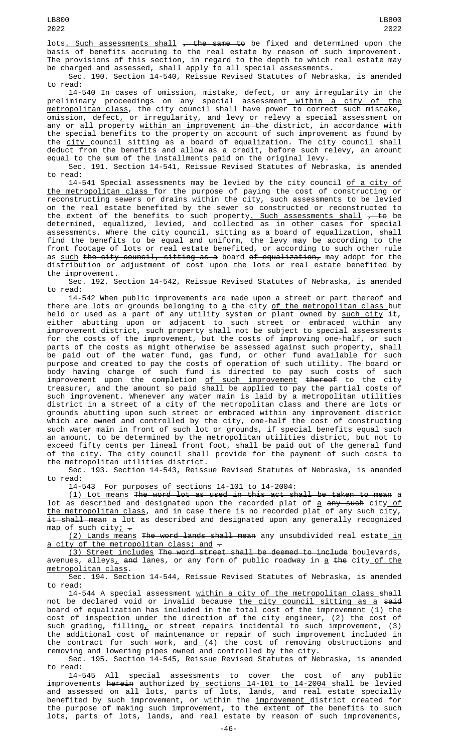lots. Such assessments shall , the same to be fixed and determined upon the basis of benefits accruing to the real estate by reason of such improvement. The provisions of this section, in regard to the depth to which real estate may be charged and assessed, shall apply to all special assessments.

Sec. 190. Section 14-540, Reissue Revised Statutes of Nebraska, is amended to read:

14-540 In cases of omission, mistake, defect, or any irregularity in the preliminary proceedings on any special assessment within a city of the metropolitan class, the city council shall have power to correct such mistake, omission, defect, or irregularity, and levy or relevy a special assessment on any or all property within an improvement in the district, in accordance with the special benefits to the property on account of such improvement as found by the city council sitting as a board of equalization. The city council shall deduct from the benefits and allow as a credit, before such relevy, an amount equal to the sum of the installments paid on the original levy.

Sec. 191. Section 14-541, Reissue Revised Statutes of Nebraska, is amended to read:

14-541 Special assessments may be levied by the city council of a city of the metropolitan class for the purpose of paying the cost of constructing or reconstructing sewers or drains within the city, such assessments to be levied on the real estate benefited by the sewer so constructed or reconstructed to the extent of the benefits to such property. Such assessments shall , to be determined, equalized, levied, and collected as in other cases for special assessments. Where the city council, sitting as a board of equalization, shall find the benefits to be equal and uniform, the levy may be according to the front footage of lots or real estate benefited, or according to such other rule as such the city council, sitting as a board of equalization, may adopt for the distribution or adjustment of cost upon the lots or real estate benefited by the improvement.

Sec. 192. Section 14-542, Reissue Revised Statutes of Nebraska, is amended to read:

14-542 When public improvements are made upon a street or part thereof and there are lots or grounds belonging to a the city of the metropolitan class but held or used as a part of any utility system or plant owned by such city it, either abutting upon or adjacent to such street or embraced within any improvement district, such property shall not be subject to special assessments for the costs of the improvement, but the costs of improving one-half, or such parts of the costs as might otherwise be assessed against such property, shall be paid out of the water fund, gas fund, or other fund available for such purpose and created to pay the costs of operation of such utility. The board or body having charge of such fund is directed to pay such costs of such improvement upon the completion of such improvement thereof to the city treasurer, and the amount so paid shall be applied to pay the partial costs of such improvement. Whenever any water main is laid by a metropolitan utilities district in a street of a city of the metropolitan class and there are lots or grounds abutting upon such street or embraced within any improvement district which are owned and controlled by the city, one-half the cost of constructing such water main in front of such lot or grounds, if special benefits equal such an amount, to be determined by the metropolitan utilities district, but not to exceed fifty cents per lineal front foot, shall be paid out of the general fund of the city. The city council shall provide for the payment of such costs to the metropolitan utilities district.

Sec. 193. Section 14-543, Reissue Revised Statutes of Nebraska, is amended to read:

14-543 For purposes of sections 14-101 to 14-2004:

(1) Lot means The word lot as used in this act shall be taken to mean a lot as described and designated upon the recorded plat of a any such city of the metropolitan class, and in case there is no recorded plat of any such city, it shall mean a lot as described and designated upon any generally recognized map of such city; .

(2) Lands means The word lands shall mean any unsubdivided real estate in a city of the metropolitan class; and .

(3) Street includes The word street shall be deemed to include boulevards, avenues, alleys, and lanes, or any form of public roadway in a the city of the metropolitan class.

Sec. 194. Section 14-544, Reissue Revised Statutes of Nebraska, is amended to read:

14-544 A special assessment within a city of the metropolitan class shall not be declared void or invalid because the city council sitting as a said board of equalization has included in the total cost of the improvement (1) the cost of inspection under the direction of the city engineer, (2) the cost of such grading, filling, or street repairs incidental to such improvement, (3) the additional cost of maintenance or repair of such improvement included in the contract for such work, and (4) the cost of removing obstructions and removing and lowering pipes owned and controlled by the city.

Sec. 195. Section 14-545, Reissue Revised Statutes of Nebraska, is amended to read:

14-545 All special assessments to cover the cost of any public improvements herein authorized by sections 14-101 to 14-2004 shall be levied and assessed on all lots, parts of lots, lands, and real estate specially benefited by such improvement, or within the improvement district created for the purpose of making such improvement, to the extent of the benefits to such lots, parts of lots, lands, and real estate by reason of such improvements,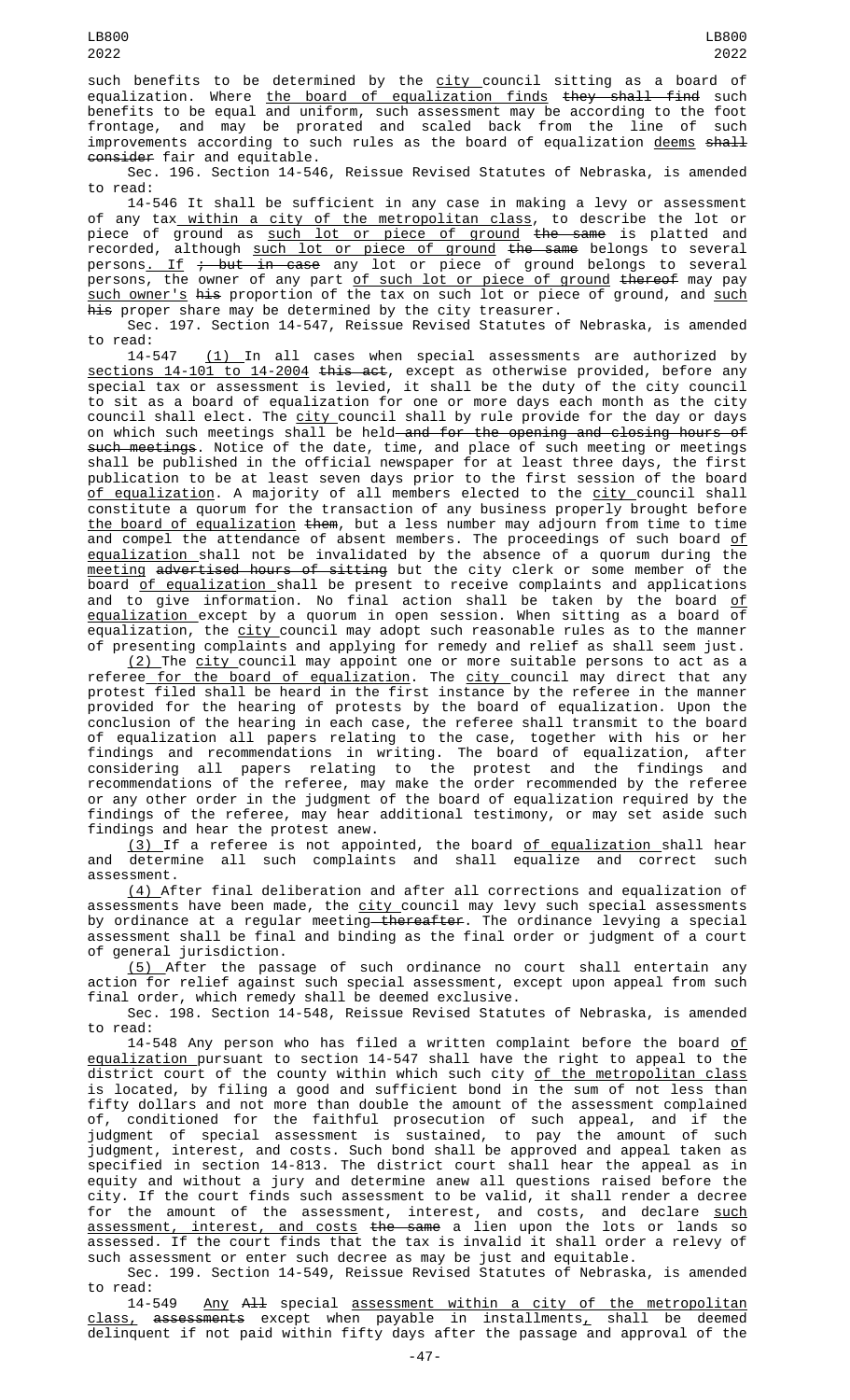such benefits to be determined by the city council sitting as a board of equalization. Where the board of equalization finds they shall find such benefits to be equal and uniform, such assessment may be according to the foot frontage, and may be prorated and scaled back from the line of such improvements according to such rules as the board of equalization deems shall consider fair and equitable.

Sec. 196. Section 14-546, Reissue Revised Statutes of Nebraska, is amended to read:

14-546 It shall be sufficient in any case in making a levy or assessment of any tax within a city of the metropolitan class, to describe the lot or piece of ground as such lot or piece of ground the same is platted and recorded, although such lot or piece of ground the same belongs to several persons. If ; but in case any lot or piece of ground belongs to several persons, the owner of any part of such lot or piece of ground thereof may pay such owner's his proportion of the tax on such lot or piece of ground, and such his proper share may be determined by the city treasurer.

Sec. 197. Section 14-547, Reissue Revised Statutes of Nebraska, is amended to read:

14-547 (1) In all cases when special assessments are authorized by sections 14-101 to 14-2004 this act, except as otherwise provided, before any special tax or assessment is levied, it shall be the duty of the city council to sit as a board of equalization for one or more days each month as the city council shall elect. The city council shall by rule provide for the day or days on which such meetings shall be held and for the opening and closing hours of such meetings. Notice of the date, time, and place of such meeting or meetings shall be published in the official newspaper for at least three days, the first publication to be at least seven days prior to the first session of the board of equalization. A majority of all members elected to the city council shall constitute a quorum for the transaction of any business properly brought before the board of equalization them, but a less number may adjourn from time to time and compel the attendance of absent members. The proceedings of such board of equalization shall not be invalidated by the absence of a quorum during the meeting advertised hours of sitting but the city clerk or some member of the board of equalization shall be present to receive complaints and applications and to give information. No final action shall be taken by the board of equalization except by a quorum in open session. When sitting as a board of equalization, the city council may adopt such reasonable rules as to the manner of presenting complaints and applying for remedy and relief as shall seem just.

(2) The city council may appoint one or more suitable persons to act as a referee for the board of equalization. The city council may direct that any protest filed shall be heard in the first instance by the referee in the manner provided for the hearing of protests by the board of equalization. Upon the conclusion of the hearing in each case, the referee shall transmit to the board of equalization all papers relating to the case, together with his or her findings and recommendations in writing. The board of equalization, after considering all papers relating to the protest and the findings and recommendations of the referee, may make the order recommended by the referee or any other order in the judgment of the board of equalization required by the findings of the referee, may hear additional testimony, or may set aside such findings and hear the protest anew.

(3) If a referee is not appointed, the board of equalization shall hear and determine all such complaints and shall equalize and correct such assessment.

(4) After final deliberation and after all corrections and equalization of assessments have been made, the city council may levy such special assessments by ordinance at a regular meeting thereafter. The ordinance levying a special assessment shall be final and binding as the final order or judgment of a court of general jurisdiction.

(5) After the passage of such ordinance no court shall entertain any action for relief against such special assessment, except upon appeal from such final order, which remedy shall be deemed exclusive.

Sec. 198. Section 14-548, Reissue Revised Statutes of Nebraska, is amended to read:

14-548 Any person who has filed a written complaint before the board of equalization pursuant to section 14-547 shall have the right to appeal to the district court of the county within which such city of the metropolitan class is located, by filing a good and sufficient bond in the sum of not less than fifty dollars and not more than double the amount of the assessment complained of, conditioned for the faithful prosecution of such appeal, and if the judgment of special assessment is sustained, to pay the amount of such judgment, interest, and costs. Such bond shall be approved and appeal taken as specified in section 14-813. The district court shall hear the appeal as in equity and without a jury and determine anew all questions raised before the city. If the court finds such assessment to be valid, it shall render a decree for the amount of the assessment, interest, and costs, and declare such assessment, interest, and costs the same a lien upon the lots or lands so assessed. If the court finds that the tax is invalid it shall order a relevy of such assessment or enter such decree as may be just and equitable.

Sec. 199. Section 14-549, Reissue Revised Statutes of Nebraska, is amended to read:

14-549 Any All special assessment within a city of the metropolitan class, assessments except when payable in installments, shall be deemed delinquent if not paid within fifty days after the passage and approval of the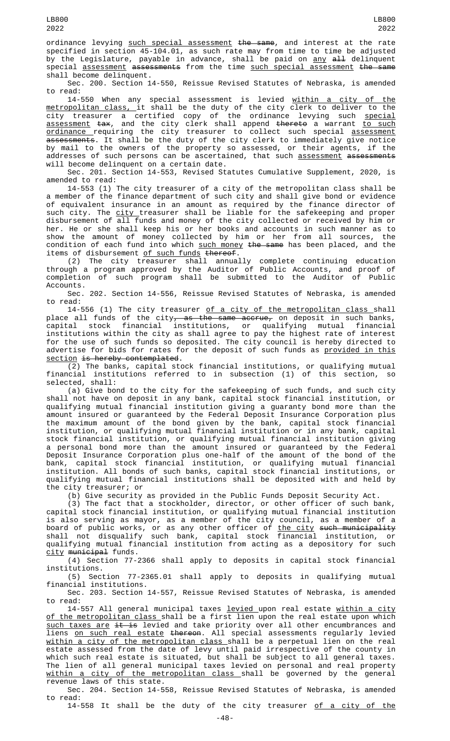ordinance levying such special assessment the same, and interest at the rate specified in section 45-104.01, as such rate may from time to time be adjusted by the Legislature, payable in advance, shall be paid on any all delinquent special assessment assessments from the time such special assessment the same shall become delinquent.

Sec. 200. Section 14-550, Reissue Revised Statutes of Nebraska, is amended to read:

14-550 When any special assessment is levied within a city of the metropolitan class, it shall be the duty of the city clerk to deliver to the city treasurer a certified copy of the ordinance levying such special assessment tax, and the city clerk shall append thereto a warrant to such ordinance requiring the city treasurer to collect such special assessment assessments. It shall be the duty of the city clerk to immediately give notice by mail to the owners of the property so assessed, or their agents, if the addresses of such persons can be ascertained, that such assessment assessments will become delinquent on a certain date.

Sec. 201. Section 14-553, Revised Statutes Cumulative Supplement, 2020, is amended to read:

14-553 (1) The city treasurer of a city of the metropolitan class shall be a member of the finance department of such city and shall give bond or evidence of equivalent insurance in an amount as required by the finance director of such city. The city treasurer shall be liable for the safekeeping and proper disbursement of all funds and money of the city collected or received by him or her. He or she shall keep his or her books and accounts in such manner as to show the amount of money collected by him or her from all sources, the condition of each fund into which such money the same has been placed, and the items of disbursement of such funds thereof.

(2) The city treasurer shall annually complete continuing education through a program approved by the Auditor of Public Accounts, and proof of completion of such program shall be submitted to the Auditor of Public Accounts.

Sec. 202. Section 14-556, Reissue Revised Statutes of Nebraska, is amended to read:

14-556 (1) The city treasurer of a city of the metropolitan class shall place all funds of the city, as the same accrue, on deposit in such banks, capital stock financial institutions, or qualifying mutual financial institutions within the city as shall agree to pay the highest rate of interest for the use of such funds so deposited. The city council is hereby directed to advertise for bids for rates for the deposit of such funds as provided in this section is hereby contemplated.

(2) The banks, capital stock financial institutions, or qualifying mutual financial institutions referred to in subsection (1) of this section, so selected, shall:

(a) Give bond to the city for the safekeeping of such funds, and such city shall not have on deposit in any bank, capital stock financial institution, or qualifying mutual financial institution giving a guaranty bond more than the amount insured or guaranteed by the Federal Deposit Insurance Corporation plus the maximum amount of the bond given by the bank, capital stock financial institution, or qualifying mutual financial institution or in any bank, capital stock financial institution, or qualifying mutual financial institution giving a personal bond more than the amount insured or guaranteed by the Federal Deposit Insurance Corporation plus one-half of the amount of the bond of the bank, capital stock financial institution, or qualifying mutual financial institution. All bonds of such banks, capital stock financial institutions, or qualifying mutual financial institutions shall be deposited with and held by the city treasurer; or

(b) Give security as provided in the Public Funds Deposit Security Act.

(3) The fact that a stockholder, director, or other officer of such bank, capital stock financial institution, or qualifying mutual financial institution is also serving as mayor, as a member of the city council, as a member of a board of public works, or as any other officer of the city such municipality shall not disqualify such bank, capital stock financial institution, or qualifying mutual financial institution from acting as a depository for such city municipal funds.

(4) Section 77-2366 shall apply to deposits in capital stock financial institutions.

(5) Section 77-2365.01 shall apply to deposits in qualifying mutual financial institutions.

Sec. 203. Section 14-557, Reissue Revised Statutes of Nebraska, is amended to read:

14-557 All general municipal taxes levied upon real estate within a city of the metropolitan class shall be a first lien upon the real estate upon which such taxes are it is levied and take priority over all other encumbrances and liens on such real estate thereon. All special assessments regularly levied within a city of the metropolitan class shall be a perpetual lien on the real estate assessed from the date of levy until paid irrespective of the county in which such real estate is situated, but shall be subject to all general taxes. The lien of all general municipal taxes levied on personal and real property within a city of the metropolitan class shall be governed by the general revenue laws of this state.

Sec. 204. Section 14-558, Reissue Revised Statutes of Nebraska, is amended to read:

14-558 It shall be the duty of the city treasurer of a city of the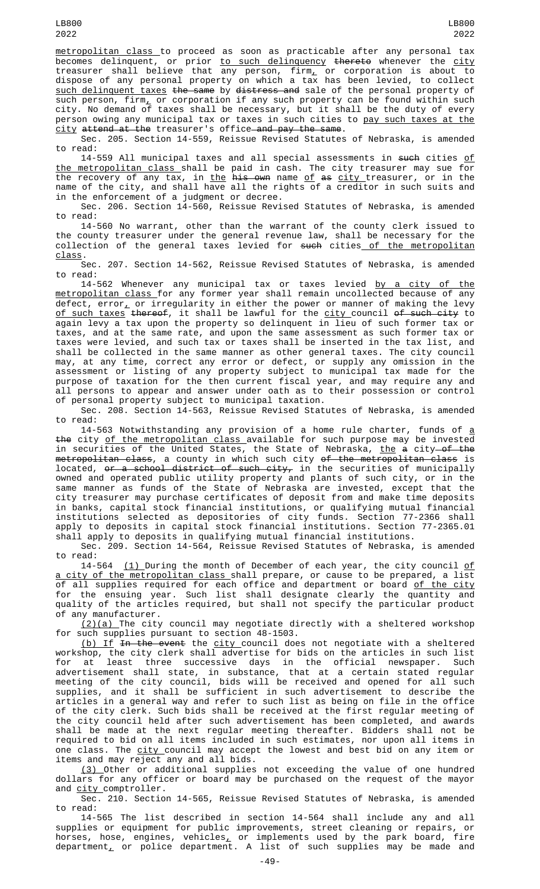metropolitan class to proceed as soon as practicable after any personal tax becomes delinquent, or prior to such delinquency thereto whenever the city treasurer shall believe that any person, firm, or corporation is about to dispose of any personal property on which a tax has been levied, to collect such delinquent taxes the same by distress and sale of the personal property of such person, firm, or corporation if any such property can be found within such city. No demand of taxes shall be necessary, but it shall be the duty of every person owing any municipal tax or taxes in such cities to pay such taxes at the city attend at the treasurer's office and pay the same.

Sec. 205. Section 14-559, Reissue Revised Statutes of Nebraska, is amended to read:

14-559 All municipal taxes and all special assessments in such cities of the metropolitan class shall be paid in cash. The city treasurer may sue for the recovery of any tax, in the his own name of as city treasurer, or in the name of the city, and shall have all the rights of a creditor in such suits and in the enforcement of a judgment or decree.

Sec. 206. Section 14-560, Reissue Revised Statutes of Nebraska, is amended to read:

14-560 No warrant, other than the warrant of the county clerk issued to the county treasurer under the general revenue law, shall be necessary for the collection of the general taxes levied for such cities of the metropolitan class.

Sec. 207. Section 14-562, Reissue Revised Statutes of Nebraska, is amended to read:

14-562 Whenever any municipal tax or taxes levied by a city of the metropolitan class for any former year shall remain uncollected because of any defect, error, or irregularity in either the power or manner of making the levy of such taxes thereof, it shall be lawful for the city council of such city to again levy a tax upon the property so delinquent in lieu of such former tax or taxes, and at the same rate, and upon the same assessment as such former tax or taxes were levied, and such tax or taxes shall be inserted in the tax list, and shall be collected in the same manner as other general taxes. The city council may, at any time, correct any error or defect, or supply any omission in the assessment or listing of any property subject to municipal tax made for the purpose of taxation for the then current fiscal year, and may require any and all persons to appear and answer under oath as to their possession or control of personal property subject to municipal taxation.

Sec. 208. Section 14-563, Reissue Revised Statutes of Nebraska, is amended to read:

14-563 Notwithstanding any provision of a home rule charter, funds of a the city of the metropolitan class available for such purpose may be invested in securities of the United States, the State of Nebraska, the a city of the metropolitan class, a county in which such city of the metropolitan class is located, or a school district of such city, in the securities of municipally owned and operated public utility property and plants of such city, or in the same manner as funds of the State of Nebraska are invested, except that the city treasurer may purchase certificates of deposit from and make time deposits in banks, capital stock financial institutions, or qualifying mutual financial institutions selected as depositories of city funds. Section 77-2366 shall apply to deposits in capital stock financial institutions. Section 77-2365.01 shall apply to deposits in qualifying mutual financial institutions.

Sec. 209. Section 14-564, Reissue Revised Statutes of Nebraska, is amended to read:

14-564 (1) During the month of December of each year, the city council of a city of the metropolitan class shall prepare, or cause to be prepared, a list of all supplies required for each office and department or board of the city for the ensuing year. Such list shall designate clearly the quantity and quality of the articles required, but shall not specify the particular product of any manufacturer.

(2)(a) The city council may negotiate directly with a sheltered workshop for such supplies pursuant to section 48-1503.

(b) If In the event the city council does not negotiate with a sheltered workshop, the city clerk shall advertise for bids on the articles in such list for at least three successive days in the official newspaper. Such advertisement shall state, in substance, that at a certain stated regular meeting of the city council, bids will be received and opened for all such supplies, and it shall be sufficient in such advertisement to describe the articles in a general way and refer to such list as being on file in the office of the city clerk. Such bids shall be received at the first regular meeting of the city council held after such advertisement has been completed, and awards shall be made at the next regular meeting thereafter. Bidders shall not be required to bid on all items included in such estimates, nor upon all items in one class. The city council may accept the lowest and best bid on any item or items and may reject any and all bids.

(3) Other or additional supplies not exceeding the value of one hundred dollars for any officer or board may be purchased on the request of the mayor and city comptroller.

Sec. 210. Section 14-565, Reissue Revised Statutes of Nebraska, is amended to read:

14-565 The list described in section 14-564 shall include any and all supplies or equipment for public improvements, street cleaning or repairs, or horses, hose, engines, vehicles, or implements used by the park board, fire department, or police department. A list of such supplies may be made and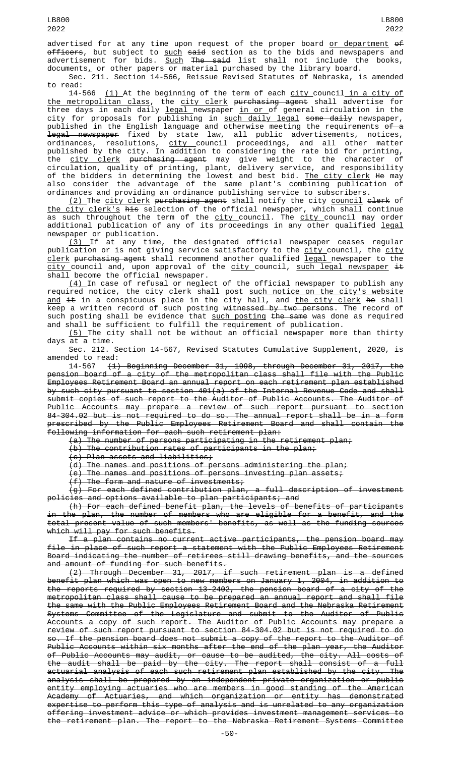advertised for at any time upon request of the proper board or department ~~of officers~~, but subject to such ~~said~~ section as to the bids and newspapers and advertisement for bids. Such ~~The said~~ list shall not include the books, documents, or other papers or material purchased by the library board.

Sec. 211. Section 14-566, Reissue Revised Statutes of Nebraska, is amended to read:

14-566 (1) At the beginning of the term of each city council in a city of the metropolitan class, the city clerk ~~purchasing agent~~ shall advertise for three days in each daily legal newspaper in or of general circulation in the city for proposals for publishing in such daily legal ~~some daily~~ newspaper, published in the English language and otherwise meeting the requirements ~~of a legal newspaper~~ fixed by state law, all public advertisements, notices, ordinances, resolutions, city council proceedings, and all other matter published by the city. In addition to considering the rate bid for printing, the city clerk ~~purchasing agent~~ may give weight to the character of circulation, quality of printing, plant, delivery service, and responsibility of the bidders in determining the lowest and best bid. The city clerk ~~He~~ may also consider the advantage of the same plant's combining publication of ordinances and providing an ordinance publishing service to subscribers.

(2) The city clerk ~~purchasing agent~~ shall notify the city council ~~clerk~~ of the city clerk's ~~his~~ selection of the official newspaper, which shall continue as such throughout the term of the city council. The city council may order additional publication of any of its proceedings in any other qualified legal newspaper or publication.

(3) If at any time, the designated official newspaper ceases regular publication or is not giving service satisfactory to the city council, the city clerk ~~purchasing agent~~ shall recommend another qualified legal newspaper to the city council and, upon approval of the city council, such legal newspaper ~~it~~ shall become the official newspaper.

(4) In case of refusal or neglect of the official newspaper to publish any required notice, the city clerk shall post such notice on the city's website and ~~it~~ in a conspicuous place in the city hall, and the city clerk ~~he~~ shall keep a written record of such posting ~~witnessed by two persons~~. The record of such posting shall be evidence that such posting ~~the same~~ was done as required and shall be sufficient to fulfill the requirement of publication.

(5) The city shall not be without an official newspaper more than thirty days at a time.

Sec. 212. Section 14-567, Revised Statutes Cumulative Supplement, 2020, is amended to read:

14-567 ~~(1) Beginning December 31, 1998, through December 31, 2017, the pension board of a city of the metropolitan class shall file with the Public Employees Retirement Board an annual report on each retirement plan established by such city pursuant to section 401(a) of the Internal Revenue Code and shall submit copies of such report to the Auditor of Public Accounts. The Auditor of Public Accounts may prepare a review of such report pursuant to section 84-304.02 but is not required to do so. The annual report shall be in a form prescribed by the Public Employees Retirement Board and shall contain the following information for each such retirement plan:~~

~~(a) The number of persons participating in the retirement plan;~~

~~(b) The contribution rates of participants in the plan;~~

~~(c) Plan assets and liabilities;~~

~~(d) The names and positions of persons administering the plan;~~

~~(e) The names and positions of persons investing plan assets;~~

~~(f) The form and nature of investments;~~

~~(g) For each defined contribution plan, a full description of investment policies and options available to plan participants; and~~

~~(h) For each defined benefit plan, the levels of benefits of participants in the plan, the number of members who are eligible for a benefit, and the total present value of such members' benefits, as well as the funding sources which will pay for such benefits.~~

~~If a plan contains no current active participants, the pension board may file in place of such report a statement with the Public Employees Retirement Board indicating the number of retirees still drawing benefits, and the sources and amount of funding for such benefits.~~

~~(2) Through December 31, 2017, if such retirement plan is a defined benefit plan which was open to new members on January 1, 2004, in addition to the reports required by section 13-2402, the pension board of a city of the metropolitan class shall cause to be prepared an annual report and shall file the same with the Public Employees Retirement Board and the Nebraska Retirement Systems Committee of the Legislature and submit to the Auditor of Public Accounts a copy of such report. The Auditor of Public Accounts may prepare a review of such report pursuant to section 84-304.02 but is not required to do so. If the pension board does not submit a copy of the report to the Auditor of Public Accounts within six months after the end of the plan year, the Auditor of Public Accounts may audit, or cause to be audited, the city. All costs of the audit shall be paid by the city. The report shall consist of a full actuarial analysis of each such retirement plan established by the city. The analysis shall be prepared by an independent private organization or public entity employing actuaries who are members in good standing of the American Academy of Actuaries, and which organization or entity has demonstrated expertise to perform this type of analysis and is unrelated to any organization offering investment advice or which provides investment management services to the retirement plan. The report to the Nebraska Retirement Systems Committee~~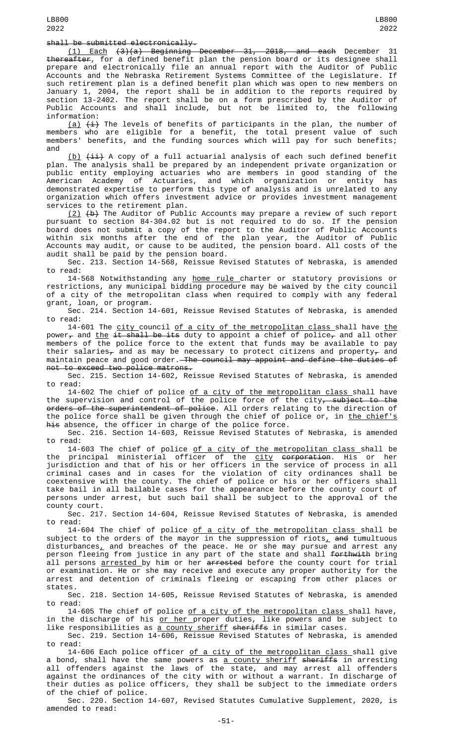~~shall be submitted electronically.~~

<u>(1) Each</u> ~~(3)(a) Beginning December 31, 2018, and each~~ December 31 ~~thereafter~~, for a defined benefit plan the pension board or its designee shall prepare and electronically file an annual report with the Auditor of Public Accounts and the Nebraska Retirement Systems Committee of the Legislature. If such retirement plan is a defined benefit plan which was open to new members on January 1, 2004, the report shall be in addition to the reports required by section 13-2402. The report shall be on a form prescribed by the Auditor of Public Accounts and shall include, but not be limited to, the following information:

<u>(a)</u> ~~(i)~~ The levels of benefits of participants in the plan, the number of members who are eligible for a benefit, the total present value of such members' benefits, and the funding sources which will pay for such benefits; and

<u>(b)</u> ~~(ii)~~ A copy of a full actuarial analysis of each such defined benefit plan. The analysis shall be prepared by an independent private organization or public entity employing actuaries who are members in good standing of the American Academy of Actuaries, and which organization or entity has demonstrated expertise to perform this type of analysis and is unrelated to any organization which offers investment advice or provides investment management services to the retirement plan.

<u>(2)</u> ~~(b)~~ The Auditor of Public Accounts may prepare a review of such report pursuant to section 84-304.02 but is not required to do so. If the pension board does not submit a copy of the report to the Auditor of Public Accounts within six months after the end of the plan year, the Auditor of Public Accounts may audit, or cause to be audited, the pension board. All costs of the audit shall be paid by the pension board.

Sec. 213. Section 14-568, Reissue Revised Statutes of Nebraska, is amended to read:

14-568 Notwithstanding any <u>home rule</u> charter or statutory provisions or restrictions, any municipal bidding procedure may be waived by the city council of a city of the metropolitan class when required to comply with any federal grant, loan, or program.

Sec. 214. Section 14-601, Reissue Revised Statutes of Nebraska, is amended to read:

14-601 The <u>city</u> council <u>of a city of the metropolitan class</u> shall have <u>the</u> power~~,~~ and <u>the</u> ~~it shall be its~~ duty to appoint a chief of police~~,~~ and all other members of the police force to the extent that funds may be available to pay their salaries~~,~~ and as may be necessary to protect citizens and property~~,~~ and maintain peace and good order. ~~The council may appoint and define the duties of not to exceed two police matrons.~~

Sec. 215. Section 14-602, Reissue Revised Statutes of Nebraska, is amended to read:

14-602 The chief of police <u>of a city of the metropolitan class</u> shall have the supervision and control of the police force of the city~~, subject to the orders of the superintendent of police~~. All orders relating to the direction of the police force shall be given through the chief of police or, in <u>the chief's</u> ~~his~~ absence, the officer in charge of the police force.

Sec. 216. Section 14-603, Reissue Revised Statutes of Nebraska, is amended to read:

14-603 The chief of police <u>of a city of the metropolitan class</u> shall be the principal ministerial officer of the <u>city</u> ~~corporation~~. His or her jurisdiction and that of his or her officers in the service of process in all criminal cases and in cases for the violation of city ordinances shall be coextensive with the county. The chief of police or his or her officers shall take bail in all bailable cases for the appearance before the county court of persons under arrest, but such bail shall be subject to the approval of the county court.

Sec. 217. Section 14-604, Reissue Revised Statutes of Nebraska, is amended to read:

14-604 The chief of police <u>of a city of the metropolitan class</u> shall be subject to the orders of the mayor in the suppression of riots<u>,</u> ~~and~~ tumultuous disturbances<u>,</u> and breaches of the peace. He or she may pursue and arrest any person fleeing from justice in any part of the state and shall ~~forthwith~~ bring all persons <u>arrested</u> by him or her ~~arrested~~ before the county court for trial or examination. He or she may receive and execute any proper authority for the arrest and detention of criminals fleeing or escaping from other places or states.

Sec. 218. Section 14-605, Reissue Revised Statutes of Nebraska, is amended to read:

14-605 The chief of police <u>of a city of the metropolitan class</u> shall have, in the discharge of his <u>or her</u> proper duties, like powers and be subject to like responsibilities as <u>a county sheriff</u> ~~sheriffs~~ in similar cases.

Sec. 219. Section 14-606, Reissue Revised Statutes of Nebraska, is amended to read:

14-606 Each police officer <u>of a city of the metropolitan class</u> shall give a bond, shall have the same powers as <u>a county sheriff</u> ~~sheriffs~~ in arresting all offenders against the laws of the state, and may arrest all offenders against the ordinances of the city with or without a warrant. In discharge of their duties as police officers, they shall be subject to the immediate orders of the chief of police.

Sec. 220. Section 14-607, Revised Statutes Cumulative Supplement, 2020, is amended to read: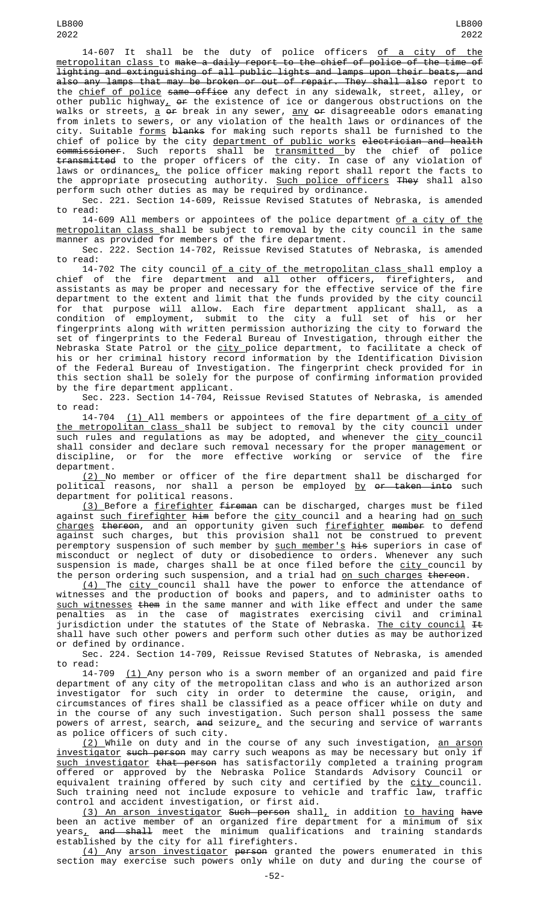14-607 It shall be the duty of police officers of a city of the metropolitan class to make a daily report to the chief of police of the time of lighting and extinguishing of all public lights and lamps upon their beats, and also any lamps that may be broken or out of repair. They shall also report to the chief of police same office any defect in any sidewalk, street, alley, or other public highway, or the existence of ice or dangerous obstructions on the walks or streets, a or break in any sewer, any or disagreeable odors emanating from inlets to sewers, or any violation of the health laws or ordinances of the city. Suitable forms blanks for making such reports shall be furnished to the chief of police by the city department of public works electrician and health commissioner. Such reports shall be transmitted by the chief of police transmitted to the proper officers of the city. In case of any violation of laws or ordinances, the police officer making report shall report the facts to the appropriate prosecuting authority. Such police officers They shall also perform such other duties as may be required by ordinance.

Sec. 221. Section 14-609, Reissue Revised Statutes of Nebraska, is amended to read:

14-609 All members or appointees of the police department of a city of the metropolitan class shall be subject to removal by the city council in the same manner as provided for members of the fire department.

Sec. 222. Section 14-702, Reissue Revised Statutes of Nebraska, is amended to read:

14-702 The city council of a city of the metropolitan class shall employ a chief of the fire department and all other officers, firefighters, and assistants as may be proper and necessary for the effective service of the fire department to the extent and limit that the funds provided by the city council for that purpose will allow. Each fire department applicant shall, as a condition of employment, submit to the city a full set of his or her fingerprints along with written permission authorizing the city to forward the set of fingerprints to the Federal Bureau of Investigation, through either the Nebraska State Patrol or the city police department, to facilitate a check of his or her criminal history record information by the Identification Division of the Federal Bureau of Investigation. The fingerprint check provided for in this section shall be solely for the purpose of confirming information provided by the fire department applicant.

Sec. 223. Section 14-704, Reissue Revised Statutes of Nebraska, is amended to read:

14-704 (1) All members or appointees of the fire department of a city of the metropolitan class shall be subject to removal by the city council under such rules and regulations as may be adopted, and whenever the city council shall consider and declare such removal necessary for the proper management or discipline, or for the more effective working or service of the fire department.

(2) No member or officer of the fire department shall be discharged for political reasons, nor shall a person be employed by or taken into such department for political reasons.

(3) Before a firefighter fireman can be discharged, charges must be filed against such firefighter him before the city council and a hearing had on such charges thereon, and an opportunity given such firefighter member to defend against such charges, but this provision shall not be construed to prevent peremptory suspension of such member by such member's his superiors in case of misconduct or neglect of duty or disobedience to orders. Whenever any such suspension is made, charges shall be at once filed before the city council by the person ordering such suspension, and a trial had on such charges thereon.

(4) The city council shall have the power to enforce the attendance of witnesses and the production of books and papers, and to administer oaths to such witnesses them in the same manner and with like effect and under the same penalties as in the case of magistrates exercising civil and criminal jurisdiction under the statutes of the State of Nebraska. The city council It shall have such other powers and perform such other duties as may be authorized or defined by ordinance.

Sec. 224. Section 14-709, Reissue Revised Statutes of Nebraska, is amended to read:

14-709 (1) Any person who is a sworn member of an organized and paid fire department of any city of the metropolitan class and who is an authorized arson investigator for such city in order to determine the cause, origin, and circumstances of fires shall be classified as a peace officer while on duty and in the course of any such investigation. Such person shall possess the same powers of arrest, search, and seizure, and the securing and service of warrants as police officers of such city.

(2) While on duty and in the course of any such investigation, an arson investigator such person may carry such weapons as may be necessary but only if such investigator that person has satisfactorily completed a training program offered or approved by the Nebraska Police Standards Advisory Council or equivalent training offered by such city and certified by the city council. Such training need not include exposure to vehicle and traffic law, traffic control and accident investigation, or first aid.

(3) An arson investigator Such person shall, in addition to having have been an active member of an organized fire department for a minimum of six years, and shall meet the minimum qualifications and training standards established by the city for all firefighters.

(4) Any arson investigator person granted the powers enumerated in this section may exercise such powers only while on duty and during the course of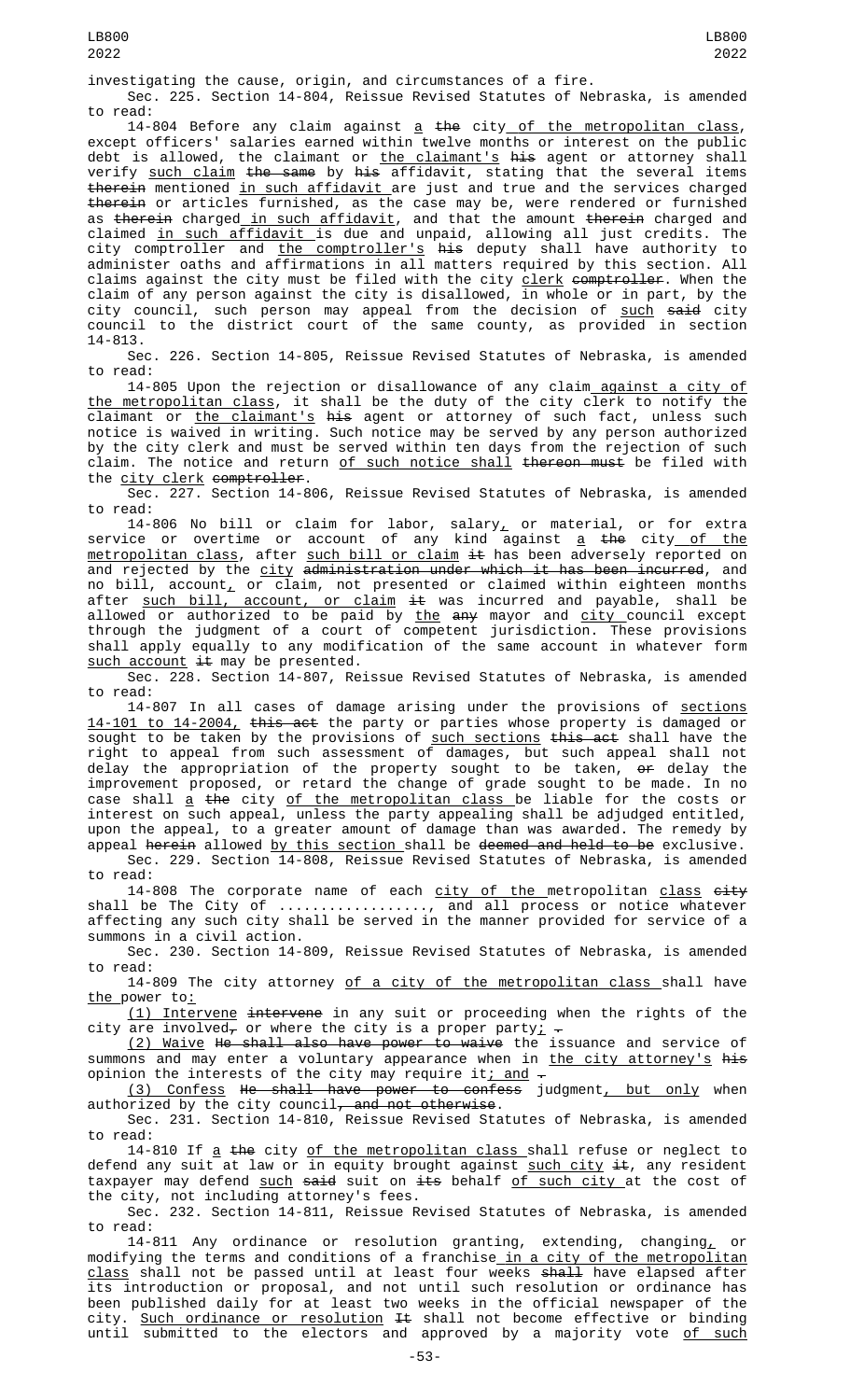investigating the cause, origin, and circumstances of a fire.

Sec. 225. Section 14-804, Reissue Revised Statutes of Nebraska, is amended to read:

14-804 Before any claim against a ~~the~~ city of the metropolitan class, except officers' salaries earned within twelve months or interest on the public debt is allowed, the claimant or the claimant's ~~his~~ agent or attorney shall verify such claim ~~the same~~ by ~~his~~ affidavit, stating that the several items ~~therein~~ mentioned in such affidavit are just and true and the services charged ~~therein~~ or articles furnished, as the case may be, were rendered or furnished as ~~therein~~ charged in such affidavit, and that the amount ~~therein~~ charged and claimed in such affidavit is due and unpaid, allowing all just credits. The city comptroller and the comptroller's ~~his~~ deputy shall have authority to administer oaths and affirmations in all matters required by this section. All claims against the city must be filed with the city clerk ~~comptroller~~. When the claim of any person against the city is disallowed, in whole or in part, by the city council, such person may appeal from the decision of such ~~said~~ city council to the district court of the same county, as provided in section 14-813.

Sec. 226. Section 14-805, Reissue Revised Statutes of Nebraska, is amended to read:

14-805 Upon the rejection or disallowance of any claim against a city of the metropolitan class, it shall be the duty of the city clerk to notify the claimant or the claimant's ~~his~~ agent or attorney of such fact, unless such notice is waived in writing. Such notice may be served by any person authorized by the city clerk and must be served within ten days from the rejection of such claim. The notice and return of such notice shall ~~thereon must~~ be filed with the city clerk ~~comptroller~~.

Sec. 227. Section 14-806, Reissue Revised Statutes of Nebraska, is amended to read:

14-806 No bill or claim for labor, salary, or material, or for extra service or overtime or account of any kind against a ~~the~~ city of the metropolitan class, after such bill or claim ~~it~~ has been adversely reported on and rejected by the city ~~administration under which it has been incurred~~, and no bill, account, or claim, not presented or claimed within eighteen months after such bill, account, or claim ~~it~~ was incurred and payable, shall be allowed or authorized to be paid by the ~~any~~ mayor and city council except through the judgment of a court of competent jurisdiction. These provisions shall apply equally to any modification of the same account in whatever form such account ~~it~~ may be presented.

Sec. 228. Section 14-807, Reissue Revised Statutes of Nebraska, is amended to read:

14-807 In all cases of damage arising under the provisions of sections 14-101 to 14-2004, ~~this act~~ the party or parties whose property is damaged or sought to be taken by the provisions of such sections ~~this act~~ shall have the right to appeal from such assessment of damages, but such appeal shall not delay the appropriation of the property sought to be taken, ~~or~~ delay the improvement proposed, or retard the change of grade sought to be made. In no case shall a ~~the~~ city of the metropolitan class be liable for the costs or interest on such appeal, unless the party appealing shall be adjudged entitled, upon the appeal, to a greater amount of damage than was awarded. The remedy by appeal ~~herein~~ allowed by this section shall be ~~deemed and held to be~~ exclusive.

Sec. 229. Section 14-808, Reissue Revised Statutes of Nebraska, is amended to read:

14-808 The corporate name of each city of the metropolitan class ~~city~~ shall be The City of .................., and all process or notice whatever affecting any such city shall be served in the manner provided for service of a summons in a civil action.

Sec. 230. Section 14-809, Reissue Revised Statutes of Nebraska, is amended to read:

14-809 The city attorney of a city of the metropolitan class shall have the power to:

(1) Intervene ~~intervene~~ in any suit or proceeding when the rights of the city are involved, or where the city is a proper party; ~~.~~

(2) Waive ~~He shall also have power to waive~~ the issuance and service of summons and may enter a voluntary appearance when in the city attorney's ~~his~~ opinion the interests of the city may require it; and ~~.~~

(3) Confess ~~He shall have power to confess~~ judgment, but only when authorized by the city council~~, and not otherwise~~.

Sec. 231. Section 14-810, Reissue Revised Statutes of Nebraska, is amended to read:

14-810 If a ~~the~~ city of the metropolitan class shall refuse or neglect to defend any suit at law or in equity brought against such city ~~it~~, any resident taxpayer may defend such ~~said~~ suit on ~~its~~ behalf of such city at the cost of the city, not including attorney's fees.

Sec. 232. Section 14-811, Reissue Revised Statutes of Nebraska, is amended to read:

14-811 Any ordinance or resolution granting, extending, changing, or modifying the terms and conditions of a franchise in a city of the metropolitan class shall not be passed until at least four weeks ~~shall~~ have elapsed after its introduction or proposal, and not until such resolution or ordinance has been published daily for at least two weeks in the official newspaper of the city. Such ordinance or resolution ~~It~~ shall not become effective or binding until submitted to the electors and approved by a majority vote of such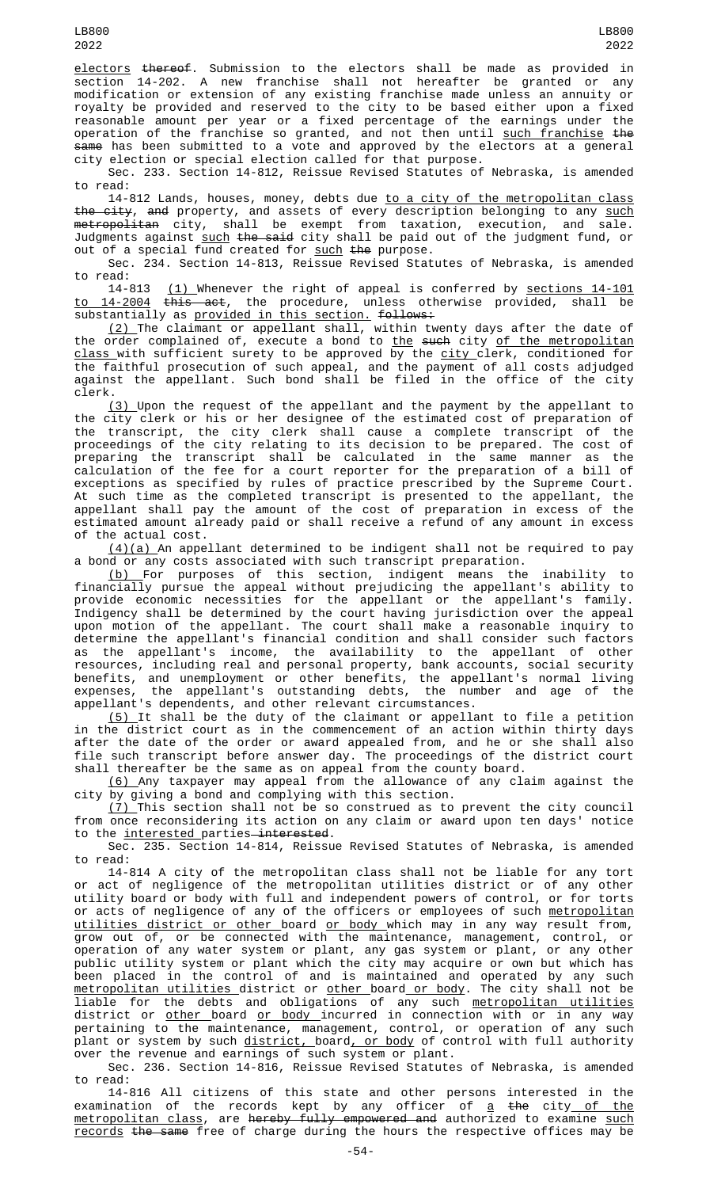electors thereof. Submission to the electors shall be made as provided in section 14-202. A new franchise shall not hereafter be granted or any modification or extension of any existing franchise made unless an annuity or royalty be provided and reserved to the city to be based either upon a fixed reasonable amount per year or a fixed percentage of the earnings under the operation of the franchise so granted, and not then until such franchise the same has been submitted to a vote and approved by the electors at a general city election or special election called for that purpose.

Sec. 233. Section 14-812, Reissue Revised Statutes of Nebraska, is amended to read:

14-812 Lands, houses, money, debts due to a city of the metropolitan class the city, and property, and assets of every description belonging to any such metropolitan city, shall be exempt from taxation, execution, and sale. Judgments against such the said city shall be paid out of the judgment fund, or out of a special fund created for such the purpose.

Sec. 234. Section 14-813, Reissue Revised Statutes of Nebraska, is amended to read:

14-813 (1) Whenever the right of appeal is conferred by sections 14-101 to 14-2004 this act, the procedure, unless otherwise provided, shall be substantially as provided in this section. follows:

(2) The claimant or appellant shall, within twenty days after the date of the order complained of, execute a bond to the such city of the metropolitan class with sufficient surety to be approved by the city clerk, conditioned for the faithful prosecution of such appeal, and the payment of all costs adjudged against the appellant. Such bond shall be filed in the office of the city clerk.

(3) Upon the request of the appellant and the payment by the appellant to the city clerk or his or her designee of the estimated cost of preparation of the transcript, the city clerk shall cause a complete transcript of the proceedings of the city relating to its decision to be prepared. The cost of preparing the transcript shall be calculated in the same manner as the calculation of the fee for a court reporter for the preparation of a bill of exceptions as specified by rules of practice prescribed by the Supreme Court. At such time as the completed transcript is presented to the appellant, the appellant shall pay the amount of the cost of preparation in excess of the estimated amount already paid or shall receive a refund of any amount in excess of the actual cost.

(4)(a) An appellant determined to be indigent shall not be required to pay a bond or any costs associated with such transcript preparation.

(b) For purposes of this section, indigent means the inability to financially pursue the appeal without prejudicing the appellant's ability to provide economic necessities for the appellant or the appellant's family. Indigency shall be determined by the court having jurisdiction over the appeal upon motion of the appellant. The court shall make a reasonable inquiry to determine the appellant's financial condition and shall consider such factors as the appellant's income, the availability to the appellant of other resources, including real and personal property, bank accounts, social security benefits, and unemployment or other benefits, the appellant's normal living expenses, the appellant's outstanding debts, the number and age of the appellant's dependents, and other relevant circumstances.

(5) It shall be the duty of the claimant or appellant to file a petition in the district court as in the commencement of an action within thirty days after the date of the order or award appealed from, and he or she shall also file such transcript before answer day. The proceedings of the district court shall thereafter be the same as on appeal from the county board.

(6) Any taxpayer may appeal from the allowance of any claim against the city by giving a bond and complying with this section.

(7) This section shall not be so construed as to prevent the city council from once reconsidering its action on any claim or award upon ten days' notice to the interested parties interested.

Sec. 235. Section 14-814, Reissue Revised Statutes of Nebraska, is amended to read:

14-814 A city of the metropolitan class shall not be liable for any tort or act of negligence of the metropolitan utilities district or of any other utility board or body with full and independent powers of control, or for torts or acts of negligence of any of the officers or employees of such metropolitan utilities district or other board or body which may in any way result from, grow out of, or be connected with the maintenance, management, control, or operation of any water system or plant, any gas system or plant, or any other public utility system or plant which the city may acquire or own but which has been placed in the control of and is maintained and operated by any such metropolitan utilities district or other board or body. The city shall not be liable for the debts and obligations of any such metropolitan utilities district or other board or body incurred in connection with or in any way pertaining to the maintenance, management, control, or operation of any such plant or system by such district, board, or body of control with full authority over the revenue and earnings of such system or plant.

Sec. 236. Section 14-816, Reissue Revised Statutes of Nebraska, is amended to read:

14-816 All citizens of this state and other persons interested in the examination of the records kept by any officer of a the city of the metropolitan class, are hereby fully empowered and authorized to examine such records the same free of charge during the hours the respective offices may be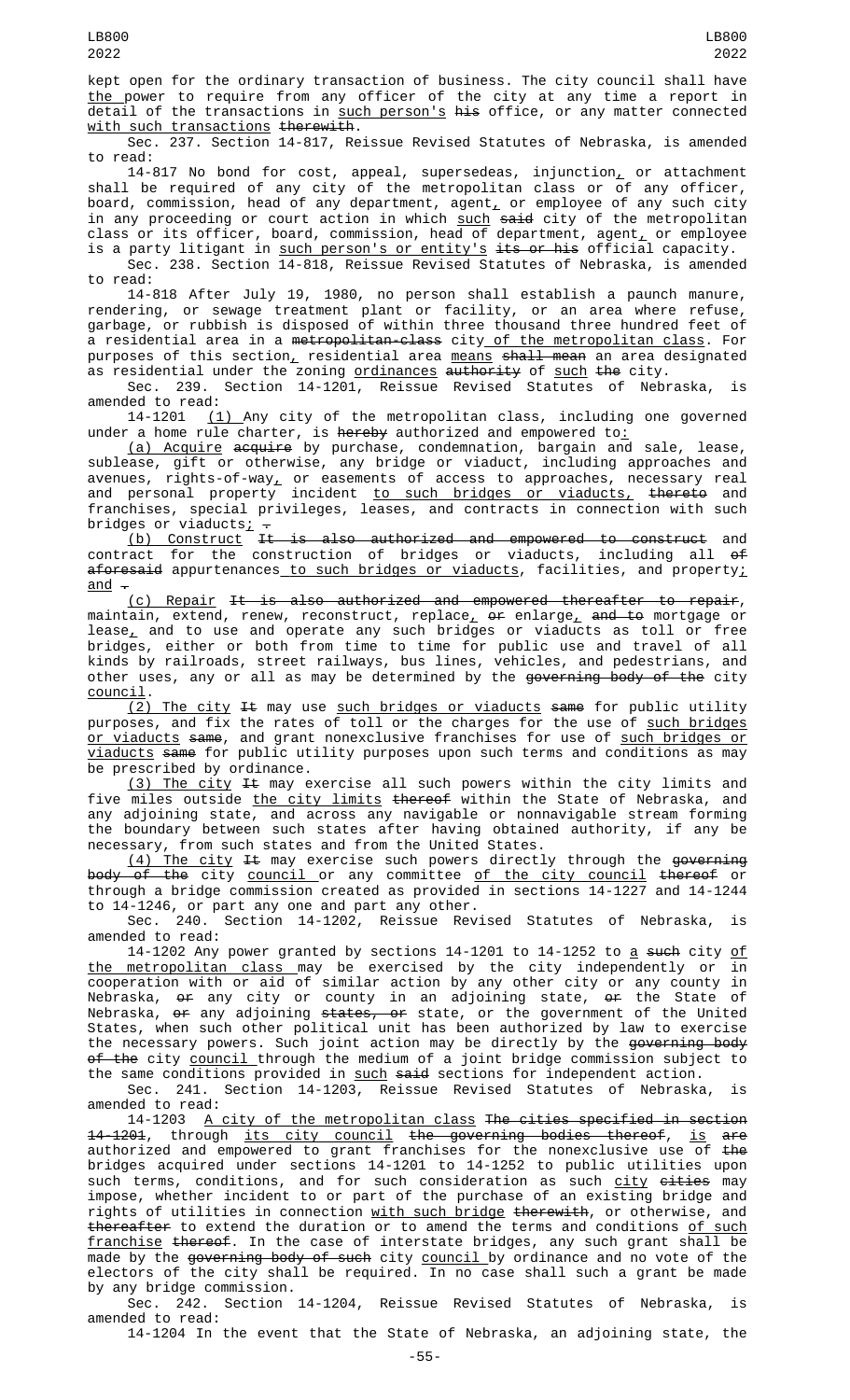kept open for the ordinary transaction of business. The city council shall have the power to require from any officer of the city at any time a report in detail of the transactions in such person's his office, or any matter connected with such transactions therewith.

Sec. 237. Section 14-817, Reissue Revised Statutes of Nebraska, is amended to read:

14-817 No bond for cost, appeal, supersedeas, injunction, or attachment shall be required of any city of the metropolitan class or of any officer, board, commission, head of any department, agent, or employee of any such city in any proceeding or court action in which such said city of the metropolitan class or its officer, board, commission, head of department, agent, or employee is a party litigant in such person's or entity's its or his official capacity.

Sec. 238. Section 14-818, Reissue Revised Statutes of Nebraska, is amended to read:

14-818 After July 19, 1980, no person shall establish a paunch manure, rendering, or sewage treatment plant or facility, or an area where refuse, garbage, or rubbish is disposed of within three thousand three hundred feet of a residential area in a metropolitan-class city of the metropolitan class. For purposes of this section, residential area means shall mean an area designated as residential under the zoning ordinances authority of such the city.

Sec. 239. Section 14-1201, Reissue Revised Statutes of Nebraska, is amended to read:

14-1201 (1) Any city of the metropolitan class, including one governed under a home rule charter, is hereby authorized and empowered to:

(a) Acquire acquire by purchase, condemnation, bargain and sale, lease, sublease, gift or otherwise, any bridge or viaduct, including approaches and avenues, rights-of-way, or easements of access to approaches, necessary real and personal property incident to such bridges or viaducts, thereto and franchises, special privileges, leases, and contracts in connection with such bridges or viaducts; .

(b) Construct It is also authorized and empowered to construct and contract for the construction of bridges or viaducts, including all of aforesaid appurtenances to such bridges or viaducts, facilities, and property; and .

(c) Repair It is also authorized and empowered thereafter to repair, maintain, extend, renew, reconstruct, replace, or enlarge, and to mortgage or lease, and to use and operate any such bridges or viaducts as toll or free bridges, either or both from time to time for public use and travel of all kinds by railroads, street railways, bus lines, vehicles, and pedestrians, and other uses, any or all as may be determined by the governing body of the city council.

(2) The city It may use such bridges or viaducts same for public utility purposes, and fix the rates of toll or the charges for the use of such bridges or viaducts same, and grant nonexclusive franchises for use of such bridges or viaducts same for public utility purposes upon such terms and conditions as may be prescribed by ordinance.

(3) The city It may exercise all such powers within the city limits and five miles outside the city limits thereof within the State of Nebraska, and any adjoining state, and across any navigable or nonnavigable stream forming the boundary between such states after having obtained authority, if any be necessary, from such states and from the United States.

(4) The city It may exercise such powers directly through the governing body of the city council or any committee of the city council thereof or through a bridge commission created as provided in sections 14-1227 and 14-1244 to 14-1246, or part any one and part any other.

Sec. 240. Section 14-1202, Reissue Revised Statutes of Nebraska, is amended to read:

14-1202 Any power granted by sections 14-1201 to 14-1252 to a such city of the metropolitan class may be exercised by the city independently or in cooperation with or aid of similar action by any other city or any county in Nebraska, or any city or county in an adjoining state, or the State of Nebraska, or any adjoining states, or state, or the government of the United States, when such other political unit has been authorized by law to exercise the necessary powers. Such joint action may be directly by the governing body of the city council through the medium of a joint bridge commission subject to the same conditions provided in such said sections for independent action.

Sec. 241. Section 14-1203, Reissue Revised Statutes of Nebraska, is amended to read:

14-1203 A city of the metropolitan class The cities specified in section 14-1201, through its city council the governing bodies thereof, is are authorized and empowered to grant franchises for the nonexclusive use of the bridges acquired under sections 14-1201 to 14-1252 to public utilities upon such terms, conditions, and for such consideration as such city cities may impose, whether incident to or part of the purchase of an existing bridge and rights of utilities in connection with such bridge therewith, or otherwise, and thereafter to extend the duration or to amend the terms and conditions of such franchise thereof. In the case of interstate bridges, any such grant shall be made by the governing body of such city council by ordinance and no vote of the electors of the city shall be required. In no case shall such a grant be made by any bridge commission.

Sec. 242. Section 14-1204, Reissue Revised Statutes of Nebraska, is amended to read:

14-1204 In the event that the State of Nebraska, an adjoining state, the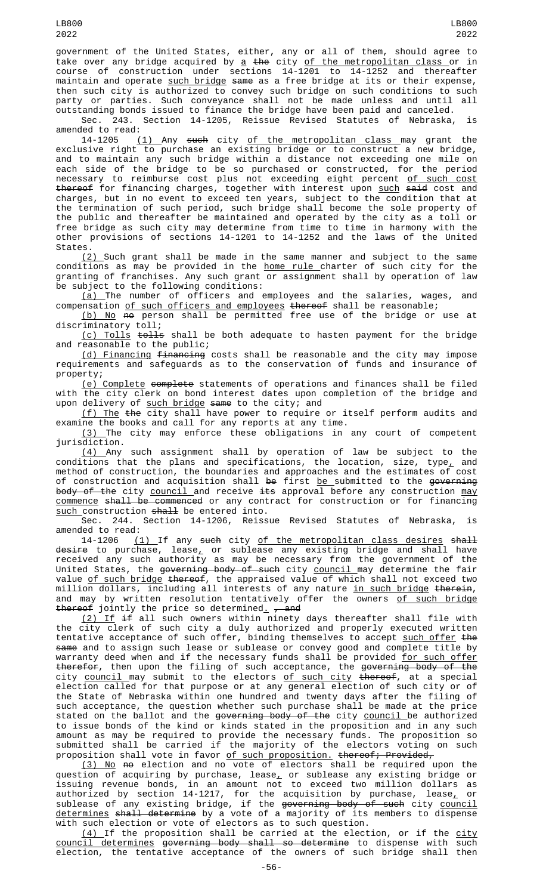government of the United States, either, any or all of them, should agree to take over any bridge acquired by a ~~the~~ city of the metropolitan class or in course of construction under sections 14-1201 to 14-1252 and thereafter maintain and operate such bridge ~~same~~ as a free bridge at its or their expense, then such city is authorized to convey such bridge on such conditions to such party or parties. Such conveyance shall not be made unless and until all outstanding bonds issued to finance the bridge have been paid and canceled.

Sec. 243. Section 14-1205, Reissue Revised Statutes of Nebraska, is amended to read:

14-1205 (1) Any ~~such~~ city of the metropolitan class may grant the exclusive right to purchase an existing bridge or to construct a new bridge, and to maintain any such bridge within a distance not exceeding one mile on each side of the bridge to be so purchased or constructed, for the period necessary to reimburse cost plus not exceeding eight percent of such cost ~~thereof~~ for financing charges, together with interest upon such ~~said~~ cost and charges, but in no event to exceed ten years, subject to the condition that at the termination of such period, such bridge shall become the sole property of the public and thereafter be maintained and operated by the city as a toll or free bridge as such city may determine from time to time in harmony with the other provisions of sections 14-1201 to 14-1252 and the laws of the United States.

(2) Such grant shall be made in the same manner and subject to the same conditions as may be provided in the home rule charter of such city for the granting of franchises. Any such grant or assignment shall by operation of law be subject to the following conditions:

(a) The number of officers and employees and the salaries, wages, and compensation of such officers and employees ~~thereof~~ shall be reasonable;

(b) No ~~no~~ person shall be permitted free use of the bridge or use at discriminatory toll;

(c) Tolls ~~tolls~~ shall be both adequate to hasten payment for the bridge and reasonable to the public;

(d) Financing ~~financing~~ costs shall be reasonable and the city may impose requirements and safeguards as to the conservation of funds and insurance of property;

(e) Complete ~~complete~~ statements of operations and finances shall be filed with the city clerk on bond interest dates upon completion of the bridge and upon delivery of such bridge ~~same~~ to the city; and

(f) The ~~the~~ city shall have power to require or itself perform audits and examine the books and call for any reports at any time.

(3) The city may enforce these obligations in any court of competent jurisdiction.

(4) Any such assignment shall by operation of law be subject to the conditions that the plans and specifications, the location, size, type, and method of construction, the boundaries and approaches and the estimates of cost of construction and acquisition shall ~~be~~ first be submitted to the ~~governing body of the~~ city council and receive ~~its~~ approval before any construction may commence ~~shall be commenced~~ or any contract for construction or for financing such construction ~~shall~~ be entered into.

Sec. 244. Section 14-1206, Reissue Revised Statutes of Nebraska, is amended to read:

14-1206 (1) If any ~~such~~ city of the metropolitan class desires ~~shall desire~~ to purchase, lease, or sublease any existing bridge and shall have received any such authority as may be necessary from the government of the United States, the ~~governing body of such~~ city council may determine the fair value of such bridge ~~thereof~~, the appraised value of which shall not exceed two million dollars, including all interests of any nature in such bridge ~~therein~~, and may by written resolution tentatively offer the owners of such bridge ~~thereof~~ jointly the price so determined. ~~, and~~

(2) If ~~if~~ all such owners within ninety days thereafter shall file with the city clerk of such city a duly authorized and properly executed written tentative acceptance of such offer, binding themselves to accept such offer ~~the same~~ and to assign such lease or sublease or convey good and complete title by warranty deed when and if the necessary funds shall be provided for such offer ~~therefor~~, then upon the filing of such acceptance, the ~~governing body of the~~ city council may submit to the electors of such city ~~thereof~~, at a special election called for that purpose or at any general election of such city or of the State of Nebraska within one hundred and twenty days after the filing of such acceptance, the question whether such purchase shall be made at the price stated on the ballot and the ~~governing body of the~~ city council be authorized to issue bonds of the kind or kinds stated in the proposition and in any such amount as may be required to provide the necessary funds. The proposition so submitted shall be carried if the majority of the electors voting on such proposition shall vote in favor of such proposition. ~~thereof; Provided,~~

(3) No ~~no~~ election and no vote of electors shall be required upon the question of acquiring by purchase, lease, or sublease any existing bridge or issuing revenue bonds, in an amount not to exceed two million dollars as authorized by section 14-1217, for the acquisition by purchase, lease, or sublease of any existing bridge, if the ~~governing body of such~~ city council determines ~~shall determine~~ by a vote of a majority of its members to dispense with such election or vote of electors as to such question.

(4) If the proposition shall be carried at the election, or if the city council determines ~~governing body shall so determine~~ to dispense with such election, the tentative acceptance of the owners of such bridge shall then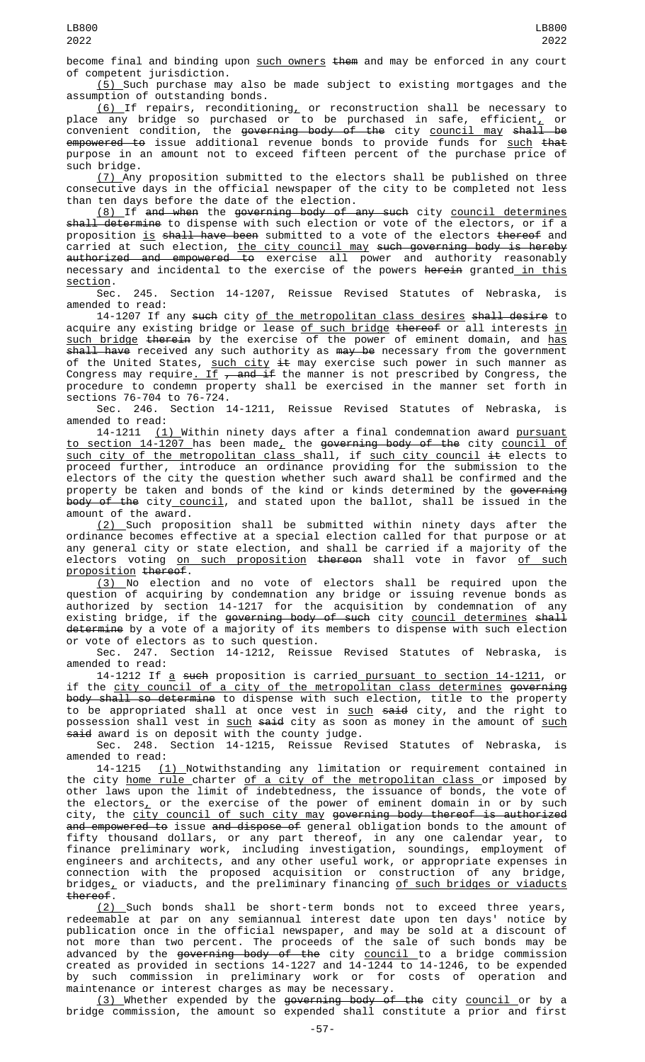become final and binding upon such owners them and may be enforced in any court of competent jurisdiction.

(5) Such purchase may also be made subject to existing mortgages and the assumption of outstanding bonds.

(6) If repairs, reconditioning, or reconstruction shall be necessary to place any bridge so purchased or to be purchased in safe, efficient, or convenient condition, the governing body of the city council may shall be empowered to issue additional revenue bonds to provide funds for such that purpose in an amount not to exceed fifteen percent of the purchase price of such bridge.

(7) Any proposition submitted to the electors shall be published on three consecutive days in the official newspaper of the city to be completed not less than ten days before the date of the election.

(8) If and when the governing body of any such city council determines shall determine to dispense with such election or vote of the electors, or if a proposition is shall have been submitted to a vote of the electors thereof and carried at such election, the city council may such governing body is hereby authorized and empowered to exercise all power and authority reasonably necessary and incidental to the exercise of the powers herein granted in this section.

Sec. 245. Section 14-1207, Reissue Revised Statutes of Nebraska, is amended to read:

14-1207 If any such city of the metropolitan class desires shall desire to acquire any existing bridge or lease of such bridge thereof or all interests in such bridge therein by the exercise of the power of eminent domain, and has shall have received any such authority as may be necessary from the government of the United States, such city it may exercise such power in such manner as Congress may require. If , and if the manner is not prescribed by Congress, the procedure to condemn property shall be exercised in the manner set forth in sections 76-704 to 76-724.

Sec. 246. Section 14-1211, Reissue Revised Statutes of Nebraska, is amended to read:

14-1211 (1) Within ninety days after a final condemnation award pursuant to section 14-1207 has been made, the governing body of the city council of such city of the metropolitan class shall, if such city council it elects to proceed further, introduce an ordinance providing for the submission to the electors of the city the question whether such award shall be confirmed and the property be taken and bonds of the kind or kinds determined by the governing body of the city council, and stated upon the ballot, shall be issued in the amount of the award.

(2) Such proposition shall be submitted within ninety days after the ordinance becomes effective at a special election called for that purpose or at any general city or state election, and shall be carried if a majority of the electors voting on such proposition thereon shall vote in favor of such proposition thereof.

(3) No election and no vote of electors shall be required upon the question of acquiring by condemnation any bridge or issuing revenue bonds as authorized by section 14-1217 for the acquisition by condemnation of any existing bridge, if the governing body of such city council determines shall determine by a vote of a majority of its members to dispense with such election or vote of electors as to such question.

Sec. 247. Section 14-1212, Reissue Revised Statutes of Nebraska, is amended to read:

14-1212 If a such proposition is carried pursuant to section 14-1211, or if the city council of a city of the metropolitan class determines governing body shall so determine to dispense with such election, title to the property to be appropriated shall at once vest in such said city, and the right to possession shall vest in such said city as soon as money in the amount of such said award is on deposit with the county judge.

Sec. 248. Section 14-1215, Reissue Revised Statutes of Nebraska, is amended to read:

14-1215 (1) Notwithstanding any limitation or requirement contained in the city home rule charter of a city of the metropolitan class or imposed by other laws upon the limit of indebtedness, the issuance of bonds, the vote of the electors, or the exercise of the power of eminent domain in or by such city, the city council of such city may governing body thereof is authorized and empowered to issue and dispose of general obligation bonds to the amount of fifty thousand dollars, or any part thereof, in any one calendar year, to finance preliminary work, including investigation, soundings, employment of engineers and architects, and any other useful work, or appropriate expenses in connection with the proposed acquisition or construction of any bridge, bridges, or viaducts, and the preliminary financing of such bridges or viaducts thereof.

(2) Such bonds shall be short-term bonds not to exceed three years, redeemable at par on any semiannual interest date upon ten days' notice by publication once in the official newspaper, and may be sold at a discount of not more than two percent. The proceeds of the sale of such bonds may be advanced by the governing body of the city council to a bridge commission created as provided in sections 14-1227 and 14-1244 to 14-1246, to be expended by such commission in preliminary work or for costs of operation and maintenance or interest charges as may be necessary.

(3) Whether expended by the governing body of the city council or by a bridge commission, the amount so expended shall constitute a prior and first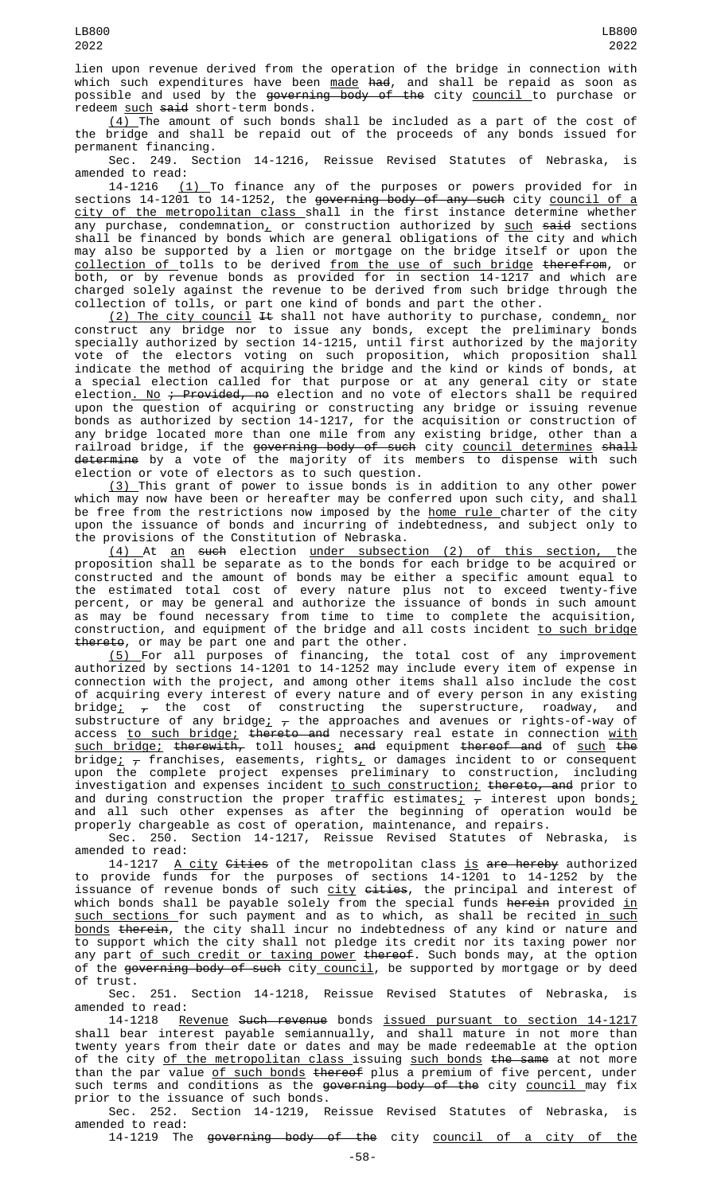lien upon revenue derived from the operation of the bridge in connection with which such expenditures have been made had, and shall be repaid as soon as possible and used by the governing body of the city council to purchase or redeem such said short-term bonds.

(4) The amount of such bonds shall be included as a part of the cost of the bridge and shall be repaid out of the proceeds of any bonds issued for permanent financing.

Sec. 249. Section 14-1216, Reissue Revised Statutes of Nebraska, is amended to read:

14-1216 (1) To finance any of the purposes or powers provided for in sections 14-1201 to 14-1252, the governing body of any such city council of a city of the metropolitan class shall in the first instance determine whether any purchase, condemnation, or construction authorized by such said sections shall be financed by bonds which are general obligations of the city and which may also be supported by a lien or mortgage on the bridge itself or upon the collection of tolls to be derived from the use of such bridge therefrom, or both, or by revenue bonds as provided for in section 14-1217 and which are charged solely against the revenue to be derived from such bridge through the collection of tolls, or part one kind of bonds and part the other.

(2) The city council It shall not have authority to purchase, condemn, nor construct any bridge nor to issue any bonds, except the preliminary bonds specially authorized by section 14-1215, until first authorized by the majority vote of the electors voting on such proposition, which proposition shall indicate the method of acquiring the bridge and the kind or kinds of bonds, at a special election called for that purpose or at any general city or state election. No ; Provided, no election and no vote of electors shall be required upon the question of acquiring or constructing any bridge or issuing revenue bonds as authorized by section 14-1217, for the acquisition or construction of any bridge located more than one mile from any existing bridge, other than a railroad bridge, if the governing body of such city council determines shall determine by a vote of the majority of its members to dispense with such election or vote of electors as to such question.

(3) This grant of power to issue bonds is in addition to any other power which may now have been or hereafter may be conferred upon such city, and shall be free from the restrictions now imposed by the home rule charter of the city upon the issuance of bonds and incurring of indebtedness, and subject only to the provisions of the Constitution of Nebraska.

(4) At an such election under subsection (2) of this section, the proposition shall be separate as to the bonds for each bridge to be acquired or constructed and the amount of bonds may be either a specific amount equal to the estimated total cost of every nature plus not to exceed twenty-five percent, or may be general and authorize the issuance of bonds in such amount as may be found necessary from time to time to complete the acquisition, construction, and equipment of the bridge and all costs incident to such bridge thereto, or may be part one and part the other.

(5) For all purposes of financing, the total cost of any improvement authorized by sections 14-1201 to 14-1252 may include every item of expense in connection with the project, and among other items shall also include the cost of acquiring every interest of every nature and of every person in any existing bridge; , the cost of constructing the superstructure, roadway, and substructure of any bridge; , the approaches and avenues or rights-of-way of access to such bridge; thereto and necessary real estate in connection with such bridge; therewith, toll houses; and equipment thereof and of such the bridge; , franchises, easements, rights, or damages incident to or consequent upon the complete project expenses preliminary to construction, including investigation and expenses incident to such construction; thereto, and prior to and during construction the proper traffic estimates; , interest upon bonds; and all such other expenses as after the beginning of operation would be properly chargeable as cost of operation, maintenance, and repairs.

Sec. 250. Section 14-1217, Reissue Revised Statutes of Nebraska, is amended to read:

14-1217 A city Cities of the metropolitan class is are hereby authorized to provide funds for the purposes of sections 14-1201 to 14-1252 by the issuance of revenue bonds of such city cities, the principal and interest of which bonds shall be payable solely from the special funds herein provided in such sections for such payment and as to which, as shall be recited in such bonds therein, the city shall incur no indebtedness of any kind or nature and to support which the city shall not pledge its credit nor its taxing power nor any part of such credit or taxing power thereof. Such bonds may, at the option of the governing body of such city council, be supported by mortgage or by deed of trust.

Sec. 251. Section 14-1218, Reissue Revised Statutes of Nebraska, is amended to read:

14-1218 Revenue Such revenue bonds issued pursuant to section 14-1217 shall bear interest payable semiannually, and shall mature in not more than twenty years from their date or dates and may be made redeemable at the option of the city of the metropolitan class issuing such bonds the same at not more than the par value of such bonds thereof plus a premium of five percent, under such terms and conditions as the governing body of the city council may fix prior to the issuance of such bonds.

Sec. 252. Section 14-1219, Reissue Revised Statutes of Nebraska, is amended to read:

14-1219 The governing body of the city council of a city of the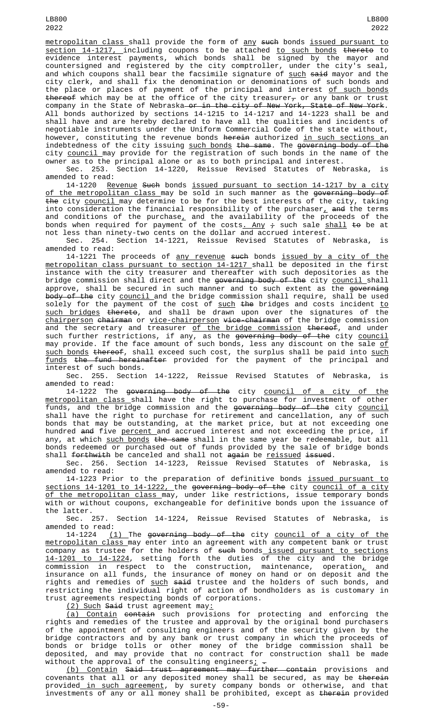metropolitan class shall provide the form of any such bonds issued pursuant to section 14-1217, including coupons to be attached to such bonds thereto to evidence interest payments, which bonds shall be signed by the mayor and countersigned and registered by the city comptroller, under the city's seal, and which coupons shall bear the facsimile signature of such said mayor and the city clerk, and shall fix the denomination or denominations of such bonds and the place or places of payment of the principal and interest of such bonds thereof which may be at the office of the city treasurer, or any bank or trust company in the State of Nebraska or in the city of New York, State of New York. All bonds authorized by sections 14-1215 to 14-1217 and 14-1223 shall be and shall have and are hereby declared to have all the qualities and incidents of negotiable instruments under the Uniform Commercial Code of the state without, however, constituting the revenue bonds herein authorized in such sections an indebtedness of the city issuing such bonds the same. The governing body of the city council may provide for the registration of such bonds in the name of the owner as to the principal alone or as to both principal and interest.

Sec. 253. Section 14-1220, Reissue Revised Statutes of Nebraska, is amended to read:

14-1220 Revenue Such bonds issued pursuant to section 14-1217 by a city of the metropolitan class may be sold in such manner as the governing body of the city council may determine to be for the best interests of the city, taking into consideration the financial responsibility of the purchaser, and the terms and conditions of the purchase, and the availability of the proceeds of the bonds when required for payment of the costs. Any ; such sale shall to be at not less than ninety-two cents on the dollar and accrued interest.

Sec. 254. Section 14-1221, Reissue Revised Statutes of Nebraska, is amended to read:

14-1221 The proceeds of any revenue such bonds issued by a city of the metropolitan class pursuant to section 14-1217 shall be deposited in the first instance with the city treasurer and thereafter with such depositories as the bridge commission shall direct and the governing body of the city council shall approve, shall be secured in such manner and to such extent as the governing body of the city council and the bridge commission shall require, shall be used solely for the payment of the cost of such the bridges and costs incident to such bridges thereto, and shall be drawn upon over the signatures of the chairperson chairman or vice-chairperson vice-chairman of the bridge commission and the secretary and treasurer of the bridge commission thereof, and under such further restrictions, if any, as the governing body of the city council may provide. If the face amount of such bonds, less any discount on the sale of such bonds thereof, shall exceed such cost, the surplus shall be paid into such funds the fund hereinafter provided for the payment of the principal and interest of such bonds.

Sec. 255. Section 14-1222, Reissue Revised Statutes of Nebraska, is amended to read:

14-1222 The governing body of the city council of a city of the metropolitan class shall have the right to purchase for investment of other funds, and the bridge commission and the governing body of the city council shall have the right to purchase for retirement and cancellation, any of such bonds that may be outstanding, at the market price, but at not exceeding one hundred and five percent and accrued interest and not exceeding the price, if any, at which such bonds the same shall in the same year be redeemable, but all bonds redeemed or purchased out of funds provided by the sale of bridge bonds shall forthwith be canceled and shall not again be reissued issued.

Sec. 256. Section 14-1223, Reissue Revised Statutes of Nebraska, is amended to read:

14-1223 Prior to the preparation of definitive bonds issued pursuant to sections 14-1201 to 14-1222, the governing body of the city council of a city of the metropolitan class may, under like restrictions, issue temporary bonds with or without coupons, exchangeable for definitive bonds upon the issuance of the latter.

Sec. 257. Section 14-1224, Reissue Revised Statutes of Nebraska, is amended to read:

14-1224 (1) The governing body of the city council of a city of the metropolitan class may enter into an agreement with any competent bank or trust company as trustee for the holders of such bonds issued pursuant to sections 14-1201 to 14-1224, setting forth the duties of the city and the bridge commission in respect to the construction, maintenance, operation, and insurance on all funds, the insurance of money on hand or on deposit and the rights and remedies of such said trustee and the holders of such bonds, and restricting the individual right of action of bondholders as is customary in trust agreements respecting bonds of corporations.

(2) Such Said trust agreement may:

(a) Contain contain such provisions for protecting and enforcing the rights and remedies of the trustee and approval by the original bond purchasers of the appointment of consulting engineers and of the security given by the bridge contractors and by any bank or trust company in which the proceeds of bonds or bridge tolls or other money of the bridge commission shall be deposited, and may provide that no contract for construction shall be made without the approval of the consulting engineers; .

(b) Contain Said trust agreement may further contain provisions and covenants that all or any deposited money shall be secured, as may be therein provided in such agreement, by surety company bonds or otherwise, and that investments of any or all money shall be prohibited, except as therein provided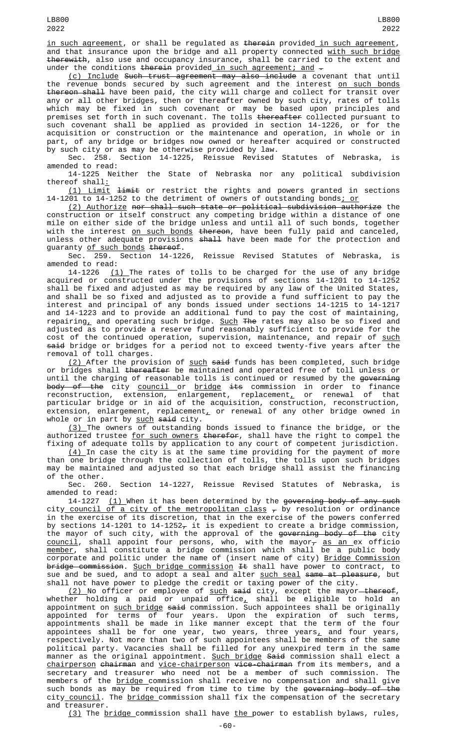in such agreement, or shall be regulated as therein provided in such agreement, and that insurance upon the bridge and all property connected with such bridge therewith, also use and occupancy insurance, shall be carried to the extent and under the conditions therein provided in such agreement; and .

(c) Include Such trust agreement may also include a covenant that until the revenue bonds secured by such agreement and the interest on such bonds thereon shall have been paid, the city will charge and collect for transit over any or all other bridges, then or thereafter owned by such city, rates of tolls which may be fixed in such covenant or may be based upon principles and premises set forth in such covenant. The tolls thereafter collected pursuant to such covenant shall be applied as provided in section 14-1226, or for the acquisition or construction or the maintenance and operation, in whole or in part, of any bridge or bridges now owned or hereafter acquired or constructed by such city or as may be otherwise provided by law.

Sec. 258. Section 14-1225, Reissue Revised Statutes of Nebraska, is amended to read:

14-1225 Neither the State of Nebraska nor any political subdivision thereof shall:

(1) Limit limit or restrict the rights and powers granted in sections 14-1201 to 14-1252 to the detriment of owners of outstanding bonds; or

(2) Authorize nor shall such state or political subdivision authorize the construction or itself construct any competing bridge within a distance of one mile on either side of the bridge unless and until all of such bonds, together with the interest on such bonds thereon, have been fully paid and canceled, unless other adequate provisions shall have been made for the protection and guaranty of such bonds thereof.

Sec. 259. Section 14-1226, Reissue Revised Statutes of Nebraska, is amended to read:

14-1226 (1) The rates of tolls to be charged for the use of any bridge acquired or constructed under the provisions of sections 14-1201 to 14-1252 shall be fixed and adjusted as may be required by any law of the United States, and shall be so fixed and adjusted as to provide a fund sufficient to pay the interest and principal of any bonds issued under sections 14-1215 to 14-1217 and 14-1223 and to provide an additional fund to pay the cost of maintaining, repairing, and operating such bridge. Such The rates may also be so fixed and adjusted as to provide a reserve fund reasonably sufficient to provide for the cost of the continued operation, supervision, maintenance, and repair of such said bridge or bridges for a period not to exceed twenty-five years after the removal of toll charges.

(2) After the provision of such said funds has been completed, such bridge or bridges shall thereafter be maintained and operated free of toll unless or until the charging of reasonable tolls is continued or resumed by the governing body of the city council or bridge its commission in order to finance reconstruction, extension, enlargement, replacement, or renewal of that particular bridge or in aid of the acquisition, construction, reconstruction, extension, enlargement, replacement, or renewal of any other bridge owned in whole or in part by such said city.

(3) The owners of outstanding bonds issued to finance the bridge, or the authorized trustee for such owners therefor, shall have the right to compel the fixing of adequate tolls by application to any court of competent jurisdiction.

(4) In case the city is at the same time providing for the payment of more than one bridge through the collection of tolls, the tolls upon such bridges may be maintained and adjusted so that each bridge shall assist the financing of the other.

Sec. 260. Section 14-1227, Reissue Revised Statutes of Nebraska, is amended to read:

14-1227 (1) When it has been determined by the governing body of any such city council of a city of the metropolitan class , by resolution or ordinance in the exercise of its discretion, that in the exercise of the powers conferred by sections 14-1201 to 14-1252, it is expedient to create a bridge commission, the mayor of such city, with the approval of the governing body of the city council, shall appoint four persons, who, with the mayor, as an ex officio member, shall constitute a bridge commission which shall be a public body corporate and politic under the name of (insert name of city) Bridge Commission bridge commission. Such bridge commission It shall have power to contract, to sue and be sued, and to adopt a seal and alter such seal same at pleasure, but shall not have power to pledge the credit or taxing power of the city.

(2) No officer or employee of such said city, except the mayor thereof, whether holding a paid or unpaid office, shall be eligible to hold an appointment on such bridge said commission. Such appointees shall be originally appointed for terms of four years. Upon the expiration of such terms, appointments shall be made in like manner except that the term of the four appointees shall be for one year, two years, three years, and four years, respectively. Not more than two of such appointees shall be members of the same political party. Vacancies shall be filled for any unexpired term in the same manner as the original appointment. Such bridge Said commission shall elect a chairperson chairman and vice-chairperson vice-chairman from its members, and a secretary and treasurer who need not be a member of such commission. The members of the bridge commission shall receive no compensation and shall give such bonds as may be required from time to time by the governing body of the city council. The bridge commission shall fix the compensation of the secretary and treasurer.

(3) The bridge commission shall have the power to establish bylaws, rules,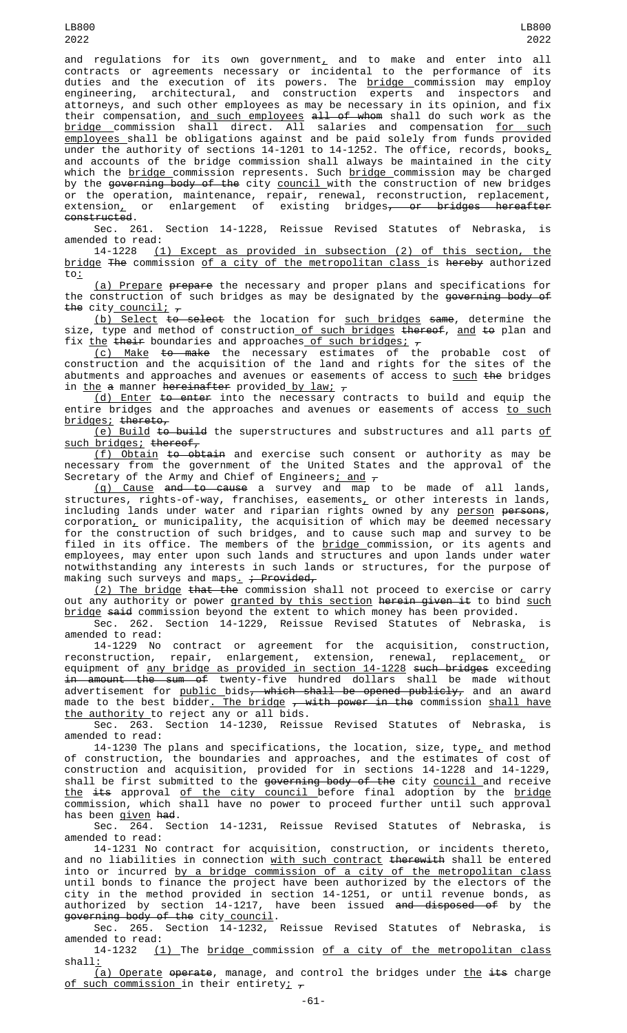and regulations for its own government, and to make and enter into all contracts or agreements necessary or incidental to the performance of its duties and the execution of its powers. The bridge commission may employ engineering, architectural, and construction experts and inspectors and attorneys, and such other employees as may be necessary in its opinion, and fix their compensation, and such employees all of whom shall do such work as the bridge commission shall direct. All salaries and compensation for such employees shall be obligations against and be paid solely from funds provided under the authority of sections 14-1201 to 14-1252. The office, records, books, and accounts of the bridge commission shall always be maintained in the city which the bridge commission represents. Such bridge commission may be charged by the governing body of the city council with the construction of new bridges or the operation, maintenance, repair, renewal, reconstruction, replacement, extension, or enlargement of existing bridges, or bridges hereafter constructed.

Sec. 261. Section 14-1228, Reissue Revised Statutes of Nebraska, is amended to read:

14-1228 (1) Except as provided in subsection (2) of this section, the bridge The commission of a city of the metropolitan class is hereby authorized to:

(a) Prepare prepare the necessary and proper plans and specifications for the construction of such bridges as may be designated by the governing body of the city council; ,

(b) Select to select the location for such bridges same, determine the size, type and method of construction of such bridges thereof, and to plan and fix the their boundaries and approaches of such bridges; ,

(c) Make to make the necessary estimates of the probable cost of construction and the acquisition of the land and rights for the sites of the abutments and approaches and avenues or easements of access to such the bridges in the a manner hereinafter provided by law; ,

(d) Enter to enter into the necessary contracts to build and equip the entire bridges and the approaches and avenues or easements of access to such bridges; thereto,

(e) Build to build the superstructures and substructures and all parts of such bridges; thereof,

(f) Obtain to obtain and exercise such consent or authority as may be necessary from the government of the United States and the approval of the Secretary of the Army and Chief of Engineers; and ,

(g) Cause and to cause a survey and map to be made of all lands, structures, rights-of-way, franchises, easements, or other interests in lands, including lands under water and riparian rights owned by any person persons, corporation, or municipality, the acquisition of which may be deemed necessary for the construction of such bridges, and to cause such map and survey to be filed in its office. The members of the bridge commission, or its agents and employees, may enter upon such lands and structures and upon lands under water notwithstanding any interests in such lands or structures, for the purpose of making such surveys and maps. ; Provided,

(2) The bridge that the commission shall not proceed to exercise or carry out any authority or power granted by this section herein given it to bind such bridge said commission beyond the extent to which money has been provided.

Sec. 262. Section 14-1229, Reissue Revised Statutes of Nebraska, is amended to read:

14-1229 No contract or agreement for the acquisition, construction, reconstruction, repair, enlargement, extension, renewal, replacement, or equipment of any bridge as provided in section 14-1228 such bridges exceeding in amount the sum of twenty-five hundred dollars shall be made without advertisement for public bids, which shall be opened publicly, and an award made to the best bidder. The bridge , with power in the commission shall have the authority to reject any or all bids.

Sec. 263. Section 14-1230, Reissue Revised Statutes of Nebraska, is amended to read:

14-1230 The plans and specifications, the location, size, type, and method of construction, the boundaries and approaches, and the estimates of cost of construction and acquisition, provided for in sections 14-1228 and 14-1229, shall be first submitted to the governing body of the city council and receive the its approval of the city council before final adoption by the bridge commission, which shall have no power to proceed further until such approval has been given had.

Sec. 264. Section 14-1231, Reissue Revised Statutes of Nebraska, is amended to read:

14-1231 No contract for acquisition, construction, or incidents thereto, and no liabilities in connection with such contract therewith shall be entered into or incurred by a bridge commission of a city of the metropolitan class until bonds to finance the project have been authorized by the electors of the city in the method provided in section 14-1251, or until revenue bonds, as authorized by section 14-1217, have been issued and disposed of by the governing body of the city council.

Sec. 265. Section 14-1232, Reissue Revised Statutes of Nebraska, is amended to read:

14-1232 (1) The bridge commission of a city of the metropolitan class shall:

(a) Operate operate, manage, and control the bridges under the its charge of such commission in their entirety; ,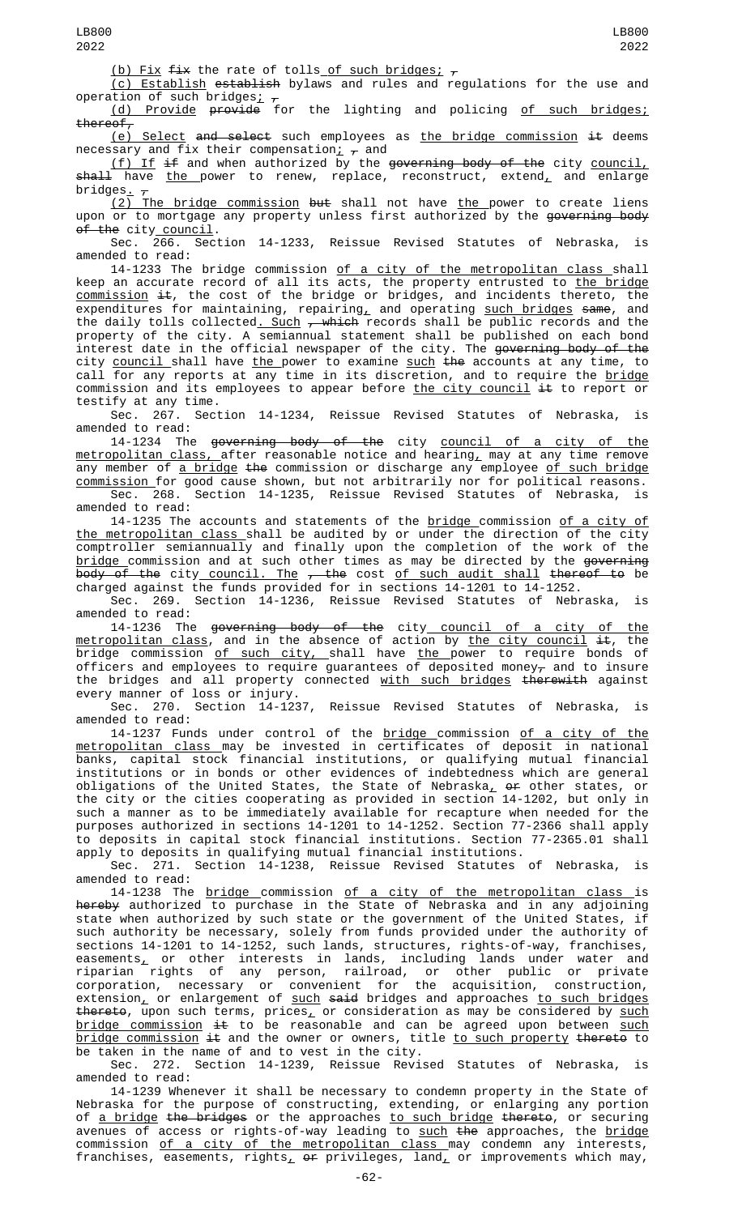(b) Fix ~~fix~~ the rate of tolls of such bridges; ~~,~~

(c) Establish ~~establish~~ bylaws and rules and regulations for the use and operation of such bridges; ~~,~~

(d) Provide ~~provide~~ for the lighting and policing of such bridges; ~~thereof,~~

(e) Select ~~and select~~ such employees as the bridge commission ~~it~~ deems necessary and fix their compensation; ~~,~~ and

(f) If ~~if~~ and when authorized by the ~~governing body of the~~ city council, ~~shall~~ have the power to renew, replace, reconstruct, extend, and enlarge bridges. ~~,~~

(2) The bridge commission ~~but~~ shall not have the power to create liens upon or to mortgage any property unless first authorized by the ~~governing body of the~~ city council.

Sec. 266. Section 14-1233, Reissue Revised Statutes of Nebraska, is amended to read:

14-1233 The bridge commission of a city of the metropolitan class shall keep an accurate record of all its acts, the property entrusted to the bridge commission ~~it~~, the cost of the bridge or bridges, and incidents thereto, the expenditures for maintaining, repairing, and operating such bridges ~~same~~, and the daily tolls collected. Such ~~, which~~ records shall be public records and the property of the city. A semiannual statement shall be published on each bond interest date in the official newspaper of the city. The ~~governing body of the~~ city council shall have the power to examine such ~~the~~ accounts at any time, to call for any reports at any time in its discretion, and to require the bridge commission and its employees to appear before the city council ~~it~~ to report or testify at any time.

Sec. 267. Section 14-1234, Reissue Revised Statutes of Nebraska, is amended to read:

14-1234 The ~~governing body of the~~ city council of a city of the metropolitan class, after reasonable notice and hearing, may at any time remove any member of a bridge ~~the~~ commission or discharge any employee of such bridge commission for good cause shown, but not arbitrarily nor for political reasons.

Sec. 268. Section 14-1235, Reissue Revised Statutes of Nebraska, is amended to read:

14-1235 The accounts and statements of the bridge commission of a city of the metropolitan class shall be audited by or under the direction of the city comptroller semiannually and finally upon the completion of the work of the bridge commission and at such other times as may be directed by the ~~governing body of the~~ city council. The ~~, the~~ cost of such audit shall ~~thereof to~~ be charged against the funds provided for in sections 14-1201 to 14-1252.

Sec. 269. Section 14-1236, Reissue Revised Statutes of Nebraska, is amended to read:

14-1236 The ~~governing body of the~~ city council of a city of the metropolitan class, and in the absence of action by the city council ~~it~~, the bridge commission of such city, shall have the power to require bonds of officers and employees to require guarantees of deposited money~~,~~ and to insure the bridges and all property connected with such bridges ~~therewith~~ against every manner of loss or injury.

Sec. 270. Section 14-1237, Reissue Revised Statutes of Nebraska, is amended to read:

14-1237 Funds under control of the bridge commission of a city of the metropolitan class may be invested in certificates of deposit in national banks, capital stock financial institutions, or qualifying mutual financial institutions or in bonds or other evidences of indebtedness which are general obligations of the United States, the State of Nebraska, ~~or~~ other states, or the city or the cities cooperating as provided in section 14-1202, but only in such a manner as to be immediately available for recapture when needed for the purposes authorized in sections 14-1201 to 14-1252. Section 77-2366 shall apply to deposits in capital stock financial institutions. Section 77-2365.01 shall apply to deposits in qualifying mutual financial institutions.

Sec. 271. Section 14-1238, Reissue Revised Statutes of Nebraska, is amended to read:

14-1238 The bridge commission of a city of the metropolitan class is ~~hereby~~ authorized to purchase in the State of Nebraska and in any adjoining state when authorized by such state or the government of the United States, if such authority be necessary, solely from funds provided under the authority of sections 14-1201 to 14-1252, such lands, structures, rights-of-way, franchises, easements, or other interests in lands, including lands under water and riparian rights of any person, railroad, or other public or private corporation, necessary or convenient for the acquisition, construction, extension, or enlargement of such ~~said~~ bridges and approaches to such bridges ~~thereto~~, upon such terms, prices, or consideration as may be considered by such bridge commission ~~it~~ to be reasonable and can be agreed upon between such bridge commission ~~it~~ and the owner or owners, title to such property ~~thereto~~ to be taken in the name of and to vest in the city.

Sec. 272. Section 14-1239, Reissue Revised Statutes of Nebraska, is amended to read:

14-1239 Whenever it shall be necessary to condemn property in the State of Nebraska for the purpose of constructing, extending, or enlarging any portion of a bridge ~~the bridges~~ or the approaches to such bridge ~~thereto~~, or securing avenues of access or rights-of-way leading to such ~~the~~ approaches, the bridge commission of a city of the metropolitan class may condemn any interests, franchises, easements, rights, ~~or~~ privileges, land, or improvements which may,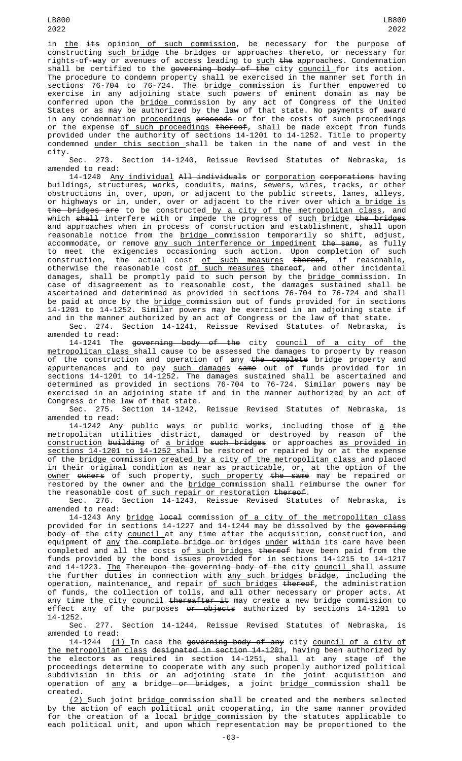in the its opinion of such commission, be necessary for the purpose of constructing such bridge the bridges or approaches thereto, or necessary for rights-of-way or avenues of access leading to such the approaches. Condemnation shall be certified to the governing body of the city council for its action. The procedure to condemn property shall be exercised in the manner set forth in sections 76-704 to 76-724. The bridge commission is further empowered to exercise in any adjoining state such powers of eminent domain as may be conferred upon the bridge commission by any act of Congress of the United States or as may be authorized by the law of that state. No payments of award in any condemnation proceedings proceeds or for the costs of such proceedings or the expense of such proceedings thereof, shall be made except from funds provided under the authority of sections 14-1201 to 14-1252. Title to property condemned under this section shall be taken in the name of and vest in the city.

Sec. 273. Section 14-1240, Reissue Revised Statutes of Nebraska, is amended to read:

14-1240 Any individual All individuals or corporation corporations having buildings, structures, works, conduits, mains, sewers, wires, tracks, or other obstructions in, over, upon, or adjacent to the public streets, lanes, alleys, or highways or in, under, over or adjacent to the river over which a bridge is the bridges are to be constructed by a city of the metropolitan class, and which shall interfere with or impede the progress of such bridge the bridges and approaches when in process of construction and establishment, shall upon reasonable notice from the bridge commission temporarily so shift, adjust, accommodate, or remove any such interference or impediment the same, as fully to meet the exigencies occasioning such action. Upon completion of such construction, the actual cost of such measures thereof, if reasonable, otherwise the reasonable cost of such measures thereof, and other incidental damages, shall be promptly paid to such person by the bridge commission. In case of disagreement as to reasonable cost, the damages sustained shall be ascertained and determined as provided in sections 76-704 to 76-724 and shall be paid at once by the bridge commission out of funds provided for in sections 14-1201 to 14-1252. Similar powers may be exercised in an adjoining state if and in the manner authorized by an act of Congress or the law of that state.

Sec. 274. Section 14-1241, Reissue Revised Statutes of Nebraska, is amended to read:

14-1241 The governing body of the city council of a city of the metropolitan class shall cause to be assessed the damages to property by reason of the construction and operation of any the complete bridge property and appurtenances and to pay such damages same out of funds provided for in sections 14-1201 to 14-1252. The damages sustained shall be ascertained and determined as provided in sections 76-704 to 76-724. Similar powers may be exercised in an adjoining state if and in the manner authorized by an act of Congress or the law of that state.

Sec. 275. Section 14-1242, Reissue Revised Statutes of Nebraska, is amended to read:

14-1242 Any public ways or public works, including those of a the metropolitan utilities district, damaged or destroyed by reason of the construction building of a bridge such bridges or approaches as provided in sections 14-1201 to 14-1252 shall be restored or repaired by or at the expense of the bridge commission created by a city of the metropolitan class and placed in their original condition as near as practicable, or, at the option of the owner owners of such property, such property the same may be repaired or restored by the owner and the bridge commission shall reimburse the owner for the reasonable cost of such repair or restoration thereof.

Sec. 276. Section 14-1243, Reissue Revised Statutes of Nebraska, is amended to read:

14-1243 Any bridge local commission of a city of the metropolitan class provided for in sections 14-1227 and 14-1244 may be dissolved by the governing body of the city council at any time after the acquisition, construction, and equipment of any the complete bridge or bridges under within its care have been completed and all the costs of such bridges thereof have been paid from the funds provided by the bond issues provided for in sections 14-1215 to 14-1217 and 14-1223. The Thereupon the governing body of the city council shall assume the further duties in connection with any such bridges bridge, including the operation, maintenance, and repair of such bridges thereof, the administration of funds, the collection of tolls, and all other necessary or proper acts. At any time the city council thereafter it may create a new bridge commission to effect any of the purposes or objects authorized by sections 14-1201 to 14-1252.

Sec. 277. Section 14-1244, Reissue Revised Statutes of Nebraska, is amended to read:

14-1244 (1) In case the governing body of any city council of a city of the metropolitan class designated in section 14-1201, having been authorized by the electors as required in section 14-1251, shall at any stage of the proceedings determine to cooperate with any such properly authorized political subdivision in this or an adjoining state in the joint acquisition and operation of any a bridge or bridges, a joint bridge commission shall be created.

(2) Such joint bridge commission shall be created and the members selected by the action of each political unit cooperating, in the same manner provided for the creation of a local bridge commission by the statutes applicable to each political unit, and upon which representation may be proportioned to the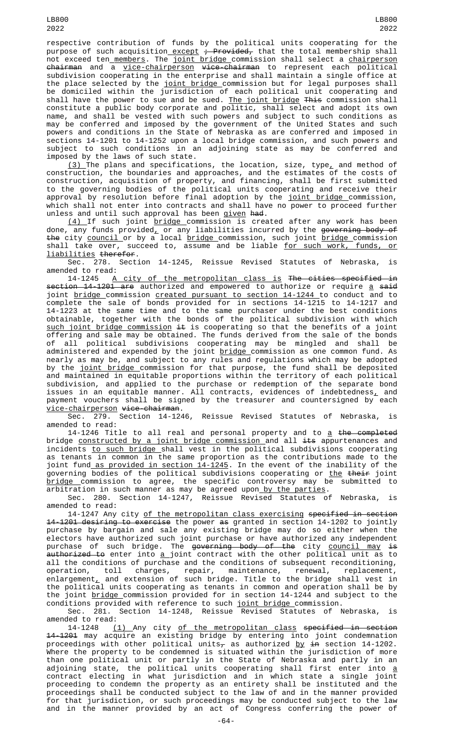respective contribution of funds by the political units cooperating for the purpose of such acquisition except ; Provided, that the total membership shall not exceed ten members. The joint bridge commission shall select a chairperson chairman and a vice-chairperson vice-chairman to represent each political subdivision cooperating in the enterprise and shall maintain a single office at the place selected by the joint bridge commission but for legal purposes shall be domiciled within the jurisdiction of each political unit cooperating and shall have the power to sue and be sued. The joint bridge This commission shall constitute a public body corporate and politic, shall select and adopt its own name, and shall be vested with such powers and subject to such conditions as may be conferred and imposed by the government of the United States and such powers and conditions in the State of Nebraska as are conferred and imposed in sections 14-1201 to 14-1252 upon a local bridge commission, and such powers and subject to such conditions in an adjoining state as may be conferred and imposed by the laws of such state.

(3) The plans and specifications, the location, size, type, and method of construction, the boundaries and approaches, and the estimates of the costs of construction, acquisition of property, and financing, shall be first submitted to the governing bodies of the political units cooperating and receive their approval by resolution before final adoption by the joint bridge commission, which shall not enter into contracts and shall have no power to proceed further unless and until such approval has been given had.

(4) If such joint bridge commission is created after any work has been done, any funds provided, or any liabilities incurred by the governing body of the city council or by a local bridge commission, such joint bridge commission shall take over, succeed to, assume and be liable for such work, funds, or liabilities therefor.

Sec. 278. Section 14-1245, Reissue Revised Statutes of Nebraska, is amended to read:

14-1245 A city of the metropolitan class is The cities specified in section 14-1201 are authorized and empowered to authorize or require a said joint bridge commission created pursuant to section 14-1244 to conduct and to complete the sale of bonds provided for in sections 14-1215 to 14-1217 and 14-1223 at the same time and to the same purchaser under the best conditions obtainable, together with the bonds of the political subdivision with which such joint bridge commission it is cooperating so that the benefits of a joint offering and sale may be obtained. The funds derived from the sale of the bonds of all political subdivisions cooperating may be mingled and shall be administered and expended by the joint bridge commission as one common fund. As nearly as may be, and subject to any rules and regulations which may be adopted by the joint bridge commission for that purpose, the fund shall be deposited and maintained in equitable proportions within the territory of each political subdivision, and applied to the purchase or redemption of the separate bond issues in an equitable manner. All contracts, evidences of indebtedness, and payment vouchers shall be signed by the treasurer and countersigned by each vice-chairperson vice-chairman.

Sec. 279. Section 14-1246, Reissue Revised Statutes of Nebraska, is amended to read:

14-1246 Title to all real and personal property and to a the completed bridge constructed by a joint bridge commission and all its appurtenances and incidents to such bridge shall vest in the political subdivisions cooperating as tenants in common in the same proportion as the contributions made to the joint fund as provided in section 14-1245. In the event of the inability of the governing bodies of the political subdivisions cooperating or the their joint bridge commission to agree, the specific controversy may be submitted to arbitration in such manner as may be agreed upon by the parties.

Sec. 280. Section 14-1247, Reissue Revised Statutes of Nebraska, is amended to read:

14-1247 Any city of the metropolitan class exercising specified in section 14-1201 desiring to exercise the power as granted in section 14-1202 to jointly purchase by bargain and sale any existing bridge may do so either when the electors have authorized such joint purchase or have authorized any independent purchase of such bridge. The governing body of the city council may is authorized to enter into a joint contract with the other political unit as to all the conditions of purchase and the conditions of subsequent reconditioning, operation, toll charges, repair, maintenance, renewal, replacement, enlargement, and extension of such bridge. Title to the bridge shall vest in the political units cooperating as tenants in common and operation shall be by the joint bridge commission provided for in section 14-1244 and subject to the conditions provided with reference to such joint bridge commission.

Sec. 281. Section 14-1248, Reissue Revised Statutes of Nebraska, is amended to read:

14-1248 (1) Any city of the metropolitan class specified in section 14-1201 may acquire an existing bridge by entering into joint condemnation proceedings with other political units, as authorized by in section 14-1202. Where the property to be condemned is situated within the jurisdiction of more than one political unit or partly in the State of Nebraska and partly in an adjoining state, the political units cooperating shall first enter into a contract electing in what jurisdiction and in which state a single joint proceeding to condemn the property as an entirety shall be instituted and the proceedings shall be conducted subject to the law of and in the manner provided for that jurisdiction, or such proceedings may be conducted subject to the law and in the manner provided by an act of Congress conferring the power of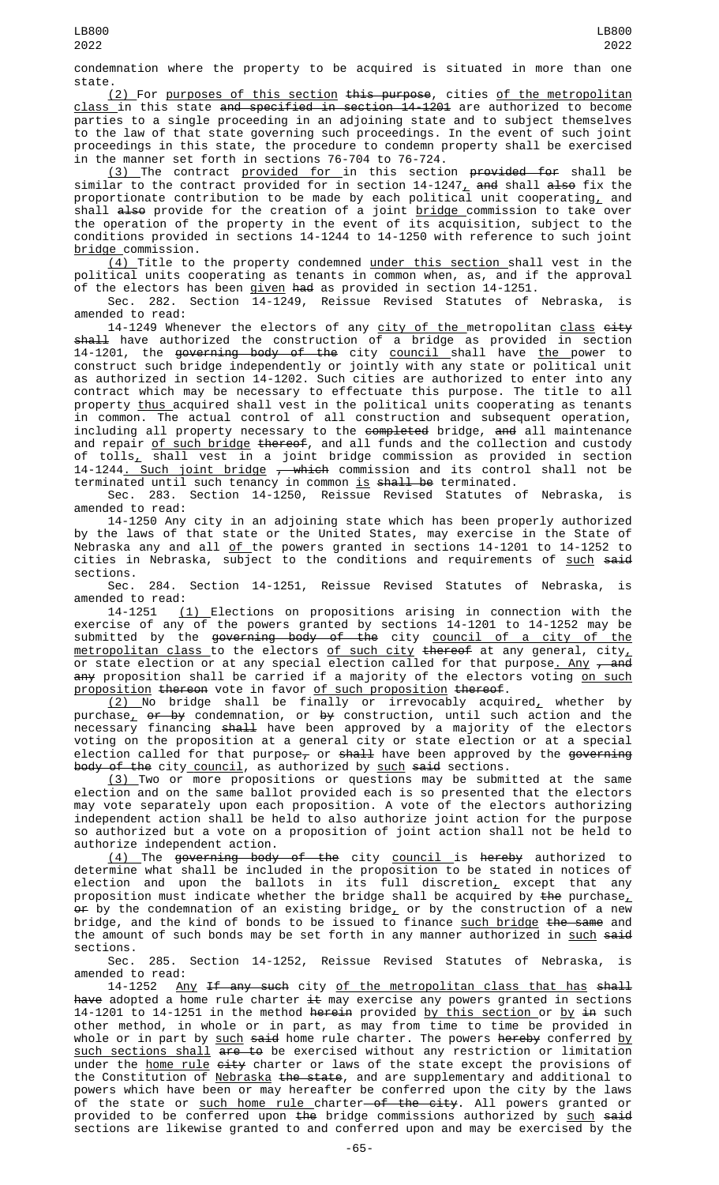condemnation where the property to be acquired is situated in more than one state.

(2) For purposes of this section this purpose, cities of the metropolitan class in this state and specified in section 14-1201 are authorized to become parties to a single proceeding in an adjoining state and to subject themselves to the law of that state governing such proceedings. In the event of such joint proceedings in this state, the procedure to condemn property shall be exercised in the manner set forth in sections 76-704 to 76-724.

(3) The contract provided for in this section provided for shall be similar to the contract provided for in section 14-1247, and shall also fix the proportionate contribution to be made by each political unit cooperating, and shall also provide for the creation of a joint bridge commission to take over the operation of the property in the event of its acquisition, subject to the conditions provided in sections 14-1244 to 14-1250 with reference to such joint bridge commission.

(4) Title to the property condemned under this section shall vest in the political units cooperating as tenants in common when, as, and if the approval of the electors has been given had as provided in section 14-1251.

Sec. 282. Section 14-1249, Reissue Revised Statutes of Nebraska, is amended to read:

14-1249 Whenever the electors of any city of the metropolitan class city shall have authorized the construction of a bridge as provided in section 14-1201, the governing body of the city council shall have the power to construct such bridge independently or jointly with any state or political unit as authorized in section 14-1202. Such cities are authorized to enter into any contract which may be necessary to effectuate this purpose. The title to all property thus acquired shall vest in the political units cooperating as tenants in common. The actual control of all construction and subsequent operation, including all property necessary to the completed bridge, and all maintenance and repair of such bridge thereof, and all funds and the collection and custody of tolls, shall vest in a joint bridge commission as provided in section 14-1244. Such joint bridge , which commission and its control shall not be terminated until such tenancy in common is shall be terminated.

Sec. 283. Section 14-1250, Reissue Revised Statutes of Nebraska, is amended to read:

14-1250 Any city in an adjoining state which has been properly authorized by the laws of that state or the United States, may exercise in the State of Nebraska any and all of the powers granted in sections 14-1201 to 14-1252 to cities in Nebraska, subject to the conditions and requirements of such said sections.

Sec. 284. Section 14-1251, Reissue Revised Statutes of Nebraska, is amended to read:

14-1251 (1) Elections on propositions arising in connection with the exercise of any of the powers granted by sections 14-1201 to 14-1252 may be submitted by the governing body of the city council of a city of the metropolitan class to the electors of such city thereof at any general, city, or state election or at any special election called for that purpose. Any , and any proposition shall be carried if a majority of the electors voting on such proposition thereon vote in favor of such proposition thereof.

(2) No bridge shall be finally or irrevocably acquired, whether by purchase, or by condemnation, or by construction, until such action and the necessary financing shall have been approved by a majority of the electors voting on the proposition at a general city or state election or at a special election called for that purpose, or shall have been approved by the governing body of the city council, as authorized by such said sections.

(3) Two or more propositions or questions may be submitted at the same election and on the same ballot provided each is so presented that the electors may vote separately upon each proposition. A vote of the electors authorizing independent action shall be held to also authorize joint action for the purpose so authorized but a vote on a proposition of joint action shall not be held to authorize independent action.

(4) The governing body of the city council is hereby authorized to determine what shall be included in the proposition to be stated in notices of election and upon the ballots in its full discretion, except that any proposition must indicate whether the bridge shall be acquired by the purchase, or by the condemnation of an existing bridge, or by the construction of a new bridge, and the kind of bonds to be issued to finance such bridge the same and the amount of such bonds may be set forth in any manner authorized in such said sections.

Sec. 285. Section 14-1252, Reissue Revised Statutes of Nebraska, is amended to read:

14-1252 Any If any such city of the metropolitan class that has shall have adopted a home rule charter it may exercise any powers granted in sections 14-1201 to 14-1251 in the method herein provided by this section or by in such other method, in whole or in part, as may from time to time be provided in whole or in part by such said home rule charter. The powers hereby conferred by such sections shall are to be exercised without any restriction or limitation under the home rule city charter or laws of the state except the provisions of the Constitution of Nebraska the state, and are supplementary and additional to powers which have been or may hereafter be conferred upon the city by the laws of the state or such home rule charter of the city. All powers granted or provided to be conferred upon the bridge commissions authorized by such said sections are likewise granted to and conferred upon and may be exercised by the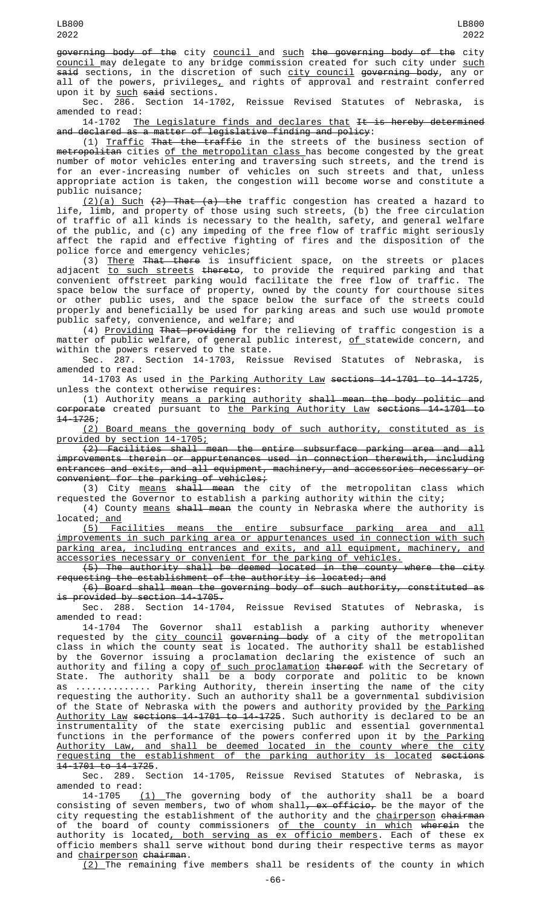governing body of the city council and such the governing body of the city council may delegate to any bridge commission created for such city under such said sections, in the discretion of such city council governing body, any or all of the powers, privileges, and rights of approval and restraint conferred upon it by such said sections.

Sec. 286. Section 14-1702, Reissue Revised Statutes of Nebraska, is amended to read:

14-1702 The Legislature finds and declares that It is hereby determined and declared as a matter of legislative finding and policy:

(1) Traffic That the traffic in the streets of the business section of metropolitan cities of the metropolitan class has become congested by the great number of motor vehicles entering and traversing such streets, and the trend is for an ever-increasing number of vehicles on such streets and that, unless appropriate action is taken, the congestion will become worse and constitute a public nuisance;

(2)(a) Such (2) That (a) the traffic congestion has created a hazard to life, limb, and property of those using such streets, (b) the free circulation of traffic of all kinds is necessary to the health, safety, and general welfare of the public, and (c) any impeding of the free flow of traffic might seriously affect the rapid and effective fighting of fires and the disposition of the police force and emergency vehicles;

(3) There That there is insufficient space, on the streets or places adjacent to such streets thereto, to provide the required parking and that convenient offstreet parking would facilitate the free flow of traffic. The space below the surface of property, owned by the county for courthouse sites or other public uses, and the space below the surface of the streets could properly and beneficially be used for parking areas and such use would promote public safety, convenience, and welfare; and

(4) Providing That providing for the relieving of traffic congestion is a matter of public welfare, of general public interest, of statewide concern, and within the powers reserved to the state.

Sec. 287. Section 14-1703, Reissue Revised Statutes of Nebraska, is amended to read:

14-1703 As used in the Parking Authority Law sections 14-1701 to 14-1725, unless the context otherwise requires:

(1) Authority means a parking authority shall mean the body politic and corporate created pursuant to the Parking Authority Law sections 14-1701 to 14-1725;

(2) Board means the governing body of such authority, constituted as is provided by section 14-1705;

(2) Facilities shall mean the entire subsurface parking area and all improvements therein or appurtenances used in connection therewith, including entrances and exits, and all equipment, machinery, and accessories necessary or convenient for the parking of vehicles;

(3) City means shall mean the city of the metropolitan class which requested the Governor to establish a parking authority within the city;

(4) County means shall mean the county in Nebraska where the authority is located; and

(5) Facilities means the entire subsurface parking area and all improvements in such parking area or appurtenances used in connection with such parking area, including entrances and exits, and all equipment, machinery, and accessories necessary or convenient for the parking of vehicles.

(5) The authority shall be deemed located in the county where the city requesting the establishment of the authority is located; and

(6) Board shall mean the governing body of such authority, constituted as is provided by section 14-1705.

Sec. 288. Section 14-1704, Reissue Revised Statutes of Nebraska, is amended to read:

14-1704 The Governor shall establish a parking authority whenever requested by the city council governing body of a city of the metropolitan class in which the county seat is located. The authority shall be established by the Governor issuing a proclamation declaring the existence of such an authority and filing a copy of such proclamation thereof with the Secretary of State. The authority shall be a body corporate and politic to be known as ............. Parking Authority, therein inserting the name of the city requesting the authority. Such an authority shall be a governmental subdivision of the State of Nebraska with the powers and authority provided by the Parking Authority Law sections 14-1701 to 14-1725. Such authority is declared to be an instrumentality of the state exercising public and essential governmental functions in the performance of the powers conferred upon it by the Parking Authority Law, and shall be deemed located in the county where the city requesting the establishment of the parking authority is located sections 14-1701 to 14-1725.

Sec. 289. Section 14-1705, Reissue Revised Statutes of Nebraska, is amended to read:

14-1705 (1) The governing body of the authority shall be a board consisting of seven members, two of whom shall, ex officio, be the mayor of the city requesting the establishment of the authority and the chairperson chairman of the board of county commissioners of the county in which wherein the authority is located, both serving as ex officio members. Each of these ex officio members shall serve without bond during their respective terms as mayor and chairperson chairman.

(2) The remaining five members shall be residents of the county in which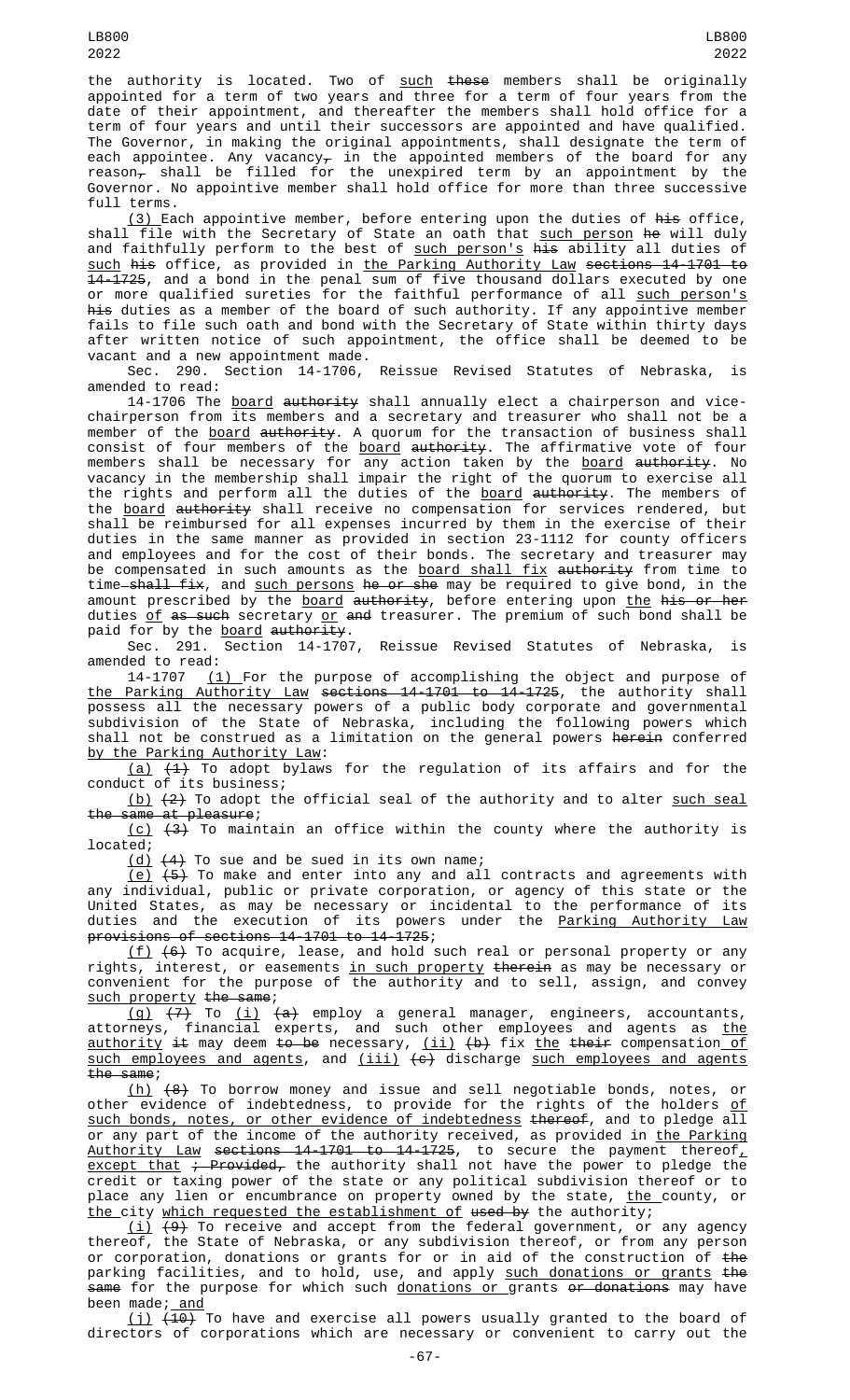the authority is located. Two of such these members shall be originally appointed for a term of two years and three for a term of four years from the date of their appointment, and thereafter the members shall hold office for a term of four years and until their successors are appointed and have qualified. The Governor, in making the original appointments, shall designate the term of each appointee. Any vacancy, in the appointed members of the board for any reason, shall be filled for the unexpired term by an appointment by the Governor. No appointive member shall hold office for more than three successive full terms.

(3) Each appointive member, before entering upon the duties of his office, shall file with the Secretary of State an oath that such person he will duly and faithfully perform to the best of such person's his ability all duties of such his office, as provided in the Parking Authority Law sections 14-1701 to 14-1725, and a bond in the penal sum of five thousand dollars executed by one or more qualified sureties for the faithful performance of all such person's his duties as a member of the board of such authority. If any appointive member fails to file such oath and bond with the Secretary of State within thirty days after written notice of such appointment, the office shall be deemed to be vacant and a new appointment made.

Sec. 290. Section 14-1706, Reissue Revised Statutes of Nebraska, is amended to read:

14-1706 The board authority shall annually elect a chairperson and vice-chairperson from its members and a secretary and treasurer who shall not be a member of the board authority. A quorum for the transaction of business shall consist of four members of the board authority. The affirmative vote of four members shall be necessary for any action taken by the board authority. No vacancy in the membership shall impair the right of the quorum to exercise all the rights and perform all the duties of the board authority. The members of the board authority shall receive no compensation for services rendered, but shall be reimbursed for all expenses incurred by them in the exercise of their duties in the same manner as provided in section 23-1112 for county officers and employees and for the cost of their bonds. The secretary and treasurer may be compensated in such amounts as the board shall fix authority from time to time shall fix, and such persons he or she may be required to give bond, in the amount prescribed by the board authority, before entering upon the his or her duties of as such secretary or and treasurer. The premium of such bond shall be paid for by the board authority.

Sec. 291. Section 14-1707, Reissue Revised Statutes of Nebraska, is amended to read:

14-1707 (1) For the purpose of accomplishing the object and purpose of the Parking Authority Law sections 14-1701 to 14-1725, the authority shall possess all the necessary powers of a public body corporate and governmental subdivision of the State of Nebraska, including the following powers which shall not be construed as a limitation on the general powers herein conferred by the Parking Authority Law:

(a) (1) To adopt bylaws for the regulation of its affairs and for the conduct of its business;

(b) (2) To adopt the official seal of the authority and to alter such seal the same at pleasure;

(c) (3) To maintain an office within the county where the authority is located;

(d) (4) To sue and be sued in its own name;

(e) (5) To make and enter into any and all contracts and agreements with any individual, public or private corporation, or agency of this state or the United States, as may be necessary or incidental to the performance of its duties and the execution of its powers under the Parking Authority Law provisions of sections 14-1701 to 14-1725;

(f) (6) To acquire, lease, and hold such real or personal property or any rights, interest, or easements in such property therein as may be necessary or convenient for the purpose of the authority and to sell, assign, and convey such property the same;

(g) (7) To (i) (a) employ a general manager, engineers, accountants, attorneys, financial experts, and such other employees and agents as the authority it may deem to be necessary, (ii) (b) fix the their compensation of such employees and agents, and (iii) (c) discharge such employees and agents the same;

(h) (8) To borrow money and issue and sell negotiable bonds, notes, or other evidence of indebtedness, to provide for the rights of the holders of such bonds, notes, or other evidence of indebtedness thereof, and to pledge all or any part of the income of the authority received, as provided in the Parking Authority Law sections 14-1701 to 14-1725, to secure the payment thereof, except that ; Provided, the authority shall not have the power to pledge the credit or taxing power of the state or any political subdivision thereof or to place any lien or encumbrance on property owned by the state, the county, or the city which requested the establishment of used by the authority;

(i) (9) To receive and accept from the federal government, or any agency thereof, the State of Nebraska, or any subdivision thereof, or from any person or corporation, donations or grants for or in aid of the construction of the parking facilities, and to hold, use, and apply such donations or grants the same for the purpose for which such donations or grants or donations may have been made; and

(j) (10) To have and exercise all powers usually granted to the board of directors of corporations which are necessary or convenient to carry out the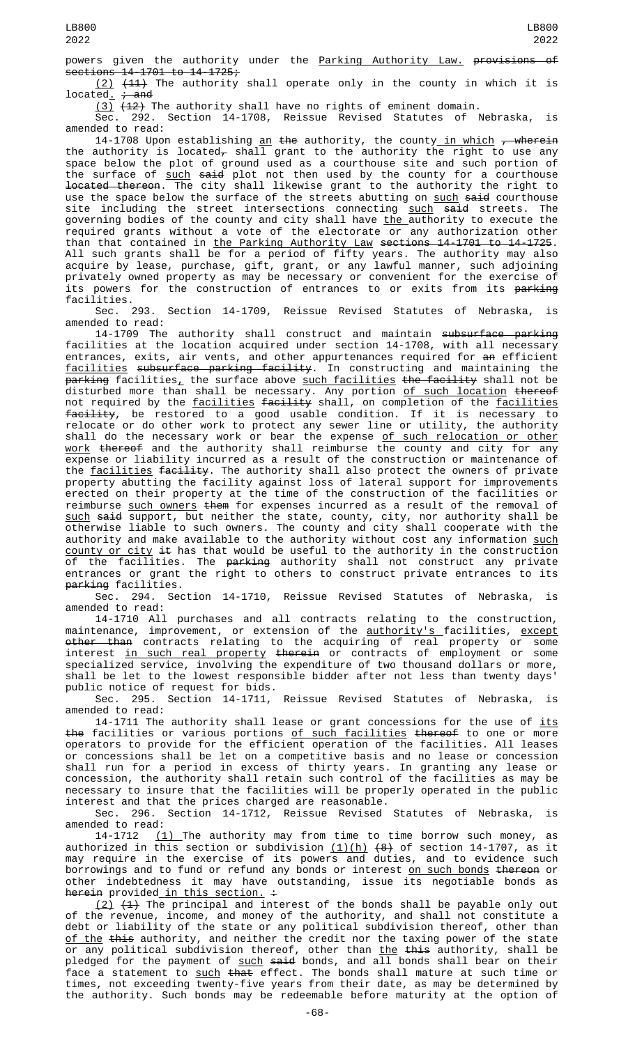powers given the authority under the Parking Authority Law. ~~provisions of sections 14-1701 to 14-1725;~~

(2) ~~(11)~~ The authority shall operate only in the county in which it is located. ~~; and~~

(3) ~~(12)~~ The authority shall have no rights of eminent domain.

Sec. 292. Section 14-1708, Reissue Revised Statutes of Nebraska, is amended to read:

14-1708 Upon establishing an ~~the~~ authority, the county in which ~~, wherein~~ the authority is located~~,~~ shall grant to the authority the right to use any space below the plot of ground used as a courthouse site and such portion of the surface of such ~~said~~ plot not then used by the county for a courthouse ~~located thereon~~. The city shall likewise grant to the authority the right to use the space below the surface of the streets abutting on such ~~said~~ courthouse site including the street intersections connecting such ~~said~~ streets. The governing bodies of the county and city shall have the authority to execute the required grants without a vote of the electorate or any authorization other than that contained in the Parking Authority Law ~~sections 14-1701 to 14-1725~~. All such grants shall be for a period of fifty years. The authority may also acquire by lease, purchase, gift, grant, or any lawful manner, such adjoining privately owned property as may be necessary or convenient for the exercise of its powers for the construction of entrances to or exits from its ~~parking~~ facilities.

Sec. 293. Section 14-1709, Reissue Revised Statutes of Nebraska, is amended to read:

14-1709 The authority shall construct and maintain ~~subsurface parking~~ facilities at the location acquired under section 14-1708, with all necessary entrances, exits, air vents, and other appurtenances required for ~~an~~ efficient facilities ~~subsurface parking facility~~. In constructing and maintaining the ~~parking~~ facilities, the surface above such facilities ~~the facility~~ shall not be disturbed more than shall be necessary. Any portion of such location ~~thereof~~ not required by the facilities ~~facility~~ shall, on completion of the facilities ~~facility~~, be restored to a good usable condition. If it is necessary to relocate or do other work to protect any sewer line or utility, the authority shall do the necessary work or bear the expense of such relocation or other work ~~thereof~~ and the authority shall reimburse the county and city for any expense or liability incurred as a result of the construction or maintenance of the facilities ~~facility~~. The authority shall also protect the owners of private property abutting the facility against loss of lateral support for improvements erected on their property at the time of the construction of the facilities or reimburse such owners ~~them~~ for expenses incurred as a result of the removal of such ~~said~~ support, but neither the state, county, city, nor authority shall be otherwise liable to such owners. The county and city shall cooperate with the authority and make available to the authority without cost any information such county or city ~~it~~ has that would be useful to the authority in the construction of the facilities. The ~~parking~~ authority shall not construct any private entrances or grant the right to others to construct private entrances to its ~~parking~~ facilities.

Sec. 294. Section 14-1710, Reissue Revised Statutes of Nebraska, is amended to read:

14-1710 All purchases and all contracts relating to the construction, maintenance, improvement, or extension of the authority's facilities, except ~~other than~~ contracts relating to the acquiring of real property or some interest in such real property ~~therein~~ or contracts of employment or some specialized service, involving the expenditure of two thousand dollars or more, shall be let to the lowest responsible bidder after not less than twenty days' public notice of request for bids.

Sec. 295. Section 14-1711, Reissue Revised Statutes of Nebraska, is amended to read:

14-1711 The authority shall lease or grant concessions for the use of its ~~the~~ facilities or various portions of such facilities ~~thereof~~ to one or more operators to provide for the efficient operation of the facilities. All leases or concessions shall be let on a competitive basis and no lease or concession shall run for a period in excess of thirty years. In granting any lease or concession, the authority shall retain such control of the facilities as may be necessary to insure that the facilities will be properly operated in the public interest and that the prices charged are reasonable.

Sec. 296. Section 14-1712, Reissue Revised Statutes of Nebraska, is amended to read:

14-1712 (1) The authority may from time to time borrow such money, as authorized in this section or subdivision (1)(h) ~~(8)~~ of section 14-1707, as it may require in the exercise of its powers and duties, and to evidence such borrowings and to fund or refund any bonds or interest on such bonds ~~thereon~~ or other indebtedness it may have outstanding, issue its negotiable bonds as ~~herein~~ provided in this section. ~~:~~

(2) ~~(1)~~ The principal and interest of the bonds shall be payable only out of the revenue, income, and money of the authority, and shall not constitute a debt or liability of the state or any political subdivision thereof, other than of the ~~this~~ authority, and neither the credit nor the taxing power of the state or any political subdivision thereof, other than the ~~this~~ authority, shall be pledged for the payment of such ~~said~~ bonds, and all bonds shall bear on their face a statement to such ~~that~~ effect. The bonds shall mature at such time or times, not exceeding twenty-five years from their date, as may be determined by the authority. Such bonds may be redeemable before maturity at the option of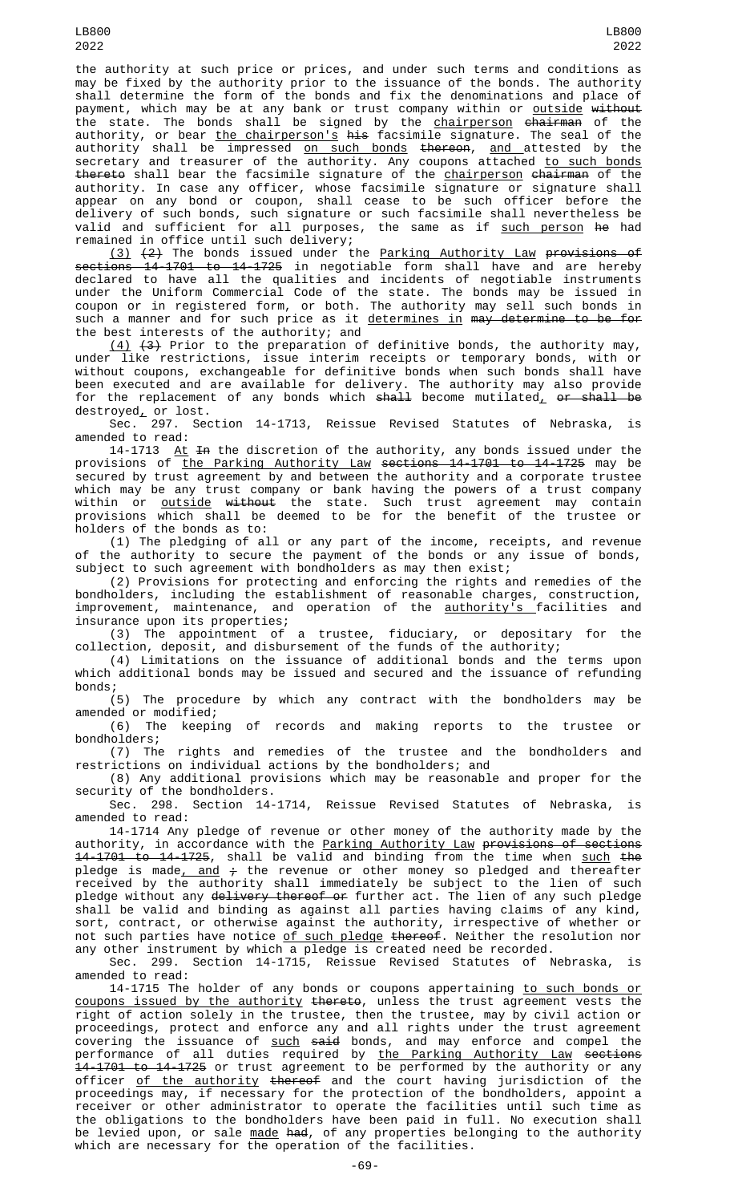the authority at such price or prices, and under such terms and conditions as may be fixed by the authority prior to the issuance of the bonds. The authority shall determine the form of the bonds and fix the denominations and place of payment, which may be at any bank or trust company within or outside ~~without~~ the state. The bonds shall be signed by the chairperson ~~chairman~~ of the authority, or bear the chairperson's ~~his~~ facsimile signature. The seal of the authority shall be impressed on such bonds ~~thereon~~, and attested by the secretary and treasurer of the authority. Any coupons attached to such bonds ~~thereto~~ shall bear the facsimile signature of the chairperson ~~chairman~~ of the authority. In case any officer, whose facsimile signature or signature shall appear on any bond or coupon, shall cease to be such officer before the delivery of such bonds, such signature or such facsimile shall nevertheless be valid and sufficient for all purposes, the same as if such person ~~he~~ had remained in office until such delivery;

(3) ~~(2)~~ The bonds issued under the Parking Authority Law ~~provisions of sections 14-1701 to 14-1725~~ in negotiable form shall have and are hereby declared to have all the qualities and incidents of negotiable instruments under the Uniform Commercial Code of the state. The bonds may be issued in coupon or in registered form, or both. The authority may sell such bonds in such a manner and for such price as it determines in ~~may determine to be for~~ the best interests of the authority; and

(4) ~~(3)~~ Prior to the preparation of definitive bonds, the authority may, under like restrictions, issue interim receipts or temporary bonds, with or without coupons, exchangeable for definitive bonds when such bonds shall have been executed and are available for delivery. The authority may also provide for the replacement of any bonds which ~~shall~~ become mutilated, ~~or shall be~~ destroyed, or lost.

Sec. 297. Section 14-1713, Reissue Revised Statutes of Nebraska, is amended to read:

14-1713 At ~~In~~ the discretion of the authority, any bonds issued under the provisions of the Parking Authority Law ~~sections 14-1701 to 14-1725~~ may be secured by trust agreement by and between the authority and a corporate trustee which may be any trust company or bank having the powers of a trust company within or outside ~~without~~ the state. Such trust agreement may contain provisions which shall be deemed to be for the benefit of the trustee or holders of the bonds as to:

(1) The pledging of all or any part of the income, receipts, and revenue of the authority to secure the payment of the bonds or any issue of bonds, subject to such agreement with bondholders as may then exist;

(2) Provisions for protecting and enforcing the rights and remedies of the bondholders, including the establishment of reasonable charges, construction, improvement, maintenance, and operation of the authority's facilities and insurance upon its properties;

(3) The appointment of a trustee, fiduciary, or depositary for the collection, deposit, and disbursement of the funds of the authority;

(4) Limitations on the issuance of additional bonds and the terms upon which additional bonds may be issued and secured and the issuance of refunding bonds;

(5) The procedure by which any contract with the bondholders may be amended or modified;

(6) The keeping of records and making reports to the trustee or bondholders;

(7) The rights and remedies of the trustee and the bondholders and restrictions on individual actions by the bondholders; and

(8) Any additional provisions which may be reasonable and proper for the security of the bondholders.

Sec. 298. Section 14-1714, Reissue Revised Statutes of Nebraska, is amended to read:

14-1714 Any pledge of revenue or other money of the authority made by the authority, in accordance with the Parking Authority Law ~~provisions of sections 14-1701 to 14-1725~~, shall be valid and binding from the time when such ~~the~~ pledge is made, and ~~;~~ the revenue or other money so pledged and thereafter received by the authority shall immediately be subject to the lien of such pledge without any ~~delivery thereof or~~ further act. The lien of any such pledge shall be valid and binding as against all parties having claims of any kind, sort, contract, or otherwise against the authority, irrespective of whether or not such parties have notice of such pledge ~~thereof~~. Neither the resolution nor any other instrument by which a pledge is created need be recorded.

Sec. 299. Section 14-1715, Reissue Revised Statutes of Nebraska, is amended to read:

14-1715 The holder of any bonds or coupons appertaining to such bonds or coupons issued by the authority ~~thereto~~, unless the trust agreement vests the right of action solely in the trustee, then the trustee, may by civil action or proceedings, protect and enforce any and all rights under the trust agreement covering the issuance of such ~~said~~ bonds, and may enforce and compel the performance of all duties required by the Parking Authority Law ~~sections 14-1701 to 14-1725~~ or trust agreement to be performed by the authority or any officer of the authority ~~thereof~~ and the court having jurisdiction of the proceedings may, if necessary for the protection of the bondholders, appoint a receiver or other administrator to operate the facilities until such time as the obligations to the bondholders have been paid in full. No execution shall be levied upon, or sale made ~~had~~, of any properties belonging to the authority which are necessary for the operation of the facilities.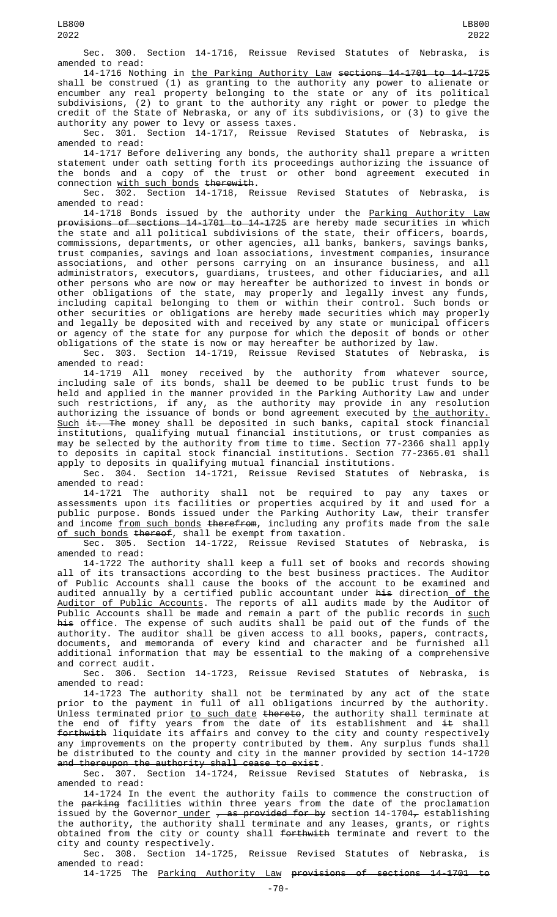Sec. 300. Section 14-1716, Reissue Revised Statutes of Nebraska, is amended to read:

14-1716 Nothing in the Parking Authority Law sections 14-1701 to 14-1725 shall be construed (1) as granting to the authority any power to alienate or encumber any real property belonging to the state or any of its political subdivisions, (2) to grant to the authority any right or power to pledge the credit of the State of Nebraska, or any of its subdivisions, or (3) to give the authority any power to levy or assess taxes.

Sec. 301. Section 14-1717, Reissue Revised Statutes of Nebraska, is amended to read:

14-1717 Before delivering any bonds, the authority shall prepare a written statement under oath setting forth its proceedings authorizing the issuance of the bonds and a copy of the trust or other bond agreement executed in connection with such bonds therewith.

Sec. 302. Section 14-1718, Reissue Revised Statutes of Nebraska, is amended to read:

14-1718 Bonds issued by the authority under the Parking Authority Law provisions of sections 14-1701 to 14-1725 are hereby made securities in which the state and all political subdivisions of the state, their officers, boards, commissions, departments, or other agencies, all banks, bankers, savings banks, trust companies, savings and loan associations, investment companies, insurance associations, and other persons carrying on an insurance business, and all administrators, executors, guardians, trustees, and other fiduciaries, and all other persons who are now or may hereafter be authorized to invest in bonds or other obligations of the state, may properly and legally invest any funds, including capital belonging to them or within their control. Such bonds or other securities or obligations are hereby made securities which may properly and legally be deposited with and received by any state or municipal officers or agency of the state for any purpose for which the deposit of bonds or other obligations of the state is now or may hereafter be authorized by law.

Sec. 303. Section 14-1719, Reissue Revised Statutes of Nebraska, is amended to read:

14-1719 All money received by the authority from whatever source, including sale of its bonds, shall be deemed to be public trust funds to be held and applied in the manner provided in the Parking Authority Law and under such restrictions, if any, as the authority may provide in any resolution authorizing the issuance of bonds or bond agreement executed by the authority. Such it. The money shall be deposited in such banks, capital stock financial institutions, qualifying mutual financial institutions, or trust companies as may be selected by the authority from time to time. Section 77-2366 shall apply to deposits in capital stock financial institutions. Section 77-2365.01 shall apply to deposits in qualifying mutual financial institutions.

Sec. 304. Section 14-1721, Reissue Revised Statutes of Nebraska, is amended to read:

14-1721 The authority shall not be required to pay any taxes or assessments upon its facilities or properties acquired by it and used for a public purpose. Bonds issued under the Parking Authority Law, their transfer and income from such bonds therefrom, including any profits made from the sale of such bonds thereof, shall be exempt from taxation.

Sec. 305. Section 14-1722, Reissue Revised Statutes of Nebraska, is amended to read:

14-1722 The authority shall keep a full set of books and records showing all of its transactions according to the best business practices. The Auditor of Public Accounts shall cause the books of the account to be examined and audited annually by a certified public accountant under his direction of the Auditor of Public Accounts. The reports of all audits made by the Auditor of Public Accounts shall be made and remain a part of the public records in such his office. The expense of such audits shall be paid out of the funds of the authority. The auditor shall be given access to all books, papers, contracts, documents, and memoranda of every kind and character and be furnished all additional information that may be essential to the making of a comprehensive and correct audit.

Sec. 306. Section 14-1723, Reissue Revised Statutes of Nebraska, is amended to read:

14-1723 The authority shall not be terminated by any act of the state prior to the payment in full of all obligations incurred by the authority. Unless terminated prior to such date thereto, the authority shall terminate at the end of fifty years from the date of its establishment and it shall forthwith liquidate its affairs and convey to the city and county respectively any improvements on the property contributed by them. Any surplus funds shall be distributed to the county and city in the manner provided by section 14-1720 and thereupon the authority shall cease to exist.

Sec. 307. Section 14-1724, Reissue Revised Statutes of Nebraska, is amended to read:

14-1724 In the event the authority fails to commence the construction of the parking facilities within three years from the date of the proclamation issued by the Governor under , as provided for by section 14-1704, establishing the authority, the authority shall terminate and any leases, grants, or rights obtained from the city or county shall forthwith terminate and revert to the city and county respectively.

Sec. 308. Section 14-1725, Reissue Revised Statutes of Nebraska, is amended to read:

14-1725 The Parking Authority Law provisions of sections 14-1701 to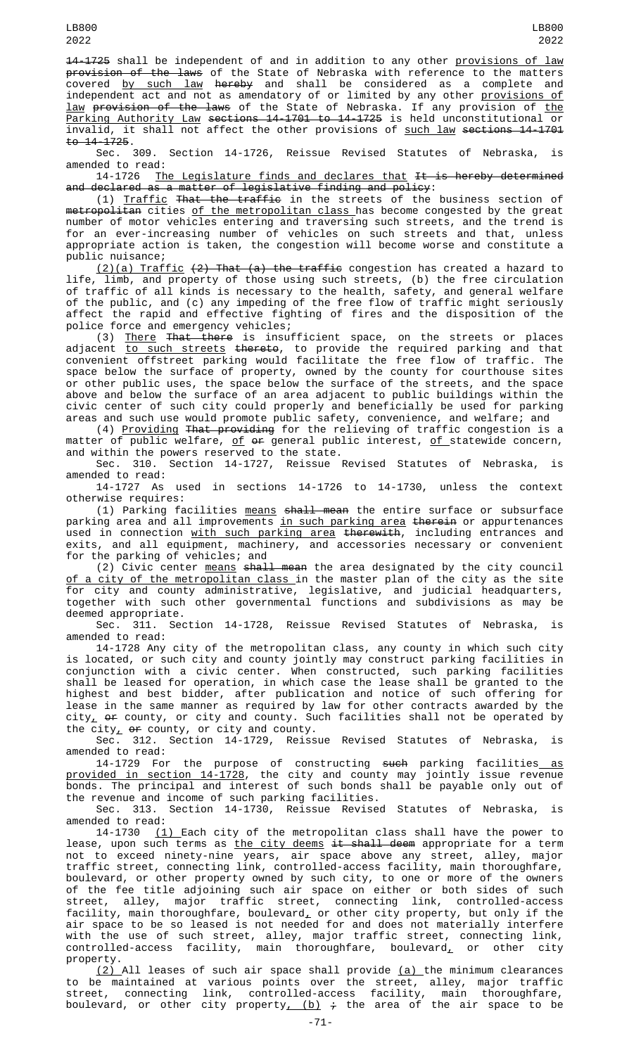14-1725 shall be independent of and in addition to any other provisions of law provision of the laws of the State of Nebraska with reference to the matters covered by such law hereby and shall be considered as a complete and independent act and not as amendatory of or limited by any other provisions of law provision of the laws of the State of Nebraska. If any provision of the Parking Authority Law sections 14-1701 to 14-1725 is held unconstitutional or invalid, it shall not affect the other provisions of such law sections 14-1701 to 14-1725.

Sec. 309. Section 14-1726, Reissue Revised Statutes of Nebraska, is amended to read:

14-1726 The Legislature finds and declares that It is hereby determined and declared as a matter of legislative finding and policy:

(1) Traffic That the traffic in the streets of the business section of metropolitan cities of the metropolitan class has become congested by the great number of motor vehicles entering and traversing such streets, and the trend is for an ever-increasing number of vehicles on such streets and that, unless appropriate action is taken, the congestion will become worse and constitute a public nuisance;

(2)(a) Traffic (2) That (a) the traffic congestion has created a hazard to life, limb, and property of those using such streets, (b) the free circulation of traffic of all kinds is necessary to the health, safety, and general welfare of the public, and (c) any impeding of the free flow of traffic might seriously affect the rapid and effective fighting of fires and the disposition of the police force and emergency vehicles;

(3) There That there is insufficient space, on the streets or places adjacent to such streets thereto, to provide the required parking and that convenient offstreet parking would facilitate the free flow of traffic. The space below the surface of property, owned by the county for courthouse sites or other public uses, the space below the surface of the streets, and the space above and below the surface of an area adjacent to public buildings within the civic center of such city could properly and beneficially be used for parking areas and such use would promote public safety, convenience, and welfare; and

(4) Providing That providing for the relieving of traffic congestion is a matter of public welfare, of or general public interest, of statewide concern, and within the powers reserved to the state.

Sec. 310. Section 14-1727, Reissue Revised Statutes of Nebraska, is amended to read:

14-1727 As used in sections 14-1726 to 14-1730, unless the context otherwise requires:

(1) Parking facilities means shall mean the entire surface or subsurface parking area and all improvements in such parking area therein or appurtenances used in connection with such parking area therewith, including entrances and exits, and all equipment, machinery, and accessories necessary or convenient for the parking of vehicles; and

(2) Civic center means shall mean the area designated by the city council of a city of the metropolitan class in the master plan of the city as the site for city and county administrative, legislative, and judicial headquarters, together with such other governmental functions and subdivisions as may be deemed appropriate.

Sec. 311. Section 14-1728, Reissue Revised Statutes of Nebraska, is amended to read:

14-1728 Any city of the metropolitan class, any county in which such city is located, or such city and county jointly may construct parking facilities in conjunction with a civic center. When constructed, such parking facilities shall be leased for operation, in which case the lease shall be granted to the highest and best bidder, after publication and notice of such offering for lease in the same manner as required by law for other contracts awarded by the city, or county, or city and county. Such facilities shall not be operated by the city, or county, or city and county.

Sec. 312. Section 14-1729, Reissue Revised Statutes of Nebraska, is amended to read:

14-1729 For the purpose of constructing such parking facilities as provided in section 14-1728, the city and county may jointly issue revenue bonds. The principal and interest of such bonds shall be payable only out of the revenue and income of such parking facilities.

Sec. 313. Section 14-1730, Reissue Revised Statutes of Nebraska, is amended to read:

14-1730 (1) Each city of the metropolitan class shall have the power to lease, upon such terms as the city deems it shall deem appropriate for a term not to exceed ninety-nine years, air space above any street, alley, major traffic street, connecting link, controlled-access facility, main thoroughfare, boulevard, or other property owned by such city, to one or more of the owners of the fee title adjoining such air space on either or both sides of such street, alley, major traffic street, connecting link, controlled-access facility, main thoroughfare, boulevard, or other city property, but only if the air space to be so leased is not needed for and does not materially interfere with the use of such street, alley, major traffic street, connecting link, controlled-access facility, main thoroughfare, boulevard, or other city property.

(2) All leases of such air space shall provide (a) the minimum clearances to be maintained at various points over the street, alley, major traffic street, connecting link, controlled-access facility, main thoroughfare, boulevard, or other city property, (b) ; the area of the air space to be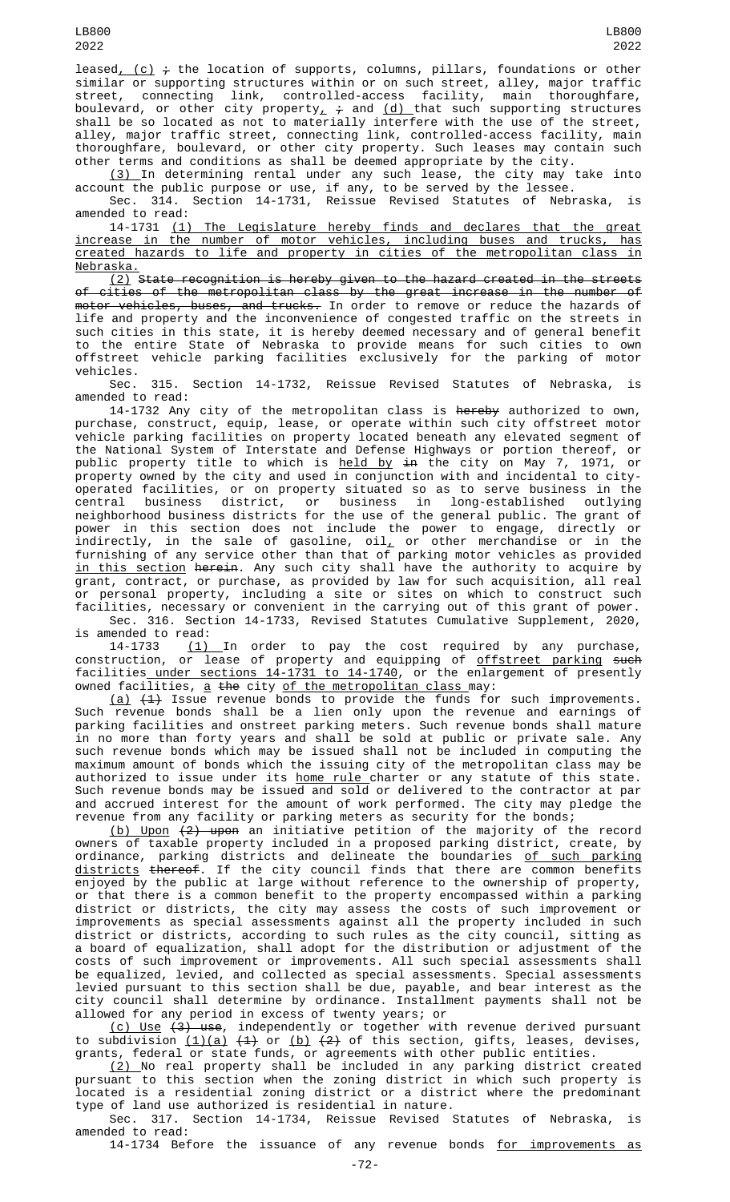leased, (c) ; the location of supports, columns, pillars, foundations or other similar or supporting structures within or on such street, alley, major traffic street, connecting link, controlled-access facility, main thoroughfare, boulevard, or other city property, ; and (d) that such supporting structures shall be so located as not to materially interfere with the use of the street, alley, major traffic street, connecting link, controlled-access facility, main thoroughfare, boulevard, or other city property. Such leases may contain such other terms and conditions as shall be deemed appropriate by the city.

(3) In determining rental under any such lease, the city may take into account the public purpose or use, if any, to be served by the lessee.

Sec. 314. Section 14-1731, Reissue Revised Statutes of Nebraska, is amended to read:

14-1731 (1) The Legislature hereby finds and declares that the great increase in the number of motor vehicles, including buses and trucks, has created hazards to life and property in cities of the metropolitan class in Nebraska.

(2) State recognition is hereby given to the hazard created in the streets of cities of the metropolitan class by the great increase in the number of motor vehicles, buses, and trucks. In order to remove or reduce the hazards of life and property and the inconvenience of congested traffic on the streets in such cities in this state, it is hereby deemed necessary and of general benefit to the entire State of Nebraska to provide means for such cities to own offstreet vehicle parking facilities exclusively for the parking of motor vehicles.

Sec. 315. Section 14-1732, Reissue Revised Statutes of Nebraska, is amended to read:

14-1732 Any city of the metropolitan class is hereby authorized to own, purchase, construct, equip, lease, or operate within such city offstreet motor vehicle parking facilities on property located beneath any elevated segment of the National System of Interstate and Defense Highways or portion thereof, or public property title to which is held by in the city on May 7, 1971, or property owned by the city and used in conjunction with and incidental to city-operated facilities, or on property situated so as to serve business in the central business district, or business in long-established outlying neighborhood business districts for the use of the general public. The grant of power in this section does not include the power to engage, directly or indirectly, in the sale of gasoline, oil, or other merchandise or in the furnishing of any service other than that of parking motor vehicles as provided in this section herein. Any such city shall have the authority to acquire by grant, contract, or purchase, as provided by law for such acquisition, all real or personal property, including a site or sites on which to construct such facilities, necessary or convenient in the carrying out of this grant of power.

Sec. 316. Section 14-1733, Revised Statutes Cumulative Supplement, 2020, is amended to read:

14-1733 (1) In order to pay the cost required by any purchase, construction, or lease of property and equipping of offstreet parking such facilities under sections 14-1731 to 14-1740, or the enlargement of presently owned facilities, a the city of the metropolitan class may:

(a) (1) Issue revenue bonds to provide the funds for such improvements. Such revenue bonds shall be a lien only upon the revenue and earnings of parking facilities and onstreet parking meters. Such revenue bonds shall mature in no more than forty years and shall be sold at public or private sale. Any such revenue bonds which may be issued shall not be included in computing the maximum amount of bonds which the issuing city of the metropolitan class may be authorized to issue under its home rule charter or any statute of this state. Such revenue bonds may be issued and sold or delivered to the contractor at par and accrued interest for the amount of work performed. The city may pledge the revenue from any facility or parking meters as security for the bonds;

(b) Upon (2) upon an initiative petition of the majority of the record owners of taxable property included in a proposed parking district, create, by ordinance, parking districts and delineate the boundaries of such parking districts thereof. If the city council finds that there are common benefits enjoyed by the public at large without reference to the ownership of property, or that there is a common benefit to the property encompassed within a parking district or districts, the city may assess the costs of such improvement or improvements as special assessments against all the property included in such district or districts, according to such rules as the city council, sitting as a board of equalization, shall adopt for the distribution or adjustment of the costs of such improvement or improvements. All such special assessments shall be equalized, levied, and collected as special assessments. Special assessments levied pursuant to this section shall be due, payable, and bear interest as the city council shall determine by ordinance. Installment payments shall not be allowed for any period in excess of twenty years; or

(c) Use (3) use, independently or together with revenue derived pursuant to subdivision (1)(a) (1) or (b) (2) of this section, gifts, leases, devises, grants, federal or state funds, or agreements with other public entities.

(2) No real property shall be included in any parking district created pursuant to this section when the zoning district in which such property is located is a residential zoning district or a district where the predominant type of land use authorized is residential in nature.

Sec. 317. Section 14-1734, Reissue Revised Statutes of Nebraska, is amended to read:

14-1734 Before the issuance of any revenue bonds for improvements as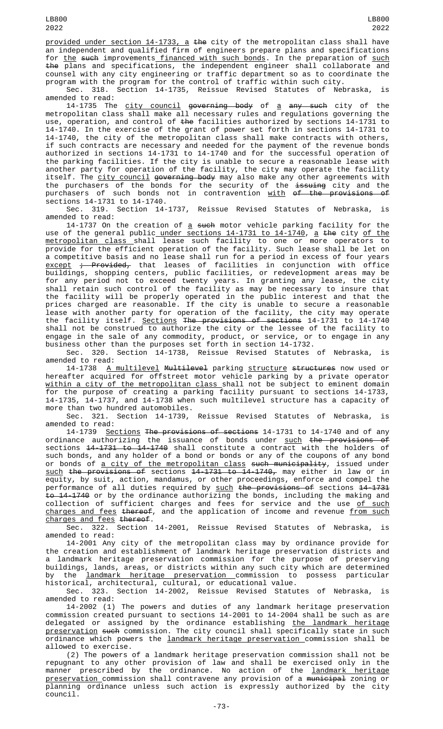provided under section 14-1733, a the city of the metropolitan class shall have an independent and qualified firm of engineers prepare plans and specifications for the such improvements financed with such bonds. In the preparation of such the plans and specifications, the independent engineer shall collaborate and counsel with any city engineering or traffic department so as to coordinate the program with the program for the control of traffic within such city.

Sec. 318. Section 14-1735, Reissue Revised Statutes of Nebraska, is amended to read:

14-1735 The city council governing body of a any such city of the metropolitan class shall make all necessary rules and regulations governing the use, operation, and control of the facilities authorized by sections 14-1731 to 14-1740. In the exercise of the grant of power set forth in sections 14-1731 to 14-1740, the city of the metropolitan class shall make contracts with others, if such contracts are necessary and needed for the payment of the revenue bonds authorized in sections 14-1731 to 14-1740 and for the successful operation of the parking facilities. If the city is unable to secure a reasonable lease with another party for operation of the facility, the city may operate the facility itself. The city council governing body may also make any other agreements with the purchasers of the bonds for the security of the issuing city and the purchasers of such bonds not in contravention with of the provisions of sections 14-1731 to 14-1740.

Sec. 319. Section 14-1737, Reissue Revised Statutes of Nebraska, is amended to read:

14-1737 On the creation of a such motor vehicle parking facility for the use of the general public under sections 14-1731 to 14-1740, a the city of the metropolitan class shall lease such facility to one or more operators to provide for the efficient operation of the facility. Such lease shall be let on a competitive basis and no lease shall run for a period in excess of four years except ; Provided, that leases of facilities in conjunction with office buildings, shopping centers, public facilities, or redevelopment areas may be for any period not to exceed twenty years. In granting any lease, the city shall retain such control of the facility as may be necessary to insure that the facility will be properly operated in the public interest and that the prices charged are reasonable. If the city is unable to secure a reasonable lease with another party for operation of the facility, the city may operate the facility itself. Sections The provisions of sections 14-1731 to 14-1740 shall not be construed to authorize the city or the lessee of the facility to engage in the sale of any commodity, product, or service, or to engage in any business other than the purposes set forth in section 14-1732.

Sec. 320. Section 14-1738, Reissue Revised Statutes of Nebraska, is amended to read:

14-1738 A multilevel Multilevel parking structure structures now used or hereafter acquired for offstreet motor vehicle parking by a private operator within a city of the metropolitan class shall not be subject to eminent domain for the purpose of creating a parking facility pursuant to sections 14-1733, 14-1735, 14-1737, and 14-1738 when such multilevel structure has a capacity of more than two hundred automobiles.

Sec. 321. Section 14-1739, Reissue Revised Statutes of Nebraska, is amended to read:

14-1739 Sections The provisions of sections 14-1731 to 14-1740 and of any ordinance authorizing the issuance of bonds under such the provisions of sections 14-1731 to 14-1740 shall constitute a contract with the holders of such bonds, and any holder of a bond or bonds or any of the coupons of any bond or bonds of a city of the metropolitan class such municipality, issued under such the provisions of sections 14-1731 to 14-1740, may either in law or in equity, by suit, action, mandamus, or other proceedings, enforce and compel the performance of all duties required by such the provisions of sections 14-1731 to 14-1740 or by the ordinance authorizing the bonds, including the making and collection of sufficient charges and fees for service and the use of such charges and fees thereof, and the application of income and revenue from such charges and fees thereof.

Sec. 322. Section 14-2001, Reissue Revised Statutes of Nebraska, is amended to read:

14-2001 Any city of the metropolitan class may by ordinance provide for the creation and establishment of landmark heritage preservation districts and a landmark heritage preservation commission for the purpose of preserving buildings, lands, areas, or districts within any such city which are determined by the landmark heritage preservation commission to possess particular historical, architectural, cultural, or educational value.

Sec. 323. Section 14-2002, Reissue Revised Statutes of Nebraska, is amended to read:

14-2002 (1) The powers and duties of any landmark heritage preservation commission created pursuant to sections 14-2001 to 14-2004 shall be such as are delegated or assigned by the ordinance establishing the landmark heritage preservation such commission. The city council shall specifically state in such ordinance which powers the landmark heritage preservation commission shall be allowed to exercise.

(2) The powers of a landmark heritage preservation commission shall not be repugnant to any other provision of law and shall be exercised only in the manner prescribed by the ordinance. No action of the landmark heritage preservation commission shall contravene any provision of a municipal zoning or planning ordinance unless such action is expressly authorized by the city council.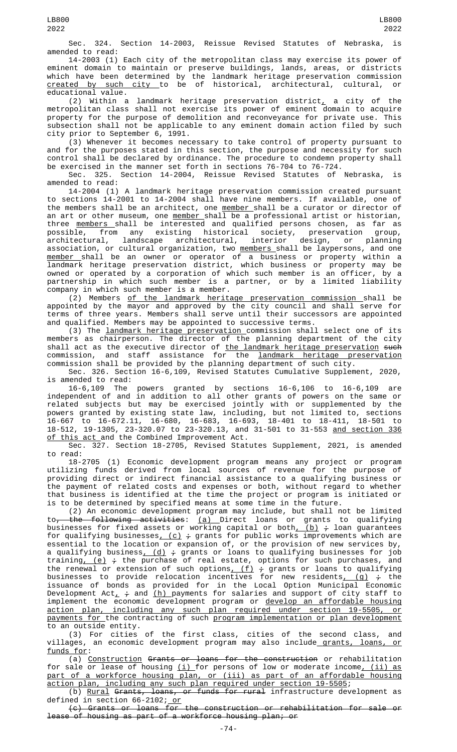Sec. 324. Section 14-2003, Reissue Revised Statutes of Nebraska, is amended to read:

14-2003 (1) Each city of the metropolitan class may exercise its power of eminent domain to maintain or preserve buildings, lands, areas, or districts which have been determined by the landmark heritage preservation commission created by such city to be of historical, architectural, cultural, or educational value.

(2) Within a landmark heritage preservation district, a city of the metropolitan class shall not exercise its power of eminent domain to acquire property for the purpose of demolition and reconveyance for private use. This subsection shall not be applicable to any eminent domain action filed by such city prior to September 6, 1991.

(3) Whenever it becomes necessary to take control of property pursuant to and for the purposes stated in this section, the purpose and necessity for such control shall be declared by ordinance. The procedure to condemn property shall be exercised in the manner set forth in sections 76-704 to 76-724.

Sec. 325. Section 14-2004, Reissue Revised Statutes of Nebraska, is amended to read:

14-2004 (1) A landmark heritage preservation commission created pursuant to sections 14-2001 to 14-2004 shall have nine members. If available, one of the members shall be an architect, one member shall be a curator or director of an art or other museum, one member shall be a professional artist or historian, three members shall be interested and qualified persons chosen, as far as possible, from any existing historical society, preservation group, architectural, landscape architectural, interior design, or planning association, or cultural organization, two members shall be laypersons, and one member shall be an owner or operator of a business or property within a landmark heritage preservation district, which business or property may be owned or operated by a corporation of which such member is an officer, by a partnership in which such member is a partner, or by a limited liability company in which such member is a member.

(2) Members of the landmark heritage preservation commission shall be appointed by the mayor and approved by the city council and shall serve for terms of three years. Members shall serve until their successors are appointed and qualified. Members may be appointed to successive terms.

(3) The landmark heritage preservation commission shall select one of its members as chairperson. The director of the planning department of the city shall act as the executive director of the landmark heritage preservation such commission, and staff assistance for the landmark heritage preservation commission shall be provided by the planning department of such city.

Sec. 326. Section 16-6,109, Revised Statutes Cumulative Supplement, 2020, is amended to read:

16-6,109 The powers granted by sections 16-6,106 to 16-6,109 are independent of and in addition to all other grants of powers on the same or related subjects but may be exercised jointly with or supplemented by the powers granted by existing state law, including, but not limited to, sections 16-667 to 16-672.11, 16-680, 16-683, 16-693, 18-401 to 18-411, 18-501 to 18-512, 19-1305, 23-320.07 to 23-320.13, and 31-501 to 31-553 and section 336 of this act and the Combined Improvement Act.

Sec. 327. Section 18-2705, Revised Statutes Supplement, 2021, is amended to read:

18-2705 (1) Economic development program means any project or program utilizing funds derived from local sources of revenue for the purpose of providing direct or indirect financial assistance to a qualifying business or the payment of related costs and expenses or both, without regard to whether that business is identified at the time the project or program is initiated or is to be determined by specified means at some time in the future.

(2) An economic development program may include, but shall not be limited to, the following activities: (a) Direct loans or grants to qualifying businesses for fixed assets or working capital or both, (b) ; loan guarantees for qualifying businesses, (c) ; grants for public works improvements which are essential to the location or expansion of, or the provision of new services by, a qualifying business, (d) ; grants or loans to qualifying businesses for job training, (e) ; the purchase of real estate, options for such purchases, and the renewal or extension of such options, (f) ; grants or loans to qualifying businesses to provide relocation incentives for new residents, (g) ; the issuance of bonds as provided for in the Local Option Municipal Economic Development Act, ; and (h) payments for salaries and support of city staff to implement the economic development program or develop an affordable housing action plan, including any such plan required under section 19-5505, or payments for the contracting of such program implementation or plan development to an outside entity.

(3) For cities of the first class, cities of the second class, and villages, an economic development program may also include grants, loans, or funds for:

(a) Construction Grants or loans for the construction or rehabilitation for sale or lease of housing (i) for persons of low or moderate income, (ii) as part of a workforce housing plan, or (iii) as part of an affordable housing action plan, including any such plan required under section 19-5505;

(b) Rural Grants, loans, or funds for rural infrastructure development as defined in section 66-2102; or

(c) Grants or loans for the construction or rehabilitation for sale or lease of housing as part of a workforce housing plan; or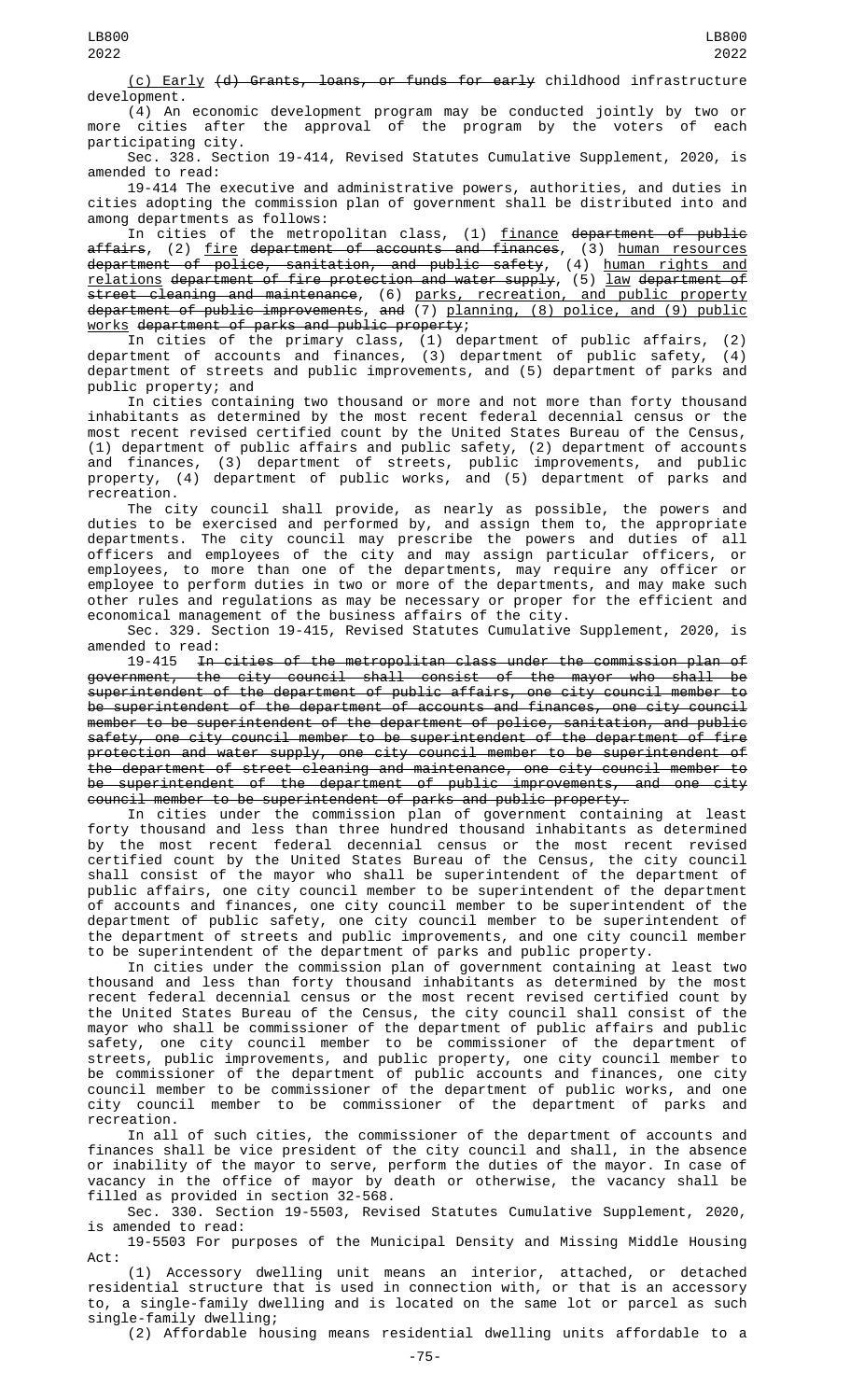(c) Early ~~(d) Grants, loans, or funds for early~~ childhood infrastructure development.

(4) An economic development program may be conducted jointly by two or more cities after the approval of the program by the voters of each participating city.

Sec. 328. Section 19-414, Revised Statutes Cumulative Supplement, 2020, is amended to read:

19-414 The executive and administrative powers, authorities, and duties in cities adopting the commission plan of government shall be distributed into and among departments as follows:

In cities of the metropolitan class, (1) finance ~~department of public affairs~~, (2) fire ~~department of accounts and finances~~, (3) human resources ~~department of police, sanitation, and public safety~~, (4) human rights and relations ~~department of fire protection and water supply~~, (5) law ~~department of street cleaning and maintenance~~, (6) parks, recreation, and public property ~~department of public improvements~~, ~~and~~ (7) planning, (8) police, and (9) public works ~~department of parks and public property~~;

In cities of the primary class, (1) department of public affairs, (2) department of accounts and finances, (3) department of public safety, (4) department of streets and public improvements, and (5) department of parks and public property; and

In cities containing two thousand or more and not more than forty thousand inhabitants as determined by the most recent federal decennial census or the most recent revised certified count by the United States Bureau of the Census, (1) department of public affairs and public safety, (2) department of accounts and finances, (3) department of streets, public improvements, and public property, (4) department of public works, and (5) department of parks and recreation.

The city council shall provide, as nearly as possible, the powers and duties to be exercised and performed by, and assign them to, the appropriate departments. The city council may prescribe the powers and duties of all officers and employees of the city and may assign particular officers, or employees, to more than one of the departments, may require any officer or employee to perform duties in two or more of the departments, and may make such other rules and regulations as may be necessary or proper for the efficient and economical management of the business affairs of the city.

Sec. 329. Section 19-415, Revised Statutes Cumulative Supplement, 2020, is amended to read:

19-415 ~~In cities of the metropolitan class under the commission plan of government, the city council shall consist of the mayor who shall be superintendent of the department of public affairs, one city council member to be superintendent of the department of accounts and finances, one city council member to be superintendent of the department of police, sanitation, and public safety, one city council member to be superintendent of the department of fire protection and water supply, one city council member to be superintendent of the department of street cleaning and maintenance, one city council member to be superintendent of the department of public improvements, and one city council member to be superintendent of parks and public property.~~

In cities under the commission plan of government containing at least forty thousand and less than three hundred thousand inhabitants as determined by the most recent federal decennial census or the most recent revised certified count by the United States Bureau of the Census, the city council shall consist of the mayor who shall be superintendent of the department of public affairs, one city council member to be superintendent of the department of accounts and finances, one city council member to be superintendent of the department of public safety, one city council member to be superintendent of the department of streets and public improvements, and one city council member to be superintendent of the department of parks and public property.

In cities under the commission plan of government containing at least two thousand and less than forty thousand inhabitants as determined by the most recent federal decennial census or the most recent revised certified count by the United States Bureau of the Census, the city council shall consist of the mayor who shall be commissioner of the department of public affairs and public safety, one city council member to be commissioner of the department of streets, public improvements, and public property, one city council member to be commissioner of the department of public accounts and finances, one city council member to be commissioner of the department of public works, and one city council member to be commissioner of the department of parks and recreation.

In all of such cities, the commissioner of the department of accounts and finances shall be vice president of the city council and shall, in the absence or inability of the mayor to serve, perform the duties of the mayor. In case of vacancy in the office of mayor by death or otherwise, the vacancy shall be filled as provided in section 32-568.

Sec. 330. Section 19-5503, Revised Statutes Cumulative Supplement, 2020, is amended to read:

19-5503 For purposes of the Municipal Density and Missing Middle Housing Act:

(1) Accessory dwelling unit means an interior, attached, or detached residential structure that is used in connection with, or that is an accessory to, a single-family dwelling and is located on the same lot or parcel as such single-family dwelling;

(2) Affordable housing means residential dwelling units affordable to a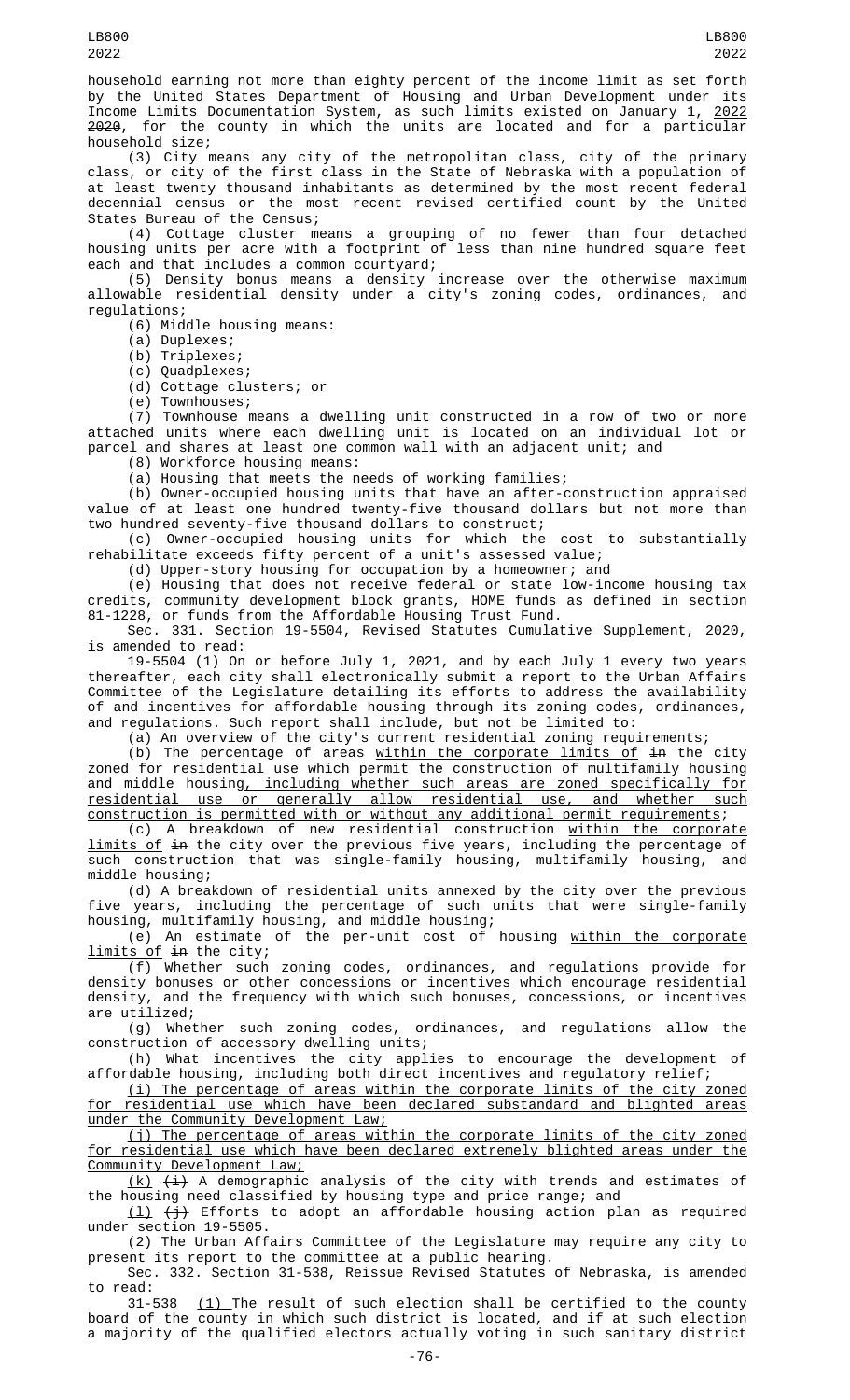household earning not more than eighty percent of the income limit as set forth by the United States Department of Housing and Urban Development under its Income Limits Documentation System, as such limits existed on January 1, <u>2022</u> ~~2020~~, for the county in which the units are located and for a particular household size;

(3) City means any city of the metropolitan class, city of the primary class, or city of the first class in the State of Nebraska with a population of at least twenty thousand inhabitants as determined by the most recent federal decennial census or the most recent revised certified count by the United States Bureau of the Census;

(4) Cottage cluster means a grouping of no fewer than four detached housing units per acre with a footprint of less than nine hundred square feet each and that includes a common courtyard;

(5) Density bonus means a density increase over the otherwise maximum allowable residential density under a city's zoning codes, ordinances, and regulations;

(6) Middle housing means:

(a) Duplexes;

(b) Triplexes;

(c) Quadplexes;

(d) Cottage clusters; or

(e) Townhouses;

(7) Townhouse means a dwelling unit constructed in a row of two or more attached units where each dwelling unit is located on an individual lot or parcel and shares at least one common wall with an adjacent unit; and

(8) Workforce housing means:

(a) Housing that meets the needs of working families;

(b) Owner-occupied housing units that have an after-construction appraised value of at least one hundred twenty-five thousand dollars but not more than two hundred seventy-five thousand dollars to construct;

(c) Owner-occupied housing units for which the cost to substantially rehabilitate exceeds fifty percent of a unit's assessed value;

(d) Upper-story housing for occupation by a homeowner; and

(e) Housing that does not receive federal or state low-income housing tax credits, community development block grants, HOME funds as defined in section 81-1228, or funds from the Affordable Housing Trust Fund.

Sec. 331. Section 19-5504, Revised Statutes Cumulative Supplement, 2020, is amended to read:

19-5504 (1) On or before July 1, 2021, and by each July 1 every two years thereafter, each city shall electronically submit a report to the Urban Affairs Committee of the Legislature detailing its efforts to address the availability of and incentives for affordable housing through its zoning codes, ordinances, and regulations. Such report shall include, but not be limited to:

(a) An overview of the city's current residential zoning requirements;

(b) The percentage of areas <u>within the corporate limits of</u> ~~in~~ the city zoned for residential use which permit the construction of multifamily housing and middle housing<u>, including whether such areas are zoned specifically for residential use or generally allow residential use, and whether such construction is permitted with or without any additional permit requirements</u>;

(c) A breakdown of new residential construction <u>within the corporate limits of</u> ~~in~~ the city over the previous five years, including the percentage of such construction that was single-family housing, multifamily housing, and middle housing;

(d) A breakdown of residential units annexed by the city over the previous five years, including the percentage of such units that were single-family housing, multifamily housing, and middle housing;

(e) An estimate of the per-unit cost of housing <u>within the corporate limits of</u> ~~in~~ the city;

(f) Whether such zoning codes, ordinances, and regulations provide for density bonuses or other concessions or incentives which encourage residential density, and the frequency with which such bonuses, concessions, or incentives are utilized;

(g) Whether such zoning codes, ordinances, and regulations allow the construction of accessory dwelling units;

(h) What incentives the city applies to encourage the development of affordable housing, including both direct incentives and regulatory relief;

<u>(i) The percentage of areas within the corporate limits of the city zoned for residential use which have been declared substandard and blighted areas under the Community Development Law;</u>

<u>(j) The percentage of areas within the corporate limits of the city zoned for residential use which have been declared extremely blighted areas under the Community Development Law;</u>

<u>(k)</u> ~~(i)~~ A demographic analysis of the city with trends and estimates of the housing need classified by housing type and price range; and

<u>(l)</u> ~~(j)~~ Efforts to adopt an affordable housing action plan as required under section 19-5505.

(2) The Urban Affairs Committee of the Legislature may require any city to present its report to the committee at a public hearing.

Sec. 332. Section 31-538, Reissue Revised Statutes of Nebraska, is amended to read:

31-538 <u>(1)</u> The result of such election shall be certified to the county board of the county in which such district is located, and if at such election a majority of the qualified electors actually voting in such sanitary district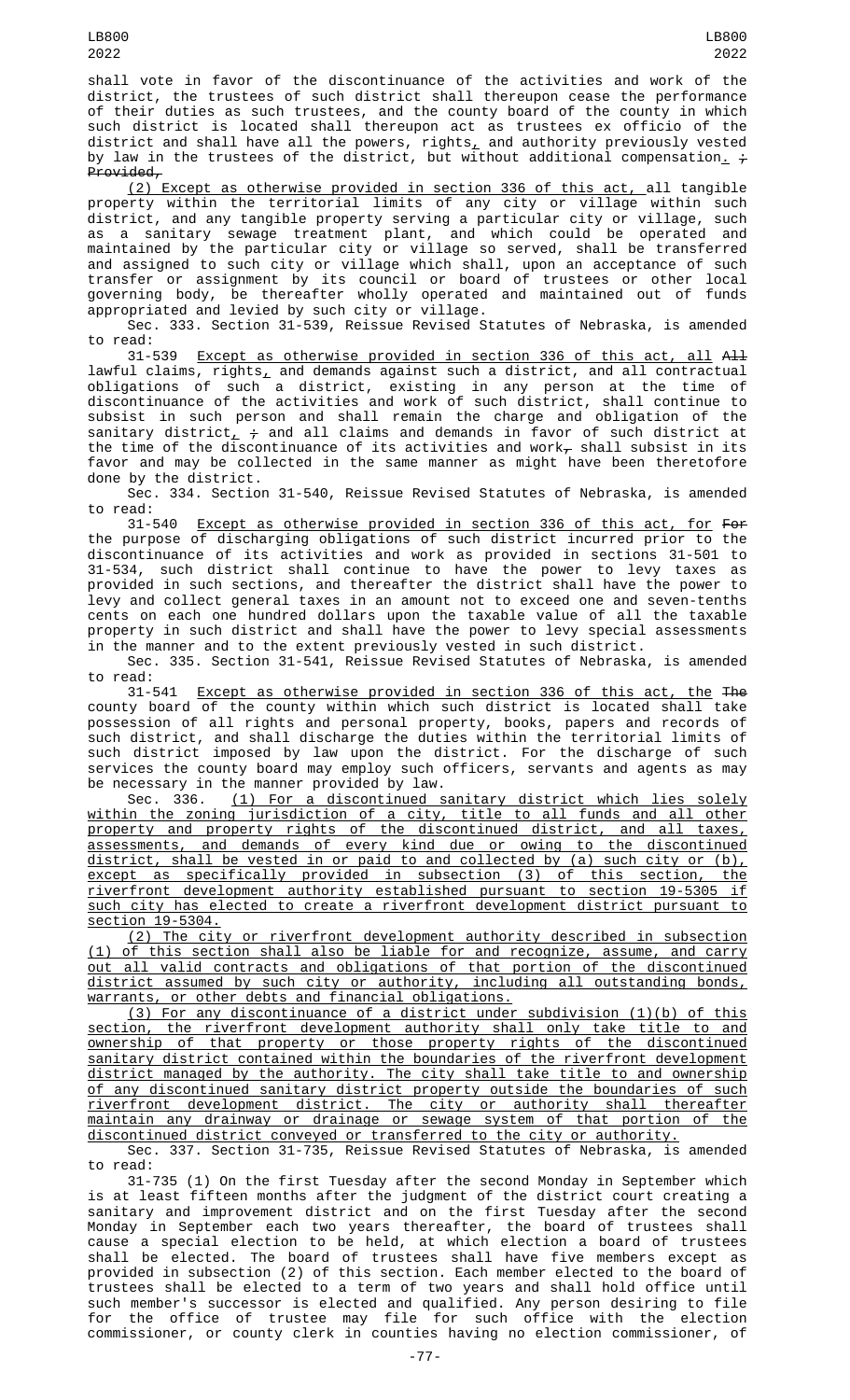shall vote in favor of the discontinuance of the activities and work of the district, the trustees of such district shall thereupon cease the performance of their duties as such trustees, and the county board of the county in which such district is located shall thereupon act as trustees ex officio of the district and shall have all the powers, rights, and authority previously vested by law in the trustees of the district, but without additional compensation. ; ~~Provided,~~

(2) Except as otherwise provided in section 336 of this act, all tangible property within the territorial limits of any city or village within such district, and any tangible property serving a particular city or village, such as a sanitary sewage treatment plant, and which could be operated and maintained by the particular city or village so served, shall be transferred and assigned to such city or village which shall, upon an acceptance of such transfer or assignment by its council or board of trustees or other local governing body, be thereafter wholly operated and maintained out of funds appropriated and levied by such city or village.

Sec. 333. Section 31-539, Reissue Revised Statutes of Nebraska, is amended to read:

31-539 Except as otherwise provided in section 336 of this act, all ~~All~~ lawful claims, rights, and demands against such a district, and all contractual obligations of such a district, existing in any person at the time of discontinuance of the activities and work of such district, shall continue to subsist in such person and shall remain the charge and obligation of the sanitary district, ; and all claims and demands in favor of such district at the time of the discontinuance of its activities and work, shall subsist in its favor and may be collected in the same manner as might have been theretofore done by the district.

Sec. 334. Section 31-540, Reissue Revised Statutes of Nebraska, is amended to read:

31-540 Except as otherwise provided in section 336 of this act, for ~~For~~ the purpose of discharging obligations of such district incurred prior to the discontinuance of its activities and work as provided in sections 31-501 to 31-534, such district shall continue to have the power to levy taxes as provided in such sections, and thereafter the district shall have the power to levy and collect general taxes in an amount not to exceed one and seven-tenths cents on each one hundred dollars upon the taxable value of all the taxable property in such district and shall have the power to levy special assessments in the manner and to the extent previously vested in such district.

Sec. 335. Section 31-541, Reissue Revised Statutes of Nebraska, is amended to read:

31-541 Except as otherwise provided in section 336 of this act, the ~~The~~ county board of the county within which such district is located shall take possession of all rights and personal property, books, papers and records of such district, and shall discharge the duties within the territorial limits of such district imposed by law upon the district. For the discharge of such services the county board may employ such officers, servants and agents as may be necessary in the manner provided by law.

Sec. 336. (1) For a discontinued sanitary district which lies solely within the zoning jurisdiction of a city, title to all funds and all other property and property rights of the discontinued district, and all taxes, assessments, and demands of every kind due or owing to the discontinued district, shall be vested in or paid to and collected by (a) such city or (b), except as specifically provided in subsection (3) of this section, the riverfront development authority established pursuant to section 19-5305 if such city has elected to create a riverfront development district pursuant to section 19-5304.

(2) The city or riverfront development authority described in subsection (1) of this section shall also be liable for and recognize, assume, and carry out all valid contracts and obligations of that portion of the discontinued district assumed by such city or authority, including all outstanding bonds, warrants, or other debts and financial obligations.

(3) For any discontinuance of a district under subdivision (1)(b) of this section, the riverfront development authority shall only take title to and ownership of that property or those property rights of the discontinued sanitary district contained within the boundaries of the riverfront development district managed by the authority. The city shall take title to and ownership of any discontinued sanitary district property outside the boundaries of such riverfront development district. The city or authority shall thereafter maintain any drainway or drainage or sewage system of that portion of the discontinued district conveyed or transferred to the city or authority.

Sec. 337. Section 31-735, Reissue Revised Statutes of Nebraska, is amended to read:

31-735 (1) On the first Tuesday after the second Monday in September which is at least fifteen months after the judgment of the district court creating a sanitary and improvement district and on the first Tuesday after the second Monday in September each two years thereafter, the board of trustees shall cause a special election to be held, at which election a board of trustees shall be elected. The board of trustees shall have five members except as provided in subsection (2) of this section. Each member elected to the board of trustees shall be elected to a term of two years and shall hold office until such member's successor is elected and qualified. Any person desiring to file for the office of trustee may file for such office with the election commissioner, or county clerk in counties having no election commissioner, of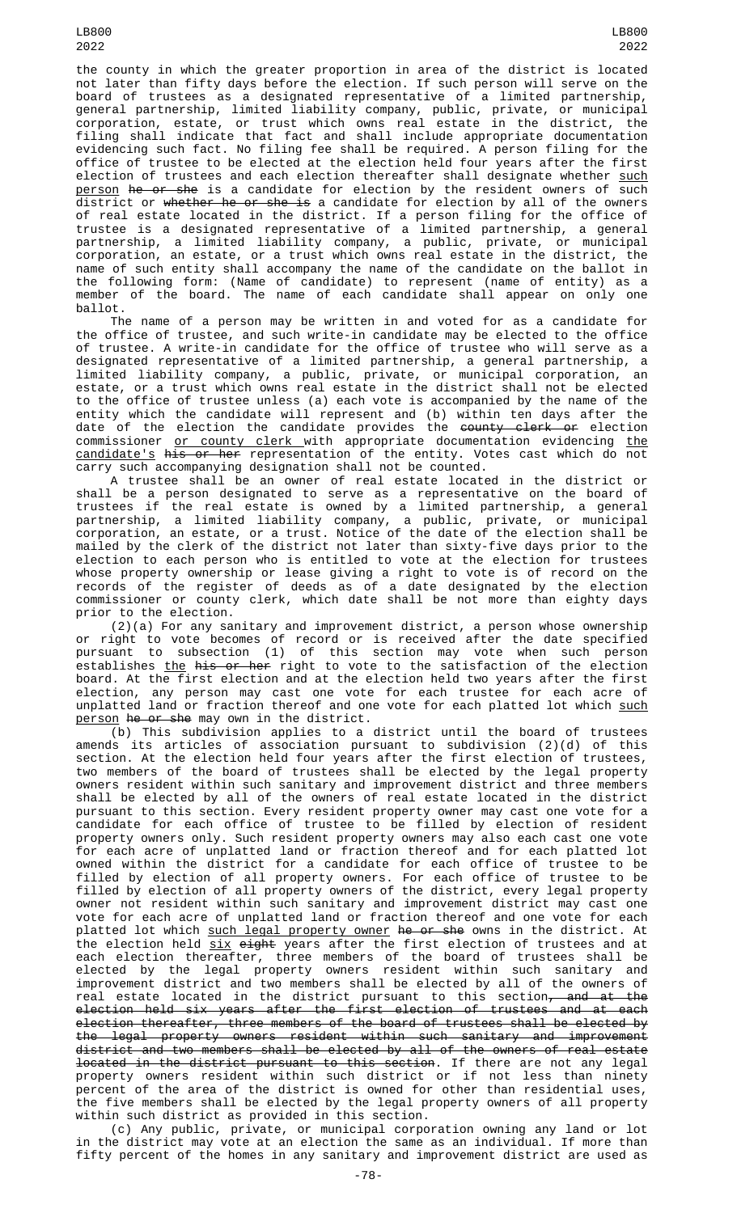the county in which the greater proportion in area of the district is located not later than fifty days before the election. If such person will serve on the board of trustees as a designated representative of a limited partnership, general partnership, limited liability company, public, private, or municipal corporation, estate, or trust which owns real estate in the district, the filing shall indicate that fact and shall include appropriate documentation evidencing such fact. No filing fee shall be required. A person filing for the office of trustee to be elected at the election held four years after the first election of trustees and each election thereafter shall designate whether such person ~~he or she~~ is a candidate for election by the resident owners of such district or ~~whether he or she is~~ a candidate for election by all of the owners of real estate located in the district. If a person filing for the office of trustee is a designated representative of a limited partnership, a general partnership, a limited liability company, a public, private, or municipal corporation, an estate, or a trust which owns real estate in the district, the name of such entity shall accompany the name of the candidate on the ballot in the following form: (Name of candidate) to represent (name of entity) as a member of the board. The name of each candidate shall appear on only one ballot.

The name of a person may be written in and voted for as a candidate for the office of trustee, and such write-in candidate may be elected to the office of trustee. A write-in candidate for the office of trustee who will serve as a designated representative of a limited partnership, a general partnership, a limited liability company, a public, private, or municipal corporation, an estate, or a trust which owns real estate in the district shall not be elected to the office of trustee unless (a) each vote is accompanied by the name of the entity which the candidate will represent and (b) within ten days after the date of the election the candidate provides the ~~county clerk or~~ election commissioner or county clerk with appropriate documentation evidencing the candidate's ~~his or her~~ representation of the entity. Votes cast which do not carry such accompanying designation shall not be counted.

A trustee shall be an owner of real estate located in the district or shall be a person designated to serve as a representative on the board of trustees if the real estate is owned by a limited partnership, a general partnership, a limited liability company, a public, private, or municipal corporation, an estate, or a trust. Notice of the date of the election shall be mailed by the clerk of the district not later than sixty-five days prior to the election to each person who is entitled to vote at the election for trustees whose property ownership or lease giving a right to vote is of record on the records of the register of deeds as of a date designated by the election commissioner or county clerk, which date shall be not more than eighty days prior to the election.

(2)(a) For any sanitary and improvement district, a person whose ownership or right to vote becomes of record or is received after the date specified pursuant to subsection (1) of this section may vote when such person establishes the ~~his or her~~ right to vote to the satisfaction of the election board. At the first election and at the election held two years after the first election, any person may cast one vote for each trustee for each acre of unplatted land or fraction thereof and one vote for each platted lot which such person ~~he or she~~ may own in the district.

(b) This subdivision applies to a district until the board of trustees amends its articles of association pursuant to subdivision (2)(d) of this section. At the election held four years after the first election of trustees, two members of the board of trustees shall be elected by the legal property owners resident within such sanitary and improvement district and three members shall be elected by all of the owners of real estate located in the district pursuant to this section. Every resident property owner may cast one vote for a candidate for each office of trustee to be filled by election of resident property owners only. Such resident property owners may also each cast one vote for each acre of unplatted land or fraction thereof and for each platted lot owned within the district for a candidate for each office of trustee to be filled by election of all property owners. For each office of trustee to be filled by election of all property owners of the district, every legal property owner not resident within such sanitary and improvement district may cast one vote for each acre of unplatted land or fraction thereof and one vote for each platted lot which such legal property owner ~~he or she~~ owns in the district. At the election held six ~~eight~~ years after the first election of trustees and at each election thereafter, three members of the board of trustees shall be elected by the legal property owners resident within such sanitary and improvement district and two members shall be elected by all of the owners of real estate located in the district pursuant to this section~~, and at the election held six years after the first election of trustees and at each election thereafter, three members of the board of trustees shall be elected by the legal property owners resident within such sanitary and improvement district and two members shall be elected by all of the owners of real estate located in the district pursuant to this section~~. If there are not any legal property owners resident within such district or if not less than ninety percent of the area of the district is owned for other than residential uses, the five members shall be elected by the legal property owners of all property within such district as provided in this section.

(c) Any public, private, or municipal corporation owning any land or lot in the district may vote at an election the same as an individual. If more than fifty percent of the homes in any sanitary and improvement district are used as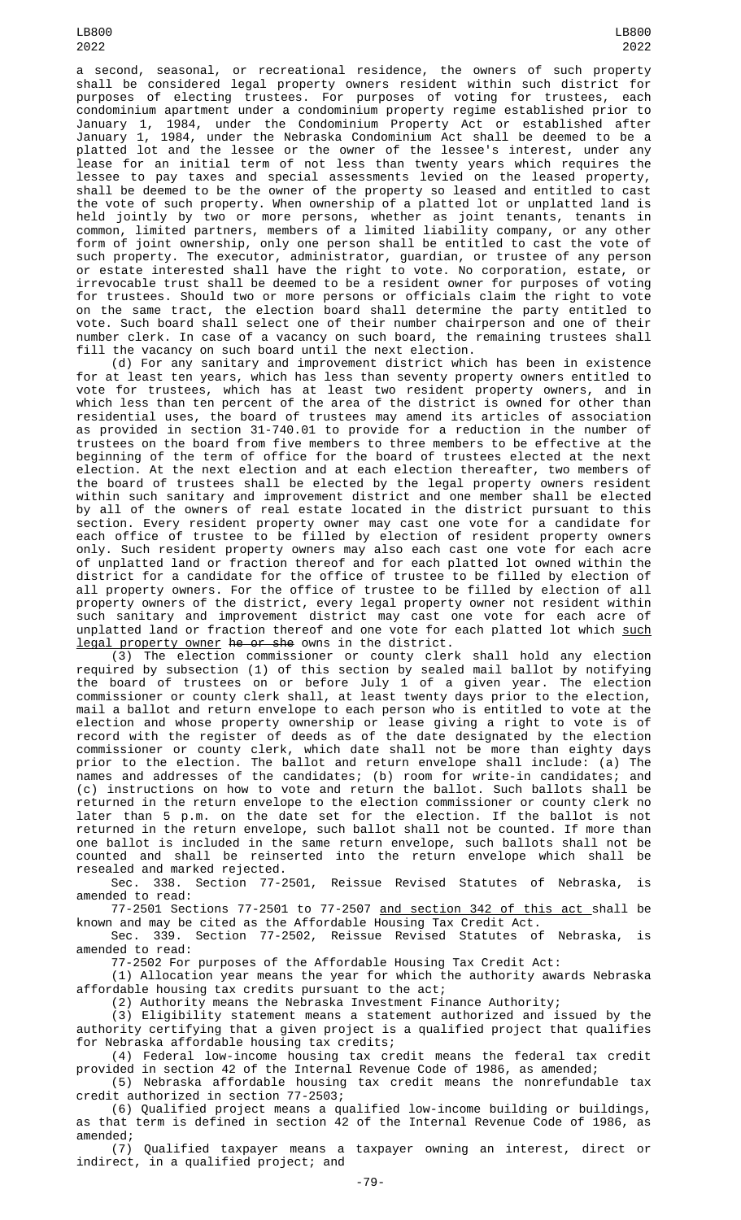a second, seasonal, or recreational residence, the owners of such property shall be considered legal property owners resident within such district for purposes of electing trustees. For purposes of voting for trustees, each condominium apartment under a condominium property regime established prior to January 1, 1984, under the Condominium Property Act or established after January 1, 1984, under the Nebraska Condominium Act shall be deemed to be a platted lot and the lessee or the owner of the lessee's interest, under any lease for an initial term of not less than twenty years which requires the lessee to pay taxes and special assessments levied on the leased property, shall be deemed to be the owner of the property so leased and entitled to cast the vote of such property. When ownership of a platted lot or unplatted land is held jointly by two or more persons, whether as joint tenants, tenants in common, limited partners, members of a limited liability company, or any other form of joint ownership, only one person shall be entitled to cast the vote of such property. The executor, administrator, guardian, or trustee of any person or estate interested shall have the right to vote. No corporation, estate, or irrevocable trust shall be deemed to be a resident owner for purposes of voting for trustees. Should two or more persons or officials claim the right to vote on the same tract, the election board shall determine the party entitled to vote. Such board shall select one of their number chairperson and one of their number clerk. In case of a vacancy on such board, the remaining trustees shall fill the vacancy on such board until the next election.

(d) For any sanitary and improvement district which has been in existence for at least ten years, which has less than seventy property owners entitled to vote for trustees, which has at least two resident property owners, and in which less than ten percent of the area of the district is owned for other than residential uses, the board of trustees may amend its articles of association as provided in section 31-740.01 to provide for a reduction in the number of trustees on the board from five members to three members to be effective at the beginning of the term of office for the board of trustees elected at the next election. At the next election and at each election thereafter, two members of the board of trustees shall be elected by the legal property owners resident within such sanitary and improvement district and one member shall be elected by all of the owners of real estate located in the district pursuant to this section. Every resident property owner may cast one vote for a candidate for each office of trustee to be filled by election of resident property owners only. Such resident property owners may also each cast one vote for each acre of unplatted land or fraction thereof and for each platted lot owned within the district for a candidate for the office of trustee to be filled by election of all property owners. For the office of trustee to be filled by election of all property owners of the district, every legal property owner not resident within such sanitary and improvement district may cast one vote for each acre of unplatted land or fraction thereof and one vote for each platted lot which such legal property owner ~~he or she~~ owns in the district.

(3) The election commissioner or county clerk shall hold any election required by subsection (1) of this section by sealed mail ballot by notifying the board of trustees on or before July 1 of a given year. The election commissioner or county clerk shall, at least twenty days prior to the election, mail a ballot and return envelope to each person who is entitled to vote at the election and whose property ownership or lease giving a right to vote is of record with the register of deeds as of the date designated by the election commissioner or county clerk, which date shall not be more than eighty days prior to the election. The ballot and return envelope shall include: (a) The names and addresses of the candidates; (b) room for write-in candidates; and (c) instructions on how to vote and return the ballot. Such ballots shall be returned in the return envelope to the election commissioner or county clerk no later than 5 p.m. on the date set for the election. If the ballot is not returned in the return envelope, such ballot shall not be counted. If more than one ballot is included in the same return envelope, such ballots shall not be counted and shall be reinserted into the return envelope which shall be resealed and marked rejected.

Sec. 338. Section 77-2501, Reissue Revised Statutes of Nebraska, is amended to read:

77-2501 Sections 77-2501 to 77-2507 and section 342 of this act shall be known and may be cited as the Affordable Housing Tax Credit Act.

Sec. 339. Section 77-2502, Reissue Revised Statutes of Nebraska, is amended to read:

77-2502 For purposes of the Affordable Housing Tax Credit Act:

(1) Allocation year means the year for which the authority awards Nebraska affordable housing tax credits pursuant to the act;

(2) Authority means the Nebraska Investment Finance Authority;

(3) Eligibility statement means a statement authorized and issued by the authority certifying that a given project is a qualified project that qualifies for Nebraska affordable housing tax credits;

(4) Federal low-income housing tax credit means the federal tax credit provided in section 42 of the Internal Revenue Code of 1986, as amended;

(5) Nebraska affordable housing tax credit means the nonrefundable tax credit authorized in section 77-2503;

(6) Qualified project means a qualified low-income building or buildings, as that term is defined in section 42 of the Internal Revenue Code of 1986, as amended;

(7) Qualified taxpayer means a taxpayer owning an interest, direct or indirect, in a qualified project; and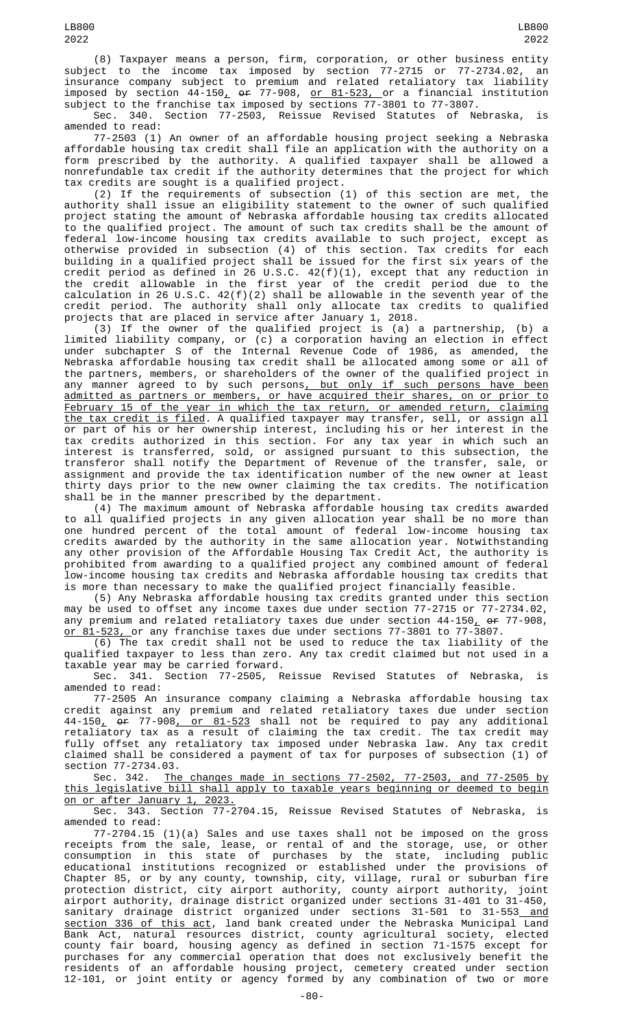(8) Taxpayer means a person, firm, corporation, or other business entity subject to the income tax imposed by section 77-2715 or 77-2734.02, an insurance company subject to premium and related retaliatory tax liability imposed by section 44-150, ~~or~~ 77-908, or 81-523, or a financial institution subject to the franchise tax imposed by sections 77-3801 to 77-3807.

Sec. 340. Section 77-2503, Reissue Revised Statutes of Nebraska, is amended to read:

77-2503 (1) An owner of an affordable housing project seeking a Nebraska affordable housing tax credit shall file an application with the authority on a form prescribed by the authority. A qualified taxpayer shall be allowed a nonrefundable tax credit if the authority determines that the project for which tax credits are sought is a qualified project.

(2) If the requirements of subsection (1) of this section are met, the authority shall issue an eligibility statement to the owner of such qualified project stating the amount of Nebraska affordable housing tax credits allocated to the qualified project. The amount of such tax credits shall be the amount of federal low-income housing tax credits available to such project, except as otherwise provided in subsection (4) of this section. Tax credits for each building in a qualified project shall be issued for the first six years of the credit period as defined in 26 U.S.C. 42(f)(1), except that any reduction in the credit allowable in the first year of the credit period due to the calculation in 26 U.S.C. 42(f)(2) shall be allowable in the seventh year of the credit period. The authority shall only allocate tax credits to qualified projects that are placed in service after January 1, 2018.

(3) If the owner of the qualified project is (a) a partnership, (b) a limited liability company, or (c) a corporation having an election in effect under subchapter S of the Internal Revenue Code of 1986, as amended, the Nebraska affordable housing tax credit shall be allocated among some or all of the partners, members, or shareholders of the owner of the qualified project in any manner agreed to by such persons, but only if such persons have been admitted as partners or members, or have acquired their shares, on or prior to February 15 of the year in which the tax return, or amended return, claiming the tax credit is filed. A qualified taxpayer may transfer, sell, or assign all or part of his or her ownership interest, including his or her interest in the tax credits authorized in this section. For any tax year in which such an interest is transferred, sold, or assigned pursuant to this subsection, the transferor shall notify the Department of Revenue of the transfer, sale, or assignment and provide the tax identification number of the new owner at least thirty days prior to the new owner claiming the tax credits. The notification shall be in the manner prescribed by the department.

(4) The maximum amount of Nebraska affordable housing tax credits awarded to all qualified projects in any given allocation year shall be no more than one hundred percent of the total amount of federal low-income housing tax credits awarded by the authority in the same allocation year. Notwithstanding any other provision of the Affordable Housing Tax Credit Act, the authority is prohibited from awarding to a qualified project any combined amount of federal low-income housing tax credits and Nebraska affordable housing tax credits that is more than necessary to make the qualified project financially feasible.

(5) Any Nebraska affordable housing tax credits granted under this section may be used to offset any income taxes due under section 77-2715 or 77-2734.02, any premium and related retaliatory taxes due under section 44-150, ~~or~~ 77-908, or 81-523, or any franchise taxes due under sections 77-3801 to 77-3807.

(6) The tax credit shall not be used to reduce the tax liability of the qualified taxpayer to less than zero. Any tax credit claimed but not used in a taxable year may be carried forward.

Sec. 341. Section 77-2505, Reissue Revised Statutes of Nebraska, is amended to read:

77-2505 An insurance company claiming a Nebraska affordable housing tax credit against any premium and related retaliatory taxes due under section 44-150, ~~or~~ 77-908, or 81-523 shall not be required to pay any additional retaliatory tax as a result of claiming the tax credit. The tax credit may fully offset any retaliatory tax imposed under Nebraska law. Any tax credit claimed shall be considered a payment of tax for purposes of subsection (1) of section 77-2734.03.

Sec. 342. The changes made in sections 77-2502, 77-2503, and 77-2505 by this legislative bill shall apply to taxable years beginning or deemed to begin on or after January 1, 2023.

Sec. 343. Section 77-2704.15, Reissue Revised Statutes of Nebraska, is amended to read:

77-2704.15 (1)(a) Sales and use taxes shall not be imposed on the gross receipts from the sale, lease, or rental of and the storage, use, or other consumption in this state of purchases by the state, including public educational institutions recognized or established under the provisions of Chapter 85, or by any county, township, city, village, rural or suburban fire protection district, city airport authority, county airport authority, joint airport authority, drainage district organized under sections 31-401 to 31-450, sanitary drainage district organized under sections 31-501 to 31-553 and section 336 of this act, land bank created under the Nebraska Municipal Land Bank Act, natural resources district, county agricultural society, elected county fair board, housing agency as defined in section 71-1575 except for purchases for any commercial operation that does not exclusively benefit the residents of an affordable housing project, cemetery created under section 12-101, or joint entity or agency formed by any combination of two or more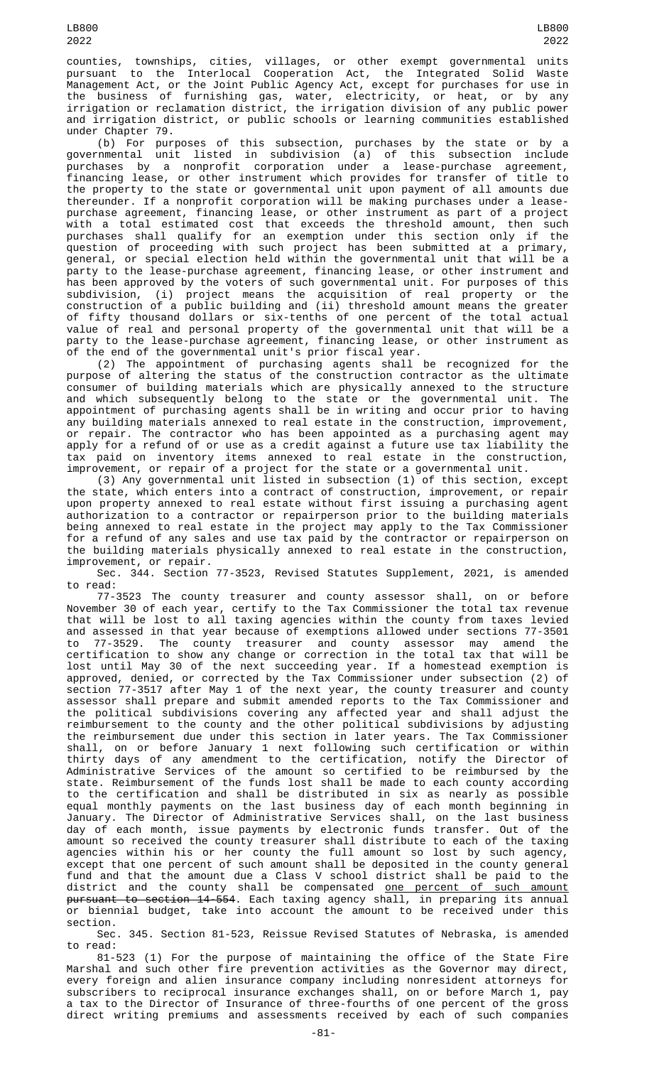counties, townships, cities, villages, or other exempt governmental units pursuant to the Interlocal Cooperation Act, the Integrated Solid Waste Management Act, or the Joint Public Agency Act, except for purchases for use in the business of furnishing gas, water, electricity, or heat, or by any irrigation or reclamation district, the irrigation division of any public power and irrigation district, or public schools or learning communities established under Chapter 79.

(b) For purposes of this subsection, purchases by the state or by a governmental unit listed in subdivision (a) of this subsection include purchases by a nonprofit corporation under a lease-purchase agreement, financing lease, or other instrument which provides for transfer of title to the property to the state or governmental unit upon payment of all amounts due thereunder. If a nonprofit corporation will be making purchases under a lease-purchase agreement, financing lease, or other instrument as part of a project with a total estimated cost that exceeds the threshold amount, then such purchases shall qualify for an exemption under this section only if the question of proceeding with such project has been submitted at a primary, general, or special election held within the governmental unit that will be a party to the lease-purchase agreement, financing lease, or other instrument and has been approved by the voters of such governmental unit. For purposes of this subdivision, (i) project means the acquisition of real property or the construction of a public building and (ii) threshold amount means the greater of fifty thousand dollars or six-tenths of one percent of the total actual value of real and personal property of the governmental unit that will be a party to the lease-purchase agreement, financing lease, or other instrument as of the end of the governmental unit's prior fiscal year.

(2) The appointment of purchasing agents shall be recognized for the purpose of altering the status of the construction contractor as the ultimate consumer of building materials which are physically annexed to the structure and which subsequently belong to the state or the governmental unit. The appointment of purchasing agents shall be in writing and occur prior to having any building materials annexed to real estate in the construction, improvement, or repair. The contractor who has been appointed as a purchasing agent may apply for a refund of or use as a credit against a future use tax liability the tax paid on inventory items annexed to real estate in the construction, improvement, or repair of a project for the state or a governmental unit.

(3) Any governmental unit listed in subsection (1) of this section, except the state, which enters into a contract of construction, improvement, or repair upon property annexed to real estate without first issuing a purchasing agent authorization to a contractor or repairperson prior to the building materials being annexed to real estate in the project may apply to the Tax Commissioner for a refund of any sales and use tax paid by the contractor or repairperson on the building materials physically annexed to real estate in the construction, improvement, or repair.

Sec. 344. Section 77-3523, Revised Statutes Supplement, 2021, is amended to read:

77-3523 The county treasurer and county assessor shall, on or before November 30 of each year, certify to the Tax Commissioner the total tax revenue that will be lost to all taxing agencies within the county from taxes levied and assessed in that year because of exemptions allowed under sections 77-3501 to 77-3529. The county treasurer and county assessor may amend the certification to show any change or correction in the total tax that will be lost until May 30 of the next succeeding year. If a homestead exemption is approved, denied, or corrected by the Tax Commissioner under subsection (2) of section 77-3517 after May 1 of the next year, the county treasurer and county assessor shall prepare and submit amended reports to the Tax Commissioner and the political subdivisions covering any affected year and shall adjust the reimbursement to the county and the other political subdivisions by adjusting the reimbursement due under this section in later years. The Tax Commissioner shall, on or before January 1 next following such certification or within thirty days of any amendment to the certification, notify the Director of Administrative Services of the amount so certified to be reimbursed by the state. Reimbursement of the funds lost shall be made to each county according to the certification and shall be distributed in six as nearly as possible equal monthly payments on the last business day of each month beginning in January. The Director of Administrative Services shall, on the last business day of each month, issue payments by electronic funds transfer. Out of the amount so received the county treasurer shall distribute to each of the taxing agencies within his or her county the full amount so lost by such agency, except that one percent of such amount shall be deposited in the county general fund and that the amount due a Class V school district shall be paid to the district and the county shall be compensated <u>one percent of such amount</u> ~~pursuant to section 14-554~~. Each taxing agency shall, in preparing its annual or biennial budget, take into account the amount to be received under this section.

Sec. 345. Section 81-523, Reissue Revised Statutes of Nebraska, is amended to read:

81-523 (1) For the purpose of maintaining the office of the State Fire Marshal and such other fire prevention activities as the Governor may direct, every foreign and alien insurance company including nonresident attorneys for subscribers to reciprocal insurance exchanges shall, on or before March 1, pay a tax to the Director of Insurance of three-fourths of one percent of the gross direct writing premiums and assessments received by each of such companies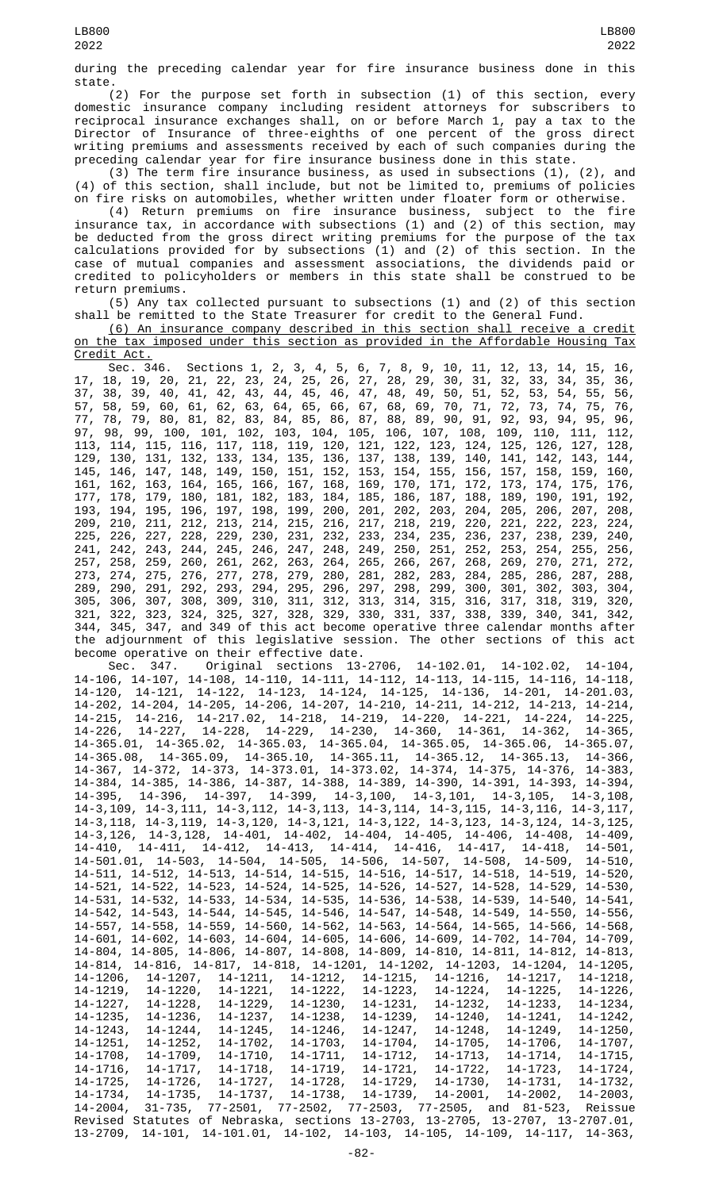during the preceding calendar year for fire insurance business done in this state.

(2) For the purpose set forth in subsection (1) of this section, every domestic insurance company including resident attorneys for subscribers to reciprocal insurance exchanges shall, on or before March 1, pay a tax to the Director of Insurance of three-eighths of one percent of the gross direct writing premiums and assessments received by each of such companies during the preceding calendar year for fire insurance business done in this state.

(3) The term fire insurance business, as used in subsections (1), (2), and (4) of this section, shall include, but not be limited to, premiums of policies on fire risks on automobiles, whether written under floater form or otherwise.

(4) Return premiums on fire insurance business, subject to the fire insurance tax, in accordance with subsections (1) and (2) of this section, may be deducted from the gross direct writing premiums for the purpose of the tax calculations provided for by subsections (1) and (2) of this section. In the case of mutual companies and assessment associations, the dividends paid or credited to policyholders or members in this state shall be construed to be return premiums.

(5) Any tax collected pursuant to subsections (1) and (2) of this section shall be remitted to the State Treasurer for credit to the General Fund.

<u>(6) An insurance company described in this section shall receive a credit on the tax imposed under this section as provided in the Affordable Housing Tax Credit Act.</u>

Sec. 346. Sections 1, 2, 3, 4, 5, 6, 7, 8, 9, 10, 11, 12, 13, 14, 15, 16, 17, 18, 19, 20, 21, 22, 23, 24, 25, 26, 27, 28, 29, 30, 31, 32, 33, 34, 35, 36, 37, 38, 39, 40, 41, 42, 43, 44, 45, 46, 47, 48, 49, 50, 51, 52, 53, 54, 55, 56, 57, 58, 59, 60, 61, 62, 63, 64, 65, 66, 67, 68, 69, 70, 71, 72, 73, 74, 75, 76, 77, 78, 79, 80, 81, 82, 83, 84, 85, 86, 87, 88, 89, 90, 91, 92, 93, 94, 95, 96, 97, 98, 99, 100, 101, 102, 103, 104, 105, 106, 107, 108, 109, 110, 111, 112, 113, 114, 115, 116, 117, 118, 119, 120, 121, 122, 123, 124, 125, 126, 127, 128, 129, 130, 131, 132, 133, 134, 135, 136, 137, 138, 139, 140, 141, 142, 143, 144, 145, 146, 147, 148, 149, 150, 151, 152, 153, 154, 155, 156, 157, 158, 159, 160, 161, 162, 163, 164, 165, 166, 167, 168, 169, 170, 171, 172, 173, 174, 175, 176, 177, 178, 179, 180, 181, 182, 183, 184, 185, 186, 187, 188, 189, 190, 191, 192, 193, 194, 195, 196, 197, 198, 199, 200, 201, 202, 203, 204, 205, 206, 207, 208, 209, 210, 211, 212, 213, 214, 215, 216, 217, 218, 219, 220, 221, 222, 223, 224, 225, 226, 227, 228, 229, 230, 231, 232, 233, 234, 235, 236, 237, 238, 239, 240, 241, 242, 243, 244, 245, 246, 247, 248, 249, 250, 251, 252, 253, 254, 255, 256, 257, 258, 259, 260, 261, 262, 263, 264, 265, 266, 267, 268, 269, 270, 271, 272, 273, 274, 275, 276, 277, 278, 279, 280, 281, 282, 283, 284, 285, 286, 287, 288, 289, 290, 291, 292, 293, 294, 295, 296, 297, 298, 299, 300, 301, 302, 303, 304, 305, 306, 307, 308, 309, 310, 311, 312, 313, 314, 315, 316, 317, 318, 319, 320, 321, 322, 323, 324, 325, 327, 328, 329, 330, 331, 337, 338, 339, 340, 341, 342, 344, 345, 347, and 349 of this act become operative three calendar months after the adjournment of this legislative session. The other sections of this act become operative on their effective date.

Sec. 347. Original sections 13-2706, 14-102.01, 14-102.02, 14-104, 14-106, 14-107, 14-108, 14-110, 14-111, 14-112, 14-113, 14-115, 14-116, 14-118, 14-120, 14-121, 14-122, 14-123, 14-124, 14-125, 14-136, 14-201, 14-201.03, 14-202, 14-204, 14-205, 14-206, 14-207, 14-210, 14-211, 14-212, 14-213, 14-214, 14-215, 14-216, 14-217.02, 14-218, 14-219, 14-220, 14-221, 14-224, 14-225, 14-226, 14-227, 14-228, 14-229, 14-230, 14-360, 14-361, 14-362, 14-365, 14-365.01, 14-365.02, 14-365.03, 14-365.04, 14-365.05, 14-365.06, 14-365.07, 14-365.08, 14-365.09, 14-365.10, 14-365.11, 14-365.12, 14-365.13, 14-366, 14-367, 14-372, 14-373, 14-373.01, 14-373.02, 14-374, 14-375, 14-376, 14-383, 14-384, 14-385, 14-386, 14-387, 14-388, 14-389, 14-390, 14-391, 14-393, 14-394, 14-395, 14-396, 14-397, 14-399, 14-3,100, 14-3,101, 14-3,105, 14-3,108, 14-3,109, 14-3,111, 14-3,112, 14-3,113, 14-3,114, 14-3,115, 14-3,116, 14-3,117, 14-3,118, 14-3,119, 14-3,120, 14-3,121, 14-3,122, 14-3,123, 14-3,124, 14-3,125, 14-3,126, 14-3,128, 14-401, 14-402, 14-404, 14-405, 14-406, 14-408, 14-409, 14-410, 14-411, 14-412, 14-413, 14-414, 14-416, 14-417, 14-418, 14-501, 14-501.01, 14-503, 14-504, 14-505, 14-506, 14-507, 14-508, 14-509, 14-510, 14-511, 14-512, 14-513, 14-514, 14-515, 14-516, 14-517, 14-518, 14-519, 14-520, 14-521, 14-522, 14-523, 14-524, 14-525, 14-526, 14-527, 14-528, 14-529, 14-530, 14-531, 14-532, 14-533, 14-534, 14-535, 14-536, 14-538, 14-539, 14-540, 14-541, 14-542, 14-543, 14-544, 14-545, 14-546, 14-547, 14-548, 14-549, 14-550, 14-556, 14-557, 14-558, 14-559, 14-560, 14-562, 14-563, 14-564, 14-565, 14-566, 14-568, 14-601, 14-602, 14-603, 14-604, 14-605, 14-606, 14-609, 14-702, 14-704, 14-709, 14-804, 14-805, 14-806, 14-807, 14-808, 14-809, 14-810, 14-811, 14-812, 14-813, 14-814, 14-816, 14-817, 14-818, 14-1201, 14-1202, 14-1203, 14-1204, 14-1205, 14-1206, 14-1207, 14-1211, 14-1212, 14-1215, 14-1216, 14-1217, 14-1218, 14-1219, 14-1220, 14-1221, 14-1222, 14-1223, 14-1224, 14-1225, 14-1226, 14-1227, 14-1228, 14-1229, 14-1230, 14-1231, 14-1232, 14-1233, 14-1234, 14-1235, 14-1236, 14-1237, 14-1238, 14-1239, 14-1240, 14-1241, 14-1242, 14-1243, 14-1244, 14-1245, 14-1246, 14-1247, 14-1248, 14-1249, 14-1250, 14-1251, 14-1252, 14-1702, 14-1703, 14-1704, 14-1705, 14-1706, 14-1707, 14-1708, 14-1709, 14-1710, 14-1711, 14-1712, 14-1713, 14-1714, 14-1715, 14-1716, 14-1717, 14-1718, 14-1719, 14-1721, 14-1722, 14-1723, 14-1724, 14-1725, 14-1726, 14-1727, 14-1728, 14-1729, 14-1730, 14-1731, 14-1732, 14-1734, 14-1735, 14-1737, 14-1738, 14-1739, 14-2001, 14-2002, 14-2003, 14-2004, 31-735, 77-2501, 77-2502, 77-2503, 77-2505, and 81-523, Reissue Revised Statutes of Nebraska, sections 13-2703, 13-2705, 13-2707, 13-2707.01, 13-2709, 14-101, 14-101.01, 14-102, 14-103, 14-105, 14-109, 14-117, 14-363,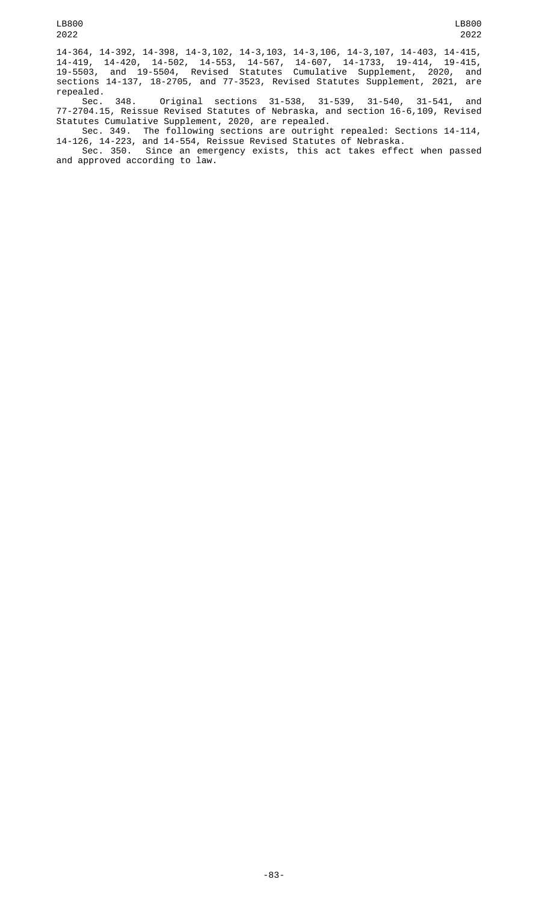14-364, 14-392, 14-398, 14-3,102, 14-3,103, 14-3,106, 14-3,107, 14-403, 14-415, 14-419, 14-420, 14-502, 14-553, 14-567, 14-607, 14-1733, 19-414, 19-415, 19-5503, and 19-5504, Revised Statutes Cumulative Supplement, 2020, and sections 14-137, 18-2705, and 77-3523, Revised Statutes Supplement, 2021, are repealed.

Sec. 348. Original sections 31-538, 31-539, 31-540, 31-541, and 77-2704.15, Reissue Revised Statutes of Nebraska, and section 16-6,109, Revised Statutes Cumulative Supplement, 2020, are repealed.

Sec. 349. The following sections are outright repealed: Sections 14-114, 14-126, 14-223, and 14-554, Reissue Revised Statutes of Nebraska.

Sec. 350. Since an emergency exists, this act takes effect when passed and approved according to law.